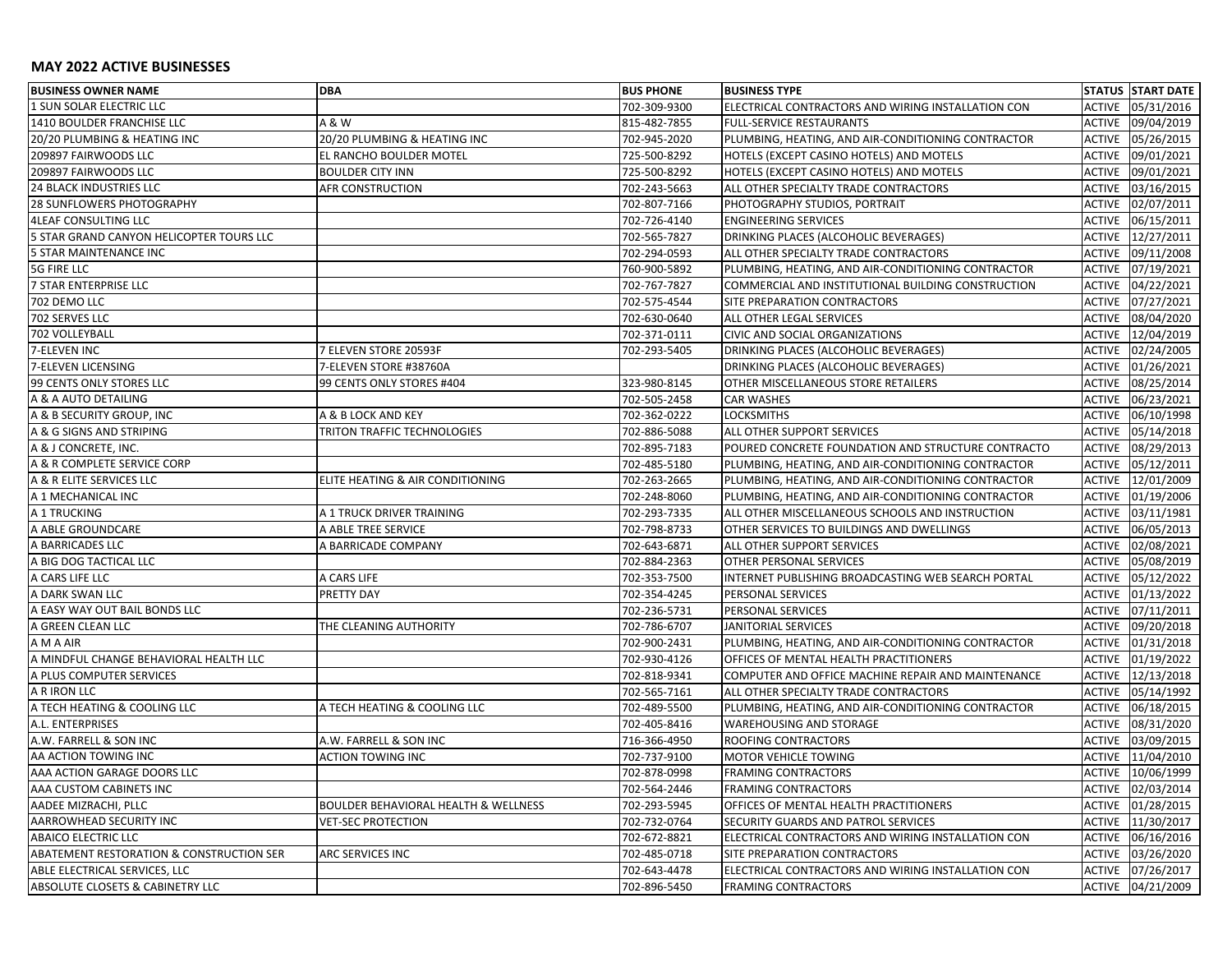**MAY 2022 ACTIVE BUSINESSES**

| BUSINESS OWNER NAME | DBA | BUS PHONE | BUSINESS TYPE | STATUS | START DATE |
|---|---|---|---|---|---|
| 1 SUN SOLAR ELECTRIC LLC | | 702-309-9300 | ELECTRICAL CONTRACTORS AND WIRING INSTALLATION CON | ACTIVE | 05/31/2016 |
| 1410 BOULDER FRANCHISE LLC | A & W | 815-482-7855 | FULL-SERVICE RESTAURANTS | ACTIVE | 09/04/2019 |
| 20/20 PLUMBING & HEATING INC | 20/20 PLUMBING & HEATING INC | 702-945-2020 | PLUMBING, HEATING, AND AIR-CONDITIONING CONTRACTOR | ACTIVE | 05/26/2015 |
| 209897 FAIRWOODS LLC | EL RANCHO BOULDER MOTEL | 725-500-8292 | HOTELS (EXCEPT CASINO HOTELS) AND MOTELS | ACTIVE | 09/01/2021 |
| 209897 FAIRWOODS LLC | BOULDER CITY INN | 725-500-8292 | HOTELS (EXCEPT CASINO HOTELS) AND MOTELS | ACTIVE | 09/01/2021 |
| 24 BLACK INDUSTRIES LLC | AFR CONSTRUCTION | 702-243-5663 | ALL OTHER SPECIALTY TRADE CONTRACTORS | ACTIVE | 03/16/2015 |
| 28 SUNFLOWERS PHOTOGRAPHY | | 702-807-7166 | PHOTOGRAPHY STUDIOS, PORTRAIT | ACTIVE | 02/07/2011 |
| 4LEAF CONSULTING LLC | | 702-726-4140 | ENGINEERING SERVICES | ACTIVE | 06/15/2011 |
| 5 STAR GRAND CANYON HELICOPTER TOURS LLC | | 702-565-7827 | DRINKING PLACES (ALCOHOLIC BEVERAGES) | ACTIVE | 12/27/2011 |
| 5 STAR MAINTENANCE INC | | 702-294-0593 | ALL OTHER SPECIALTY TRADE CONTRACTORS | ACTIVE | 09/11/2008 |
| 5G FIRE LLC | | 760-900-5892 | PLUMBING, HEATING, AND AIR-CONDITIONING CONTRACTOR | ACTIVE | 07/19/2021 |
| 7 STAR ENTERPRISE LLC | | 702-767-7827 | COMMERCIAL AND INSTITUTIONAL BUILDING CONSTRUCTION | ACTIVE | 04/22/2021 |
| 702 DEMO LLC | | 702-575-4544 | SITE PREPARATION CONTRACTORS | ACTIVE | 07/27/2021 |
| 702 SERVES LLC | | 702-630-0640 | ALL OTHER LEGAL SERVICES | ACTIVE | 08/04/2020 |
| 702 VOLLEYBALL | | 702-371-0111 | CIVIC AND SOCIAL ORGANIZATIONS | ACTIVE | 12/04/2019 |
| 7-ELEVEN INC | 7 ELEVEN STORE 20593F | 702-293-5405 | DRINKING PLACES (ALCOHOLIC BEVERAGES) | ACTIVE | 02/24/2005 |
| 7-ELEVEN LICENSING | 7-ELEVEN STORE #38760A | | DRINKING PLACES (ALCOHOLIC BEVERAGES) | ACTIVE | 01/26/2021 |
| 99 CENTS ONLY STORES LLC | 99 CENTS ONLY STORES #404 | 323-980-8145 | OTHER MISCELLANEOUS STORE RETAILERS | ACTIVE | 08/25/2014 |
| A & A AUTO DETAILING | | 702-505-2458 | CAR WASHES | ACTIVE | 06/23/2021 |
| A & B SECURITY GROUP, INC | A & B LOCK AND KEY | 702-362-0222 | LOCKSMITHS | ACTIVE | 06/10/1998 |
| A & G SIGNS AND STRIPING | TRITON TRAFFIC TECHNOLOGIES | 702-886-5088 | ALL OTHER SUPPORT SERVICES | ACTIVE | 05/14/2018 |
| A & J CONCRETE, INC. | | 702-895-7183 | POURED CONCRETE FOUNDATION AND STRUCTURE CONTRACTO | ACTIVE | 08/29/2013 |
| A & R COMPLETE SERVICE CORP | | 702-485-5180 | PLUMBING, HEATING, AND AIR-CONDITIONING CONTRACTOR | ACTIVE | 05/12/2011 |
| A & R ELITE SERVICES LLC | ELITE HEATING & AIR CONDITIONING | 702-263-2665 | PLUMBING, HEATING, AND AIR-CONDITIONING CONTRACTOR | ACTIVE | 12/01/2009 |
| A 1 MECHANICAL INC | | 702-248-8060 | PLUMBING, HEATING, AND AIR-CONDITIONING CONTRACTOR | ACTIVE | 01/19/2006 |
| A 1 TRUCKING | A 1 TRUCK DRIVER TRAINING | 702-293-7335 | ALL OTHER MISCELLANEOUS SCHOOLS AND INSTRUCTION | ACTIVE | 03/11/1981 |
| A ABLE GROUNDCARE | A ABLE TREE SERVICE | 702-798-8733 | OTHER SERVICES TO BUILDINGS AND DWELLINGS | ACTIVE | 06/05/2013 |
| A BARRICADES LLC | A BARRICADE COMPANY | 702-643-6871 | ALL OTHER SUPPORT SERVICES | ACTIVE | 02/08/2021 |
| A BIG DOG TACTICAL LLC | | 702-884-2363 | OTHER PERSONAL SERVICES | ACTIVE | 05/08/2019 |
| A CARS LIFE LLC | A CARS LIFE | 702-353-7500 | INTERNET PUBLISHING BROADCASTING WEB SEARCH PORTAL | ACTIVE | 05/12/2022 |
| A DARK SWAN LLC | PRETTY DAY | 702-354-4245 | PERSONAL SERVICES | ACTIVE | 01/13/2022 |
| A EASY WAY OUT BAIL BONDS LLC | | 702-236-5731 | PERSONAL SERVICES | ACTIVE | 07/11/2011 |
| A GREEN CLEAN LLC | THE CLEANING AUTHORITY | 702-786-6707 | JANITORIAL SERVICES | ACTIVE | 09/20/2018 |
| A M A AIR | | 702-900-2431 | PLUMBING, HEATING, AND AIR-CONDITIONING CONTRACTOR | ACTIVE | 01/31/2018 |
| A MINDFUL CHANGE BEHAVIORAL HEALTH LLC | | 702-930-4126 | OFFICES OF MENTAL HEALTH PRACTITIONERS | ACTIVE | 01/19/2022 |
| A PLUS COMPUTER SERVICES | | 702-818-9341 | COMPUTER AND OFFICE MACHINE REPAIR AND MAINTENANCE | ACTIVE | 12/13/2018 |
| A R IRON LLC | | 702-565-7161 | ALL OTHER SPECIALTY TRADE CONTRACTORS | ACTIVE | 05/14/1992 |
| A TECH HEATING & COOLING LLC | A TECH HEATING & COOLING LLC | 702-489-5500 | PLUMBING, HEATING, AND AIR-CONDITIONING CONTRACTOR | ACTIVE | 06/18/2015 |
| A.L. ENTERPRISES | | 702-405-8416 | WAREHOUSING AND STORAGE | ACTIVE | 08/31/2020 |
| A.W. FARRELL & SON INC | A.W. FARRELL & SON INC | 716-366-4950 | ROOFING CONTRACTORS | ACTIVE | 03/09/2015 |
| AA ACTION TOWING INC | ACTION TOWING INC | 702-737-9100 | MOTOR VEHICLE TOWING | ACTIVE | 11/04/2010 |
| AAA ACTION GARAGE DOORS LLC | | 702-878-0998 | FRAMING CONTRACTORS | ACTIVE | 10/06/1999 |
| AAA CUSTOM CABINETS INC | | 702-564-2446 | FRAMING CONTRACTORS | ACTIVE | 02/03/2014 |
| AADEE MIZRACHI, PLLC | BOULDER BEHAVIORAL HEALTH & WELLNESS | 702-293-5945 | OFFICES OF MENTAL HEALTH PRACTITIONERS | ACTIVE | 01/28/2015 |
| AARROWHEAD SECURITY INC | VET-SEC PROTECTION | 702-732-0764 | SECURITY GUARDS AND PATROL SERVICES | ACTIVE | 11/30/2017 |
| ABAICO ELECTRIC LLC | | 702-672-8821 | ELECTRICAL CONTRACTORS AND WIRING INSTALLATION CON | ACTIVE | 06/16/2016 |
| ABATEMENT RESTORATION & CONSTRUCTION SER | ARC SERVICES INC | 702-485-0718 | SITE PREPARATION CONTRACTORS | ACTIVE | 03/26/2020 |
| ABLE ELECTRICAL SERVICES, LLC | | 702-643-4478 | ELECTRICAL CONTRACTORS AND WIRING INSTALLATION CON | ACTIVE | 07/26/2017 |
| ABSOLUTE CLOSETS & CABINETRY LLC | | 702-896-5450 | FRAMING CONTRACTORS | ACTIVE | 04/21/2009 |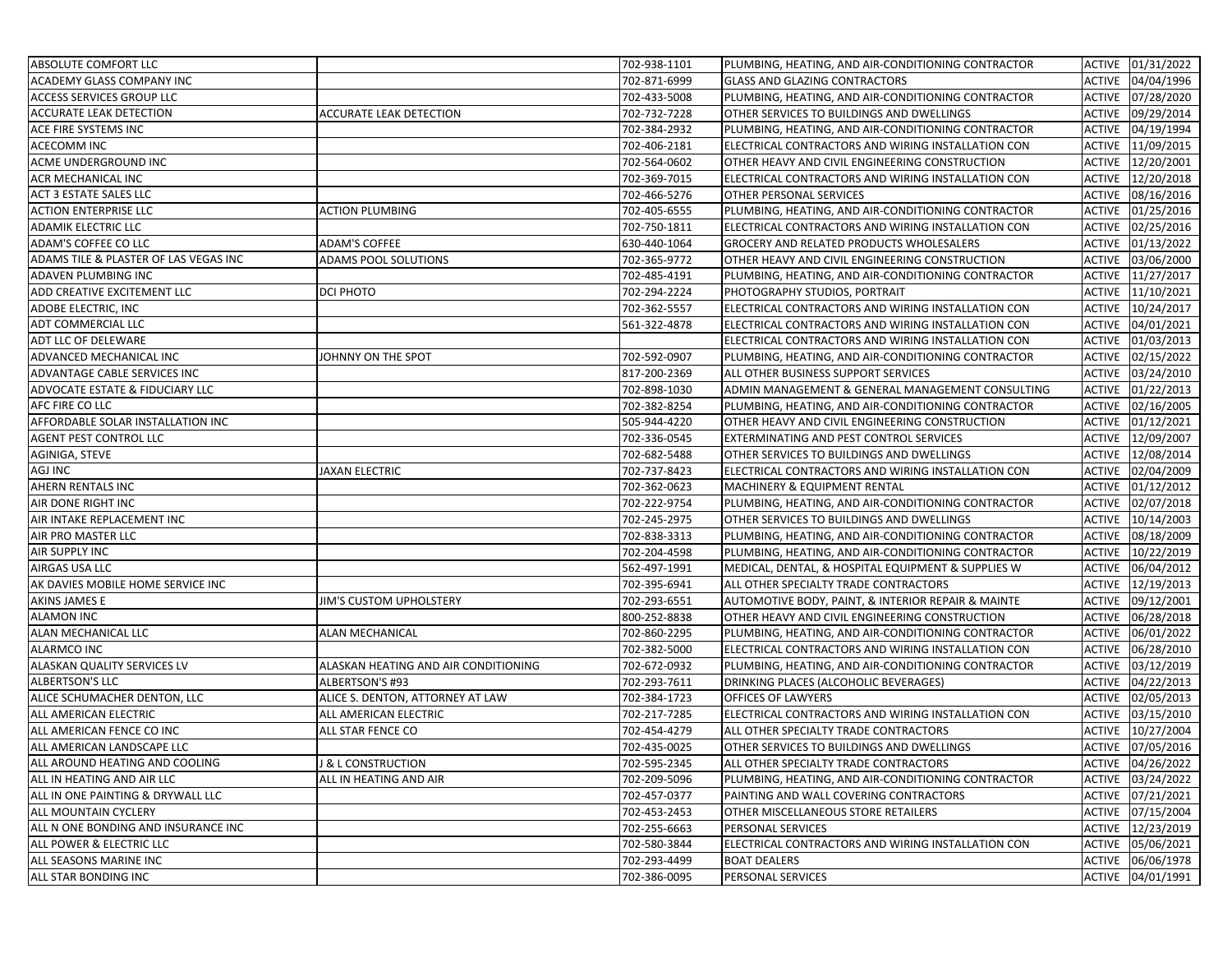| | | | | | |
|---|---|---|---|---|---|
| ABSOLUTE COMFORT LLC | | 702-938-1101 | PLUMBING, HEATING, AND AIR-CONDITIONING CONTRACTOR | ACTIVE | 01/31/2022 |
| ACADEMY GLASS COMPANY INC | | 702-871-6999 | GLASS AND GLAZING CONTRACTORS | ACTIVE | 04/04/1996 |
| ACCESS SERVICES GROUP LLC | | 702-433-5008 | PLUMBING, HEATING, AND AIR-CONDITIONING CONTRACTOR | ACTIVE | 07/28/2020 |
| ACCURATE LEAK DETECTION | ACCURATE LEAK DETECTION | 702-732-7228 | OTHER SERVICES TO BUILDINGS AND DWELLINGS | ACTIVE | 09/29/2014 |
| ACE FIRE SYSTEMS INC | | 702-384-2932 | PLUMBING, HEATING, AND AIR-CONDITIONING CONTRACTOR | ACTIVE | 04/19/1994 |
| ACECOMM INC | | 702-406-2181 | ELECTRICAL CONTRACTORS AND WIRING INSTALLATION CON | ACTIVE | 11/09/2015 |
| ACME UNDERGROUND INC | | 702-564-0602 | OTHER HEAVY AND CIVIL ENGINEERING CONSTRUCTION | ACTIVE | 12/20/2001 |
| ACR MECHANICAL INC | | 702-369-7015 | ELECTRICAL CONTRACTORS AND WIRING INSTALLATION CON | ACTIVE | 12/20/2018 |
| ACT 3 ESTATE SALES LLC | | 702-466-5276 | OTHER PERSONAL SERVICES | ACTIVE | 08/16/2016 |
| ACTION ENTERPRISE LLC | ACTION PLUMBING | 702-405-6555 | PLUMBING, HEATING, AND AIR-CONDITIONING CONTRACTOR | ACTIVE | 01/25/2016 |
| ADAMIK ELECTRIC LLC | | 702-750-1811 | ELECTRICAL CONTRACTORS AND WIRING INSTALLATION CON | ACTIVE | 02/25/2016 |
| ADAM'S COFFEE CO LLC | ADAM'S COFFEE | 630-440-1064 | GROCERY AND RELATED PRODUCTS WHOLESALERS | ACTIVE | 01/13/2022 |
| ADAMS TILE & PLASTER OF LAS VEGAS INC | ADAMS POOL SOLUTIONS | 702-365-9772 | OTHER HEAVY AND CIVIL ENGINEERING CONSTRUCTION | ACTIVE | 03/06/2000 |
| ADAVEN PLUMBING INC | | 702-485-4191 | PLUMBING, HEATING, AND AIR-CONDITIONING CONTRACTOR | ACTIVE | 11/27/2017 |
| ADD CREATIVE EXCITEMENT LLC | DCI PHOTO | 702-294-2224 | PHOTOGRAPHY STUDIOS, PORTRAIT | ACTIVE | 11/10/2021 |
| ADOBE ELECTRIC, INC | | 702-362-5557 | ELECTRICAL CONTRACTORS AND WIRING INSTALLATION CON | ACTIVE | 10/24/2017 |
| ADT COMMERCIAL LLC | | 561-322-4878 | ELECTRICAL CONTRACTORS AND WIRING INSTALLATION CON | ACTIVE | 04/01/2021 |
| ADT LLC OF DELEWARE | | | ELECTRICAL CONTRACTORS AND WIRING INSTALLATION CON | ACTIVE | 01/03/2013 |
| ADVANCED MECHANICAL INC | JOHNNY ON THE SPOT | 702-592-0907 | PLUMBING, HEATING, AND AIR-CONDITIONING CONTRACTOR | ACTIVE | 02/15/2022 |
| ADVANTAGE CABLE SERVICES INC | | 817-200-2369 | ALL OTHER BUSINESS SUPPORT SERVICES | ACTIVE | 03/24/2010 |
| ADVOCATE ESTATE & FIDUCIARY LLC | | 702-898-1030 | ADMIN MANAGEMENT & GENERAL MANAGEMENT CONSULTING | ACTIVE | 01/22/2013 |
| AFC FIRE CO LLC | | 702-382-8254 | PLUMBING, HEATING, AND AIR-CONDITIONING CONTRACTOR | ACTIVE | 02/16/2005 |
| AFFORDABLE SOLAR INSTALLATION INC | | 505-944-4220 | OTHER HEAVY AND CIVIL ENGINEERING CONSTRUCTION | ACTIVE | 01/12/2021 |
| AGENT PEST CONTROL LLC | | 702-336-0545 | EXTERMINATING AND PEST CONTROL SERVICES | ACTIVE | 12/09/2007 |
| AGINIGA, STEVE | | 702-682-5488 | OTHER SERVICES TO BUILDINGS AND DWELLINGS | ACTIVE | 12/08/2014 |
| AGJ INC | JAXAN ELECTRIC | 702-737-8423 | ELECTRICAL CONTRACTORS AND WIRING INSTALLATION CON | ACTIVE | 02/04/2009 |
| AHERN RENTALS INC | | 702-362-0623 | MACHINERY & EQUIPMENT RENTAL | ACTIVE | 01/12/2012 |
| AIR DONE RIGHT INC | | 702-222-9754 | PLUMBING, HEATING, AND AIR-CONDITIONING CONTRACTOR | ACTIVE | 02/07/2018 |
| AIR INTAKE REPLACEMENT INC | | 702-245-2975 | OTHER SERVICES TO BUILDINGS AND DWELLINGS | ACTIVE | 10/14/2003 |
| AIR PRO MASTER LLC | | 702-838-3313 | PLUMBING, HEATING, AND AIR-CONDITIONING CONTRACTOR | ACTIVE | 08/18/2009 |
| AIR SUPPLY INC | | 702-204-4598 | PLUMBING, HEATING, AND AIR-CONDITIONING CONTRACTOR | ACTIVE | 10/22/2019 |
| AIRGAS USA LLC | | 562-497-1991 | MEDICAL, DENTAL, & HOSPITAL EQUIPMENT & SUPPLIES W | ACTIVE | 06/04/2012 |
| AK DAVIES MOBILE HOME SERVICE INC | | 702-395-6941 | ALL OTHER SPECIALTY TRADE CONTRACTORS | ACTIVE | 12/19/2013 |
| AKINS JAMES E | JIM'S CUSTOM UPHOLSTERY | 702-293-6551 | AUTOMOTIVE BODY, PAINT, & INTERIOR REPAIR & MAINTE | ACTIVE | 09/12/2001 |
| ALAMON INC | | 800-252-8838 | OTHER HEAVY AND CIVIL ENGINEERING CONSTRUCTION | ACTIVE | 06/28/2018 |
| ALAN MECHANICAL LLC | ALAN MECHANICAL | 702-860-2295 | PLUMBING, HEATING, AND AIR-CONDITIONING CONTRACTOR | ACTIVE | 06/01/2022 |
| ALARMCO INC | | 702-382-5000 | ELECTRICAL CONTRACTORS AND WIRING INSTALLATION CON | ACTIVE | 06/28/2010 |
| ALASKAN QUALITY SERVICES LV | ALASKAN HEATING AND AIR CONDITIONING | 702-672-0932 | PLUMBING, HEATING, AND AIR-CONDITIONING CONTRACTOR | ACTIVE | 03/12/2019 |
| ALBERTSON'S LLC | ALBERTSON'S #93 | 702-293-7611 | DRINKING PLACES (ALCOHOLIC BEVERAGES) | ACTIVE | 04/22/2013 |
| ALICE SCHUMACHER DENTON, LLC | ALICE S. DENTON, ATTORNEY AT LAW | 702-384-1723 | OFFICES OF LAWYERS | ACTIVE | 02/05/2013 |
| ALL AMERICAN ELECTRIC | ALL AMERICAN ELECTRIC | 702-217-7285 | ELECTRICAL CONTRACTORS AND WIRING INSTALLATION CON | ACTIVE | 03/15/2010 |
| ALL AMERICAN FENCE CO INC | ALL STAR FENCE CO | 702-454-4279 | ALL OTHER SPECIALTY TRADE CONTRACTORS | ACTIVE | 10/27/2004 |
| ALL AMERICAN LANDSCAPE LLC | | 702-435-0025 | OTHER SERVICES TO BUILDINGS AND DWELLINGS | ACTIVE | 07/05/2016 |
| ALL AROUND HEATING AND COOLING | J & L CONSTRUCTION | 702-595-2345 | ALL OTHER SPECIALTY TRADE CONTRACTORS | ACTIVE | 04/26/2022 |
| ALL IN HEATING AND AIR LLC | ALL IN HEATING AND AIR | 702-209-5096 | PLUMBING, HEATING, AND AIR-CONDITIONING CONTRACTOR | ACTIVE | 03/24/2022 |
| ALL IN ONE PAINTING & DRYWALL LLC | | 702-457-0377 | PAINTING AND WALL COVERING CONTRACTORS | ACTIVE | 07/21/2021 |
| ALL MOUNTAIN CYCLERY | | 702-453-2453 | OTHER MISCELLANEOUS STORE RETAILERS | ACTIVE | 07/15/2004 |
| ALL N ONE BONDING AND INSURANCE INC | | 702-255-6663 | PERSONAL SERVICES | ACTIVE | 12/23/2019 |
| ALL POWER & ELECTRIC LLC | | 702-580-3844 | ELECTRICAL CONTRACTORS AND WIRING INSTALLATION CON | ACTIVE | 05/06/2021 |
| ALL SEASONS MARINE INC | | 702-293-4499 | BOAT DEALERS | ACTIVE | 06/06/1978 |
| ALL STAR BONDING INC | | 702-386-0095 | PERSONAL SERVICES | ACTIVE | 04/01/1991 |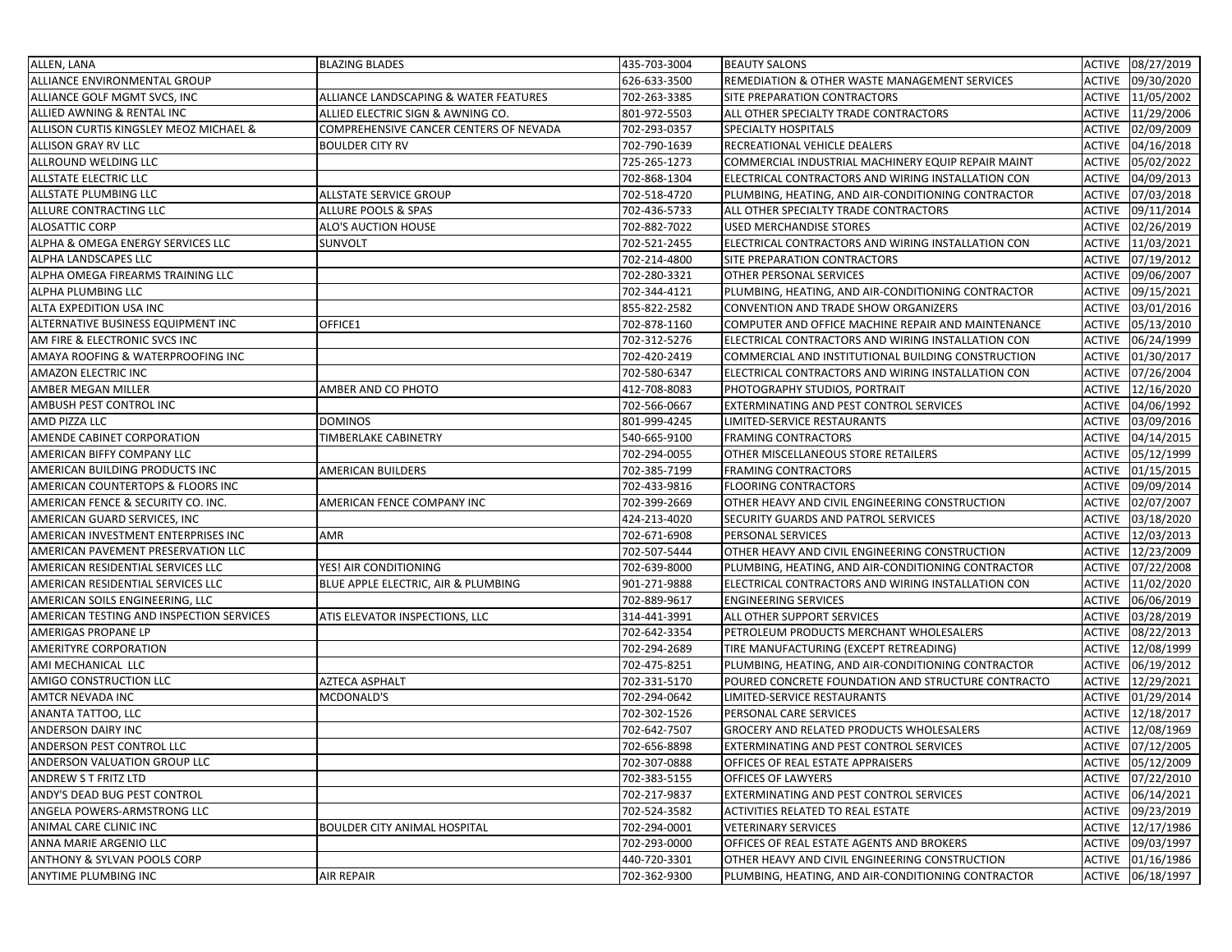| | | | | | |
|---|---|---|---|---|---|
| ALLEN, LANA | BLAZING BLADES | 435-703-3004 | BEAUTY SALONS | ACTIVE | 08/27/2019 |
| ALLIANCE ENVIRONMENTAL GROUP | | 626-633-3500 | REMEDIATION & OTHER WASTE MANAGEMENT SERVICES | ACTIVE | 09/30/2020 |
| ALLIANCE GOLF MGMT SVCS, INC | ALLIANCE LANDSCAPING & WATER FEATURES | 702-263-3385 | SITE PREPARATION CONTRACTORS | ACTIVE | 11/05/2002 |
| ALLIED AWNING & RENTAL INC | ALLIED ELECTRIC SIGN & AWNING CO. | 801-972-5503 | ALL OTHER SPECIALTY TRADE CONTRACTORS | ACTIVE | 11/29/2006 |
| ALLISON CURTIS KINGSLEY MEOZ MICHAEL & | COMPREHENSIVE CANCER CENTERS OF NEVADA | 702-293-0357 | SPECIALTY HOSPITALS | ACTIVE | 02/09/2009 |
| ALLISON GRAY RV LLC | BOULDER CITY RV | 702-790-1639 | RECREATIONAL VEHICLE DEALERS | ACTIVE | 04/16/2018 |
| ALLROUND WELDING LLC | | 725-265-1273 | COMMERCIAL INDUSTRIAL MACHINERY EQUIP REPAIR MAINT | ACTIVE | 05/02/2022 |
| ALLSTATE ELECTRIC LLC | | 702-868-1304 | ELECTRICAL CONTRACTORS AND WIRING INSTALLATION CON | ACTIVE | 04/09/2013 |
| ALLSTATE PLUMBING LLC | ALLSTATE SERVICE GROUP | 702-518-4720 | PLUMBING, HEATING, AND AIR-CONDITIONING CONTRACTOR | ACTIVE | 07/03/2018 |
| ALLURE CONTRACTING LLC | ALLURE POOLS & SPAS | 702-436-5733 | ALL OTHER SPECIALTY TRADE CONTRACTORS | ACTIVE | 09/11/2014 |
| ALOSATTIC CORP | ALO'S AUCTION HOUSE | 702-882-7022 | USED MERCHANDISE STORES | ACTIVE | 02/26/2019 |
| ALPHA & OMEGA ENERGY SERVICES LLC | SUNVOLT | 702-521-2455 | ELECTRICAL CONTRACTORS AND WIRING INSTALLATION CON | ACTIVE | 11/03/2021 |
| ALPHA LANDSCAPES LLC | | 702-214-4800 | SITE PREPARATION CONTRACTORS | ACTIVE | 07/19/2012 |
| ALPHA OMEGA FIREARMS TRAINING LLC | | 702-280-3321 | OTHER PERSONAL SERVICES | ACTIVE | 09/06/2007 |
| ALPHA PLUMBING LLC | | 702-344-4121 | PLUMBING, HEATING, AND AIR-CONDITIONING CONTRACTOR | ACTIVE | 09/15/2021 |
| ALTA EXPEDITION USA INC | | 855-822-2582 | CONVENTION AND TRADE SHOW ORGANIZERS | ACTIVE | 03/01/2016 |
| ALTERNATIVE BUSINESS EQUIPMENT INC | OFFICE1 | 702-878-1160 | COMPUTER AND OFFICE MACHINE REPAIR AND MAINTENANCE | ACTIVE | 05/13/2010 |
| AM FIRE & ELECTRONIC SVCS INC | | 702-312-5276 | ELECTRICAL CONTRACTORS AND WIRING INSTALLATION CON | ACTIVE | 06/24/1999 |
| AMAYA ROOFING & WATERPROOFING INC | | 702-420-2419 | COMMERCIAL AND INSTITUTIONAL BUILDING CONSTRUCTION | ACTIVE | 01/30/2017 |
| AMAZON ELECTRIC INC | | 702-580-6347 | ELECTRICAL CONTRACTORS AND WIRING INSTALLATION CON | ACTIVE | 07/26/2004 |
| AMBER MEGAN MILLER | AMBER AND CO PHOTO | 412-708-8083 | PHOTOGRAPHY STUDIOS, PORTRAIT | ACTIVE | 12/16/2020 |
| AMBUSH PEST CONTROL INC | | 702-566-0667 | EXTERMINATING AND PEST CONTROL SERVICES | ACTIVE | 04/06/1992 |
| AMD PIZZA LLC | DOMINOS | 801-999-4245 | LIMITED-SERVICE RESTAURANTS | ACTIVE | 03/09/2016 |
| AMENDE CABINET CORPORATION | TIMBERLAKE CABINETRY | 540-665-9100 | FRAMING CONTRACTORS | ACTIVE | 04/14/2015 |
| AMERICAN BIFFY COMPANY LLC | | 702-294-0055 | OTHER MISCELLANEOUS STORE RETAILERS | ACTIVE | 05/12/1999 |
| AMERICAN BUILDING PRODUCTS INC | AMERICAN BUILDERS | 702-385-7199 | FRAMING CONTRACTORS | ACTIVE | 01/15/2015 |
| AMERICAN COUNTERTOPS & FLOORS INC | | 702-433-9816 | FLOORING CONTRACTORS | ACTIVE | 09/09/2014 |
| AMERICAN FENCE & SECURITY CO. INC. | AMERICAN FENCE COMPANY INC | 702-399-2669 | OTHER HEAVY AND CIVIL ENGINEERING CONSTRUCTION | ACTIVE | 02/07/2007 |
| AMERICAN GUARD SERVICES, INC | | 424-213-4020 | SECURITY GUARDS AND PATROL SERVICES | ACTIVE | 03/18/2020 |
| AMERICAN INVESTMENT ENTERPRISES INC | AMR | 702-671-6908 | PERSONAL SERVICES | ACTIVE | 12/03/2013 |
| AMERICAN PAVEMENT PRESERVATION LLC | | 702-507-5444 | OTHER HEAVY AND CIVIL ENGINEERING CONSTRUCTION | ACTIVE | 12/23/2009 |
| AMERICAN RESIDENTIAL SERVICES LLC | YES! AIR CONDITIONING | 702-639-8000 | PLUMBING, HEATING, AND AIR-CONDITIONING CONTRACTOR | ACTIVE | 07/22/2008 |
| AMERICAN RESIDENTIAL SERVICES LLC | BLUE APPLE ELECTRIC, AIR & PLUMBING | 901-271-9888 | ELECTRICAL CONTRACTORS AND WIRING INSTALLATION CON | ACTIVE | 11/02/2020 |
| AMERICAN SOILS ENGINEERING, LLC | | 702-889-9617 | ENGINEERING SERVICES | ACTIVE | 06/06/2019 |
| AMERICAN TESTING AND INSPECTION SERVICES | ATIS ELEVATOR INSPECTIONS, LLC | 314-441-3991 | ALL OTHER SUPPORT SERVICES | ACTIVE | 03/28/2019 |
| AMERIGAS PROPANE LP | | 702-642-3354 | PETROLEUM PRODUCTS MERCHANT WHOLESALERS | ACTIVE | 08/22/2013 |
| AMERITYRE CORPORATION | | 702-294-2689 | TIRE MANUFACTURING (EXCEPT RETREADING) | ACTIVE | 12/08/1999 |
| AMI MECHANICAL LLC | | 702-475-8251 | PLUMBING, HEATING, AND AIR-CONDITIONING CONTRACTOR | ACTIVE | 06/19/2012 |
| AMIGO CONSTRUCTION LLC | AZTECA ASPHALT | 702-331-5170 | POURED CONCRETE FOUNDATION AND STRUCTURE CONTRACTO | ACTIVE | 12/29/2021 |
| AMTCR NEVADA INC | MCDONALD'S | 702-294-0642 | LIMITED-SERVICE RESTAURANTS | ACTIVE | 01/29/2014 |
| ANANTA TATTOO, LLC | | 702-302-1526 | PERSONAL CARE SERVICES | ACTIVE | 12/18/2017 |
| ANDERSON DAIRY INC | | 702-642-7507 | GROCERY AND RELATED PRODUCTS WHOLESALERS | ACTIVE | 12/08/1969 |
| ANDERSON PEST CONTROL LLC | | 702-656-8898 | EXTERMINATING AND PEST CONTROL SERVICES | ACTIVE | 07/12/2005 |
| ANDERSON VALUATION GROUP LLC | | 702-307-0888 | OFFICES OF REAL ESTATE APPRAISERS | ACTIVE | 05/12/2009 |
| ANDREW S T FRITZ LTD | | 702-383-5155 | OFFICES OF LAWYERS | ACTIVE | 07/22/2010 |
| ANDY'S DEAD BUG PEST CONTROL | | 702-217-9837 | EXTERMINATING AND PEST CONTROL SERVICES | ACTIVE | 06/14/2021 |
| ANGELA POWERS-ARMSTRONG LLC | | 702-524-3582 | ACTIVITIES RELATED TO REAL ESTATE | ACTIVE | 09/23/2019 |
| ANIMAL CARE CLINIC INC | BOULDER CITY ANIMAL HOSPITAL | 702-294-0001 | VETERINARY SERVICES | ACTIVE | 12/17/1986 |
| ANNA MARIE ARGENIO LLC | | 702-293-0000 | OFFICES OF REAL ESTATE AGENTS AND BROKERS | ACTIVE | 09/03/1997 |
| ANTHONY & SYLVAN POOLS CORP | | 440-720-3301 | OTHER HEAVY AND CIVIL ENGINEERING CONSTRUCTION | ACTIVE | 01/16/1986 |
| ANYTIME PLUMBING INC | AIR REPAIR | 702-362-9300 | PLUMBING, HEATING, AND AIR-CONDITIONING CONTRACTOR | ACTIVE | 06/18/1997 |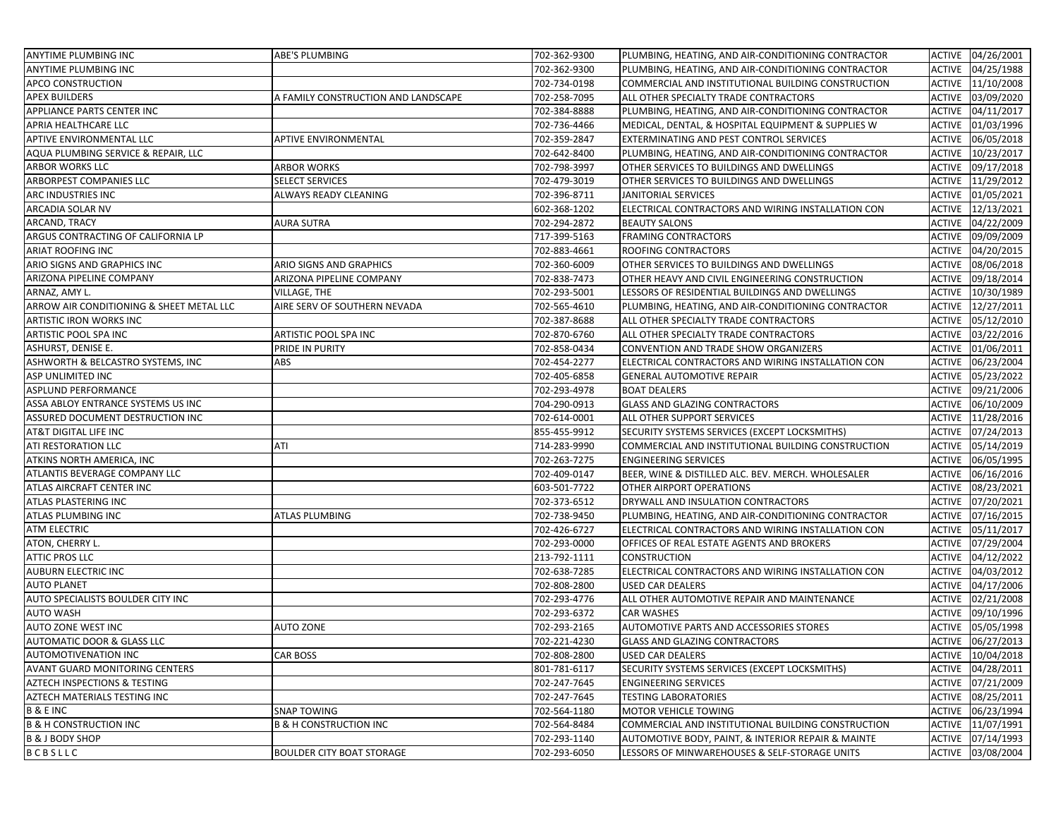| | | | | | |
|---|---|---|---|---|---|
| ANYTIME PLUMBING INC | ABE'S PLUMBING | 702-362-9300 | PLUMBING, HEATING, AND AIR-CONDITIONING CONTRACTOR | ACTIVE | 04/26/2001 |
| ANYTIME PLUMBING INC | | 702-362-9300 | PLUMBING, HEATING, AND AIR-CONDITIONING CONTRACTOR | ACTIVE | 04/25/1988 |
| APCO CONSTRUCTION | | 702-734-0198 | COMMERCIAL AND INSTITUTIONAL BUILDING CONSTRUCTION | ACTIVE | 11/10/2008 |
| APEX BUILDERS | A FAMILY CONSTRUCTION AND LANDSCAPE | 702-258-7095 | ALL OTHER SPECIALTY TRADE CONTRACTORS | ACTIVE | 03/09/2020 |
| APPLIANCE PARTS CENTER INC | | 702-384-8888 | PLUMBING, HEATING, AND AIR-CONDITIONING CONTRACTOR | ACTIVE | 04/11/2017 |
| APRIA HEALTHCARE LLC | | 702-736-4466 | MEDICAL, DENTAL, & HOSPITAL EQUIPMENT & SUPPLIES W | ACTIVE | 01/03/1996 |
| APTIVE ENVIRONMENTAL LLC | APTIVE ENVIRONMENTAL | 702-359-2847 | EXTERMINATING AND PEST CONTROL SERVICES | ACTIVE | 06/05/2018 |
| AQUA PLUMBING SERVICE & REPAIR, LLC | | 702-642-8400 | PLUMBING, HEATING, AND AIR-CONDITIONING CONTRACTOR | ACTIVE | 10/23/2017 |
| ARBOR WORKS LLC | ARBOR WORKS | 702-798-3997 | OTHER SERVICES TO BUILDINGS AND DWELLINGS | ACTIVE | 09/17/2018 |
| ARBORPEST COMPANIES LLC | SELECT SERVICES | 702-479-3019 | OTHER SERVICES TO BUILDINGS AND DWELLINGS | ACTIVE | 11/29/2012 |
| ARC INDUSTRIES INC | ALWAYS READY CLEANING | 702-396-8711 | JANITORIAL SERVICES | ACTIVE | 01/05/2021 |
| ARCADIA SOLAR NV | | 602-368-1202 | ELECTRICAL CONTRACTORS AND WIRING INSTALLATION CON | ACTIVE | 12/13/2021 |
| ARCAND, TRACY | AURA SUTRA | 702-294-2872 | BEAUTY SALONS | ACTIVE | 04/22/2009 |
| ARGUS CONTRACTING OF CALIFORNIA LP | | 717-399-5163 | FRAMING CONTRACTORS | ACTIVE | 09/09/2009 |
| ARIAT ROOFING INC | | 702-883-4661 | ROOFING CONTRACTORS | ACTIVE | 04/20/2015 |
| ARIO SIGNS AND GRAPHICS INC | ARIO SIGNS AND GRAPHICS | 702-360-6009 | OTHER SERVICES TO BUILDINGS AND DWELLINGS | ACTIVE | 08/06/2018 |
| ARIZONA PIPELINE COMPANY | ARIZONA PIPELINE COMPANY | 702-838-7473 | OTHER HEAVY AND CIVIL ENGINEERING CONSTRUCTION | ACTIVE | 09/18/2014 |
| ARNAZ, AMY L. | VILLAGE, THE | 702-293-5001 | LESSORS OF RESIDENTIAL BUILDINGS AND DWELLINGS | ACTIVE | 10/30/1989 |
| ARROW AIR CONDITIONING & SHEET METAL LLC | AIRE SERV OF SOUTHERN NEVADA | 702-565-4610 | PLUMBING, HEATING, AND AIR-CONDITIONING CONTRACTOR | ACTIVE | 12/27/2011 |
| ARTISTIC IRON WORKS INC | | 702-387-8688 | ALL OTHER SPECIALTY TRADE CONTRACTORS | ACTIVE | 05/12/2010 |
| ARTISTIC POOL SPA INC | ARTISTIC POOL SPA INC | 702-870-6760 | ALL OTHER SPECIALTY TRADE CONTRACTORS | ACTIVE | 03/22/2016 |
| ASHURST, DENISE E. | PRIDE IN PURITY | 702-858-0434 | CONVENTION AND TRADE SHOW ORGANIZERS | ACTIVE | 01/06/2011 |
| ASHWORTH & BELCASTRO SYSTEMS, INC | ABS | 702-454-2277 | ELECTRICAL CONTRACTORS AND WIRING INSTALLATION CON | ACTIVE | 06/23/2004 |
| ASP UNLIMITED INC | | 702-405-6858 | GENERAL AUTOMOTIVE REPAIR | ACTIVE | 05/23/2022 |
| ASPLUND PERFORMANCE | | 702-293-4978 | BOAT DEALERS | ACTIVE | 09/21/2006 |
| ASSA ABLOY ENTRANCE SYSTEMS US INC | | 704-290-0913 | GLASS AND GLAZING CONTRACTORS | ACTIVE | 06/10/2009 |
| ASSURED DOCUMENT DESTRUCTION INC | | 702-614-0001 | ALL OTHER SUPPORT SERVICES | ACTIVE | 11/28/2016 |
| AT&T DIGITAL LIFE INC | | 855-455-9912 | SECURITY SYSTEMS SERVICES (EXCEPT LOCKSMITHS) | ACTIVE | 07/24/2013 |
| ATI RESTORATION LLC | ATI | 714-283-9990 | COMMERCIAL AND INSTITUTIONAL BUILDING CONSTRUCTION | ACTIVE | 05/14/2019 |
| ATKINS NORTH AMERICA, INC | | 702-263-7275 | ENGINEERING SERVICES | ACTIVE | 06/05/1995 |
| ATLANTIS BEVERAGE COMPANY LLC | | 702-409-0147 | BEER, WINE & DISTILLED ALC. BEV. MERCH. WHOLESALER | ACTIVE | 06/16/2016 |
| ATLAS AIRCRAFT CENTER INC | | 603-501-7722 | OTHER AIRPORT OPERATIONS | ACTIVE | 08/23/2021 |
| ATLAS PLASTERING INC | | 702-373-6512 | DRYWALL AND INSULATION CONTRACTORS | ACTIVE | 07/20/2021 |
| ATLAS PLUMBING INC | ATLAS PLUMBING | 702-738-9450 | PLUMBING, HEATING, AND AIR-CONDITIONING CONTRACTOR | ACTIVE | 07/16/2015 |
| ATM ELECTRIC | | 702-426-6727 | ELECTRICAL CONTRACTORS AND WIRING INSTALLATION CON | ACTIVE | 05/11/2017 |
| ATON, CHERRY L. | | 702-293-0000 | OFFICES OF REAL ESTATE AGENTS AND BROKERS | ACTIVE | 07/29/2004 |
| ATTIC PROS LLC | | 213-792-1111 | CONSTRUCTION | ACTIVE | 04/12/2022 |
| AUBURN ELECTRIC INC | | 702-638-7285 | ELECTRICAL CONTRACTORS AND WIRING INSTALLATION CON | ACTIVE | 04/03/2012 |
| AUTO PLANET | | 702-808-2800 | USED CAR DEALERS | ACTIVE | 04/17/2006 |
| AUTO SPECIALISTS BOULDER CITY INC | | 702-293-4776 | ALL OTHER AUTOMOTIVE REPAIR AND MAINTENANCE | ACTIVE | 02/21/2008 |
| AUTO WASH | | 702-293-6372 | CAR WASHES | ACTIVE | 09/10/1996 |
| AUTO ZONE WEST INC | AUTO ZONE | 702-293-2165 | AUTOMOTIVE PARTS AND ACCESSORIES STORES | ACTIVE | 05/05/1998 |
| AUTOMATIC DOOR & GLASS LLC | | 702-221-4230 | GLASS AND GLAZING CONTRACTORS | ACTIVE | 06/27/2013 |
| AUTOMOTIVENATION INC | CAR BOSS | 702-808-2800 | USED CAR DEALERS | ACTIVE | 10/04/2018 |
| AVANT GUARD MONITORING CENTERS | | 801-781-6117 | SECURITY SYSTEMS SERVICES (EXCEPT LOCKSMITHS) | ACTIVE | 04/28/2011 |
| AZTECH INSPECTIONS & TESTING | | 702-247-7645 | ENGINEERING SERVICES | ACTIVE | 07/21/2009 |
| AZTECH MATERIALS TESTING INC | | 702-247-7645 | TESTING LABORATORIES | ACTIVE | 08/25/2011 |
| B & E INC | SNAP TOWING | 702-564-1180 | MOTOR VEHICLE TOWING | ACTIVE | 06/23/1994 |
| B & H CONSTRUCTION INC | B & H CONSTRUCTION INC | 702-564-8484 | COMMERCIAL AND INSTITUTIONAL BUILDING CONSTRUCTION | ACTIVE | 11/07/1991 |
| B & J BODY SHOP | | 702-293-1140 | AUTOMOTIVE BODY, PAINT, & INTERIOR REPAIR & MAINTE | ACTIVE | 07/14/1993 |
| B C B S L L C | BOULDER CITY BOAT STORAGE | 702-293-6050 | LESSORS OF MINWAREHOUSES & SELF-STORAGE UNITS | ACTIVE | 03/08/2004 |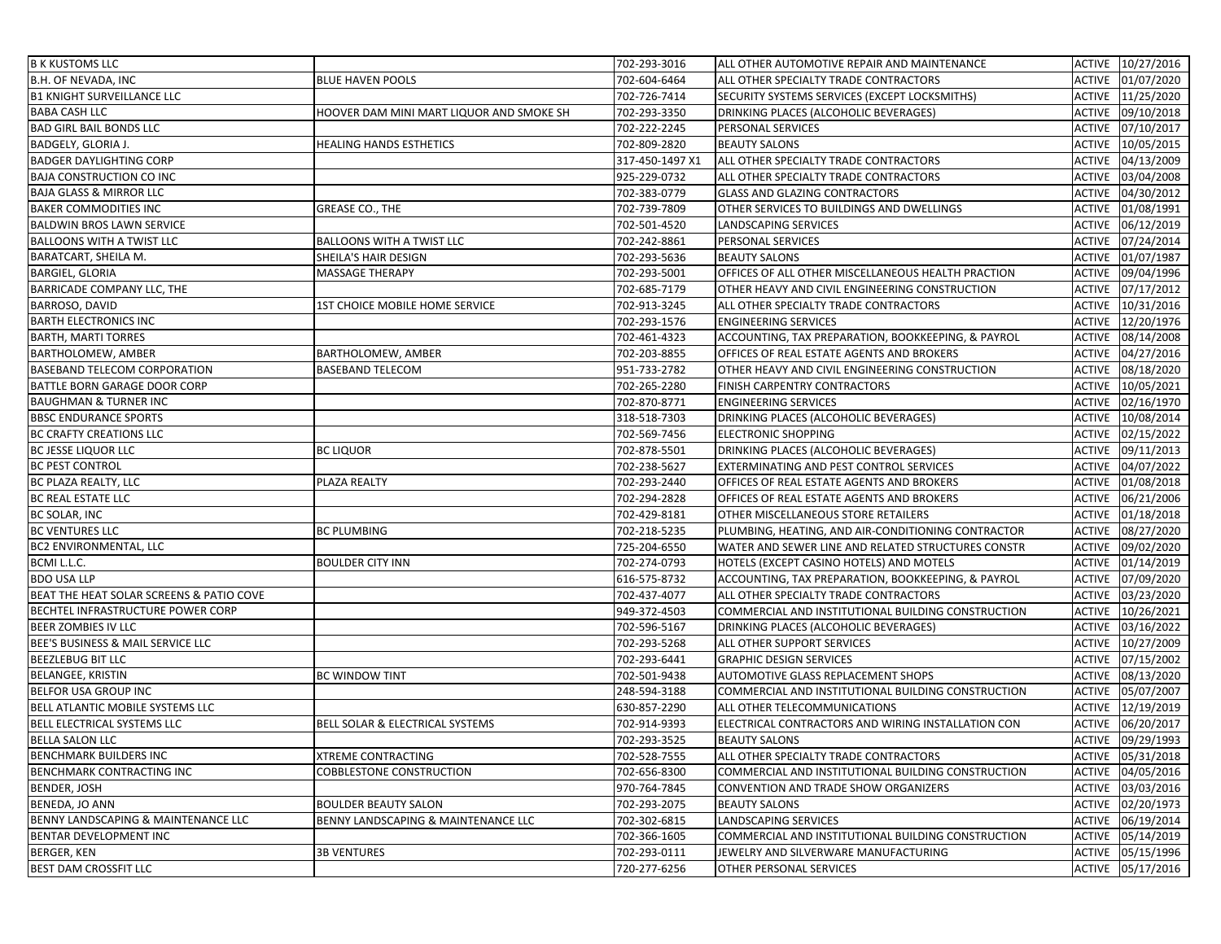| | | | | | |
|---|---|---|---|---|---|
| B K KUSTOMS LLC | | 702-293-3016 | ALL OTHER AUTOMOTIVE REPAIR AND MAINTENANCE | ACTIVE | 10/27/2016 |
| B.H. OF NEVADA, INC | BLUE HAVEN POOLS | 702-604-6464 | ALL OTHER SPECIALTY TRADE CONTRACTORS | ACTIVE | 01/07/2020 |
| B1 KNIGHT SURVEILLANCE LLC | | 702-726-7414 | SECURITY SYSTEMS SERVICES (EXCEPT LOCKSMITHS) | ACTIVE | 11/25/2020 |
| BABA CASH LLC | HOOVER DAM MINI MART LIQUOR AND SMOKE SH | 702-293-3350 | DRINKING PLACES (ALCOHOLIC BEVERAGES) | ACTIVE | 09/10/2018 |
| BAD GIRL BAIL BONDS LLC | | 702-222-2245 | PERSONAL SERVICES | ACTIVE | 07/10/2017 |
| BADGELY, GLORIA J. | HEALING HANDS ESTHETICS | 702-809-2820 | BEAUTY SALONS | ACTIVE | 10/05/2015 |
| BADGER DAYLIGHTING CORP | | 317-450-1497 X1 | ALL OTHER SPECIALTY TRADE CONTRACTORS | ACTIVE | 04/13/2009 |
| BAJA CONSTRUCTION CO INC | | 925-229-0732 | ALL OTHER SPECIALTY TRADE CONTRACTORS | ACTIVE | 03/04/2008 |
| BAJA GLASS & MIRROR LLC | | 702-383-0779 | GLASS AND GLAZING CONTRACTORS | ACTIVE | 04/30/2012 |
| BAKER COMMODITIES INC | GREASE CO., THE | 702-739-7809 | OTHER SERVICES TO BUILDINGS AND DWELLINGS | ACTIVE | 01/08/1991 |
| BALDWIN BROS LAWN SERVICE | | 702-501-4520 | LANDSCAPING SERVICES | ACTIVE | 06/12/2019 |
| BALLOONS WITH A TWIST LLC | BALLOONS WITH A TWIST LLC | 702-242-8861 | PERSONAL SERVICES | ACTIVE | 07/24/2014 |
| BARATCART, SHEILA M. | SHEILA'S HAIR DESIGN | 702-293-5636 | BEAUTY SALONS | ACTIVE | 01/07/1987 |
| BARGIEL, GLORIA | MASSAGE THERAPY | 702-293-5001 | OFFICES OF ALL OTHER MISCELLANEOUS HEALTH PRACTION | ACTIVE | 09/04/1996 |
| BARRICADE COMPANY LLC, THE | | 702-685-7179 | OTHER HEAVY AND CIVIL ENGINEERING CONSTRUCTION | ACTIVE | 07/17/2012 |
| BARROSO, DAVID | 1ST CHOICE MOBILE HOME SERVICE | 702-913-3245 | ALL OTHER SPECIALTY TRADE CONTRACTORS | ACTIVE | 10/31/2016 |
| BARTH ELECTRONICS INC | | 702-293-1576 | ENGINEERING SERVICES | ACTIVE | 12/20/1976 |
| BARTH, MARTI TORRES | | 702-461-4323 | ACCOUNTING, TAX PREPARATION, BOOKKEEPING, & PAYROL | ACTIVE | 08/14/2008 |
| BARTHOLOMEW, AMBER | BARTHOLOMEW, AMBER | 702-203-8855 | OFFICES OF REAL ESTATE AGENTS AND BROKERS | ACTIVE | 04/27/2016 |
| BASEBAND TELECOM CORPORATION | BASEBAND TELECOM | 951-733-2782 | OTHER HEAVY AND CIVIL ENGINEERING CONSTRUCTION | ACTIVE | 08/18/2020 |
| BATTLE BORN GARAGE DOOR CORP | | 702-265-2280 | FINISH CARPENTRY CONTRACTORS | ACTIVE | 10/05/2021 |
| BAUGHMAN & TURNER INC | | 702-870-8771 | ENGINEERING SERVICES | ACTIVE | 02/16/1970 |
| BBSC ENDURANCE SPORTS | | 318-518-7303 | DRINKING PLACES (ALCOHOLIC BEVERAGES) | ACTIVE | 10/08/2014 |
| BC CRAFTY CREATIONS LLC | | 702-569-7456 | ELECTRONIC SHOPPING | ACTIVE | 02/15/2022 |
| BC JESSE LIQUOR LLC | BC LIQUOR | 702-878-5501 | DRINKING PLACES (ALCOHOLIC BEVERAGES) | ACTIVE | 09/11/2013 |
| BC PEST CONTROL | | 702-238-5627 | EXTERMINATING AND PEST CONTROL SERVICES | ACTIVE | 04/07/2022 |
| BC PLAZA REALTY, LLC | PLAZA REALTY | 702-293-2440 | OFFICES OF REAL ESTATE AGENTS AND BROKERS | ACTIVE | 01/08/2018 |
| BC REAL ESTATE LLC | | 702-294-2828 | OFFICES OF REAL ESTATE AGENTS AND BROKERS | ACTIVE | 06/21/2006 |
| BC SOLAR, INC | | 702-429-8181 | OTHER MISCELLANEOUS STORE RETAILERS | ACTIVE | 01/18/2018 |
| BC VENTURES LLC | BC PLUMBING | 702-218-5235 | PLUMBING, HEATING, AND AIR-CONDITIONING CONTRACTOR | ACTIVE | 08/27/2020 |
| BC2 ENVIRONMENTAL, LLC | | 725-204-6550 | WATER AND SEWER LINE AND RELATED STRUCTURES CONSTR | ACTIVE | 09/02/2020 |
| BCMI L.L.C. | BOULDER CITY INN | 702-274-0793 | HOTELS (EXCEPT CASINO HOTELS) AND MOTELS | ACTIVE | 01/14/2019 |
| BDO USA LLP | | 616-575-8732 | ACCOUNTING, TAX PREPARATION, BOOKKEEPING, & PAYROL | ACTIVE | 07/09/2020 |
| BEAT THE HEAT SOLAR SCREENS & PATIO COVE | | 702-437-4077 | ALL OTHER SPECIALTY TRADE CONTRACTORS | ACTIVE | 03/23/2020 |
| BECHTEL INFRASTRUCTURE POWER CORP | | 949-372-4503 | COMMERCIAL AND INSTITUTIONAL BUILDING CONSTRUCTION | ACTIVE | 10/26/2021 |
| BEER ZOMBIES IV LLC | | 702-596-5167 | DRINKING PLACES (ALCOHOLIC BEVERAGES) | ACTIVE | 03/16/2022 |
| BEE'S BUSINESS & MAIL SERVICE LLC | | 702-293-5268 | ALL OTHER SUPPORT SERVICES | ACTIVE | 10/27/2009 |
| BEEZLEBUG BIT LLC | | 702-293-6441 | GRAPHIC DESIGN SERVICES | ACTIVE | 07/15/2002 |
| BELANGEE, KRISTIN | BC WINDOW TINT | 702-501-9438 | AUTOMOTIVE GLASS REPLACEMENT SHOPS | ACTIVE | 08/13/2020 |
| BELFOR USA GROUP INC | | 248-594-3188 | COMMERCIAL AND INSTITUTIONAL BUILDING CONSTRUCTION | ACTIVE | 05/07/2007 |
| BELL ATLANTIC MOBILE SYSTEMS LLC | | 630-857-2290 | ALL OTHER TELECOMMUNICATIONS | ACTIVE | 12/19/2019 |
| BELL ELECTRICAL SYSTEMS LLC | BELL SOLAR & ELECTRICAL SYSTEMS | 702-914-9393 | ELECTRICAL CONTRACTORS AND WIRING INSTALLATION CON | ACTIVE | 06/20/2017 |
| BELLA SALON LLC | | 702-293-3525 | BEAUTY SALONS | ACTIVE | 09/29/1993 |
| BENCHMARK BUILDERS INC | XTREME CONTRACTING | 702-528-7555 | ALL OTHER SPECIALTY TRADE CONTRACTORS | ACTIVE | 05/31/2018 |
| BENCHMARK CONTRACTING INC | COBBLESTONE CONSTRUCTION | 702-656-8300 | COMMERCIAL AND INSTITUTIONAL BUILDING CONSTRUCTION | ACTIVE | 04/05/2016 |
| BENDER, JOSH | | 970-764-7845 | CONVENTION AND TRADE SHOW ORGANIZERS | ACTIVE | 03/03/2016 |
| BENEDA, JO ANN | BOULDER BEAUTY SALON | 702-293-2075 | BEAUTY SALONS | ACTIVE | 02/20/1973 |
| BENNY LANDSCAPING & MAINTENANCE LLC | BENNY LANDSCAPING & MAINTENANCE LLC | 702-302-6815 | LANDSCAPING SERVICES | ACTIVE | 06/19/2014 |
| BENTAR DEVELOPMENT INC | | 702-366-1605 | COMMERCIAL AND INSTITUTIONAL BUILDING CONSTRUCTION | ACTIVE | 05/14/2019 |
| BERGER, KEN | 3B VENTURES | 702-293-0111 | JEWELRY AND SILVERWARE MANUFACTURING | ACTIVE | 05/15/1996 |
| BEST DAM CROSSFIT LLC | | 720-277-6256 | OTHER PERSONAL SERVICES | ACTIVE | 05/17/2016 |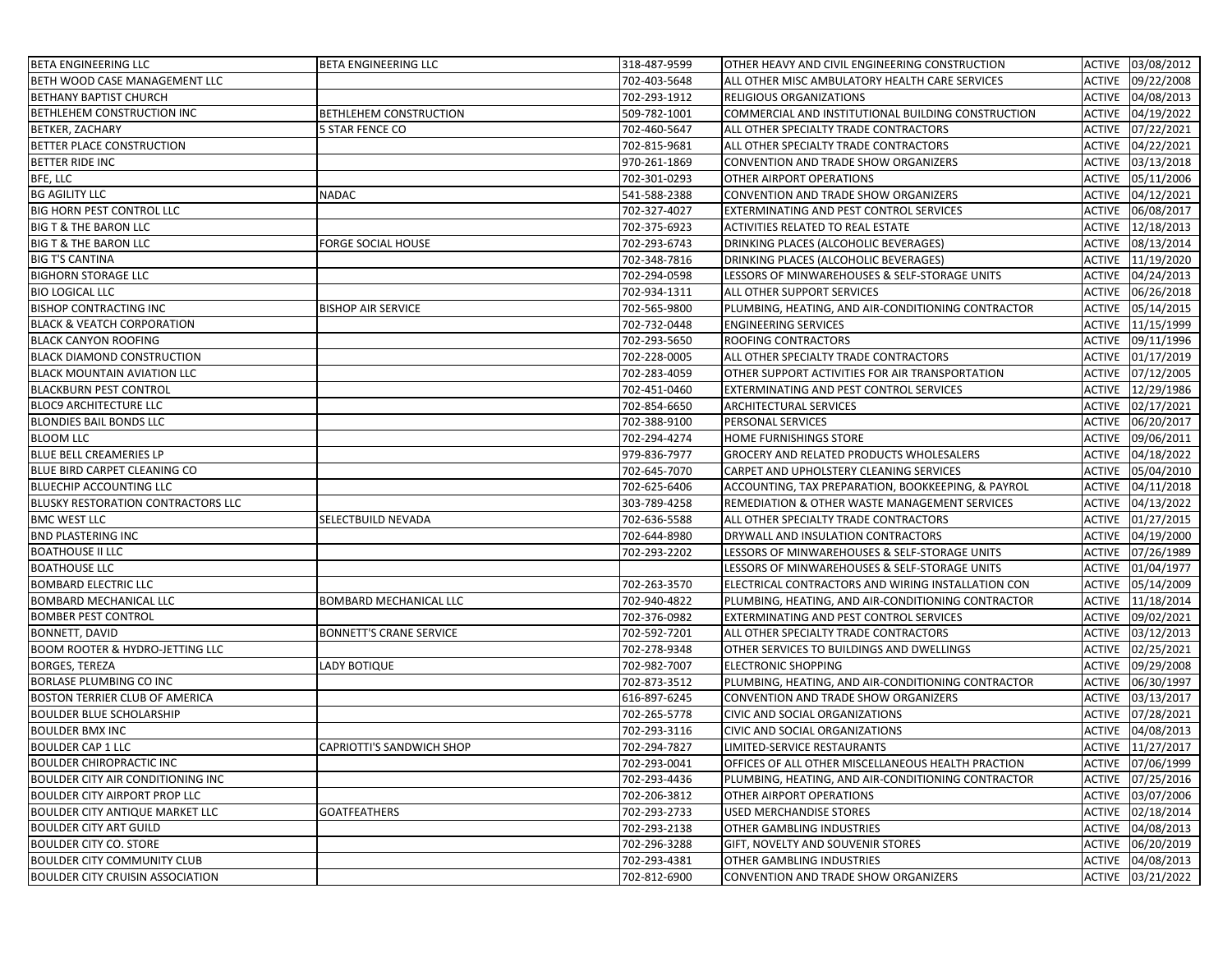| | | | | | |
|---|---|---|---|---|---|
| BETA ENGINEERING LLC | BETA ENGINEERING LLC | 318-487-9599 | OTHER HEAVY AND CIVIL ENGINEERING CONSTRUCTION | ACTIVE | 03/08/2012 |
| BETH WOOD CASE MANAGEMENT LLC | | 702-403-5648 | ALL OTHER MISC AMBULATORY HEALTH CARE SERVICES | ACTIVE | 09/22/2008 |
| BETHANY BAPTIST CHURCH | | 702-293-1912 | RELIGIOUS ORGANIZATIONS | ACTIVE | 04/08/2013 |
| BETHLEHEM CONSTRUCTION INC | BETHLEHEM CONSTRUCTION | 509-782-1001 | COMMERCIAL AND INSTITUTIONAL BUILDING CONSTRUCTION | ACTIVE | 04/19/2022 |
| BETKER, ZACHARY | 5 STAR FENCE CO | 702-460-5647 | ALL OTHER SPECIALTY TRADE CONTRACTORS | ACTIVE | 07/22/2021 |
| BETTER PLACE CONSTRUCTION | | 702-815-9681 | ALL OTHER SPECIALTY TRADE CONTRACTORS | ACTIVE | 04/22/2021 |
| BETTER RIDE INC | | 970-261-1869 | CONVENTION AND TRADE SHOW ORGANIZERS | ACTIVE | 03/13/2018 |
| BFE, LLC | | 702-301-0293 | OTHER AIRPORT OPERATIONS | ACTIVE | 05/11/2006 |
| BG AGILITY LLC | NADAC | 541-588-2388 | CONVENTION AND TRADE SHOW ORGANIZERS | ACTIVE | 04/12/2021 |
| BIG HORN PEST CONTROL LLC | | 702-327-4027 | EXTERMINATING AND PEST CONTROL SERVICES | ACTIVE | 06/08/2017 |
| BIG T & THE BARON LLC | | 702-375-6923 | ACTIVITIES RELATED TO REAL ESTATE | ACTIVE | 12/18/2013 |
| BIG T & THE BARON LLC | FORGE SOCIAL HOUSE | 702-293-6743 | DRINKING PLACES (ALCOHOLIC BEVERAGES) | ACTIVE | 08/13/2014 |
| BIG T'S CANTINA | | 702-348-7816 | DRINKING PLACES (ALCOHOLIC BEVERAGES) | ACTIVE | 11/19/2020 |
| BIGHORN STORAGE LLC | | 702-294-0598 | LESSORS OF MINWAREHOUSES & SELF-STORAGE UNITS | ACTIVE | 04/24/2013 |
| BIO LOGICAL LLC | | 702-934-1311 | ALL OTHER SUPPORT SERVICES | ACTIVE | 06/26/2018 |
| BISHOP CONTRACTING INC | BISHOP AIR SERVICE | 702-565-9800 | PLUMBING, HEATING, AND AIR-CONDITIONING CONTRACTOR | ACTIVE | 05/14/2015 |
| BLACK & VEATCH CORPORATION | | 702-732-0448 | ENGINEERING SERVICES | ACTIVE | 11/15/1999 |
| BLACK CANYON ROOFING | | 702-293-5650 | ROOFING CONTRACTORS | ACTIVE | 09/11/1996 |
| BLACK DIAMOND CONSTRUCTION | | 702-228-0005 | ALL OTHER SPECIALTY TRADE CONTRACTORS | ACTIVE | 01/17/2019 |
| BLACK MOUNTAIN AVIATION LLC | | 702-283-4059 | OTHER SUPPORT ACTIVITIES FOR AIR TRANSPORTATION | ACTIVE | 07/12/2005 |
| BLACKBURN PEST CONTROL | | 702-451-0460 | EXTERMINATING AND PEST CONTROL SERVICES | ACTIVE | 12/29/1986 |
| BLOC9 ARCHITECTURE LLC | | 702-854-6650 | ARCHITECTURAL SERVICES | ACTIVE | 02/17/2021 |
| BLONDIES BAIL BONDS LLC | | 702-388-9100 | PERSONAL SERVICES | ACTIVE | 06/20/2017 |
| BLOOM LLC | | 702-294-4274 | HOME FURNISHINGS STORE | ACTIVE | 09/06/2011 |
| BLUE BELL CREAMERIES LP | | 979-836-7977 | GROCERY AND RELATED PRODUCTS WHOLESALERS | ACTIVE | 04/18/2022 |
| BLUE BIRD CARPET CLEANING CO | | 702-645-7070 | CARPET AND UPHOLSTERY CLEANING SERVICES | ACTIVE | 05/04/2010 |
| BLUECHIP ACCOUNTING LLC | | 702-625-6406 | ACCOUNTING, TAX PREPARATION, BOOKKEEPING, & PAYROL | ACTIVE | 04/11/2018 |
| BLUSKY RESTORATION CONTRACTORS LLC | | 303-789-4258 | REMEDIATION & OTHER WASTE MANAGEMENT SERVICES | ACTIVE | 04/13/2022 |
| BMC WEST LLC | SELECTBUILD NEVADA | 702-636-5588 | ALL OTHER SPECIALTY TRADE CONTRACTORS | ACTIVE | 01/27/2015 |
| BND PLASTERING INC | | 702-644-8980 | DRYWALL AND INSULATION CONTRACTORS | ACTIVE | 04/19/2000 |
| BOATHOUSE II LLC | | 702-293-2202 | LESSORS OF MINWAREHOUSES & SELF-STORAGE UNITS | ACTIVE | 07/26/1989 |
| BOATHOUSE LLC | | | LESSORS OF MINWAREHOUSES & SELF-STORAGE UNITS | ACTIVE | 01/04/1977 |
| BOMBARD ELECTRIC LLC | | 702-263-3570 | ELECTRICAL CONTRACTORS AND WIRING INSTALLATION CON | ACTIVE | 05/14/2009 |
| BOMBARD MECHANICAL LLC | BOMBARD MECHANICAL LLC | 702-940-4822 | PLUMBING, HEATING, AND AIR-CONDITIONING CONTRACTOR | ACTIVE | 11/18/2014 |
| BOMBER PEST CONTROL | | 702-376-0982 | EXTERMINATING AND PEST CONTROL SERVICES | ACTIVE | 09/02/2021 |
| BONNETT, DAVID | BONNETT'S CRANE SERVICE | 702-592-7201 | ALL OTHER SPECIALTY TRADE CONTRACTORS | ACTIVE | 03/12/2013 |
| BOOM ROOTER & HYDRO-JETTING LLC | | 702-278-9348 | OTHER SERVICES TO BUILDINGS AND DWELLINGS | ACTIVE | 02/25/2021 |
| BORGES, TEREZA | LADY BOTIQUE | 702-982-7007 | ELECTRONIC SHOPPING | ACTIVE | 09/29/2008 |
| BORLASE PLUMBING CO INC | | 702-873-3512 | PLUMBING, HEATING, AND AIR-CONDITIONING CONTRACTOR | ACTIVE | 06/30/1997 |
| BOSTON TERRIER CLUB OF AMERICA | | 616-897-6245 | CONVENTION AND TRADE SHOW ORGANIZERS | ACTIVE | 03/13/2017 |
| BOULDER BLUE SCHOLARSHIP | | 702-265-5778 | CIVIC AND SOCIAL ORGANIZATIONS | ACTIVE | 07/28/2021 |
| BOULDER BMX INC | | 702-293-3116 | CIVIC AND SOCIAL ORGANIZATIONS | ACTIVE | 04/08/2013 |
| BOULDER CAP 1 LLC | CAPRIOTTI'S SANDWICH SHOP | 702-294-7827 | LIMITED-SERVICE RESTAURANTS | ACTIVE | 11/27/2017 |
| BOULDER CHIROPRACTIC INC | | 702-293-0041 | OFFICES OF ALL OTHER MISCELLANEOUS HEALTH PRACTION | ACTIVE | 07/06/1999 |
| BOULDER CITY AIR CONDITIONING INC | | 702-293-4436 | PLUMBING, HEATING, AND AIR-CONDITIONING CONTRACTOR | ACTIVE | 07/25/2016 |
| BOULDER CITY AIRPORT PROP LLC | | 702-206-3812 | OTHER AIRPORT OPERATIONS | ACTIVE | 03/07/2006 |
| BOULDER CITY ANTIQUE MARKET LLC | GOATFEATHERS | 702-293-2733 | USED MERCHANDISE STORES | ACTIVE | 02/18/2014 |
| BOULDER CITY ART GUILD | | 702-293-2138 | OTHER GAMBLING INDUSTRIES | ACTIVE | 04/08/2013 |
| BOULDER CITY CO. STORE | | 702-296-3288 | GIFT, NOVELTY AND SOUVENIR STORES | ACTIVE | 06/20/2019 |
| BOULDER CITY COMMUNITY CLUB | | 702-293-4381 | OTHER GAMBLING INDUSTRIES | ACTIVE | 04/08/2013 |
| BOULDER CITY CRUISIN ASSOCIATION | | 702-812-6900 | CONVENTION AND TRADE SHOW ORGANIZERS | ACTIVE | 03/21/2022 |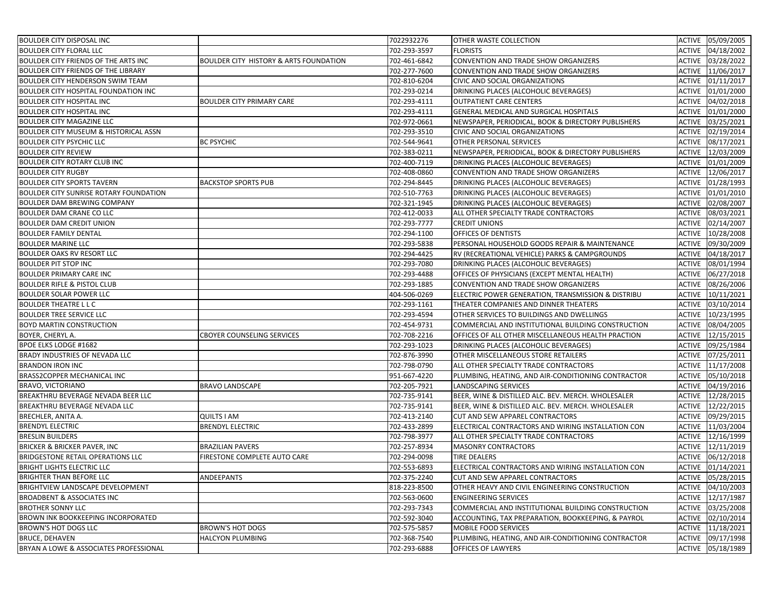| | | | | | |
|---|---|---|---|---|---|
| BOULDER CITY DISPOSAL INC | | 7022932276 | OTHER WASTE COLLECTION | ACTIVE | 05/09/2005 |
| BOULDER CITY FLORAL LLC | | 702-293-3597 | FLORISTS | ACTIVE | 04/18/2002 |
| BOULDER CITY FRIENDS OF THE ARTS INC | BOULDER CITY HISTORY & ARTS FOUNDATION | 702-461-6842 | CONVENTION AND TRADE SHOW ORGANIZERS | ACTIVE | 03/28/2022 |
| BOULDER CITY FRIENDS OF THE LIBRARY | | 702-277-7600 | CONVENTION AND TRADE SHOW ORGANIZERS | ACTIVE | 11/06/2017 |
| BOULDER CITY HENDERSON SWIM TEAM | | 702-810-6204 | CIVIC AND SOCIAL ORGANIZATIONS | ACTIVE | 01/11/2017 |
| BOULDER CITY HOSPITAL FOUNDATION INC | | 702-293-0214 | DRINKING PLACES (ALCOHOLIC BEVERAGES) | ACTIVE | 01/01/2000 |
| BOULDER CITY HOSPITAL INC | BOULDER CITY PRIMARY CARE | 702-293-4111 | OUTPATIENT CARE CENTERS | ACTIVE | 04/02/2018 |
| BOULDER CITY HOSPITAL INC | | 702-293-4111 | GENERAL MEDICAL AND SURGICAL HOSPITALS | ACTIVE | 01/01/2000 |
| BOULDER CITY MAGAZINE LLC | | 702-972-0661 | NEWSPAPER, PERIODICAL, BOOK & DIRECTORY PUBLISHERS | ACTIVE | 03/25/2021 |
| BOULDER CITY MUSEUM & HISTORICAL ASSN | | 702-293-3510 | CIVIC AND SOCIAL ORGANIZATIONS | ACTIVE | 02/19/2014 |
| BOULDER CITY PSYCHIC LLC | BC PSYCHIC | 702-544-9641 | OTHER PERSONAL SERVICES | ACTIVE | 08/17/2021 |
| BOULDER CITY REVIEW | | 702-383-0211 | NEWSPAPER, PERIODICAL, BOOK & DIRECTORY PUBLISHERS | ACTIVE | 12/03/2009 |
| BOULDER CITY ROTARY CLUB INC | | 702-400-7119 | DRINKING PLACES (ALCOHOLIC BEVERAGES) | ACTIVE | 01/01/2009 |
| BOULDER CITY RUGBY | | 702-408-0860 | CONVENTION AND TRADE SHOW ORGANIZERS | ACTIVE | 12/06/2017 |
| BOULDER CITY SPORTS TAVERN | BACKSTOP SPORTS PUB | 702-294-8445 | DRINKING PLACES (ALCOHOLIC BEVERAGES) | ACTIVE | 01/28/1993 |
| BOULDER CITY SUNRISE ROTARY FOUNDATION | | 702-510-7763 | DRINKING PLACES (ALCOHOLIC BEVERAGES) | ACTIVE | 01/01/2010 |
| BOULDER DAM BREWING COMPANY | | 702-321-1945 | DRINKING PLACES (ALCOHOLIC BEVERAGES) | ACTIVE | 02/08/2007 |
| BOULDER DAM CRANE CO LLC | | 702-412-0033 | ALL OTHER SPECIALTY TRADE CONTRACTORS | ACTIVE | 08/03/2021 |
| BOULDER DAM CREDIT UNION | | 702-293-7777 | CREDIT UNIONS | ACTIVE | 02/14/2007 |
| BOULDER FAMILY DENTAL | | 702-294-1100 | OFFICES OF DENTISTS | ACTIVE | 10/28/2008 |
| BOULDER MARINE LLC | | 702-293-5838 | PERSONAL HOUSEHOLD GOODS REPAIR & MAINTENANCE | ACTIVE | 09/30/2009 |
| BOULDER OAKS RV RESORT LLC | | 702-294-4425 | RV (RECREATIONAL VEHICLE) PARKS & CAMPGROUNDS | ACTIVE | 04/18/2017 |
| BOULDER PIT STOP INC | | 702-293-7080 | DRINKING PLACES (ALCOHOLIC BEVERAGES) | ACTIVE | 08/01/1994 |
| BOULDER PRIMARY CARE INC | | 702-293-4488 | OFFICES OF PHYSICIANS (EXCEPT MENTAL HEALTH) | ACTIVE | 06/27/2018 |
| BOULDER RIFLE & PISTOL CLUB | | 702-293-1885 | CONVENTION AND TRADE SHOW ORGANIZERS | ACTIVE | 08/26/2006 |
| BOULDER SOLAR POWER LLC | | 404-506-0269 | ELECTRIC POWER GENERATION, TRANSMISSION & DISTRIBU | ACTIVE | 10/11/2021 |
| BOULDER THEATRE L L C | | 702-293-1161 | THEATER COMPANIES AND DINNER THEATERS | ACTIVE | 03/10/2014 |
| BOULDER TREE SERVICE LLC | | 702-293-4594 | OTHER SERVICES TO BUILDINGS AND DWELLINGS | ACTIVE | 10/23/1995 |
| BOYD MARTIN CONSTRUCTION | | 702-454-9731 | COMMERCIAL AND INSTITUTIONAL BUILDING CONSTRUCTION | ACTIVE | 08/04/2005 |
| BOYER, CHERYL A. | CBOYER COUNSELING SERVICES | 702-708-2216 | OFFICES OF ALL OTHER MISCELLANEOUS HEALTH PRACTION | ACTIVE | 12/15/2015 |
| BPOE ELKS LODGE #1682 | | 702-293-1023 | DRINKING PLACES (ALCOHOLIC BEVERAGES) | ACTIVE | 09/25/1984 |
| BRADY INDUSTRIES OF NEVADA LLC | | 702-876-3990 | OTHER MISCELLANEOUS STORE RETAILERS | ACTIVE | 07/25/2011 |
| BRANDON IRON INC | | 702-798-0790 | ALL OTHER SPECIALTY TRADE CONTRACTORS | ACTIVE | 11/17/2008 |
| BRASS2COPPER MECHANICAL INC | | 951-667-4220 | PLUMBING, HEATING, AND AIR-CONDITIONING CONTRACTOR | ACTIVE | 05/10/2018 |
| BRAVO, VICTORIANO | BRAVO LANDSCAPE | 702-205-7921 | LANDSCAPING SERVICES | ACTIVE | 04/19/2016 |
| BREAKTHRU BEVERAGE NEVADA BEER LLC | | 702-735-9141 | BEER, WINE & DISTILLED ALC. BEV. MERCH. WHOLESALER | ACTIVE | 12/28/2015 |
| BREAKTHRU BEVERAGE NEVADA LLC | | 702-735-9141 | BEER, WINE & DISTILLED ALC. BEV. MERCH. WHOLESALER | ACTIVE | 12/22/2015 |
| BRECHLER, ANITA A. | QUILTS I AM | 702-413-2140 | CUT AND SEW APPAREL CONTRACTORS | ACTIVE | 09/29/2015 |
| BRENDYL ELECTRIC | BRENDYL ELECTRIC | 702-433-2899 | ELECTRICAL CONTRACTORS AND WIRING INSTALLATION CON | ACTIVE | 11/03/2004 |
| BRESLIN BUILDERS | | 702-798-3977 | ALL OTHER SPECIALTY TRADE CONTRACTORS | ACTIVE | 12/16/1999 |
| BRICKER & BRICKER PAVER, INC | BRAZILIAN PAVERS | 702-257-8934 | MASONRY CONTRACTORS | ACTIVE | 12/11/2019 |
| BRIDGESTONE RETAIL OPERATIONS LLC | FIRESTONE COMPLETE AUTO CARE | 702-294-0098 | TIRE DEALERS | ACTIVE | 06/12/2018 |
| BRIGHT LIGHTS ELECTRIC LLC | | 702-553-6893 | ELECTRICAL CONTRACTORS AND WIRING INSTALLATION CON | ACTIVE | 01/14/2021 |
| BRIGHTER THAN BEFORE LLC | ANDEEPANTS | 702-375-2240 | CUT AND SEW APPAREL CONTRACTORS | ACTIVE | 05/28/2015 |
| BRIGHTVIEW LANDSCAPE DEVELOPMENT | | 818-223-8500 | OTHER HEAVY AND CIVIL ENGINEERING CONSTRUCTION | ACTIVE | 04/10/2003 |
| BROADBENT & ASSOCIATES INC | | 702-563-0600 | ENGINEERING SERVICES | ACTIVE | 12/17/1987 |
| BROTHER SONNY LLC | | 702-293-7343 | COMMERCIAL AND INSTITUTIONAL BUILDING CONSTRUCTION | ACTIVE | 03/25/2008 |
| BROWN INK BOOKKEEPING INCORPORATED | | 702-592-3040 | ACCOUNTING, TAX PREPARATION, BOOKKEEPING, & PAYROL | ACTIVE | 02/10/2014 |
| BROWN'S HOT DOGS LLC | BROWN'S HOT DOGS | 702-575-5857 | MOBILE FOOD SERVICES | ACTIVE | 11/18/2021 |
| BRUCE, DEHAVEN | HALCYON PLUMBING | 702-368-7540 | PLUMBING, HEATING, AND AIR-CONDITIONING CONTRACTOR | ACTIVE | 09/17/1998 |
| BRYAN A LOWE & ASSOCIATES PROFESSIONAL | | 702-293-6888 | OFFICES OF LAWYERS | ACTIVE | 05/18/1989 |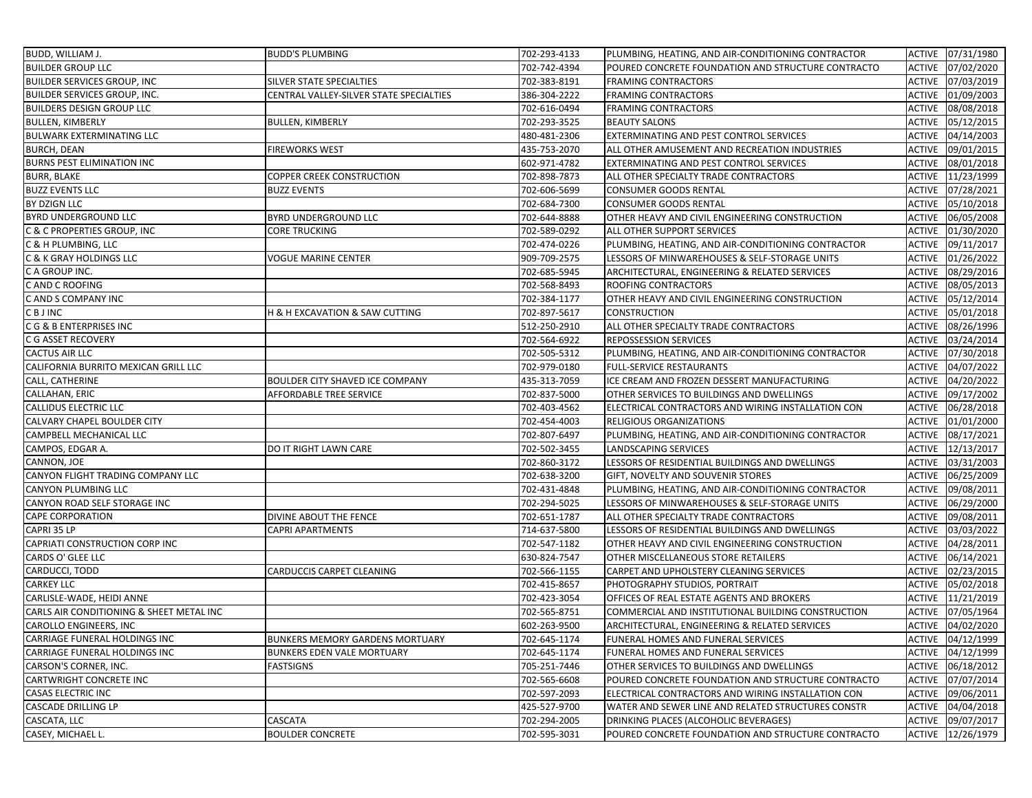| | | | | | |
|---|---|---|---|---|---|
| BUDD, WILLIAM J. | BUDD'S PLUMBING | 702-293-4133 | PLUMBING, HEATING, AND AIR-CONDITIONING CONTRACTOR | ACTIVE | 07/31/1980 |
| BUILDER GROUP LLC | | 702-742-4394 | POURED CONCRETE FOUNDATION AND STRUCTURE CONTRACTO | ACTIVE | 07/02/2020 |
| BUILDER SERVICES GROUP, INC | SILVER STATE SPECIALTIES | 702-383-8191 | FRAMING CONTRACTORS | ACTIVE | 07/03/2019 |
| BUILDER SERVICES GROUP, INC. | CENTRAL VALLEY-SILVER STATE SPECIALTIES | 386-304-2222 | FRAMING CONTRACTORS | ACTIVE | 01/09/2003 |
| BUILDERS DESIGN GROUP LLC | | 702-616-0494 | FRAMING CONTRACTORS | ACTIVE | 08/08/2018 |
| BULLEN, KIMBERLY | BULLEN, KIMBERLY | 702-293-3525 | BEAUTY SALONS | ACTIVE | 05/12/2015 |
| BULWARK EXTERMINATING LLC | | 480-481-2306 | EXTERMINATING AND PEST CONTROL SERVICES | ACTIVE | 04/14/2003 |
| BURCH, DEAN | FIREWORKS WEST | 435-753-2070 | ALL OTHER AMUSEMENT AND RECREATION INDUSTRIES | ACTIVE | 09/01/2015 |
| BURNS PEST ELIMINATION INC | | 602-971-4782 | EXTERMINATING AND PEST CONTROL SERVICES | ACTIVE | 08/01/2018 |
| BURR, BLAKE | COPPER CREEK CONSTRUCTION | 702-898-7873 | ALL OTHER SPECIALTY TRADE CONTRACTORS | ACTIVE | 11/23/1999 |
| BUZZ EVENTS LLC | BUZZ EVENTS | 702-606-5699 | CONSUMER GOODS RENTAL | ACTIVE | 07/28/2021 |
| BY DZIGN LLC | | 702-684-7300 | CONSUMER GOODS RENTAL | ACTIVE | 05/10/2018 |
| BYRD UNDERGROUND LLC | BYRD UNDERGROUND LLC | 702-644-8888 | OTHER HEAVY AND CIVIL ENGINEERING CONSTRUCTION | ACTIVE | 06/05/2008 |
| C & C PROPERTIES GROUP, INC | CORE TRUCKING | 702-589-0292 | ALL OTHER SUPPORT SERVICES | ACTIVE | 01/30/2020 |
| C & H PLUMBING, LLC | | 702-474-0226 | PLUMBING, HEATING, AND AIR-CONDITIONING CONTRACTOR | ACTIVE | 09/11/2017 |
| C & K GRAY HOLDINGS LLC | VOGUE MARINE CENTER | 909-709-2575 | LESSORS OF MINWAREHOUSES & SELF-STORAGE UNITS | ACTIVE | 01/26/2022 |
| C A GROUP INC. | | 702-685-5945 | ARCHITECTURAL, ENGINEERING & RELATED SERVICES | ACTIVE | 08/29/2016 |
| C AND C ROOFING | | 702-568-8493 | ROOFING CONTRACTORS | ACTIVE | 08/05/2013 |
| C AND S COMPANY INC | | 702-384-1177 | OTHER HEAVY AND CIVIL ENGINEERING CONSTRUCTION | ACTIVE | 05/12/2014 |
| C B J INC | H & H EXCAVATION & SAW CUTTING | 702-897-5617 | CONSTRUCTION | ACTIVE | 05/01/2018 |
| C G & B ENTERPRISES INC | | 512-250-2910 | ALL OTHER SPECIALTY TRADE CONTRACTORS | ACTIVE | 08/26/1996 |
| C G ASSET RECOVERY | | 702-564-6922 | REPOSSESSION SERVICES | ACTIVE | 03/24/2014 |
| CACTUS AIR LLC | | 702-505-5312 | PLUMBING, HEATING, AND AIR-CONDITIONING CONTRACTOR | ACTIVE | 07/30/2018 |
| CALIFORNIA BURRITO MEXICAN GRILL LLC | | 702-979-0180 | FULL-SERVICE RESTAURANTS | ACTIVE | 04/07/2022 |
| CALL, CATHERINE | BOULDER CITY SHAVED ICE COMPANY | 435-313-7059 | ICE CREAM AND FROZEN DESSERT MANUFACTURING | ACTIVE | 04/20/2022 |
| CALLAHAN, ERIC | AFFORDABLE TREE SERVICE | 702-837-5000 | OTHER SERVICES TO BUILDINGS AND DWELLINGS | ACTIVE | 09/17/2002 |
| CALLIDUS ELECTRIC LLC | | 702-403-4562 | ELECTRICAL CONTRACTORS AND WIRING INSTALLATION CON | ACTIVE | 06/28/2018 |
| CALVARY CHAPEL BOULDER CITY | | 702-454-4003 | RELIGIOUS ORGANIZATIONS | ACTIVE | 01/01/2000 |
| CAMPBELL MECHANICAL LLC | | 702-807-6497 | PLUMBING, HEATING, AND AIR-CONDITIONING CONTRACTOR | ACTIVE | 08/17/2021 |
| CAMPOS, EDGAR A. | DO IT RIGHT LAWN CARE | 702-502-3455 | LANDSCAPING SERVICES | ACTIVE | 12/13/2017 |
| CANNON, JOE | | 702-860-3172 | LESSORS OF RESIDENTIAL BUILDINGS AND DWELLINGS | ACTIVE | 03/31/2003 |
| CANYON FLIGHT TRADING COMPANY LLC | | 702-638-3200 | GIFT, NOVELTY AND SOUVENIR STORES | ACTIVE | 06/25/2009 |
| CANYON PLUMBING LLC | | 702-431-4848 | PLUMBING, HEATING, AND AIR-CONDITIONING CONTRACTOR | ACTIVE | 09/08/2011 |
| CANYON ROAD SELF STORAGE INC | | 702-294-5025 | LESSORS OF MINWAREHOUSES & SELF-STORAGE UNITS | ACTIVE | 06/29/2000 |
| CAPE CORPORATION | DIVINE ABOUT THE FENCE | 702-651-1787 | ALL OTHER SPECIALTY TRADE CONTRACTORS | ACTIVE | 09/08/2011 |
| CAPRI 35 LP | CAPRI APARTMENTS | 714-637-5800 | LESSORS OF RESIDENTIAL BUILDINGS AND DWELLINGS | ACTIVE | 03/03/2022 |
| CAPRIATI CONSTRUCTION CORP INC | | 702-547-1182 | OTHER HEAVY AND CIVIL ENGINEERING CONSTRUCTION | ACTIVE | 04/28/2011 |
| CARDS O' GLEE LLC | | 630-824-7547 | OTHER MISCELLANEOUS STORE RETAILERS | ACTIVE | 06/14/2021 |
| CARDUCCI, TODD | CARDUCCIS CARPET CLEANING | 702-566-1155 | CARPET AND UPHOLSTERY CLEANING SERVICES | ACTIVE | 02/23/2015 |
| CARKEY LLC | | 702-415-8657 | PHOTOGRAPHY STUDIOS, PORTRAIT | ACTIVE | 05/02/2018 |
| CARLISLE-WADE, HEIDI ANNE | | 702-423-3054 | OFFICES OF REAL ESTATE AGENTS AND BROKERS | ACTIVE | 11/21/2019 |
| CARLS AIR CONDITIONING & SHEET METAL INC | | 702-565-8751 | COMMERCIAL AND INSTITUTIONAL BUILDING CONSTRUCTION | ACTIVE | 07/05/1964 |
| CAROLLO ENGINEERS, INC | | 602-263-9500 | ARCHITECTURAL, ENGINEERING & RELATED SERVICES | ACTIVE | 04/02/2020 |
| CARRIAGE FUNERAL HOLDINGS INC | BUNKERS MEMORY GARDENS MORTUARY | 702-645-1174 | FUNERAL HOMES AND FUNERAL SERVICES | ACTIVE | 04/12/1999 |
| CARRIAGE FUNERAL HOLDINGS INC | BUNKERS EDEN VALE MORTUARY | 702-645-1174 | FUNERAL HOMES AND FUNERAL SERVICES | ACTIVE | 04/12/1999 |
| CARSON'S CORNER, INC. | FASTSIGNS | 705-251-7446 | OTHER SERVICES TO BUILDINGS AND DWELLINGS | ACTIVE | 06/18/2012 |
| CARTWRIGHT CONCRETE INC | | 702-565-6608 | POURED CONCRETE FOUNDATION AND STRUCTURE CONTRACTO | ACTIVE | 07/07/2014 |
| CASAS ELECTRIC INC | | 702-597-2093 | ELECTRICAL CONTRACTORS AND WIRING INSTALLATION CON | ACTIVE | 09/06/2011 |
| CASCADE DRILLING LP | | 425-527-9700 | WATER AND SEWER LINE AND RELATED STRUCTURES CONSTR | ACTIVE | 04/04/2018 |
| CASCATA, LLC | CASCATA | 702-294-2005 | DRINKING PLACES (ALCOHOLIC BEVERAGES) | ACTIVE | 09/07/2017 |
| CASEY, MICHAEL L. | BOULDER CONCRETE | 702-595-3031 | POURED CONCRETE FOUNDATION AND STRUCTURE CONTRACTO | ACTIVE | 12/26/1979 |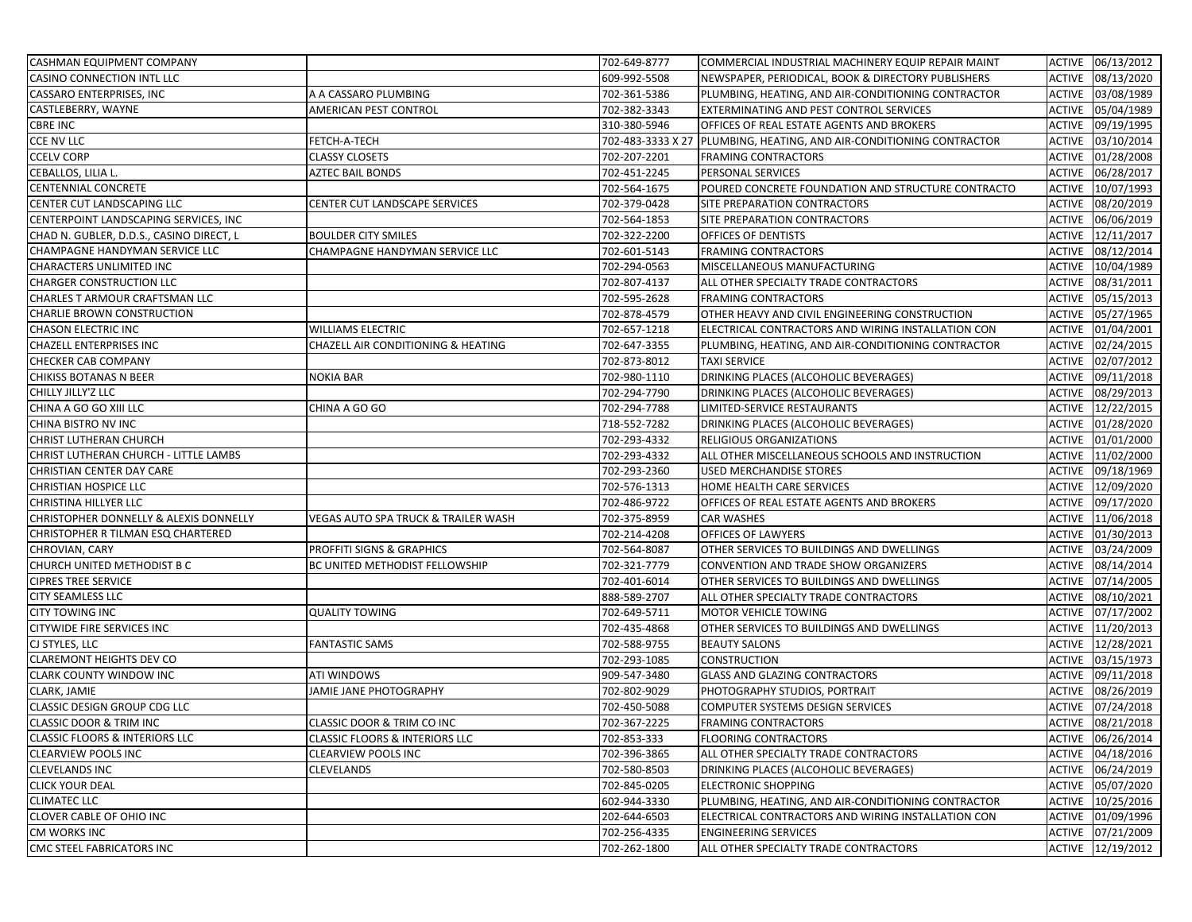| | | | | | |
|---|---|---|---|---|---|
| CASHMAN EQUIPMENT COMPANY | | 702-649-8777 | COMMERCIAL INDUSTRIAL MACHINERY EQUIP REPAIR MAINT | ACTIVE | 06/13/2012 |
| CASINO CONNECTION INTL LLC | | 609-992-5508 | NEWSPAPER, PERIODICAL, BOOK & DIRECTORY PUBLISHERS | ACTIVE | 08/13/2020 |
| CASSARO ENTERPRISES, INC | A A CASSARO PLUMBING | 702-361-5386 | PLUMBING, HEATING, AND AIR-CONDITIONING CONTRACTOR | ACTIVE | 03/08/1989 |
| CASTLEBERRY, WAYNE | AMERICAN PEST CONTROL | 702-382-3343 | EXTERMINATING AND PEST CONTROL SERVICES | ACTIVE | 05/04/1989 |
| CBRE INC | | 310-380-5946 | OFFICES OF REAL ESTATE AGENTS AND BROKERS | ACTIVE | 09/19/1995 |
| CCE NV LLC | FETCH-A-TECH | 702-483-3333 X 27 | PLUMBING, HEATING, AND AIR-CONDITIONING CONTRACTOR | ACTIVE | 03/10/2014 |
| CCELV CORP | CLASSY CLOSETS | 702-207-2201 | FRAMING CONTRACTORS | ACTIVE | 01/28/2008 |
| CEBALLOS, LILIA L. | AZTEC BAIL BONDS | 702-451-2245 | PERSONAL SERVICES | ACTIVE | 06/28/2017 |
| CENTENNIAL CONCRETE | | 702-564-1675 | POURED CONCRETE FOUNDATION AND STRUCTURE CONTRACTO | ACTIVE | 10/07/1993 |
| CENTER CUT LANDSCAPING LLC | CENTER CUT LANDSCAPE SERVICES | 702-379-0428 | SITE PREPARATION CONTRACTORS | ACTIVE | 08/20/2019 |
| CENTERPOINT LANDSCAPING SERVICES, INC | | 702-564-1853 | SITE PREPARATION CONTRACTORS | ACTIVE | 06/06/2019 |
| CHAD N. GUBLER, D.D.S., CASINO DIRECT, L | BOULDER CITY SMILES | 702-322-2200 | OFFICES OF DENTISTS | ACTIVE | 12/11/2017 |
| CHAMPAGNE HANDYMAN SERVICE LLC | CHAMPAGNE HANDYMAN SERVICE LLC | 702-601-5143 | FRAMING CONTRACTORS | ACTIVE | 08/12/2014 |
| CHARACTERS UNLIMITED INC | | 702-294-0563 | MISCELLANEOUS MANUFACTURING | ACTIVE | 10/04/1989 |
| CHARGER CONSTRUCTION LLC | | 702-807-4137 | ALL OTHER SPECIALTY TRADE CONTRACTORS | ACTIVE | 08/31/2011 |
| CHARLES T ARMOUR CRAFTSMAN LLC | | 702-595-2628 | FRAMING CONTRACTORS | ACTIVE | 05/15/2013 |
| CHARLIE BROWN CONSTRUCTION | | 702-878-4579 | OTHER HEAVY AND CIVIL ENGINEERING CONSTRUCTION | ACTIVE | 05/27/1965 |
| CHASON ELECTRIC INC | WILLIAMS ELECTRIC | 702-657-1218 | ELECTRICAL CONTRACTORS AND WIRING INSTALLATION CON | ACTIVE | 01/04/2001 |
| CHAZELL ENTERPRISES INC | CHAZELL AIR CONDITIONING & HEATING | 702-647-3355 | PLUMBING, HEATING, AND AIR-CONDITIONING CONTRACTOR | ACTIVE | 02/24/2015 |
| CHECKER CAB COMPANY | | 702-873-8012 | TAXI SERVICE | ACTIVE | 02/07/2012 |
| CHIKISS BOTANAS N BEER | NOKIA BAR | 702-980-1110 | DRINKING PLACES (ALCOHOLIC BEVERAGES) | ACTIVE | 09/11/2018 |
| CHILLY JILLY'Z LLC | | 702-294-7790 | DRINKING PLACES (ALCOHOLIC BEVERAGES) | ACTIVE | 08/29/2013 |
| CHINA A GO GO XIII LLC | CHINA A GO GO | 702-294-7788 | LIMITED-SERVICE RESTAURANTS | ACTIVE | 12/22/2015 |
| CHINA BISTRO NV INC | | 718-552-7282 | DRINKING PLACES (ALCOHOLIC BEVERAGES) | ACTIVE | 01/28/2020 |
| CHRIST LUTHERAN CHURCH | | 702-293-4332 | RELIGIOUS ORGANIZATIONS | ACTIVE | 01/01/2000 |
| CHRIST LUTHERAN CHURCH - LITTLE LAMBS | | 702-293-4332 | ALL OTHER MISCELLANEOUS SCHOOLS AND INSTRUCTION | ACTIVE | 11/02/2000 |
| CHRISTIAN CENTER DAY CARE | | 702-293-2360 | USED MERCHANDISE STORES | ACTIVE | 09/18/1969 |
| CHRISTIAN HOSPICE LLC | | 702-576-1313 | HOME HEALTH CARE SERVICES | ACTIVE | 12/09/2020 |
| CHRISTINA HILLYER LLC | | 702-486-9722 | OFFICES OF REAL ESTATE AGENTS AND BROKERS | ACTIVE | 09/17/2020 |
| CHRISTOPHER DONNELLY & ALEXIS DONNELLY | VEGAS AUTO SPA TRUCK & TRAILER WASH | 702-375-8959 | CAR WASHES | ACTIVE | 11/06/2018 |
| CHRISTOPHER R TILMAN ESQ CHARTERED | | 702-214-4208 | OFFICES OF LAWYERS | ACTIVE | 01/30/2013 |
| CHROVIAN, CARY | PROFFITI SIGNS & GRAPHICS | 702-564-8087 | OTHER SERVICES TO BUILDINGS AND DWELLINGS | ACTIVE | 03/24/2009 |
| CHURCH UNITED METHODIST B C | BC UNITED METHODIST FELLOWSHIP | 702-321-7779 | CONVENTION AND TRADE SHOW ORGANIZERS | ACTIVE | 08/14/2014 |
| CIPRES TREE SERVICE | | 702-401-6014 | OTHER SERVICES TO BUILDINGS AND DWELLINGS | ACTIVE | 07/14/2005 |
| CITY SEAMLESS LLC | | 888-589-2707 | ALL OTHER SPECIALTY TRADE CONTRACTORS | ACTIVE | 08/10/2021 |
| CITY TOWING INC | QUALITY TOWING | 702-649-5711 | MOTOR VEHICLE TOWING | ACTIVE | 07/17/2002 |
| CITYWIDE FIRE SERVICES INC | | 702-435-4868 | OTHER SERVICES TO BUILDINGS AND DWELLINGS | ACTIVE | 11/20/2013 |
| CJ STYLES, LLC | FANTASTIC SAMS | 702-588-9755 | BEAUTY SALONS | ACTIVE | 12/28/2021 |
| CLAREMONT HEIGHTS DEV CO | | 702-293-1085 | CONSTRUCTION | ACTIVE | 03/15/1973 |
| CLARK COUNTY WINDOW INC | ATI WINDOWS | 909-547-3480 | GLASS AND GLAZING CONTRACTORS | ACTIVE | 09/11/2018 |
| CLARK, JAMIE | JAMIE JANE PHOTOGRAPHY | 702-802-9029 | PHOTOGRAPHY STUDIOS, PORTRAIT | ACTIVE | 08/26/2019 |
| CLASSIC DESIGN GROUP CDG LLC | | 702-450-5088 | COMPUTER SYSTEMS DESIGN SERVICES | ACTIVE | 07/24/2018 |
| CLASSIC DOOR & TRIM INC | CLASSIC DOOR & TRIM CO INC | 702-367-2225 | FRAMING CONTRACTORS | ACTIVE | 08/21/2018 |
| CLASSIC FLOORS & INTERIORS LLC | CLASSIC FLOORS & INTERIORS LLC | 702-853-333 | FLOORING CONTRACTORS | ACTIVE | 06/26/2014 |
| CLEARVIEW POOLS INC | CLEARVIEW POOLS INC | 702-396-3865 | ALL OTHER SPECIALTY TRADE CONTRACTORS | ACTIVE | 04/18/2016 |
| CLEVELANDS INC | CLEVELANDS | 702-580-8503 | DRINKING PLACES (ALCOHOLIC BEVERAGES) | ACTIVE | 06/24/2019 |
| CLICK YOUR DEAL | | 702-845-0205 | ELECTRONIC SHOPPING | ACTIVE | 05/07/2020 |
| CLIMATEC LLC | | 602-944-3330 | PLUMBING, HEATING, AND AIR-CONDITIONING CONTRACTOR | ACTIVE | 10/25/2016 |
| CLOVER CABLE OF OHIO INC | | 202-644-6503 | ELECTRICAL CONTRACTORS AND WIRING INSTALLATION CON | ACTIVE | 01/09/1996 |
| CM WORKS INC | | 702-256-4335 | ENGINEERING SERVICES | ACTIVE | 07/21/2009 |
| CMC STEEL FABRICATORS INC | | 702-262-1800 | ALL OTHER SPECIALTY TRADE CONTRACTORS | ACTIVE | 12/19/2012 |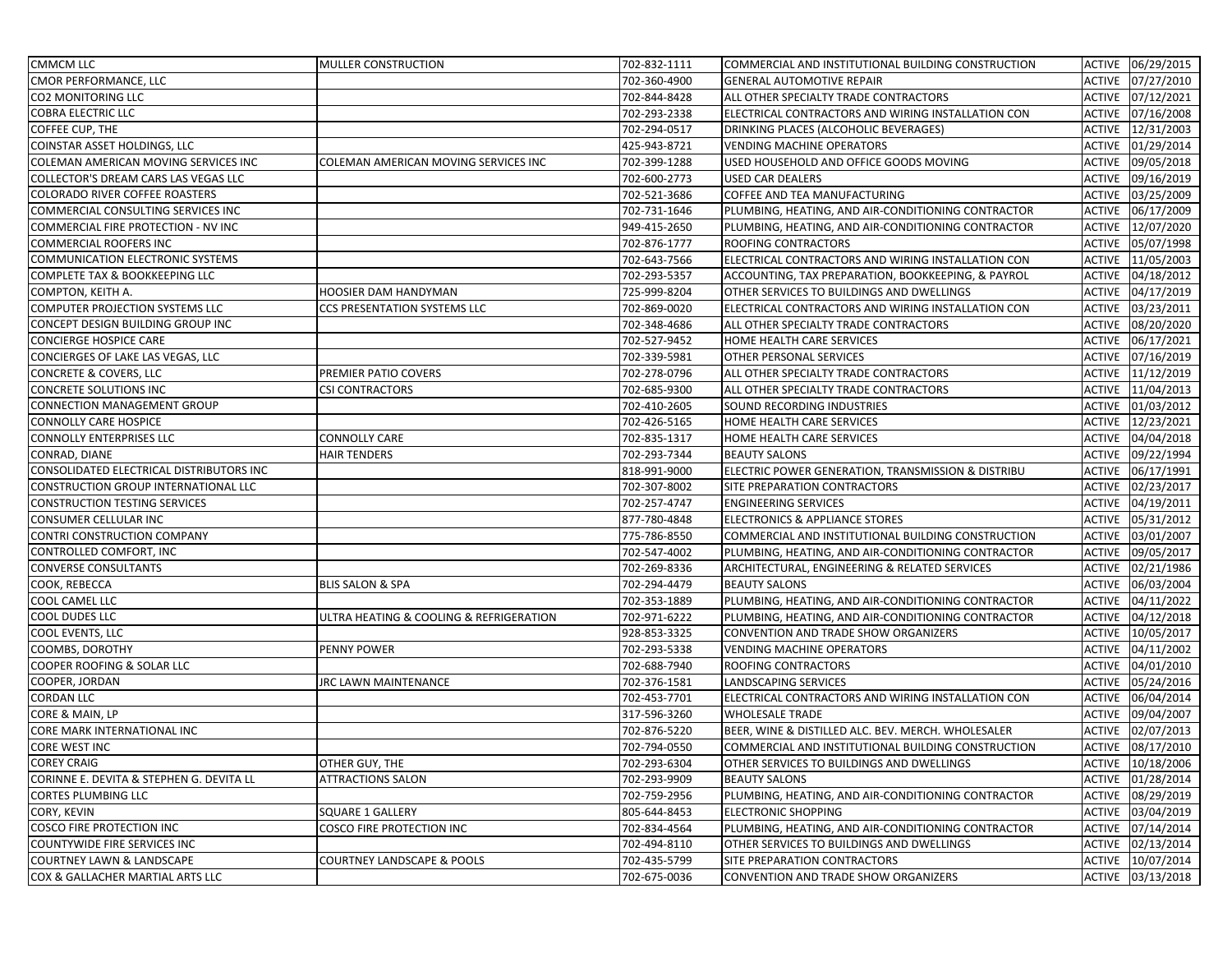| | | | | | |
|---|---|---|---|---|---|
| CMMCM LLC | MULLER CONSTRUCTION | 702-832-1111 | COMMERCIAL AND INSTITUTIONAL BUILDING CONSTRUCTION | ACTIVE | 06/29/2015 |
| CMOR PERFORMANCE, LLC | | 702-360-4900 | GENERAL AUTOMOTIVE REPAIR | ACTIVE | 07/27/2010 |
| CO2 MONITORING LLC | | 702-844-8428 | ALL OTHER SPECIALTY TRADE CONTRACTORS | ACTIVE | 07/12/2021 |
| COBRA ELECTRIC LLC | | 702-293-2338 | ELECTRICAL CONTRACTORS AND WIRING INSTALLATION CON | ACTIVE | 07/16/2008 |
| COFFEE CUP, THE | | 702-294-0517 | DRINKING PLACES (ALCOHOLIC BEVERAGES) | ACTIVE | 12/31/2003 |
| COINSTAR ASSET HOLDINGS, LLC | | 425-943-8721 | VENDING MACHINE OPERATORS | ACTIVE | 01/29/2014 |
| COLEMAN AMERICAN MOVING SERVICES INC | COLEMAN AMERICAN MOVING SERVICES INC | 702-399-1288 | USED HOUSEHOLD AND OFFICE GOODS MOVING | ACTIVE | 09/05/2018 |
| COLLECTOR'S DREAM CARS LAS VEGAS LLC | | 702-600-2773 | USED CAR DEALERS | ACTIVE | 09/16/2019 |
| COLORADO RIVER COFFEE ROASTERS | | 702-521-3686 | COFFEE AND TEA MANUFACTURING | ACTIVE | 03/25/2009 |
| COMMERCIAL CONSULTING SERVICES INC | | 702-731-1646 | PLUMBING, HEATING, AND AIR-CONDITIONING CONTRACTOR | ACTIVE | 06/17/2009 |
| COMMERCIAL FIRE PROTECTION - NV INC | | 949-415-2650 | PLUMBING, HEATING, AND AIR-CONDITIONING CONTRACTOR | ACTIVE | 12/07/2020 |
| COMMERCIAL ROOFERS INC | | 702-876-1777 | ROOFING CONTRACTORS | ACTIVE | 05/07/1998 |
| COMMUNICATION ELECTRONIC SYSTEMS | | 702-643-7566 | ELECTRICAL CONTRACTORS AND WIRING INSTALLATION CON | ACTIVE | 11/05/2003 |
| COMPLETE TAX & BOOKKEEPING LLC | | 702-293-5357 | ACCOUNTING, TAX PREPARATION, BOOKKEEPING, & PAYROL | ACTIVE | 04/18/2012 |
| COMPTON, KEITH A. | HOOSIER DAM HANDYMAN | 725-999-8204 | OTHER SERVICES TO BUILDINGS AND DWELLINGS | ACTIVE | 04/17/2019 |
| COMPUTER PROJECTION SYSTEMS LLC | CCS PRESENTATION SYSTEMS LLC | 702-869-0020 | ELECTRICAL CONTRACTORS AND WIRING INSTALLATION CON | ACTIVE | 03/23/2011 |
| CONCEPT DESIGN BUILDING GROUP INC | | 702-348-4686 | ALL OTHER SPECIALTY TRADE CONTRACTORS | ACTIVE | 08/20/2020 |
| CONCIERGE HOSPICE CARE | | 702-527-9452 | HOME HEALTH CARE SERVICES | ACTIVE | 06/17/2021 |
| CONCIERGES OF LAKE LAS VEGAS, LLC | | 702-339-5981 | OTHER PERSONAL SERVICES | ACTIVE | 07/16/2019 |
| CONCRETE & COVERS, LLC | PREMIER PATIO COVERS | 702-278-0796 | ALL OTHER SPECIALTY TRADE CONTRACTORS | ACTIVE | 11/12/2019 |
| CONCRETE SOLUTIONS INC | CSI CONTRACTORS | 702-685-9300 | ALL OTHER SPECIALTY TRADE CONTRACTORS | ACTIVE | 11/04/2013 |
| CONNECTION MANAGEMENT GROUP | | 702-410-2605 | SOUND RECORDING INDUSTRIES | ACTIVE | 01/03/2012 |
| CONNOLLY CARE HOSPICE | | 702-426-5165 | HOME HEALTH CARE SERVICES | ACTIVE | 12/23/2021 |
| CONNOLLY ENTERPRISES LLC | CONNOLLY CARE | 702-835-1317 | HOME HEALTH CARE SERVICES | ACTIVE | 04/04/2018 |
| CONRAD, DIANE | HAIR TENDERS | 702-293-7344 | BEAUTY SALONS | ACTIVE | 09/22/1994 |
| CONSOLIDATED ELECTRICAL DISTRIBUTORS INC | | 818-991-9000 | ELECTRIC POWER GENERATION, TRANSMISSION & DISTRIBU | ACTIVE | 06/17/1991 |
| CONSTRUCTION GROUP INTERNATIONAL LLC | | 702-307-8002 | SITE PREPARATION CONTRACTORS | ACTIVE | 02/23/2017 |
| CONSTRUCTION TESTING SERVICES | | 702-257-4747 | ENGINEERING SERVICES | ACTIVE | 04/19/2011 |
| CONSUMER CELLULAR INC | | 877-780-4848 | ELECTRONICS & APPLIANCE STORES | ACTIVE | 05/31/2012 |
| CONTRI CONSTRUCTION COMPANY | | 775-786-8550 | COMMERCIAL AND INSTITUTIONAL BUILDING CONSTRUCTION | ACTIVE | 03/01/2007 |
| CONTROLLED COMFORT, INC | | 702-547-4002 | PLUMBING, HEATING, AND AIR-CONDITIONING CONTRACTOR | ACTIVE | 09/05/2017 |
| CONVERSE CONSULTANTS | | 702-269-8336 | ARCHITECTURAL, ENGINEERING & RELATED SERVICES | ACTIVE | 02/21/1986 |
| COOK, REBECCA | BLIS SALON & SPA | 702-294-4479 | BEAUTY SALONS | ACTIVE | 06/03/2004 |
| COOL CAMEL LLC | | 702-353-1889 | PLUMBING, HEATING, AND AIR-CONDITIONING CONTRACTOR | ACTIVE | 04/11/2022 |
| COOL DUDES LLC | ULTRA HEATING & COOLING & REFRIGERATION | 702-971-6222 | PLUMBING, HEATING, AND AIR-CONDITIONING CONTRACTOR | ACTIVE | 04/12/2018 |
| COOL EVENTS, LLC | | 928-853-3325 | CONVENTION AND TRADE SHOW ORGANIZERS | ACTIVE | 10/05/2017 |
| COOMBS, DOROTHY | PENNY POWER | 702-293-5338 | VENDING MACHINE OPERATORS | ACTIVE | 04/11/2002 |
| COOPER ROOFING & SOLAR LLC | | 702-688-7940 | ROOFING CONTRACTORS | ACTIVE | 04/01/2010 |
| COOPER, JORDAN | JRC LAWN MAINTENANCE | 702-376-1581 | LANDSCAPING SERVICES | ACTIVE | 05/24/2016 |
| CORDAN LLC | | 702-453-7701 | ELECTRICAL CONTRACTORS AND WIRING INSTALLATION CON | ACTIVE | 06/04/2014 |
| CORE & MAIN, LP | | 317-596-3260 | WHOLESALE TRADE | ACTIVE | 09/04/2007 |
| CORE MARK INTERNATIONAL INC | | 702-876-5220 | BEER, WINE & DISTILLED ALC. BEV. MERCH. WHOLESALER | ACTIVE | 02/07/2013 |
| CORE WEST INC | | 702-794-0550 | COMMERCIAL AND INSTITUTIONAL BUILDING CONSTRUCTION | ACTIVE | 08/17/2010 |
| COREY CRAIG | OTHER GUY, THE | 702-293-6304 | OTHER SERVICES TO BUILDINGS AND DWELLINGS | ACTIVE | 10/18/2006 |
| CORINNE E. DEVITA & STEPHEN G. DEVITA LL | ATTRACTIONS SALON | 702-293-9909 | BEAUTY SALONS | ACTIVE | 01/28/2014 |
| CORTES PLUMBING LLC | | 702-759-2956 | PLUMBING, HEATING, AND AIR-CONDITIONING CONTRACTOR | ACTIVE | 08/29/2019 |
| CORY, KEVIN | SQUARE 1 GALLERY | 805-644-8453 | ELECTRONIC SHOPPING | ACTIVE | 03/04/2019 |
| COSCO FIRE PROTECTION INC | COSCO FIRE PROTECTION INC | 702-834-4564 | PLUMBING, HEATING, AND AIR-CONDITIONING CONTRACTOR | ACTIVE | 07/14/2014 |
| COUNTYWIDE FIRE SERVICES INC | | 702-494-8110 | OTHER SERVICES TO BUILDINGS AND DWELLINGS | ACTIVE | 02/13/2014 |
| COURTNEY LAWN & LANDSCAPE | COURTNEY LANDSCAPE & POOLS | 702-435-5799 | SITE PREPARATION CONTRACTORS | ACTIVE | 10/07/2014 |
| COX & GALLACHER MARTIAL ARTS LLC | | 702-675-0036 | CONVENTION AND TRADE SHOW ORGANIZERS | ACTIVE | 03/13/2018 |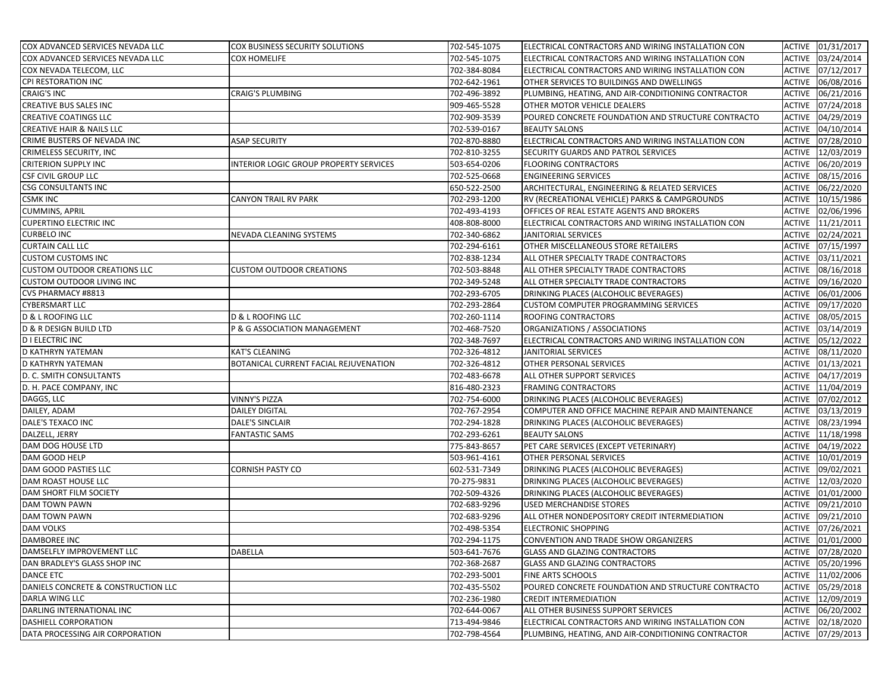| | | | | | |
|---|---|---|---|---|---|
| COX ADVANCED SERVICES NEVADA LLC | COX BUSINESS SECURITY SOLUTIONS | 702-545-1075 | ELECTRICAL CONTRACTORS AND WIRING INSTALLATION CON | ACTIVE | 01/31/2017 |
| COX ADVANCED SERVICES NEVADA LLC | COX HOMELIFE | 702-545-1075 | ELECTRICAL CONTRACTORS AND WIRING INSTALLATION CON | ACTIVE | 03/24/2014 |
| COX NEVADA TELECOM, LLC | | 702-384-8084 | ELECTRICAL CONTRACTORS AND WIRING INSTALLATION CON | ACTIVE | 07/12/2017 |
| CPI RESTORATION INC | | 702-642-1961 | OTHER SERVICES TO BUILDINGS AND DWELLINGS | ACTIVE | 06/08/2016 |
| CRAIG'S INC | CRAIG'S PLUMBING | 702-496-3892 | PLUMBING, HEATING, AND AIR-CONDITIONING CONTRACTOR | ACTIVE | 06/21/2016 |
| CREATIVE BUS SALES INC | | 909-465-5528 | OTHER MOTOR VEHICLE DEALERS | ACTIVE | 07/24/2018 |
| CREATIVE COATINGS LLC | | 702-909-3539 | POURED CONCRETE FOUNDATION AND STRUCTURE CONTRACTO | ACTIVE | 04/29/2019 |
| CREATIVE HAIR & NAILS LLC | | 702-539-0167 | BEAUTY SALONS | ACTIVE | 04/10/2014 |
| CRIME BUSTERS OF NEVADA INC | ASAP SECURITY | 702-870-8880 | ELECTRICAL CONTRACTORS AND WIRING INSTALLATION CON | ACTIVE | 07/28/2010 |
| CRIMELESS SECURITY, INC | | 702-810-3255 | SECURITY GUARDS AND PATROL SERVICES | ACTIVE | 12/03/2019 |
| CRITERION SUPPLY INC | INTERIOR LOGIC GROUP PROPERTY SERVICES | 503-654-0206 | FLOORING CONTRACTORS | ACTIVE | 06/20/2019 |
| CSF CIVIL GROUP LLC | | 702-525-0668 | ENGINEERING SERVICES | ACTIVE | 08/15/2016 |
| CSG CONSULTANTS INC | | 650-522-2500 | ARCHITECTURAL, ENGINEERING & RELATED SERVICES | ACTIVE | 06/22/2020 |
| CSMK INC | CANYON TRAIL RV PARK | 702-293-1200 | RV (RECREATIONAL VEHICLE) PARKS & CAMPGROUNDS | ACTIVE | 10/15/1986 |
| CUMMINS, APRIL | | 702-493-4193 | OFFICES OF REAL ESTATE AGENTS AND BROKERS | ACTIVE | 02/06/1996 |
| CUPERTINO ELECTRIC INC | | 408-808-8000 | ELECTRICAL CONTRACTORS AND WIRING INSTALLATION CON | ACTIVE | 11/21/2011 |
| CURBELO INC | NEVADA CLEANING SYSTEMS | 702-340-6862 | JANITORIAL SERVICES | ACTIVE | 02/24/2021 |
| CURTAIN CALL LLC | | 702-294-6161 | OTHER MISCELLANEOUS STORE RETAILERS | ACTIVE | 07/15/1997 |
| CUSTOM CUSTOMS INC | | 702-838-1234 | ALL OTHER SPECIALTY TRADE CONTRACTORS | ACTIVE | 03/11/2021 |
| CUSTOM OUTDOOR CREATIONS LLC | CUSTOM OUTDOOR CREATIONS | 702-503-8848 | ALL OTHER SPECIALTY TRADE CONTRACTORS | ACTIVE | 08/16/2018 |
| CUSTOM OUTDOOR LIVING INC | | 702-349-5248 | ALL OTHER SPECIALTY TRADE CONTRACTORS | ACTIVE | 09/16/2020 |
| CVS PHARMACY #8813 | | 702-293-6705 | DRINKING PLACES (ALCOHOLIC BEVERAGES) | ACTIVE | 06/01/2006 |
| CYBERSMART LLC | | 702-293-2864 | CUSTOM COMPUTER PROGRAMMING SERVICES | ACTIVE | 09/17/2020 |
| D & L ROOFING LLC | D & L ROOFING LLC | 702-260-1114 | ROOFING CONTRACTORS | ACTIVE | 08/05/2015 |
| D & R DESIGN BUILD LTD | P & G ASSOCIATION MANAGEMENT | 702-468-7520 | ORGANIZATIONS / ASSOCIATIONS | ACTIVE | 03/14/2019 |
| D I ELECTRIC INC | | 702-348-7697 | ELECTRICAL CONTRACTORS AND WIRING INSTALLATION CON | ACTIVE | 05/12/2022 |
| D KATHRYN YATEMAN | KAT'S CLEANING | 702-326-4812 | JANITORIAL SERVICES | ACTIVE | 08/11/2020 |
| D KATHRYN YATEMAN | BOTANICAL CURRENT FACIAL REJUVENATION | 702-326-4812 | OTHER PERSONAL SERVICES | ACTIVE | 01/13/2021 |
| D. C. SMITH CONSULTANTS | | 702-483-6678 | ALL OTHER SUPPORT SERVICES | ACTIVE | 04/17/2019 |
| D. H. PACE COMPANY, INC | | 816-480-2323 | FRAMING CONTRACTORS | ACTIVE | 11/04/2019 |
| DAGGS, LLC | VINNY'S PIZZA | 702-754-6000 | DRINKING PLACES (ALCOHOLIC BEVERAGES) | ACTIVE | 07/02/2012 |
| DAILEY, ADAM | DAILEY DIGITAL | 702-767-2954 | COMPUTER AND OFFICE MACHINE REPAIR AND MAINTENANCE | ACTIVE | 03/13/2019 |
| DALE'S TEXACO INC | DALE'S SINCLAIR | 702-294-1828 | DRINKING PLACES (ALCOHOLIC BEVERAGES) | ACTIVE | 08/23/1994 |
| DALZELL, JERRY | FANTASTIC SAMS | 702-293-6261 | BEAUTY SALONS | ACTIVE | 11/18/1998 |
| DAM DOG HOUSE LTD | | 775-843-8657 | PET CARE SERVICES (EXCEPT VETERINARY) | ACTIVE | 04/19/2022 |
| DAM GOOD HELP | | 503-961-4161 | OTHER PERSONAL SERVICES | ACTIVE | 10/01/2019 |
| DAM GOOD PASTIES LLC | CORNISH PASTY CO | 602-531-7349 | DRINKING PLACES (ALCOHOLIC BEVERAGES) | ACTIVE | 09/02/2021 |
| DAM ROAST HOUSE LLC | | 70-275-9831 | DRINKING PLACES (ALCOHOLIC BEVERAGES) | ACTIVE | 12/03/2020 |
| DAM SHORT FILM SOCIETY | | 702-509-4326 | DRINKING PLACES (ALCOHOLIC BEVERAGES) | ACTIVE | 01/01/2000 |
| DAM TOWN PAWN | | 702-683-9296 | USED MERCHANDISE STORES | ACTIVE | 09/21/2010 |
| DAM TOWN PAWN | | 702-683-9296 | ALL OTHER NONDEPOSITORY CREDIT INTERMEDIATION | ACTIVE | 09/21/2010 |
| DAM VOLKS | | 702-498-5354 | ELECTRONIC SHOPPING | ACTIVE | 07/26/2021 |
| DAMBOREE INC | | 702-294-1175 | CONVENTION AND TRADE SHOW ORGANIZERS | ACTIVE | 01/01/2000 |
| DAMSELFLY IMPROVEMENT LLC | DABELLA | 503-641-7676 | GLASS AND GLAZING CONTRACTORS | ACTIVE | 07/28/2020 |
| DAN BRADLEY'S GLASS SHOP INC | | 702-368-2687 | GLASS AND GLAZING CONTRACTORS | ACTIVE | 05/20/1996 |
| DANCE ETC | | 702-293-5001 | FINE ARTS SCHOOLS | ACTIVE | 11/02/2006 |
| DANIELS CONCRETE & CONSTRUCTION LLC | | 702-435-5502 | POURED CONCRETE FOUNDATION AND STRUCTURE CONTRACTO | ACTIVE | 05/29/2018 |
| DARLA WING LLC | | 702-236-1980 | CREDIT INTERMEDIATION | ACTIVE | 12/09/2019 |
| DARLING INTERNATIONAL INC | | 702-644-0067 | ALL OTHER BUSINESS SUPPORT SERVICES | ACTIVE | 06/20/2002 |
| DASHIELL CORPORATION | | 713-494-9846 | ELECTRICAL CONTRACTORS AND WIRING INSTALLATION CON | ACTIVE | 02/18/2020 |
| DATA PROCESSING AIR CORPORATION | | 702-798-4564 | PLUMBING, HEATING, AND AIR-CONDITIONING CONTRACTOR | ACTIVE | 07/29/2013 |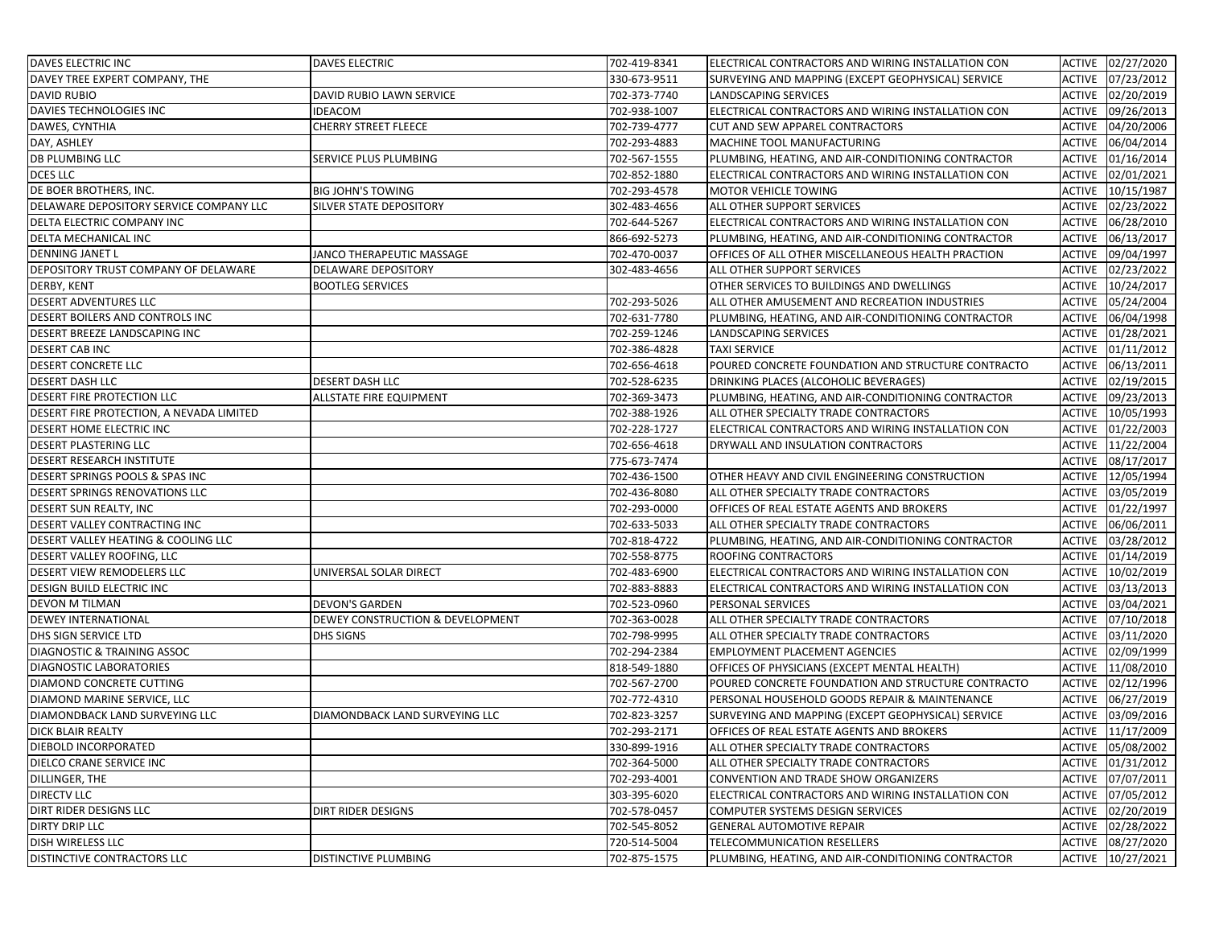| | | | | | |
|---|---|---|---|---|---|
| DAVES ELECTRIC INC | DAVES ELECTRIC | 702-419-8341 | ELECTRICAL CONTRACTORS AND WIRING INSTALLATION CON | ACTIVE | 02/27/2020 |
| DAVEY TREE EXPERT COMPANY, THE | | 330-673-9511 | SURVEYING AND MAPPING (EXCEPT GEOPHYSICAL) SERVICE | ACTIVE | 07/23/2012 |
| DAVID RUBIO | DAVID RUBIO LAWN SERVICE | 702-373-7740 | LANDSCAPING SERVICES | ACTIVE | 02/20/2019 |
| DAVIES TECHNOLOGIES INC | IDEACOM | 702-938-1007 | ELECTRICAL CONTRACTORS AND WIRING INSTALLATION CON | ACTIVE | 09/26/2013 |
| DAWES, CYNTHIA | CHERRY STREET FLEECE | 702-739-4777 | CUT AND SEW APPAREL CONTRACTORS | ACTIVE | 04/20/2006 |
| DAY, ASHLEY | | 702-293-4883 | MACHINE TOOL MANUFACTURING | ACTIVE | 06/04/2014 |
| DB PLUMBING LLC | SERVICE PLUS PLUMBING | 702-567-1555 | PLUMBING, HEATING, AND AIR-CONDITIONING CONTRACTOR | ACTIVE | 01/16/2014 |
| DCES LLC | | 702-852-1880 | ELECTRICAL CONTRACTORS AND WIRING INSTALLATION CON | ACTIVE | 02/01/2021 |
| DE BOER BROTHERS, INC. | BIG JOHN'S TOWING | 702-293-4578 | MOTOR VEHICLE TOWING | ACTIVE | 10/15/1987 |
| DELAWARE DEPOSITORY SERVICE COMPANY LLC | SILVER STATE DEPOSITORY | 302-483-4656 | ALL OTHER SUPPORT SERVICES | ACTIVE | 02/23/2022 |
| DELTA ELECTRIC COMPANY INC | | 702-644-5267 | ELECTRICAL CONTRACTORS AND WIRING INSTALLATION CON | ACTIVE | 06/28/2010 |
| DELTA MECHANICAL INC | | 866-692-5273 | PLUMBING, HEATING, AND AIR-CONDITIONING CONTRACTOR | ACTIVE | 06/13/2017 |
| DENNING JANET L | JANCO THERAPEUTIC MASSAGE | 702-470-0037 | OFFICES OF ALL OTHER MISCELLANEOUS HEALTH PRACTION | ACTIVE | 09/04/1997 |
| DEPOSITORY TRUST COMPANY OF DELAWARE | DELAWARE DEPOSITORY | 302-483-4656 | ALL OTHER SUPPORT SERVICES | ACTIVE | 02/23/2022 |
| DERBY, KENT | BOOTLEG SERVICES | | OTHER SERVICES TO BUILDINGS AND DWELLINGS | ACTIVE | 10/24/2017 |
| DESERT ADVENTURES LLC | | 702-293-5026 | ALL OTHER AMUSEMENT AND RECREATION INDUSTRIES | ACTIVE | 05/24/2004 |
| DESERT BOILERS AND CONTROLS INC | | 702-631-7780 | PLUMBING, HEATING, AND AIR-CONDITIONING CONTRACTOR | ACTIVE | 06/04/1998 |
| DESERT BREEZE LANDSCAPING INC | | 702-259-1246 | LANDSCAPING SERVICES | ACTIVE | 01/28/2021 |
| DESERT CAB INC | | 702-386-4828 | TAXI SERVICE | ACTIVE | 01/11/2012 |
| DESERT CONCRETE LLC | | 702-656-4618 | POURED CONCRETE FOUNDATION AND STRUCTURE CONTRACTO | ACTIVE | 06/13/2011 |
| DESERT DASH LLC | DESERT DASH LLC | 702-528-6235 | DRINKING PLACES (ALCOHOLIC BEVERAGES) | ACTIVE | 02/19/2015 |
| DESERT FIRE PROTECTION LLC | ALLSTATE FIRE EQUIPMENT | 702-369-3473 | PLUMBING, HEATING, AND AIR-CONDITIONING CONTRACTOR | ACTIVE | 09/23/2013 |
| DESERT FIRE PROTECTION, A NEVADA LIMITED | | 702-388-1926 | ALL OTHER SPECIALTY TRADE CONTRACTORS | ACTIVE | 10/05/1993 |
| DESERT HOME ELECTRIC INC | | 702-228-1727 | ELECTRICAL CONTRACTORS AND WIRING INSTALLATION CON | ACTIVE | 01/22/2003 |
| DESERT PLASTERING LLC | | 702-656-4618 | DRYWALL AND INSULATION CONTRACTORS | ACTIVE | 11/22/2004 |
| DESERT RESEARCH INSTITUTE | | 775-673-7474 | | ACTIVE | 08/17/2017 |
| DESERT SPRINGS POOLS & SPAS INC | | 702-436-1500 | OTHER HEAVY AND CIVIL ENGINEERING CONSTRUCTION | ACTIVE | 12/05/1994 |
| DESERT SPRINGS RENOVATIONS LLC | | 702-436-8080 | ALL OTHER SPECIALTY TRADE CONTRACTORS | ACTIVE | 03/05/2019 |
| DESERT SUN REALTY, INC | | 702-293-0000 | OFFICES OF REAL ESTATE AGENTS AND BROKERS | ACTIVE | 01/22/1997 |
| DESERT VALLEY CONTRACTING INC | | 702-633-5033 | ALL OTHER SPECIALTY TRADE CONTRACTORS | ACTIVE | 06/06/2011 |
| DESERT VALLEY HEATING & COOLING LLC | | 702-818-4722 | PLUMBING, HEATING, AND AIR-CONDITIONING CONTRACTOR | ACTIVE | 03/28/2012 |
| DESERT VALLEY ROOFING, LLC | | 702-558-8775 | ROOFING CONTRACTORS | ACTIVE | 01/14/2019 |
| DESERT VIEW REMODELERS LLC | UNIVERSAL SOLAR DIRECT | 702-483-6900 | ELECTRICAL CONTRACTORS AND WIRING INSTALLATION CON | ACTIVE | 10/02/2019 |
| DESIGN BUILD ELECTRIC INC | | 702-883-8883 | ELECTRICAL CONTRACTORS AND WIRING INSTALLATION CON | ACTIVE | 03/13/2013 |
| DEVON M TILMAN | DEVON'S GARDEN | 702-523-0960 | PERSONAL SERVICES | ACTIVE | 03/04/2021 |
| DEWEY INTERNATIONAL | DEWEY CONSTRUCTION & DEVELOPMENT | 702-363-0028 | ALL OTHER SPECIALTY TRADE CONTRACTORS | ACTIVE | 07/10/2018 |
| DHS SIGN SERVICE LTD | DHS SIGNS | 702-798-9995 | ALL OTHER SPECIALTY TRADE CONTRACTORS | ACTIVE | 03/11/2020 |
| DIAGNOSTIC & TRAINING ASSOC | | 702-294-2384 | EMPLOYMENT PLACEMENT AGENCIES | ACTIVE | 02/09/1999 |
| DIAGNOSTIC LABORATORIES | | 818-549-1880 | OFFICES OF PHYSICIANS (EXCEPT MENTAL HEALTH) | ACTIVE | 11/08/2010 |
| DIAMOND CONCRETE CUTTING | | 702-567-2700 | POURED CONCRETE FOUNDATION AND STRUCTURE CONTRACTO | ACTIVE | 02/12/1996 |
| DIAMOND MARINE SERVICE, LLC | | 702-772-4310 | PERSONAL HOUSEHOLD GOODS REPAIR & MAINTENANCE | ACTIVE | 06/27/2019 |
| DIAMONDBACK LAND SURVEYING LLC | DIAMONDBACK LAND SURVEYING LLC | 702-823-3257 | SURVEYING AND MAPPING (EXCEPT GEOPHYSICAL) SERVICE | ACTIVE | 03/09/2016 |
| DICK BLAIR REALTY | | 702-293-2171 | OFFICES OF REAL ESTATE AGENTS AND BROKERS | ACTIVE | 11/17/2009 |
| DIEBOLD INCORPORATED | | 330-899-1916 | ALL OTHER SPECIALTY TRADE CONTRACTORS | ACTIVE | 05/08/2002 |
| DIELCO CRANE SERVICE INC | | 702-364-5000 | ALL OTHER SPECIALTY TRADE CONTRACTORS | ACTIVE | 01/31/2012 |
| DILLINGER, THE | | 702-293-4001 | CONVENTION AND TRADE SHOW ORGANIZERS | ACTIVE | 07/07/2011 |
| DIRECTV LLC | | 303-395-6020 | ELECTRICAL CONTRACTORS AND WIRING INSTALLATION CON | ACTIVE | 07/05/2012 |
| DIRT RIDER DESIGNS LLC | DIRT RIDER DESIGNS | 702-578-0457 | COMPUTER SYSTEMS DESIGN SERVICES | ACTIVE | 02/20/2019 |
| DIRTY DRIP LLC | | 702-545-8052 | GENERAL AUTOMOTIVE REPAIR | ACTIVE | 02/28/2022 |
| DISH WIRELESS LLC | | 720-514-5004 | TELECOMMUNICATION RESELLERS | ACTIVE | 08/27/2020 |
| DISTINCTIVE CONTRACTORS LLC | DISTINCTIVE PLUMBING | 702-875-1575 | PLUMBING, HEATING, AND AIR-CONDITIONING CONTRACTOR | ACTIVE | 10/27/2021 |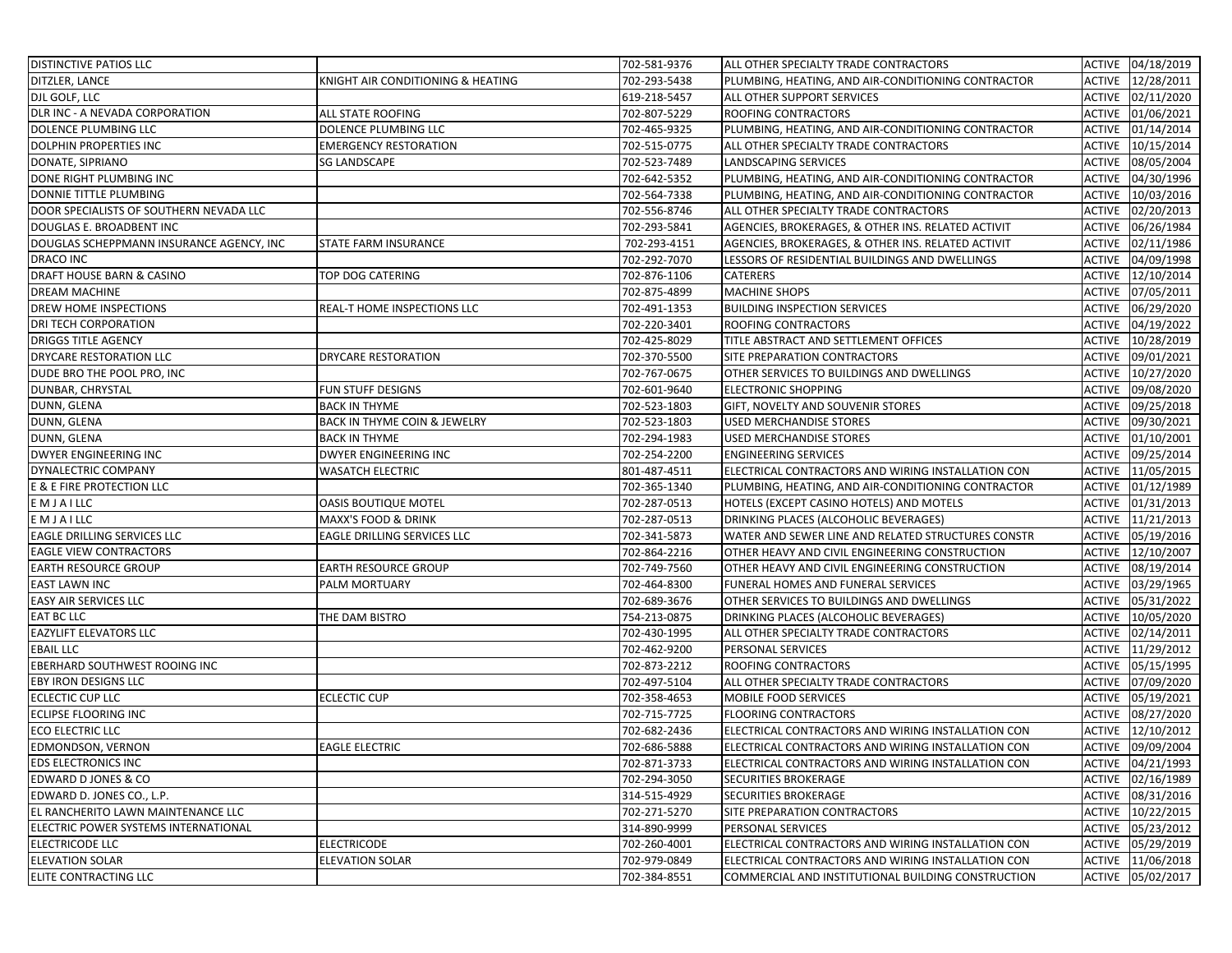| | | | | | |
|---|---|---|---|---|---|
| DISTINCTIVE PATIOS LLC | | 702-581-9376 | ALL OTHER SPECIALTY TRADE CONTRACTORS | ACTIVE | 04/18/2019 |
| DITZLER, LANCE | KNIGHT AIR CONDITIONING & HEATING | 702-293-5438 | PLUMBING, HEATING, AND AIR-CONDITIONING CONTRACTOR | ACTIVE | 12/28/2011 |
| DJL GOLF, LLC | | 619-218-5457 | ALL OTHER SUPPORT SERVICES | ACTIVE | 02/11/2020 |
| DLR INC - A NEVADA CORPORATION | ALL STATE ROOFING | 702-807-5229 | ROOFING CONTRACTORS | ACTIVE | 01/06/2021 |
| DOLENCE PLUMBING LLC | DOLENCE PLUMBING LLC | 702-465-9325 | PLUMBING, HEATING, AND AIR-CONDITIONING CONTRACTOR | ACTIVE | 01/14/2014 |
| DOLPHIN PROPERTIES INC | EMERGENCY RESTORATION | 702-515-0775 | ALL OTHER SPECIALTY TRADE CONTRACTORS | ACTIVE | 10/15/2014 |
| DONATE, SIPRIANO | SG LANDSCAPE | 702-523-7489 | LANDSCAPING SERVICES | ACTIVE | 08/05/2004 |
| DONE RIGHT PLUMBING INC | | 702-642-5352 | PLUMBING, HEATING, AND AIR-CONDITIONING CONTRACTOR | ACTIVE | 04/30/1996 |
| DONNIE TITTLE PLUMBING | | 702-564-7338 | PLUMBING, HEATING, AND AIR-CONDITIONING CONTRACTOR | ACTIVE | 10/03/2016 |
| DOOR SPECIALISTS OF SOUTHERN NEVADA LLC | | 702-556-8746 | ALL OTHER SPECIALTY TRADE CONTRACTORS | ACTIVE | 02/20/2013 |
| DOUGLAS E. BROADBENT INC | | 702-293-5841 | AGENCIES, BROKERAGES, & OTHER INS. RELATED ACTIVIT | ACTIVE | 06/26/1984 |
| DOUGLAS SCHEPPMANN INSURANCE AGENCY, INC | STATE FARM INSURANCE | 702-293-4151 | AGENCIES, BROKERAGES, & OTHER INS. RELATED ACTIVIT | ACTIVE | 02/11/1986 |
| DRACO INC | | 702-292-7070 | LESSORS OF RESIDENTIAL BUILDINGS AND DWELLINGS | ACTIVE | 04/09/1998 |
| DRAFT HOUSE BARN & CASINO | TOP DOG CATERING | 702-876-1106 | CATERERS | ACTIVE | 12/10/2014 |
| DREAM MACHINE | | 702-875-4899 | MACHINE SHOPS | ACTIVE | 07/05/2011 |
| DREW HOME INSPECTIONS | REAL-T HOME INSPECTIONS LLC | 702-491-1353 | BUILDING INSPECTION SERVICES | ACTIVE | 06/29/2020 |
| DRI TECH CORPORATION | | 702-220-3401 | ROOFING CONTRACTORS | ACTIVE | 04/19/2022 |
| DRIGGS TITLE AGENCY | | 702-425-8029 | TITLE ABSTRACT AND SETTLEMENT OFFICES | ACTIVE | 10/28/2019 |
| DRYCARE RESTORATION LLC | DRYCARE RESTORATION | 702-370-5500 | SITE PREPARATION CONTRACTORS | ACTIVE | 09/01/2021 |
| DUDE BRO THE POOL PRO, INC | | 702-767-0675 | OTHER SERVICES TO BUILDINGS AND DWELLINGS | ACTIVE | 10/27/2020 |
| DUNBAR, CHRYSTAL | FUN STUFF DESIGNS | 702-601-9640 | ELECTRONIC SHOPPING | ACTIVE | 09/08/2020 |
| DUNN, GLENA | BACK IN THYME | 702-523-1803 | GIFT, NOVELTY AND SOUVENIR STORES | ACTIVE | 09/25/2018 |
| DUNN, GLENA | BACK IN THYME COIN & JEWELRY | 702-523-1803 | USED MERCHANDISE STORES | ACTIVE | 09/30/2021 |
| DUNN, GLENA | BACK IN THYME | 702-294-1983 | USED MERCHANDISE STORES | ACTIVE | 01/10/2001 |
| DWYER ENGINEERING INC | DWYER ENGINEERING INC | 702-254-2200 | ENGINEERING SERVICES | ACTIVE | 09/25/2014 |
| DYNALECTRIC COMPANY | WASATCH ELECTRIC | 801-487-4511 | ELECTRICAL CONTRACTORS AND WIRING INSTALLATION CON | ACTIVE | 11/05/2015 |
| E & E FIRE PROTECTION LLC | | 702-365-1340 | PLUMBING, HEATING, AND AIR-CONDITIONING CONTRACTOR | ACTIVE | 01/12/1989 |
| E M J A I LLC | OASIS BOUTIQUE MOTEL | 702-287-0513 | HOTELS (EXCEPT CASINO HOTELS) AND MOTELS | ACTIVE | 01/31/2013 |
| E M J A I LLC | MAXX'S FOOD & DRINK | 702-287-0513 | DRINKING PLACES (ALCOHOLIC BEVERAGES) | ACTIVE | 11/21/2013 |
| EAGLE DRILLING SERVICES LLC | EAGLE DRILLING SERVICES LLC | 702-341-5873 | WATER AND SEWER LINE AND RELATED STRUCTURES CONSTR | ACTIVE | 05/19/2016 |
| EAGLE VIEW CONTRACTORS | | 702-864-2216 | OTHER HEAVY AND CIVIL ENGINEERING CONSTRUCTION | ACTIVE | 12/10/2007 |
| EARTH RESOURCE GROUP | EARTH RESOURCE GROUP | 702-749-7560 | OTHER HEAVY AND CIVIL ENGINEERING CONSTRUCTION | ACTIVE | 08/19/2014 |
| EAST LAWN INC | PALM MORTUARY | 702-464-8300 | FUNERAL HOMES AND FUNERAL SERVICES | ACTIVE | 03/29/1965 |
| EASY AIR SERVICES LLC | | 702-689-3676 | OTHER SERVICES TO BUILDINGS AND DWELLINGS | ACTIVE | 05/31/2022 |
| EAT BC LLC | THE DAM BISTRO | 754-213-0875 | DRINKING PLACES (ALCOHOLIC BEVERAGES) | ACTIVE | 10/05/2020 |
| EAZYLIFT ELEVATORS LLC | | 702-430-1995 | ALL OTHER SPECIALTY TRADE CONTRACTORS | ACTIVE | 02/14/2011 |
| EBAIL LLC | | 702-462-9200 | PERSONAL SERVICES | ACTIVE | 11/29/2012 |
| EBERHARD SOUTHWEST ROOING INC | | 702-873-2212 | ROOFING CONTRACTORS | ACTIVE | 05/15/1995 |
| EBY IRON DESIGNS LLC | | 702-497-5104 | ALL OTHER SPECIALTY TRADE CONTRACTORS | ACTIVE | 07/09/2020 |
| ECLECTIC CUP LLC | ECLECTIC CUP | 702-358-4653 | MOBILE FOOD SERVICES | ACTIVE | 05/19/2021 |
| ECLIPSE FLOORING INC | | 702-715-7725 | FLOORING CONTRACTORS | ACTIVE | 08/27/2020 |
| ECO ELECTRIC LLC | | 702-682-2436 | ELECTRICAL CONTRACTORS AND WIRING INSTALLATION CON | ACTIVE | 12/10/2012 |
| EDMONDSON, VERNON | EAGLE ELECTRIC | 702-686-5888 | ELECTRICAL CONTRACTORS AND WIRING INSTALLATION CON | ACTIVE | 09/09/2004 |
| EDS ELECTRONICS INC | | 702-871-3733 | ELECTRICAL CONTRACTORS AND WIRING INSTALLATION CON | ACTIVE | 04/21/1993 |
| EDWARD D JONES & CO | | 702-294-3050 | SECURITIES BROKERAGE | ACTIVE | 02/16/1989 |
| EDWARD D. JONES CO., L.P. | | 314-515-4929 | SECURITIES BROKERAGE | ACTIVE | 08/31/2016 |
| EL RANCHERITO LAWN MAINTENANCE LLC | | 702-271-5270 | SITE PREPARATION CONTRACTORS | ACTIVE | 10/22/2015 |
| ELECTRIC POWER SYSTEMS INTERNATIONAL | | 314-890-9999 | PERSONAL SERVICES | ACTIVE | 05/23/2012 |
| ELECTRICODE LLC | ELECTRICODE | 702-260-4001 | ELECTRICAL CONTRACTORS AND WIRING INSTALLATION CON | ACTIVE | 05/29/2019 |
| ELEVATION SOLAR | ELEVATION SOLAR | 702-979-0849 | ELECTRICAL CONTRACTORS AND WIRING INSTALLATION CON | ACTIVE | 11/06/2018 |
| ELITE CONTRACTING LLC | | 702-384-8551 | COMMERCIAL AND INSTITUTIONAL BUILDING CONSTRUCTION | ACTIVE | 05/02/2017 |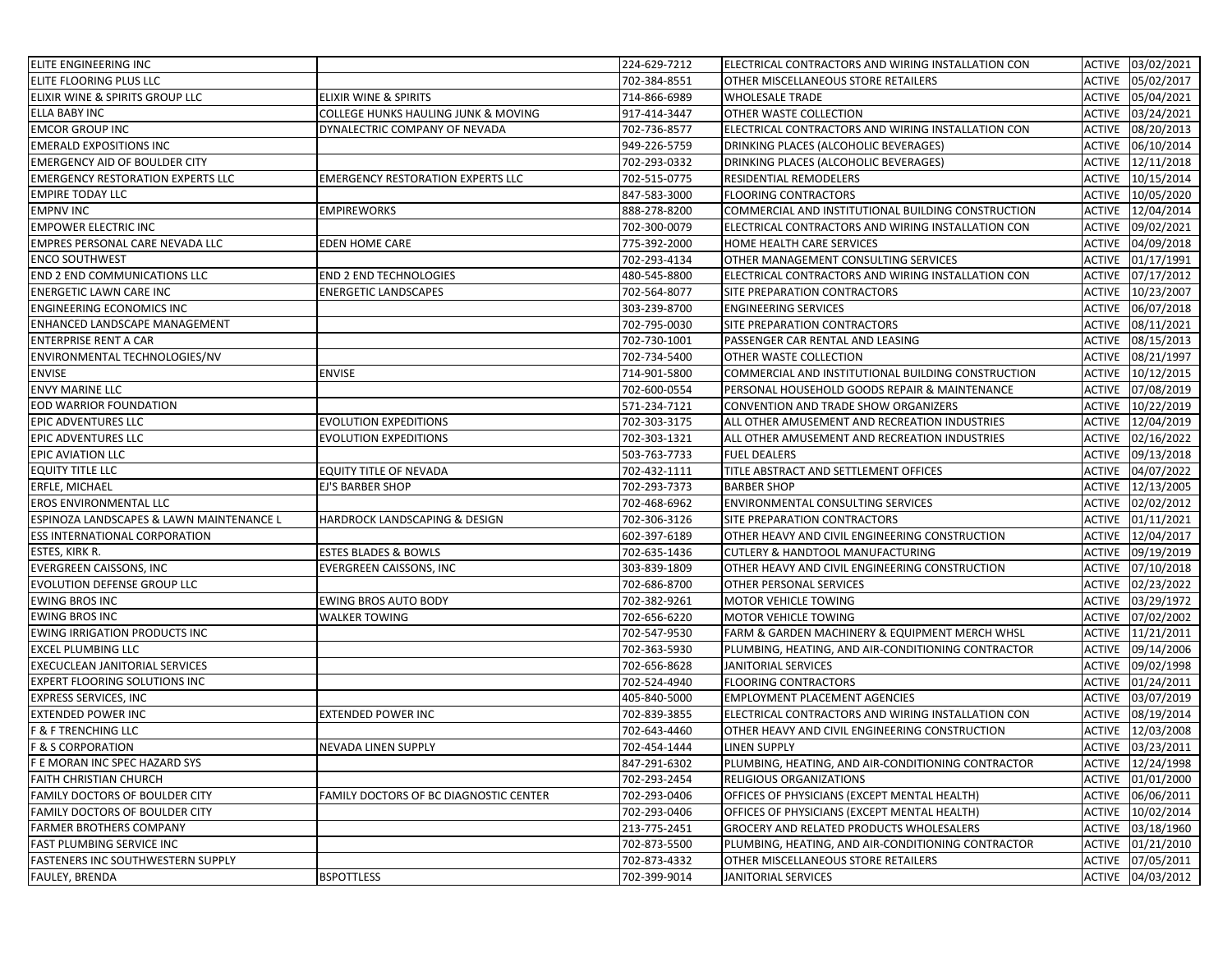| | | | | | |
|---|---|---|---|---|---|
| ELITE ENGINEERING INC | | 224-629-7212 | ELECTRICAL CONTRACTORS AND WIRING INSTALLATION CON | ACTIVE | 03/02/2021 |
| ELITE FLOORING PLUS LLC | | 702-384-8551 | OTHER MISCELLANEOUS STORE RETAILERS | ACTIVE | 05/02/2017 |
| ELIXIR WINE & SPIRITS GROUP LLC | ELIXIR WINE & SPIRITS | 714-866-6989 | WHOLESALE TRADE | ACTIVE | 05/04/2021 |
| ELLA BABY INC | COLLEGE HUNKS HAULING JUNK & MOVING | 917-414-3447 | OTHER WASTE COLLECTION | ACTIVE | 03/24/2021 |
| EMCOR GROUP INC | DYNALECTRIC COMPANY OF NEVADA | 702-736-8577 | ELECTRICAL CONTRACTORS AND WIRING INSTALLATION CON | ACTIVE | 08/20/2013 |
| EMERALD EXPOSITIONS INC | | 949-226-5759 | DRINKING PLACES (ALCOHOLIC BEVERAGES) | ACTIVE | 06/10/2014 |
| EMERGENCY AID OF BOULDER CITY | | 702-293-0332 | DRINKING PLACES (ALCOHOLIC BEVERAGES) | ACTIVE | 12/11/2018 |
| EMERGENCY RESTORATION EXPERTS LLC | EMERGENCY RESTORATION EXPERTS LLC | 702-515-0775 | RESIDENTIAL REMODELERS | ACTIVE | 10/15/2014 |
| EMPIRE TODAY LLC | | 847-583-3000 | FLOORING CONTRACTORS | ACTIVE | 10/05/2020 |
| EMPNV INC | EMPIREWORKS | 888-278-8200 | COMMERCIAL AND INSTITUTIONAL BUILDING CONSTRUCTION | ACTIVE | 12/04/2014 |
| EMPOWER ELECTRIC INC | | 702-300-0079 | ELECTRICAL CONTRACTORS AND WIRING INSTALLATION CON | ACTIVE | 09/02/2021 |
| EMPRES PERSONAL CARE NEVADA LLC | EDEN HOME CARE | 775-392-2000 | HOME HEALTH CARE SERVICES | ACTIVE | 04/09/2018 |
| ENCO SOUTHWEST | | 702-293-4134 | OTHER MANAGEMENT CONSULTING SERVICES | ACTIVE | 01/17/1991 |
| END 2 END COMMUNICATIONS LLC | END 2 END TECHNOLOGIES | 480-545-8800 | ELECTRICAL CONTRACTORS AND WIRING INSTALLATION CON | ACTIVE | 07/17/2012 |
| ENERGETIC LAWN CARE INC | ENERGETIC LANDSCAPES | 702-564-8077 | SITE PREPARATION CONTRACTORS | ACTIVE | 10/23/2007 |
| ENGINEERING ECONOMICS INC | | 303-239-8700 | ENGINEERING SERVICES | ACTIVE | 06/07/2018 |
| ENHANCED LANDSCAPE MANAGEMENT | | 702-795-0030 | SITE PREPARATION CONTRACTORS | ACTIVE | 08/11/2021 |
| ENTERPRISE RENT A CAR | | 702-730-1001 | PASSENGER CAR RENTAL AND LEASING | ACTIVE | 08/15/2013 |
| ENVIRONMENTAL TECHNOLOGIES/NV | | 702-734-5400 | OTHER WASTE COLLECTION | ACTIVE | 08/21/1997 |
| ENVISE | ENVISE | 714-901-5800 | COMMERCIAL AND INSTITUTIONAL BUILDING CONSTRUCTION | ACTIVE | 10/12/2015 |
| ENVY MARINE LLC | | 702-600-0554 | PERSONAL HOUSEHOLD GOODS REPAIR & MAINTENANCE | ACTIVE | 07/08/2019 |
| EOD WARRIOR FOUNDATION | | 571-234-7121 | CONVENTION AND TRADE SHOW ORGANIZERS | ACTIVE | 10/22/2019 |
| EPIC ADVENTURES LLC | EVOLUTION EXPEDITIONS | 702-303-3175 | ALL OTHER AMUSEMENT AND RECREATION INDUSTRIES | ACTIVE | 12/04/2019 |
| EPIC ADVENTURES LLC | EVOLUTION EXPEDITIONS | 702-303-1321 | ALL OTHER AMUSEMENT AND RECREATION INDUSTRIES | ACTIVE | 02/16/2022 |
| EPIC AVIATION LLC | | 503-763-7733 | FUEL DEALERS | ACTIVE | 09/13/2018 |
| EQUITY TITLE LLC | EQUITY TITLE OF NEVADA | 702-432-1111 | TITLE ABSTRACT AND SETTLEMENT OFFICES | ACTIVE | 04/07/2022 |
| ERFLE, MICHAEL | EJ'S BARBER SHOP | 702-293-7373 | BARBER SHOP | ACTIVE | 12/13/2005 |
| EROS ENVIRONMENTAL LLC | | 702-468-6962 | ENVIRONMENTAL CONSULTING SERVICES | ACTIVE | 02/02/2012 |
| ESPINOZA LANDSCAPES & LAWN MAINTENANCE L | HARDROCK LANDSCAPING & DESIGN | 702-306-3126 | SITE PREPARATION CONTRACTORS | ACTIVE | 01/11/2021 |
| ESS INTERNATIONAL CORPORATION | | 602-397-6189 | OTHER HEAVY AND CIVIL ENGINEERING CONSTRUCTION | ACTIVE | 12/04/2017 |
| ESTES, KIRK R. | ESTES BLADES & BOWLS | 702-635-1436 | CUTLERY & HANDTOOL MANUFACTURING | ACTIVE | 09/19/2019 |
| EVERGREEN CAISSONS, INC | EVERGREEN CAISSONS, INC | 303-839-1809 | OTHER HEAVY AND CIVIL ENGINEERING CONSTRUCTION | ACTIVE | 07/10/2018 |
| EVOLUTION DEFENSE GROUP LLC | | 702-686-8700 | OTHER PERSONAL SERVICES | ACTIVE | 02/23/2022 |
| EWING BROS INC | EWING BROS AUTO BODY | 702-382-9261 | MOTOR VEHICLE TOWING | ACTIVE | 03/29/1972 |
| EWING BROS INC | WALKER TOWING | 702-656-6220 | MOTOR VEHICLE TOWING | ACTIVE | 07/02/2002 |
| EWING IRRIGATION PRODUCTS INC | | 702-547-9530 | FARM & GARDEN MACHINERY & EQUIPMENT MERCH WHSL | ACTIVE | 11/21/2011 |
| EXCEL PLUMBING LLC | | 702-363-5930 | PLUMBING, HEATING, AND AIR-CONDITIONING CONTRACTOR | ACTIVE | 09/14/2006 |
| EXECUCLEAN JANITORIAL SERVICES | | 702-656-8628 | JANITORIAL SERVICES | ACTIVE | 09/02/1998 |
| EXPERT FLOORING SOLUTIONS INC | | 702-524-4940 | FLOORING CONTRACTORS | ACTIVE | 01/24/2011 |
| EXPRESS SERVICES, INC | | 405-840-5000 | EMPLOYMENT PLACEMENT AGENCIES | ACTIVE | 03/07/2019 |
| EXTENDED POWER INC | EXTENDED POWER INC | 702-839-3855 | ELECTRICAL CONTRACTORS AND WIRING INSTALLATION CON | ACTIVE | 08/19/2014 |
| F & F TRENCHING LLC | | 702-643-4460 | OTHER HEAVY AND CIVIL ENGINEERING CONSTRUCTION | ACTIVE | 12/03/2008 |
| F & S CORPORATION | NEVADA LINEN SUPPLY | 702-454-1444 | LINEN SUPPLY | ACTIVE | 03/23/2011 |
| F E MORAN INC SPEC HAZARD SYS | | 847-291-6302 | PLUMBING, HEATING, AND AIR-CONDITIONING CONTRACTOR | ACTIVE | 12/24/1998 |
| FAITH CHRISTIAN CHURCH | | 702-293-2454 | RELIGIOUS ORGANIZATIONS | ACTIVE | 01/01/2000 |
| FAMILY DOCTORS OF BOULDER CITY | FAMILY DOCTORS OF BC DIAGNOSTIC CENTER | 702-293-0406 | OFFICES OF PHYSICIANS (EXCEPT MENTAL HEALTH) | ACTIVE | 06/06/2011 |
| FAMILY DOCTORS OF BOULDER CITY | | 702-293-0406 | OFFICES OF PHYSICIANS (EXCEPT MENTAL HEALTH) | ACTIVE | 10/02/2014 |
| FARMER BROTHERS COMPANY | | 213-775-2451 | GROCERY AND RELATED PRODUCTS WHOLESALERS | ACTIVE | 03/18/1960 |
| FAST PLUMBING SERVICE INC | | 702-873-5500 | PLUMBING, HEATING, AND AIR-CONDITIONING CONTRACTOR | ACTIVE | 01/21/2010 |
| FASTENERS INC SOUTHWESTERN SUPPLY | | 702-873-4332 | OTHER MISCELLANEOUS STORE RETAILERS | ACTIVE | 07/05/2011 |
| FAULEY, BRENDA | BSPOTTLESS | 702-399-9014 | JANITORIAL SERVICES | ACTIVE | 04/03/2012 |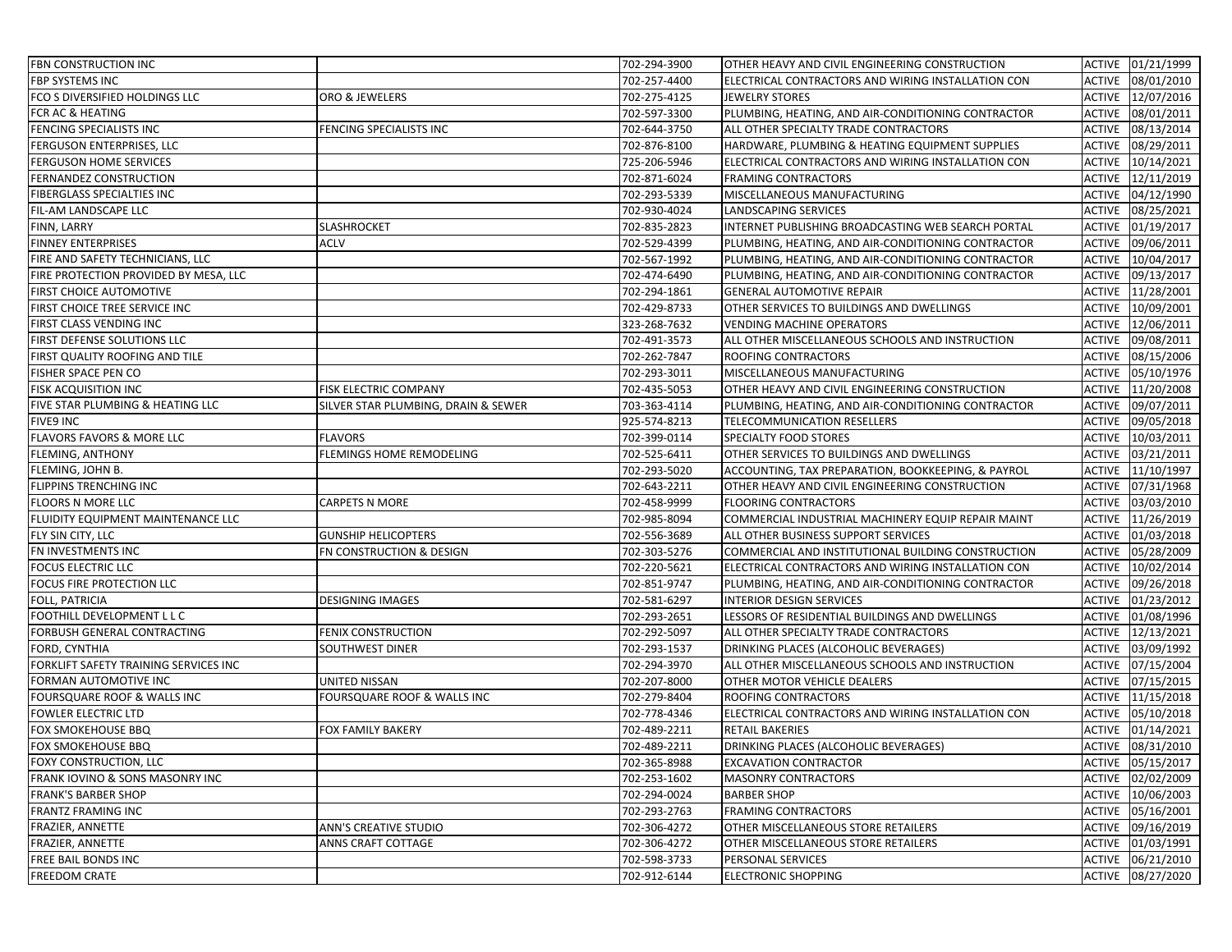| | | | | | |
|---|---|---|---|---|---|
| FBN CONSTRUCTION INC | | 702-294-3900 | OTHER HEAVY AND CIVIL ENGINEERING CONSTRUCTION | ACTIVE | 01/21/1999 |
| FBP SYSTEMS INC | | 702-257-4400 | ELECTRICAL CONTRACTORS AND WIRING INSTALLATION CON | ACTIVE | 08/01/2010 |
| FCO S DIVERSIFIED HOLDINGS LLC | ORO & JEWELERS | 702-275-4125 | JEWELRY STORES | ACTIVE | 12/07/2016 |
| FCR AC & HEATING | | 702-597-3300 | PLUMBING, HEATING, AND AIR-CONDITIONING CONTRACTOR | ACTIVE | 08/01/2011 |
| FENCING SPECIALISTS INC | FENCING SPECIALISTS INC | 702-644-3750 | ALL OTHER SPECIALTY TRADE CONTRACTORS | ACTIVE | 08/13/2014 |
| FERGUSON ENTERPRISES, LLC | | 702-876-8100 | HARDWARE, PLUMBING & HEATING EQUIPMENT SUPPLIES | ACTIVE | 08/29/2011 |
| FERGUSON HOME SERVICES | | 725-206-5946 | ELECTRICAL CONTRACTORS AND WIRING INSTALLATION CON | ACTIVE | 10/14/2021 |
| FERNANDEZ CONSTRUCTION | | 702-871-6024 | FRAMING CONTRACTORS | ACTIVE | 12/11/2019 |
| FIBERGLASS SPECIALTIES INC | | 702-293-5339 | MISCELLANEOUS MANUFACTURING | ACTIVE | 04/12/1990 |
| FIL-AM LANDSCAPE LLC | | 702-930-4024 | LANDSCAPING SERVICES | ACTIVE | 08/25/2021 |
| FINN, LARRY | SLASHROCKET | 702-835-2823 | INTERNET PUBLISHING BROADCASTING WEB SEARCH PORTAL | ACTIVE | 01/19/2017 |
| FINNEY ENTERPRISES | ACLV | 702-529-4399 | PLUMBING, HEATING, AND AIR-CONDITIONING CONTRACTOR | ACTIVE | 09/06/2011 |
| FIRE AND SAFETY TECHNICIANS, LLC | | 702-567-1992 | PLUMBING, HEATING, AND AIR-CONDITIONING CONTRACTOR | ACTIVE | 10/04/2017 |
| FIRE PROTECTION PROVIDED BY MESA, LLC | | 702-474-6490 | PLUMBING, HEATING, AND AIR-CONDITIONING CONTRACTOR | ACTIVE | 09/13/2017 |
| FIRST CHOICE AUTOMOTIVE | | 702-294-1861 | GENERAL AUTOMOTIVE REPAIR | ACTIVE | 11/28/2001 |
| FIRST CHOICE TREE SERVICE INC | | 702-429-8733 | OTHER SERVICES TO BUILDINGS AND DWELLINGS | ACTIVE | 10/09/2001 |
| FIRST CLASS VENDING INC | | 323-268-7632 | VENDING MACHINE OPERATORS | ACTIVE | 12/06/2011 |
| FIRST DEFENSE SOLUTIONS LLC | | 702-491-3573 | ALL OTHER MISCELLANEOUS SCHOOLS AND INSTRUCTION | ACTIVE | 09/08/2011 |
| FIRST QUALITY ROOFING AND TILE | | 702-262-7847 | ROOFING CONTRACTORS | ACTIVE | 08/15/2006 |
| FISHER SPACE PEN CO | | 702-293-3011 | MISCELLANEOUS MANUFACTURING | ACTIVE | 05/10/1976 |
| FISK ACQUISITION INC | FISK ELECTRIC COMPANY | 702-435-5053 | OTHER HEAVY AND CIVIL ENGINEERING CONSTRUCTION | ACTIVE | 11/20/2008 |
| FIVE STAR PLUMBING & HEATING LLC | SILVER STAR PLUMBING, DRAIN & SEWER | 703-363-4114 | PLUMBING, HEATING, AND AIR-CONDITIONING CONTRACTOR | ACTIVE | 09/07/2011 |
| FIVE9 INC | | 925-574-8213 | TELECOMMUNICATION RESELLERS | ACTIVE | 09/05/2018 |
| FLAVORS FAVORS & MORE LLC | FLAVORS | 702-399-0114 | SPECIALTY FOOD STORES | ACTIVE | 10/03/2011 |
| FLEMING, ANTHONY | FLEMINGS HOME REMODELING | 702-525-6411 | OTHER SERVICES TO BUILDINGS AND DWELLINGS | ACTIVE | 03/21/2011 |
| FLEMING, JOHN B. | | 702-293-5020 | ACCOUNTING, TAX PREPARATION, BOOKKEEPING, & PAYROL | ACTIVE | 11/10/1997 |
| FLIPPINS TRENCHING INC | | 702-643-2211 | OTHER HEAVY AND CIVIL ENGINEERING CONSTRUCTION | ACTIVE | 07/31/1968 |
| FLOORS N MORE LLC | CARPETS N MORE | 702-458-9999 | FLOORING CONTRACTORS | ACTIVE | 03/03/2010 |
| FLUIDITY EQUIPMENT MAINTENANCE LLC | | 702-985-8094 | COMMERCIAL INDUSTRIAL MACHINERY EQUIP REPAIR MAINT | ACTIVE | 11/26/2019 |
| FLY SIN CITY, LLC | GUNSHIP HELICOPTERS | 702-556-3689 | ALL OTHER BUSINESS SUPPORT SERVICES | ACTIVE | 01/03/2018 |
| FN INVESTMENTS INC | FN CONSTRUCTION & DESIGN | 702-303-5276 | COMMERCIAL AND INSTITUTIONAL BUILDING CONSTRUCTION | ACTIVE | 05/28/2009 |
| FOCUS ELECTRIC LLC | | 702-220-5621 | ELECTRICAL CONTRACTORS AND WIRING INSTALLATION CON | ACTIVE | 10/02/2014 |
| FOCUS FIRE PROTECTION LLC | | 702-851-9747 | PLUMBING, HEATING, AND AIR-CONDITIONING CONTRACTOR | ACTIVE | 09/26/2018 |
| FOLL, PATRICIA | DESIGNING IMAGES | 702-581-6297 | INTERIOR DESIGN SERVICES | ACTIVE | 01/23/2012 |
| FOOTHILL DEVELOPMENT L L C | | 702-293-2651 | LESSORS OF RESIDENTIAL BUILDINGS AND DWELLINGS | ACTIVE | 01/08/1996 |
| FORBUSH GENERAL CONTRACTING | FENIX CONSTRUCTION | 702-292-5097 | ALL OTHER SPECIALTY TRADE CONTRACTORS | ACTIVE | 12/13/2021 |
| FORD, CYNTHIA | SOUTHWEST DINER | 702-293-1537 | DRINKING PLACES (ALCOHOLIC BEVERAGES) | ACTIVE | 03/09/1992 |
| FORKLIFT SAFETY TRAINING SERVICES INC | | 702-294-3970 | ALL OTHER MISCELLANEOUS SCHOOLS AND INSTRUCTION | ACTIVE | 07/15/2004 |
| FORMAN AUTOMOTIVE INC | UNITED NISSAN | 702-207-8000 | OTHER MOTOR VEHICLE DEALERS | ACTIVE | 07/15/2015 |
| FOURSQUARE ROOF & WALLS INC | FOURSQUARE ROOF & WALLS INC | 702-279-8404 | ROOFING CONTRACTORS | ACTIVE | 11/15/2018 |
| FOWLER ELECTRIC LTD | | 702-778-4346 | ELECTRICAL CONTRACTORS AND WIRING INSTALLATION CON | ACTIVE | 05/10/2018 |
| FOX SMOKEHOUSE BBQ | FOX FAMILY BAKERY | 702-489-2211 | RETAIL BAKERIES | ACTIVE | 01/14/2021 |
| FOX SMOKEHOUSE BBQ | | 702-489-2211 | DRINKING PLACES (ALCOHOLIC BEVERAGES) | ACTIVE | 08/31/2010 |
| FOXY CONSTRUCTION, LLC | | 702-365-8988 | EXCAVATION CONTRACTOR | ACTIVE | 05/15/2017 |
| FRANK IOVINO & SONS MASONRY INC | | 702-253-1602 | MASONRY CONTRACTORS | ACTIVE | 02/02/2009 |
| FRANK'S BARBER SHOP | | 702-294-0024 | BARBER SHOP | ACTIVE | 10/06/2003 |
| FRANTZ FRAMING INC | | 702-293-2763 | FRAMING CONTRACTORS | ACTIVE | 05/16/2001 |
| FRAZIER, ANNETTE | ANN'S CREATIVE STUDIO | 702-306-4272 | OTHER MISCELLANEOUS STORE RETAILERS | ACTIVE | 09/16/2019 |
| FRAZIER, ANNETTE | ANNS CRAFT COTTAGE | 702-306-4272 | OTHER MISCELLANEOUS STORE RETAILERS | ACTIVE | 01/03/1991 |
| FREE BAIL BONDS INC | | 702-598-3733 | PERSONAL SERVICES | ACTIVE | 06/21/2010 |
| FREEDOM CRATE | | 702-912-6144 | ELECTRONIC SHOPPING | ACTIVE | 08/27/2020 |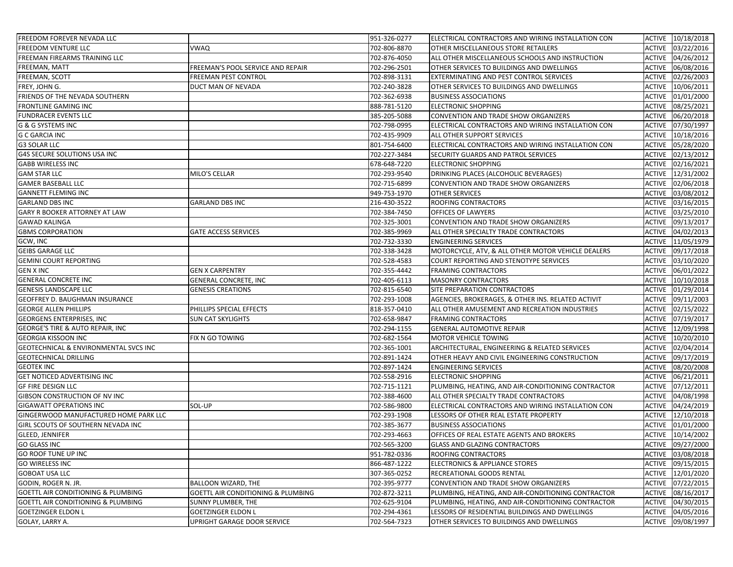| | | | | | |
|---|---|---|---|---|---|
| FREEDOM FOREVER NEVADA LLC | | 951-326-0277 | ELECTRICAL CONTRACTORS AND WIRING INSTALLATION CON | ACTIVE | 10/18/2018 |
| FREEDOM VENTURE LLC | VWAQ | 702-806-8870 | OTHER MISCELLANEOUS STORE RETAILERS | ACTIVE | 03/22/2016 |
| FREEMAN FIREARMS TRAINING LLC | | 702-876-4050 | ALL OTHER MISCELLANEOUS SCHOOLS AND INSTRUCTION | ACTIVE | 04/26/2012 |
| FREEMAN, MATT | FREEMAN'S POOL SERVICE AND REPAIR | 702-296-2501 | OTHER SERVICES TO BUILDINGS AND DWELLINGS | ACTIVE | 06/08/2016 |
| FREEMAN, SCOTT | FREEMAN PEST CONTROL | 702-898-3131 | EXTERMINATING AND PEST CONTROL SERVICES | ACTIVE | 02/26/2003 |
| FREY, JOHN G. | DUCT MAN OF NEVADA | 702-240-3828 | OTHER SERVICES TO BUILDINGS AND DWELLINGS | ACTIVE | 10/06/2011 |
| FRIENDS OF THE NEVADA SOUTHERN | | 702-362-6938 | BUSINESS ASSOCIATIONS | ACTIVE | 01/01/2000 |
| FRONTLINE GAMING INC | | 888-781-5120 | ELECTRONIC SHOPPING | ACTIVE | 08/25/2021 |
| FUNDRACER EVENTS LLC | | 385-205-5088 | CONVENTION AND TRADE SHOW ORGANIZERS | ACTIVE | 06/20/2018 |
| G & G SYSTEMS INC | | 702-798-0995 | ELECTRICAL CONTRACTORS AND WIRING INSTALLATION CON | ACTIVE | 07/30/1997 |
| G C GARCIA INC | | 702-435-9909 | ALL OTHER SUPPORT SERVICES | ACTIVE | 10/18/2016 |
| G3 SOLAR LLC | | 801-754-6400 | ELECTRICAL CONTRACTORS AND WIRING INSTALLATION CON | ACTIVE | 05/28/2020 |
| G4S SECURE SOLUTIONS USA INC | | 702-227-3484 | SECURITY GUARDS AND PATROL SERVICES | ACTIVE | 02/13/2012 |
| GABB WIRELESS INC | | 678-648-7220 | ELECTRONIC SHOPPING | ACTIVE | 02/16/2021 |
| GAM STAR LLC | MILO'S CELLAR | 702-293-9540 | DRINKING PLACES (ALCOHOLIC BEVERAGES) | ACTIVE | 12/31/2002 |
| GAMER BASEBALL LLC | | 702-715-6899 | CONVENTION AND TRADE SHOW ORGANIZERS | ACTIVE | 02/06/2018 |
| GANNETT FLEMING INC | | 949-753-1970 | OTHER SERVICES | ACTIVE | 03/08/2012 |
| GARLAND DBS INC | GARLAND DBS INC | 216-430-3522 | ROOFING CONTRACTORS | ACTIVE | 03/16/2015 |
| GARY R BOOKER ATTORNEY AT LAW | | 702-384-7450 | OFFICES OF LAWYERS | ACTIVE | 03/25/2010 |
| GAWAD KALINGA | | 702-325-3001 | CONVENTION AND TRADE SHOW ORGANIZERS | ACTIVE | 09/13/2017 |
| GBMS CORPORATION | GATE ACCESS SERVICES | 702-385-9969 | ALL OTHER SPECIALTY TRADE CONTRACTORS | ACTIVE | 04/02/2013 |
| GCW, INC | | 702-732-3330 | ENGINEERING SERVICES | ACTIVE | 11/05/1979 |
| GEIBS GARAGE LLC | | 702-338-3428 | MOTORCYCLE, ATV, & ALL OTHER MOTOR VEHICLE DEALERS | ACTIVE | 09/17/2018 |
| GEMINI COURT REPORTING | | 702-528-4583 | COURT REPORTING AND STENOTYPE SERVICES | ACTIVE | 03/10/2020 |
| GEN X INC | GEN X CARPENTRY | 702-355-4442 | FRAMING CONTRACTORS | ACTIVE | 06/01/2022 |
| GENERAL CONCRETE INC | GENERAL CONCRETE, INC | 702-405-6113 | MASONRY CONTRACTORS | ACTIVE | 10/10/2018 |
| GENESIS LANDSCAPE LLC | GENESIS CREATIONS | 702-815-6540 | SITE PREPARATION CONTRACTORS | ACTIVE | 01/29/2014 |
| GEOFFREY D. BAUGHMAN INSURANCE | | 702-293-1008 | AGENCIES, BROKERAGES, & OTHER INS. RELATED ACTIVIT | ACTIVE | 09/11/2003 |
| GEORGE ALLEN PHILLIPS | PHILLIPS SPECIAL EFFECTS | 818-357-0410 | ALL OTHER AMUSEMENT AND RECREATION INDUSTRIES | ACTIVE | 02/15/2022 |
| GEORGENS ENTERPRISES, INC | SUN CAT SKYLIGHTS | 702-658-9847 | FRAMING CONTRACTORS | ACTIVE | 07/19/2017 |
| GEORGE'S TIRE & AUTO REPAIR, INC | | 702-294-1155 | GENERAL AUTOMOTIVE REPAIR | ACTIVE | 12/09/1998 |
| GEORGIA KISSOON INC | FIX N GO TOWING | 702-682-1564 | MOTOR VEHICLE TOWING | ACTIVE | 10/20/2010 |
| GEOTECHNICAL & ENVIRONMENTAL SVCS INC | | 702-365-1001 | ARCHITECTURAL, ENGINEERING & RELATED SERVICES | ACTIVE | 02/04/2014 |
| GEOTECHNICAL DRILLING | | 702-891-1424 | OTHER HEAVY AND CIVIL ENGINEERING CONSTRUCTION | ACTIVE | 09/17/2019 |
| GEOTEK INC | | 702-897-1424 | ENGINEERING SERVICES | ACTIVE | 08/20/2008 |
| GET NOTICED ADVERTISING INC | | 702-558-2916 | ELECTRONIC SHOPPING | ACTIVE | 06/21/2011 |
| GF FIRE DESIGN LLC | | 702-715-1121 | PLUMBING, HEATING, AND AIR-CONDITIONING CONTRACTOR | ACTIVE | 07/12/2011 |
| GIBSON CONSTRUCTION OF NV INC | | 702-388-4600 | ALL OTHER SPECIALTY TRADE CONTRACTORS | ACTIVE | 04/08/1998 |
| GIGAWATT OPERATIONS INC | SOL-UP | 702-586-9800 | ELECTRICAL CONTRACTORS AND WIRING INSTALLATION CON | ACTIVE | 04/24/2019 |
| GINGERWOOD MANUFACTURED HOME PARK LLC | | 702-293-1908 | LESSORS OF OTHER REAL ESTATE PROPERTY | ACTIVE | 12/10/2018 |
| GIRL SCOUTS OF SOUTHERN NEVADA INC | | 702-385-3677 | BUSINESS ASSOCIATIONS | ACTIVE | 01/01/2000 |
| GLEED, JENNIFER | | 702-293-4663 | OFFICES OF REAL ESTATE AGENTS AND BROKERS | ACTIVE | 10/14/2002 |
| GO GLASS INC | | 702-565-3200 | GLASS AND GLAZING CONTRACTORS | ACTIVE | 09/27/2000 |
| GO ROOF TUNE UP INC | | 951-782-0336 | ROOFING CONTRACTORS | ACTIVE | 03/08/2018 |
| GO WIRELESS INC | | 866-487-1222 | ELECTRONICS & APPLIANCE STORES | ACTIVE | 09/15/2015 |
| GOBOAT USA LLC | | 307-365-0252 | RECREATIONAL GOODS RENTAL | ACTIVE | 12/01/2020 |
| GODIN, ROGER N. JR. | BALLOON WIZARD, THE | 702-395-9777 | CONVENTION AND TRADE SHOW ORGANIZERS | ACTIVE | 07/22/2015 |
| GOETTL AIR CONDITIONING & PLUMBING | GOETTL AIR CONDITIONING & PLUMBING | 702-872-3211 | PLUMBING, HEATING, AND AIR-CONDITIONING CONTRACTOR | ACTIVE | 08/16/2017 |
| GOETTL AIR CONDITIONING & PLUMBING | SUNNY PLUMBER, THE | 702-625-9104 | PLUMBING, HEATING, AND AIR-CONDITIONING CONTRACTOR | ACTIVE | 04/30/2015 |
| GOETZINGER ELDON L | GOETZINGER ELDON L | 702-294-4361 | LESSORS OF RESIDENTIAL BUILDINGS AND DWELLINGS | ACTIVE | 04/05/2016 |
| GOLAY, LARRY A. | UPRIGHT GARAGE DOOR SERVICE | 702-564-7323 | OTHER SERVICES TO BUILDINGS AND DWELLINGS | ACTIVE | 09/08/1997 |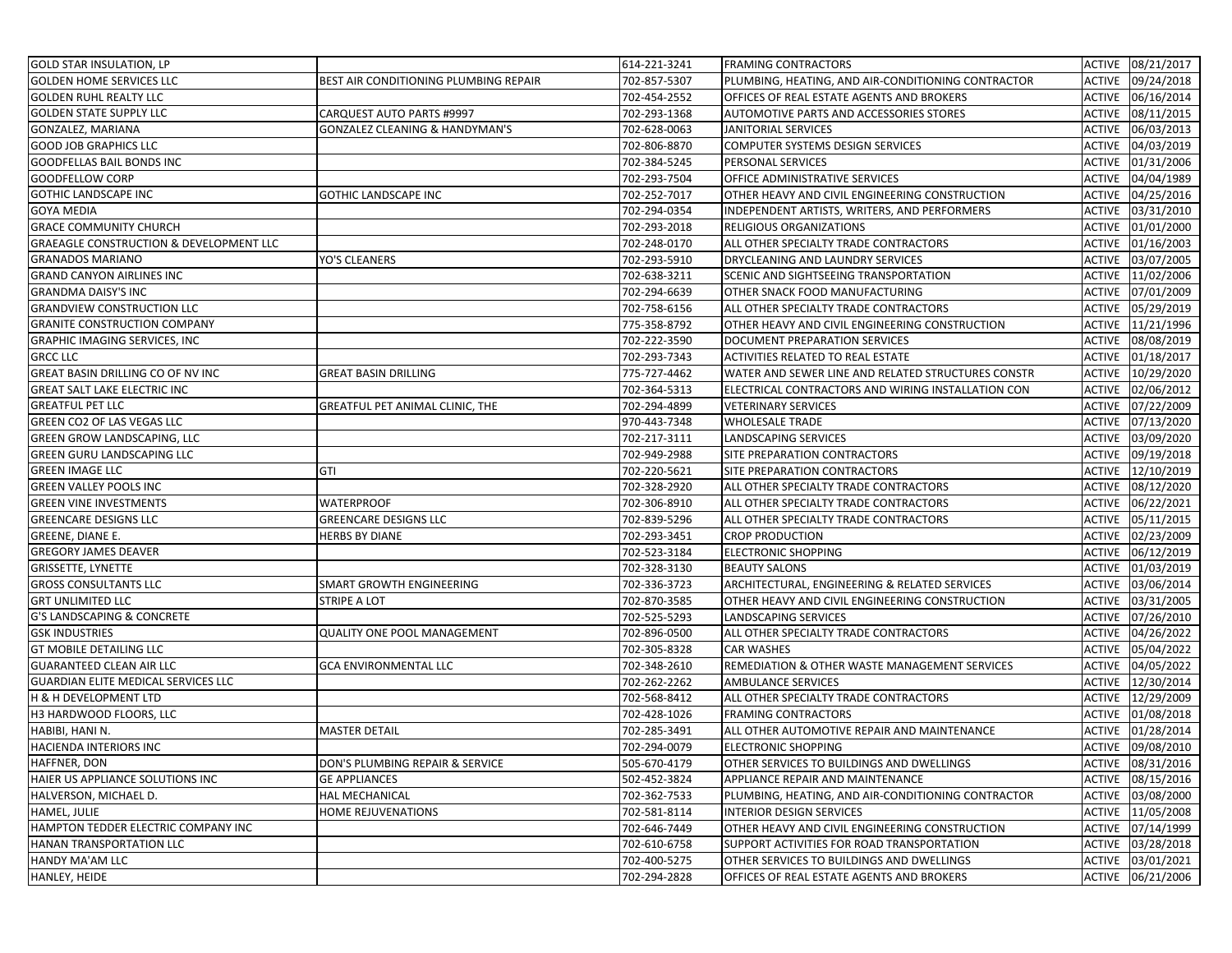| | | | | | |
|---|---|---|---|---|---|
| GOLD STAR INSULATION, LP | | 614-221-3241 | FRAMING CONTRACTORS | ACTIVE | 08/21/2017 |
| GOLDEN HOME SERVICES LLC | BEST AIR CONDITIONING PLUMBING REPAIR | 702-857-5307 | PLUMBING, HEATING, AND AIR-CONDITIONING CONTRACTOR | ACTIVE | 09/24/2018 |
| GOLDEN RUHL REALTY LLC | | 702-454-2552 | OFFICES OF REAL ESTATE AGENTS AND BROKERS | ACTIVE | 06/16/2014 |
| GOLDEN STATE SUPPLY LLC | CARQUEST AUTO PARTS #9997 | 702-293-1368 | AUTOMOTIVE PARTS AND ACCESSORIES STORES | ACTIVE | 08/11/2015 |
| GONZALEZ, MARIANA | GONZALEZ CLEANING & HANDYMAN'S | 702-628-0063 | JANITORIAL SERVICES | ACTIVE | 06/03/2013 |
| GOOD JOB GRAPHICS LLC | | 702-806-8870 | COMPUTER SYSTEMS DESIGN SERVICES | ACTIVE | 04/03/2019 |
| GOODFELLAS BAIL BONDS INC | | 702-384-5245 | PERSONAL SERVICES | ACTIVE | 01/31/2006 |
| GOODFELLOW CORP | | 702-293-7504 | OFFICE ADMINISTRATIVE SERVICES | ACTIVE | 04/04/1989 |
| GOTHIC LANDSCAPE INC | GOTHIC LANDSCAPE INC | 702-252-7017 | OTHER HEAVY AND CIVIL ENGINEERING CONSTRUCTION | ACTIVE | 04/25/2016 |
| GOYA MEDIA | | 702-294-0354 | INDEPENDENT ARTISTS, WRITERS, AND PERFORMERS | ACTIVE | 03/31/2010 |
| GRACE COMMUNITY CHURCH | | 702-293-2018 | RELIGIOUS ORGANIZATIONS | ACTIVE | 01/01/2000 |
| GRAEAGLE CONSTRUCTION & DEVELOPMENT LLC | | 702-248-0170 | ALL OTHER SPECIALTY TRADE CONTRACTORS | ACTIVE | 01/16/2003 |
| GRANADOS MARIANO | YO'S CLEANERS | 702-293-5910 | DRYCLEANING AND LAUNDRY SERVICES | ACTIVE | 03/07/2005 |
| GRAND CANYON AIRLINES INC | | 702-638-3211 | SCENIC AND SIGHTSEEING TRANSPORTATION | ACTIVE | 11/02/2006 |
| GRANDMA DAISY'S INC | | 702-294-6639 | OTHER SNACK FOOD MANUFACTURING | ACTIVE | 07/01/2009 |
| GRANDVIEW CONSTRUCTION LLC | | 702-758-6156 | ALL OTHER SPECIALTY TRADE CONTRACTORS | ACTIVE | 05/29/2019 |
| GRANITE CONSTRUCTION COMPANY | | 775-358-8792 | OTHER HEAVY AND CIVIL ENGINEERING CONSTRUCTION | ACTIVE | 11/21/1996 |
| GRAPHIC IMAGING SERVICES, INC | | 702-222-3590 | DOCUMENT PREPARATION SERVICES | ACTIVE | 08/08/2019 |
| GRCC LLC | | 702-293-7343 | ACTIVITIES RELATED TO REAL ESTATE | ACTIVE | 01/18/2017 |
| GREAT BASIN DRILLING CO OF NV INC | GREAT BASIN DRILLING | 775-727-4462 | WATER AND SEWER LINE AND RELATED STRUCTURES CONSTR | ACTIVE | 10/29/2020 |
| GREAT SALT LAKE ELECTRIC INC | | 702-364-5313 | ELECTRICAL CONTRACTORS AND WIRING INSTALLATION CON | ACTIVE | 02/06/2012 |
| GREATFUL PET LLC | GREATFUL PET ANIMAL CLINIC, THE | 702-294-4899 | VETERINARY SERVICES | ACTIVE | 07/22/2009 |
| GREEN CO2 OF LAS VEGAS LLC | | 970-443-7348 | WHOLESALE TRADE | ACTIVE | 07/13/2020 |
| GREEN GROW LANDSCAPING, LLC | | 702-217-3111 | LANDSCAPING SERVICES | ACTIVE | 03/09/2020 |
| GREEN GURU LANDSCAPING LLC | | 702-949-2988 | SITE PREPARATION CONTRACTORS | ACTIVE | 09/19/2018 |
| GREEN IMAGE LLC | GTI | 702-220-5621 | SITE PREPARATION CONTRACTORS | ACTIVE | 12/10/2019 |
| GREEN VALLEY POOLS INC | | 702-328-2920 | ALL OTHER SPECIALTY TRADE CONTRACTORS | ACTIVE | 08/12/2020 |
| GREEN VINE INVESTMENTS | WATERPROOF | 702-306-8910 | ALL OTHER SPECIALTY TRADE CONTRACTORS | ACTIVE | 06/22/2021 |
| GREENCARE DESIGNS LLC | GREENCARE DESIGNS LLC | 702-839-5296 | ALL OTHER SPECIALTY TRADE CONTRACTORS | ACTIVE | 05/11/2015 |
| GREENE, DIANE E. | HERBS BY DIANE | 702-293-3451 | CROP PRODUCTION | ACTIVE | 02/23/2009 |
| GREGORY JAMES DEAVER | | 702-523-3184 | ELECTRONIC SHOPPING | ACTIVE | 06/12/2019 |
| GRISSETTE, LYNETTE | | 702-328-3130 | BEAUTY SALONS | ACTIVE | 01/03/2019 |
| GROSS CONSULTANTS LLC | SMART GROWTH ENGINEERING | 702-336-3723 | ARCHITECTURAL, ENGINEERING & RELATED SERVICES | ACTIVE | 03/06/2014 |
| GRT UNLIMITED LLC | STRIPE A LOT | 702-870-3585 | OTHER HEAVY AND CIVIL ENGINEERING CONSTRUCTION | ACTIVE | 03/31/2005 |
| G'S LANDSCAPING & CONCRETE | | 702-525-5293 | LANDSCAPING SERVICES | ACTIVE | 07/26/2010 |
| GSK INDUSTRIES | QUALITY ONE POOL MANAGEMENT | 702-896-0500 | ALL OTHER SPECIALTY TRADE CONTRACTORS | ACTIVE | 04/26/2022 |
| GT MOBILE DETAILING LLC | | 702-305-8328 | CAR WASHES | ACTIVE | 05/04/2022 |
| GUARANTEED CLEAN AIR LLC | GCA ENVIRONMENTAL LLC | 702-348-2610 | REMEDIATION & OTHER WASTE MANAGEMENT SERVICES | ACTIVE | 04/05/2022 |
| GUARDIAN ELITE MEDICAL SERVICES LLC | | 702-262-2262 | AMBULANCE SERVICES | ACTIVE | 12/30/2014 |
| H & H DEVELOPMENT LTD | | 702-568-8412 | ALL OTHER SPECIALTY TRADE CONTRACTORS | ACTIVE | 12/29/2009 |
| H3 HARDWOOD FLOORS, LLC | | 702-428-1026 | FRAMING CONTRACTORS | ACTIVE | 01/08/2018 |
| HABIBI, HANI N. | MASTER DETAIL | 702-285-3491 | ALL OTHER AUTOMOTIVE REPAIR AND MAINTENANCE | ACTIVE | 01/28/2014 |
| HACIENDA INTERIORS INC | | 702-294-0079 | ELECTRONIC SHOPPING | ACTIVE | 09/08/2010 |
| HAFFNER, DON | DON'S PLUMBING REPAIR & SERVICE | 505-670-4179 | OTHER SERVICES TO BUILDINGS AND DWELLINGS | ACTIVE | 08/31/2016 |
| HAIER US APPLIANCE SOLUTIONS INC | GE APPLIANCES | 502-452-3824 | APPLIANCE REPAIR AND MAINTENANCE | ACTIVE | 08/15/2016 |
| HALVERSON, MICHAEL D. | HAL MECHANICAL | 702-362-7533 | PLUMBING, HEATING, AND AIR-CONDITIONING CONTRACTOR | ACTIVE | 03/08/2000 |
| HAMEL, JULIE | HOME REJUVENATIONS | 702-581-8114 | INTERIOR DESIGN SERVICES | ACTIVE | 11/05/2008 |
| HAMPTON TEDDER ELECTRIC COMPANY INC | | 702-646-7449 | OTHER HEAVY AND CIVIL ENGINEERING CONSTRUCTION | ACTIVE | 07/14/1999 |
| HANAN TRANSPORTATION LLC | | 702-610-6758 | SUPPORT ACTIVITIES FOR ROAD TRANSPORTATION | ACTIVE | 03/28/2018 |
| HANDY MA'AM LLC | | 702-400-5275 | OTHER SERVICES TO BUILDINGS AND DWELLINGS | ACTIVE | 03/01/2021 |
| HANLEY, HEIDE | | 702-294-2828 | OFFICES OF REAL ESTATE AGENTS AND BROKERS | ACTIVE | 06/21/2006 |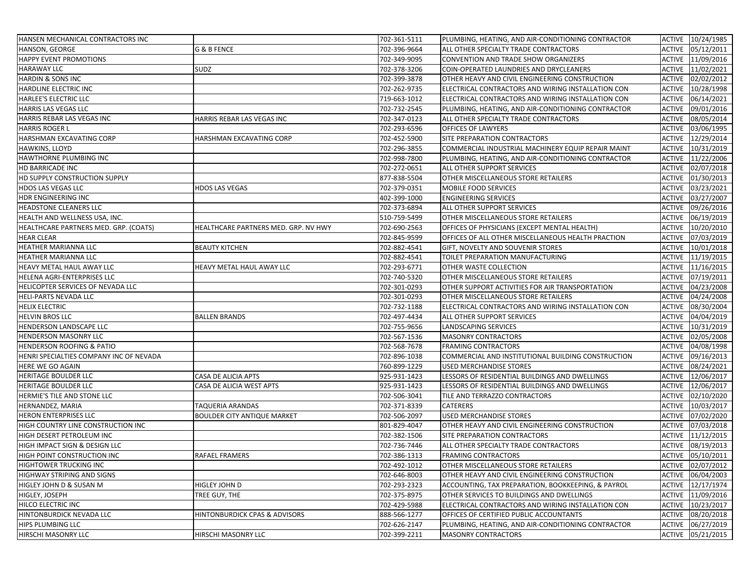| | | | | | |
|---|---|---|---|---|---|
| HANSEN MECHANICAL CONTRACTORS INC | | 702-361-5111 | PLUMBING, HEATING, AND AIR-CONDITIONING CONTRACTOR | ACTIVE | 10/24/1985 |
| HANSON, GEORGE | G & B FENCE | 702-396-9664 | ALL OTHER SPECIALTY TRADE CONTRACTORS | ACTIVE | 05/12/2011 |
| HAPPY EVENT PROMOTIONS | | 702-349-9095 | CONVENTION AND TRADE SHOW ORGANIZERS | ACTIVE | 11/09/2016 |
| HARAWAY LLC | SUDZ | 702-378-3206 | COIN-OPERATED LAUNDRIES AND DRYCLEANERS | ACTIVE | 11/02/2021 |
| HARDIN & SONS INC | | 702-399-3878 | OTHER HEAVY AND CIVIL ENGINEERING CONSTRUCTION | ACTIVE | 02/02/2012 |
| HARDLINE ELECTRIC INC | | 702-262-9735 | ELECTRICAL CONTRACTORS AND WIRING INSTALLATION CON | ACTIVE | 10/28/1998 |
| HARLEE'S ELECTRIC LLC | | 719-663-1012 | ELECTRICAL CONTRACTORS AND WIRING INSTALLATION CON | ACTIVE | 06/14/2021 |
| HARRIS LAS VEGAS LLC | | 702-732-2545 | PLUMBING, HEATING, AND AIR-CONDITIONING CONTRACTOR | ACTIVE | 09/01/2016 |
| HARRIS REBAR LAS VEGAS INC | HARRIS REBAR LAS VEGAS INC | 702-347-0123 | ALL OTHER SPECIALTY TRADE CONTRACTORS | ACTIVE | 08/05/2014 |
| HARRIS ROGER L | | 702-293-6596 | OFFICES OF LAWYERS | ACTIVE | 03/06/1995 |
| HARSHMAN EXCAVATING CORP | HARSHMAN EXCAVATING CORP | 702-452-5900 | SITE PREPARATION CONTRACTORS | ACTIVE | 12/29/2014 |
| HAWKINS, LLOYD | | 702-296-3855 | COMMERCIAL INDUSTRIAL MACHINERY EQUIP REPAIR MAINT | ACTIVE | 10/31/2019 |
| HAWTHORNE PLUMBING INC | | 702-998-7800 | PLUMBING, HEATING, AND AIR-CONDITIONING CONTRACTOR | ACTIVE | 11/22/2006 |
| HD BARRICADE INC | | 702-272-0651 | ALL OTHER SUPPORT SERVICES | ACTIVE | 02/07/2018 |
| HD SUPPLY CONSTRUCTION SUPPLY | | 877-838-5504 | OTHER MISCELLANEOUS STORE RETAILERS | ACTIVE | 01/30/2013 |
| HDOS LAS VEGAS LLC | HDOS LAS VEGAS | 702-379-0351 | MOBILE FOOD SERVICES | ACTIVE | 03/23/2021 |
| HDR ENGINEERING INC | | 402-399-1000 | ENGINEERING SERVICES | ACTIVE | 03/27/2007 |
| HEADSTONE CLEANERS LLC | | 702-373-6894 | ALL OTHER SUPPORT SERVICES | ACTIVE | 09/26/2016 |
| HEALTH AND WELLNESS USA, INC. | | 510-759-5499 | OTHER MISCELLANEOUS STORE RETAILERS | ACTIVE | 06/19/2019 |
| HEALTHCARE PARTNERS MED. GRP. (COATS) | HEALTHCARE PARTNERS MED. GRP. NV HWY | 702-690-2563 | OFFICES OF PHYSICIANS (EXCEPT MENTAL HEALTH) | ACTIVE | 10/20/2010 |
| HEAR CLEAR | | 702-845-9599 | OFFICES OF ALL OTHER MISCELLANEOUS HEALTH PRACTION | ACTIVE | 07/03/2019 |
| HEATHER MARIANNA LLC | BEAUTY KITCHEN | 702-882-4541 | GIFT, NOVELTY AND SOUVENIR STORES | ACTIVE | 10/01/2018 |
| HEATHER MARIANNA LLC | | 702-882-4541 | TOILET PREPARATION MANUFACTURING | ACTIVE | 11/19/2015 |
| HEAVY METAL HAUL AWAY LLC | HEAVY METAL HAUL AWAY LLC | 702-293-6771 | OTHER WASTE COLLECTION | ACTIVE | 11/16/2015 |
| HELENA AGRI-ENTERPRISES LLC | | 702-740-5320 | OTHER MISCELLANEOUS STORE RETAILERS | ACTIVE | 07/19/2011 |
| HELICOPTER SERVICES OF NEVADA LLC | | 702-301-0293 | OTHER SUPPORT ACTIVITIES FOR AIR TRANSPORTATION | ACTIVE | 04/23/2008 |
| HELI-PARTS NEVADA LLC | | 702-301-0293 | OTHER MISCELLANEOUS STORE RETAILERS | ACTIVE | 04/24/2008 |
| HELIX ELECTRIC | | 702-732-1188 | ELECTRICAL CONTRACTORS AND WIRING INSTALLATION CON | ACTIVE | 08/30/2004 |
| HELVIN BROS LLC | BALLEN BRANDS | 702-497-4434 | ALL OTHER SUPPORT SERVICES | ACTIVE | 04/04/2019 |
| HENDERSON LANDSCAPE LLC | | 702-755-9656 | LANDSCAPING SERVICES | ACTIVE | 10/31/2019 |
| HENDERSON MASONRY LLC | | 702-567-1536 | MASONRY CONTRACTORS | ACTIVE | 02/05/2008 |
| HENDERSON ROOFING & PATIO | | 702-568-7678 | FRAMING CONTRACTORS | ACTIVE | 04/08/1998 |
| HENRI SPECIALTIES COMPANY INC OF NEVADA | | 702-896-1038 | COMMERCIAL AND INSTITUTIONAL BUILDING CONSTRUCTION | ACTIVE | 09/16/2013 |
| HERE WE GO AGAIN | | 760-899-1229 | USED MERCHANDISE STORES | ACTIVE | 08/24/2021 |
| HERITAGE BOULDER LLC | CASA DE ALICIA APTS | 925-931-1423 | LESSORS OF RESIDENTIAL BUILDINGS AND DWELLINGS | ACTIVE | 12/06/2017 |
| HERITAGE BOULDER LLC | CASA DE ALICIA WEST APTS | 925-931-1423 | LESSORS OF RESIDENTIAL BUILDINGS AND DWELLINGS | ACTIVE | 12/06/2017 |
| HERMIE'S TILE AND STONE LLC | | 702-506-3041 | TILE AND TERRAZZO CONTRACTORS | ACTIVE | 02/10/2020 |
| HERNANDEZ, MARIA | TAQUERIA ARANDAS | 702-371-8339 | CATERERS | ACTIVE | 10/03/2017 |
| HERON ENTERPRISES LLC | BOULDER CITY ANTIQUE MARKET | 702-506-2097 | USED MERCHANDISE STORES | ACTIVE | 07/02/2020 |
| HIGH COUNTRY LINE CONSTRUCTION INC | | 801-829-4047 | OTHER HEAVY AND CIVIL ENGINEERING CONSTRUCTION | ACTIVE | 07/03/2018 |
| HIGH DESERT PETROLEUM INC | | 702-382-1506 | SITE PREPARATION CONTRACTORS | ACTIVE | 11/12/2015 |
| HIGH IMPACT SIGN & DESIGN LLC | | 702-736-7446 | ALL OTHER SPECIALTY TRADE CONTRACTORS | ACTIVE | 08/19/2013 |
| HIGH POINT CONSTRUCTION INC | RAFAEL FRAMERS | 702-386-1313 | FRAMING CONTRACTORS | ACTIVE | 05/10/2011 |
| HIGHTOWER TRUCKING INC | | 702-492-1012 | OTHER MISCELLANEOUS STORE RETAILERS | ACTIVE | 02/07/2012 |
| HIGHWAY STRIPING AND SIGNS | | 702-646-8003 | OTHER HEAVY AND CIVIL ENGINEERING CONSTRUCTION | ACTIVE | 06/04/2003 |
| HIGLEY JOHN D & SUSAN M | HIGLEY JOHN D | 702-293-2323 | ACCOUNTING, TAX PREPARATION, BOOKKEEPING, & PAYROL | ACTIVE | 12/17/1974 |
| HIGLEY, JOSEPH | TREE GUY, THE | 702-375-8975 | OTHER SERVICES TO BUILDINGS AND DWELLINGS | ACTIVE | 11/09/2016 |
| HILCO ELECTRIC INC | | 702-429-5988 | ELECTRICAL CONTRACTORS AND WIRING INSTALLATION CON | ACTIVE | 10/23/2017 |
| HINTONBURDICK NEVADA LLC | HINTONBURDICK CPAS & ADVISORS | 888-566-1277 | OFFICES OF CERTIFIED PUBLIC ACCOUNTANTS | ACTIVE | 08/20/2018 |
| HIPS PLUMBING LLC | | 702-626-2147 | PLUMBING, HEATING, AND AIR-CONDITIONING CONTRACTOR | ACTIVE | 06/27/2019 |
| HIRSCHI MASONRY LLC | HIRSCHI MASONRY LLC | 702-399-2211 | MASONRY CONTRACTORS | ACTIVE | 05/21/2015 |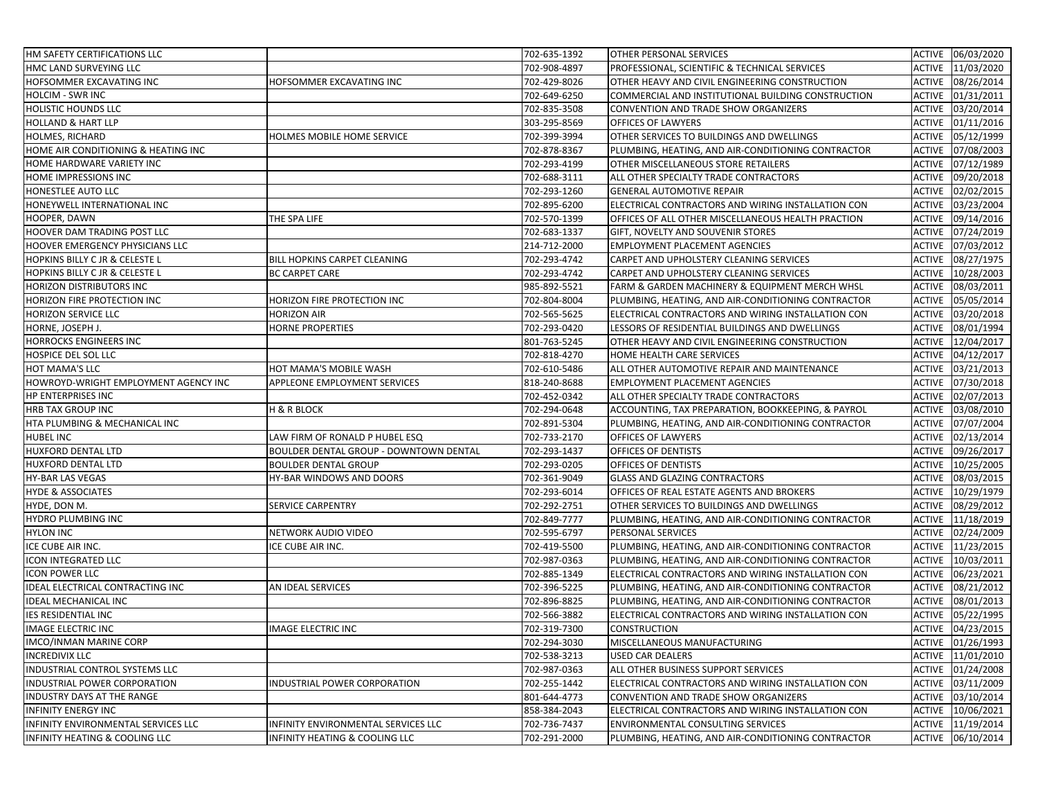| | | | | | |
|---|---|---|---|---|---|
| HM SAFETY CERTIFICATIONS LLC | | 702-635-1392 | OTHER PERSONAL SERVICES | ACTIVE | 06/03/2020 |
| HMC LAND SURVEYING LLC | | 702-908-4897 | PROFESSIONAL, SCIENTIFIC & TECHNICAL SERVICES | ACTIVE | 11/03/2020 |
| HOFSOMMER EXCAVATING INC | HOFSOMMER EXCAVATING INC | 702-429-8026 | OTHER HEAVY AND CIVIL ENGINEERING CONSTRUCTION | ACTIVE | 08/26/2014 |
| HOLCIM - SWR INC | | 702-649-6250 | COMMERCIAL AND INSTITUTIONAL BUILDING CONSTRUCTION | ACTIVE | 01/31/2011 |
| HOLISTIC HOUNDS LLC | | 702-835-3508 | CONVENTION AND TRADE SHOW ORGANIZERS | ACTIVE | 03/20/2014 |
| HOLLAND & HART LLP | | 303-295-8569 | OFFICES OF LAWYERS | ACTIVE | 01/11/2016 |
| HOLMES, RICHARD | HOLMES MOBILE HOME SERVICE | 702-399-3994 | OTHER SERVICES TO BUILDINGS AND DWELLINGS | ACTIVE | 05/12/1999 |
| HOME AIR CONDITIONING & HEATING INC | | 702-878-8367 | PLUMBING, HEATING, AND AIR-CONDITIONING CONTRACTOR | ACTIVE | 07/08/2003 |
| HOME HARDWARE VARIETY INC | | 702-293-4199 | OTHER MISCELLANEOUS STORE RETAILERS | ACTIVE | 07/12/1989 |
| HOME IMPRESSIONS INC | | 702-688-3111 | ALL OTHER SPECIALTY TRADE CONTRACTORS | ACTIVE | 09/20/2018 |
| HONESTLEE AUTO LLC | | 702-293-1260 | GENERAL AUTOMOTIVE REPAIR | ACTIVE | 02/02/2015 |
| HONEYWELL INTERNATIONAL INC | | 702-895-6200 | ELECTRICAL CONTRACTORS AND WIRING INSTALLATION CON | ACTIVE | 03/23/2004 |
| HOOPER, DAWN | THE SPA LIFE | 702-570-1399 | OFFICES OF ALL OTHER MISCELLANEOUS HEALTH PRACTION | ACTIVE | 09/14/2016 |
| HOOVER DAM TRADING POST LLC | | 702-683-1337 | GIFT, NOVELTY AND SOUVENIR STORES | ACTIVE | 07/24/2019 |
| HOOVER EMERGENCY PHYSICIANS LLC | | 214-712-2000 | EMPLOYMENT PLACEMENT AGENCIES | ACTIVE | 07/03/2012 |
| HOPKINS BILLY C JR & CELESTE L | BILL HOPKINS CARPET CLEANING | 702-293-4742 | CARPET AND UPHOLSTERY CLEANING SERVICES | ACTIVE | 08/27/1975 |
| HOPKINS BILLY C JR & CELESTE L | BC CARPET CARE | 702-293-4742 | CARPET AND UPHOLSTERY CLEANING SERVICES | ACTIVE | 10/28/2003 |
| HORIZON DISTRIBUTORS INC | | 985-892-5521 | FARM & GARDEN MACHINERY & EQUIPMENT MERCH WHSL | ACTIVE | 08/03/2011 |
| HORIZON FIRE PROTECTION INC | HORIZON FIRE PROTECTION INC | 702-804-8004 | PLUMBING, HEATING, AND AIR-CONDITIONING CONTRACTOR | ACTIVE | 05/05/2014 |
| HORIZON SERVICE LLC | HORIZON AIR | 702-565-5625 | ELECTRICAL CONTRACTORS AND WIRING INSTALLATION CON | ACTIVE | 03/20/2018 |
| HORNE, JOSEPH J. | HORNE PROPERTIES | 702-293-0420 | LESSORS OF RESIDENTIAL BUILDINGS AND DWELLINGS | ACTIVE | 08/01/1994 |
| HORROCKS ENGINEERS INC | | 801-763-5245 | OTHER HEAVY AND CIVIL ENGINEERING CONSTRUCTION | ACTIVE | 12/04/2017 |
| HOSPICE DEL SOL LLC | | 702-818-4270 | HOME HEALTH CARE SERVICES | ACTIVE | 04/12/2017 |
| HOT MAMA'S LLC | HOT MAMA'S MOBILE WASH | 702-610-5486 | ALL OTHER AUTOMOTIVE REPAIR AND MAINTENANCE | ACTIVE | 03/21/2013 |
| HOWROYD-WRIGHT EMPLOYMENT AGENCY INC | APPLEONE EMPLOYMENT SERVICES | 818-240-8688 | EMPLOYMENT PLACEMENT AGENCIES | ACTIVE | 07/30/2018 |
| HP ENTERPRISES INC | | 702-452-0342 | ALL OTHER SPECIALTY TRADE CONTRACTORS | ACTIVE | 02/07/2013 |
| HRB TAX GROUP INC | H & R BLOCK | 702-294-0648 | ACCOUNTING, TAX PREPARATION, BOOKKEEPING, & PAYROL | ACTIVE | 03/08/2010 |
| HTA PLUMBING & MECHANICAL INC | | 702-891-5304 | PLUMBING, HEATING, AND AIR-CONDITIONING CONTRACTOR | ACTIVE | 07/07/2004 |
| HUBEL INC | LAW FIRM OF RONALD P HUBEL ESQ | 702-733-2170 | OFFICES OF LAWYERS | ACTIVE | 02/13/2014 |
| HUXFORD DENTAL LTD | BOULDER DENTAL GROUP - DOWNTOWN DENTAL | 702-293-1437 | OFFICES OF DENTISTS | ACTIVE | 09/26/2017 |
| HUXFORD DENTAL LTD | BOULDER DENTAL GROUP | 702-293-0205 | OFFICES OF DENTISTS | ACTIVE | 10/25/2005 |
| HY-BAR LAS VEGAS | HY-BAR WINDOWS AND DOORS | 702-361-9049 | GLASS AND GLAZING CONTRACTORS | ACTIVE | 08/03/2015 |
| HYDE & ASSOCIATES | | 702-293-6014 | OFFICES OF REAL ESTATE AGENTS AND BROKERS | ACTIVE | 10/29/1979 |
| HYDE, DON M. | SERVICE CARPENTRY | 702-292-2751 | OTHER SERVICES TO BUILDINGS AND DWELLINGS | ACTIVE | 08/29/2012 |
| HYDRO PLUMBING INC | | 702-849-7777 | PLUMBING, HEATING, AND AIR-CONDITIONING CONTRACTOR | ACTIVE | 11/18/2019 |
| HYLON INC | NETWORK AUDIO VIDEO | 702-595-6797 | PERSONAL SERVICES | ACTIVE | 02/24/2009 |
| ICE CUBE AIR INC. | ICE CUBE AIR INC. | 702-419-5500 | PLUMBING, HEATING, AND AIR-CONDITIONING CONTRACTOR | ACTIVE | 11/23/2015 |
| ICON INTEGRATED LLC | | 702-987-0363 | PLUMBING, HEATING, AND AIR-CONDITIONING CONTRACTOR | ACTIVE | 10/03/2011 |
| ICON POWER LLC | | 702-885-1349 | ELECTRICAL CONTRACTORS AND WIRING INSTALLATION CON | ACTIVE | 06/23/2021 |
| IDEAL ELECTRICAL CONTRACTING INC | AN IDEAL SERVICES | 702-396-5225 | PLUMBING, HEATING, AND AIR-CONDITIONING CONTRACTOR | ACTIVE | 08/21/2012 |
| IDEAL MECHANICAL INC | | 702-896-8825 | PLUMBING, HEATING, AND AIR-CONDITIONING CONTRACTOR | ACTIVE | 08/01/2013 |
| IES RESIDENTIAL INC | | 702-566-3882 | ELECTRICAL CONTRACTORS AND WIRING INSTALLATION CON | ACTIVE | 05/22/1995 |
| IMAGE ELECTRIC INC | IMAGE ELECTRIC INC | 702-319-7300 | CONSTRUCTION | ACTIVE | 04/23/2015 |
| IMCO/INMAN MARINE CORP | | 702-294-3030 | MISCELLANEOUS MANUFACTURING | ACTIVE | 01/26/1993 |
| INCREDIVIX LLC | | 702-538-3213 | USED CAR DEALERS | ACTIVE | 11/01/2010 |
| INDUSTRIAL CONTROL SYSTEMS LLC | | 702-987-0363 | ALL OTHER BUSINESS SUPPORT SERVICES | ACTIVE | 01/24/2008 |
| INDUSTRIAL POWER CORPORATION | INDUSTRIAL POWER CORPORATION | 702-255-1442 | ELECTRICAL CONTRACTORS AND WIRING INSTALLATION CON | ACTIVE | 03/11/2009 |
| INDUSTRY DAYS AT THE RANGE | | 801-644-4773 | CONVENTION AND TRADE SHOW ORGANIZERS | ACTIVE | 03/10/2014 |
| INFINITY ENERGY INC | | 858-384-2043 | ELECTRICAL CONTRACTORS AND WIRING INSTALLATION CON | ACTIVE | 10/06/2021 |
| INFINITY ENVIRONMENTAL SERVICES LLC | INFINITY ENVIRONMENTAL SERVICES LLC | 702-736-7437 | ENVIRONMENTAL CONSULTING SERVICES | ACTIVE | 11/19/2014 |
| INFINITY HEATING & COOLING LLC | INFINITY HEATING & COOLING LLC | 702-291-2000 | PLUMBING, HEATING, AND AIR-CONDITIONING CONTRACTOR | ACTIVE | 06/10/2014 |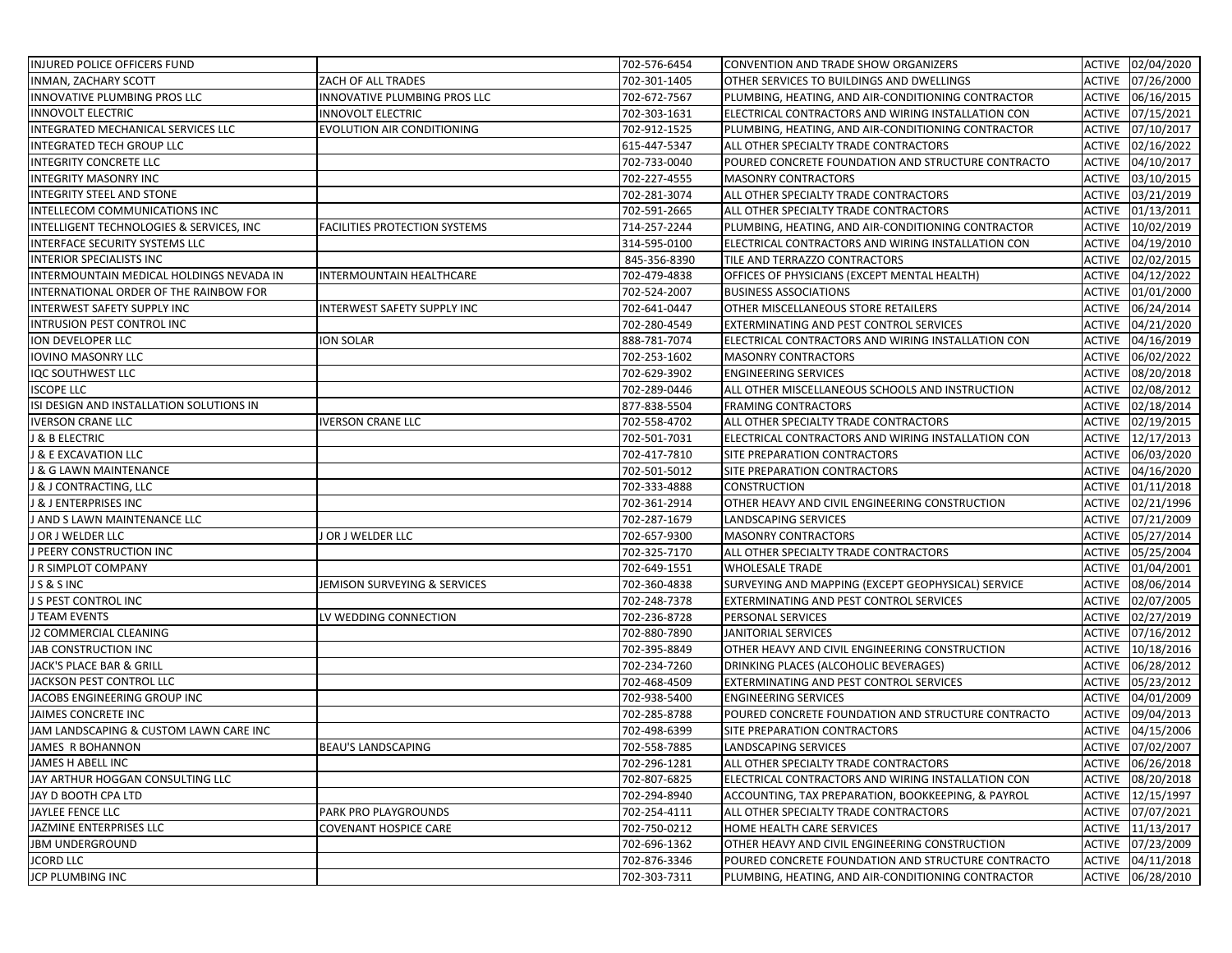| | | | | | |
|---|---|---|---|---|---|
| INJURED POLICE OFFICERS FUND | | 702-576-6454 | CONVENTION AND TRADE SHOW ORGANIZERS | ACTIVE | 02/04/2020 |
| INMAN, ZACHARY SCOTT | ZACH OF ALL TRADES | 702-301-1405 | OTHER SERVICES TO BUILDINGS AND DWELLINGS | ACTIVE | 07/26/2000 |
| INNOVATIVE PLUMBING PROS LLC | INNOVATIVE PLUMBING PROS LLC | 702-672-7567 | PLUMBING, HEATING, AND AIR-CONDITIONING CONTRACTOR | ACTIVE | 06/16/2015 |
| INNOVOLT ELECTRIC | INNOVOLT ELECTRIC | 702-303-1631 | ELECTRICAL CONTRACTORS AND WIRING INSTALLATION CON | ACTIVE | 07/15/2021 |
| INTEGRATED MECHANICAL SERVICES LLC | EVOLUTION AIR CONDITIONING | 702-912-1525 | PLUMBING, HEATING, AND AIR-CONDITIONING CONTRACTOR | ACTIVE | 07/10/2017 |
| INTEGRATED TECH GROUP LLC | | 615-447-5347 | ALL OTHER SPECIALTY TRADE CONTRACTORS | ACTIVE | 02/16/2022 |
| INTEGRITY CONCRETE LLC | | 702-733-0040 | POURED CONCRETE FOUNDATION AND STRUCTURE CONTRACTO | ACTIVE | 04/10/2017 |
| INTEGRITY MASONRY INC | | 702-227-4555 | MASONRY CONTRACTORS | ACTIVE | 03/10/2015 |
| INTEGRITY STEEL AND STONE | | 702-281-3074 | ALL OTHER SPECIALTY TRADE CONTRACTORS | ACTIVE | 03/21/2019 |
| INTELLECOM COMMUNICATIONS INC | | 702-591-2665 | ALL OTHER SPECIALTY TRADE CONTRACTORS | ACTIVE | 01/13/2011 |
| INTELLIGENT TECHNOLOGIES & SERVICES, INC | FACILITIES PROTECTION SYSTEMS | 714-257-2244 | PLUMBING, HEATING, AND AIR-CONDITIONING CONTRACTOR | ACTIVE | 10/02/2019 |
| INTERFACE SECURITY SYSTEMS LLC | | 314-595-0100 | ELECTRICAL CONTRACTORS AND WIRING INSTALLATION CON | ACTIVE | 04/19/2010 |
| INTERIOR SPECIALISTS INC | | 845-356-8390 | TILE AND TERRAZZO CONTRACTORS | ACTIVE | 02/02/2015 |
| INTERMOUNTAIN MEDICAL HOLDINGS NEVADA IN | INTERMOUNTAIN HEALTHCARE | 702-479-4838 | OFFICES OF PHYSICIANS (EXCEPT MENTAL HEALTH) | ACTIVE | 04/12/2022 |
| INTERNATIONAL ORDER OF THE RAINBOW FOR | | 702-524-2007 | BUSINESS ASSOCIATIONS | ACTIVE | 01/01/2000 |
| INTERWEST SAFETY SUPPLY INC | INTERWEST SAFETY SUPPLY INC | 702-641-0447 | OTHER MISCELLANEOUS STORE RETAILERS | ACTIVE | 06/24/2014 |
| INTRUSION PEST CONTROL INC | | 702-280-4549 | EXTERMINATING AND PEST CONTROL SERVICES | ACTIVE | 04/21/2020 |
| ION DEVELOPER LLC | ION SOLAR | 888-781-7074 | ELECTRICAL CONTRACTORS AND WIRING INSTALLATION CON | ACTIVE | 04/16/2019 |
| IOVINO MASONRY LLC | | 702-253-1602 | MASONRY CONTRACTORS | ACTIVE | 06/02/2022 |
| IQC SOUTHWEST LLC | | 702-629-3902 | ENGINEERING SERVICES | ACTIVE | 08/20/2018 |
| ISCOPE LLC | | 702-289-0446 | ALL OTHER MISCELLANEOUS SCHOOLS AND INSTRUCTION | ACTIVE | 02/08/2012 |
| ISI DESIGN AND INSTALLATION SOLUTIONS IN | | 877-838-5504 | FRAMING CONTRACTORS | ACTIVE | 02/18/2014 |
| IVERSON CRANE LLC | IVERSON CRANE LLC | 702-558-4702 | ALL OTHER SPECIALTY TRADE CONTRACTORS | ACTIVE | 02/19/2015 |
| J & B ELECTRIC | | 702-501-7031 | ELECTRICAL CONTRACTORS AND WIRING INSTALLATION CON | ACTIVE | 12/17/2013 |
| J & E EXCAVATION LLC | | 702-417-7810 | SITE PREPARATION CONTRACTORS | ACTIVE | 06/03/2020 |
| J & G LAWN MAINTENANCE | | 702-501-5012 | SITE PREPARATION CONTRACTORS | ACTIVE | 04/16/2020 |
| J & J CONTRACTING, LLC | | 702-333-4888 | CONSTRUCTION | ACTIVE | 01/11/2018 |
| J & J ENTERPRISES INC | | 702-361-2914 | OTHER HEAVY AND CIVIL ENGINEERING CONSTRUCTION | ACTIVE | 02/21/1996 |
| J AND S LAWN MAINTENANCE LLC | | 702-287-1679 | LANDSCAPING SERVICES | ACTIVE | 07/21/2009 |
| J OR J WELDER LLC | J OR J WELDER LLC | 702-657-9300 | MASONRY CONTRACTORS | ACTIVE | 05/27/2014 |
| J PEERY CONSTRUCTION INC | | 702-325-7170 | ALL OTHER SPECIALTY TRADE CONTRACTORS | ACTIVE | 05/25/2004 |
| J R SIMPLOT COMPANY | | 702-649-1551 | WHOLESALE TRADE | ACTIVE | 01/04/2001 |
| J S & S INC | JEMISON SURVEYING & SERVICES | 702-360-4838 | SURVEYING AND MAPPING (EXCEPT GEOPHYSICAL) SERVICE | ACTIVE | 08/06/2014 |
| J S PEST CONTROL INC | | 702-248-7378 | EXTERMINATING AND PEST CONTROL SERVICES | ACTIVE | 02/07/2005 |
| J TEAM EVENTS | LV WEDDING CONNECTION | 702-236-8728 | PERSONAL SERVICES | ACTIVE | 02/27/2019 |
| J2 COMMERCIAL CLEANING | | 702-880-7890 | JANITORIAL SERVICES | ACTIVE | 07/16/2012 |
| JAB CONSTRUCTION INC | | 702-395-8849 | OTHER HEAVY AND CIVIL ENGINEERING CONSTRUCTION | ACTIVE | 10/18/2016 |
| JACK'S PLACE BAR & GRILL | | 702-234-7260 | DRINKING PLACES (ALCOHOLIC BEVERAGES) | ACTIVE | 06/28/2012 |
| JACKSON PEST CONTROL LLC | | 702-468-4509 | EXTERMINATING AND PEST CONTROL SERVICES | ACTIVE | 05/23/2012 |
| JACOBS ENGINEERING GROUP INC | | 702-938-5400 | ENGINEERING SERVICES | ACTIVE | 04/01/2009 |
| JAIMES CONCRETE INC | | 702-285-8788 | POURED CONCRETE FOUNDATION AND STRUCTURE CONTRACTO | ACTIVE | 09/04/2013 |
| JAM LANDSCAPING & CUSTOM LAWN CARE INC | | 702-498-6399 | SITE PREPARATION CONTRACTORS | ACTIVE | 04/15/2006 |
| JAMES R BOHANNON | BEAU'S LANDSCAPING | 702-558-7885 | LANDSCAPING SERVICES | ACTIVE | 07/02/2007 |
| JAMES H ABELL INC | | 702-296-1281 | ALL OTHER SPECIALTY TRADE CONTRACTORS | ACTIVE | 06/26/2018 |
| JAY ARTHUR HOGGAN CONSULTING LLC | | 702-807-6825 | ELECTRICAL CONTRACTORS AND WIRING INSTALLATION CON | ACTIVE | 08/20/2018 |
| JAY D BOOTH CPA LTD | | 702-294-8940 | ACCOUNTING, TAX PREPARATION, BOOKKEEPING, & PAYROL | ACTIVE | 12/15/1997 |
| JAYLEE FENCE LLC | PARK PRO PLAYGROUNDS | 702-254-4111 | ALL OTHER SPECIALTY TRADE CONTRACTORS | ACTIVE | 07/07/2021 |
| JAZMINE ENTERPRISES LLC | COVENANT HOSPICE CARE | 702-750-0212 | HOME HEALTH CARE SERVICES | ACTIVE | 11/13/2017 |
| JBM UNDERGROUND | | 702-696-1362 | OTHER HEAVY AND CIVIL ENGINEERING CONSTRUCTION | ACTIVE | 07/23/2009 |
| JCORD LLC | | 702-876-3346 | POURED CONCRETE FOUNDATION AND STRUCTURE CONTRACTO | ACTIVE | 04/11/2018 |
| JCP PLUMBING INC | | 702-303-7311 | PLUMBING, HEATING, AND AIR-CONDITIONING CONTRACTOR | ACTIVE | 06/28/2010 |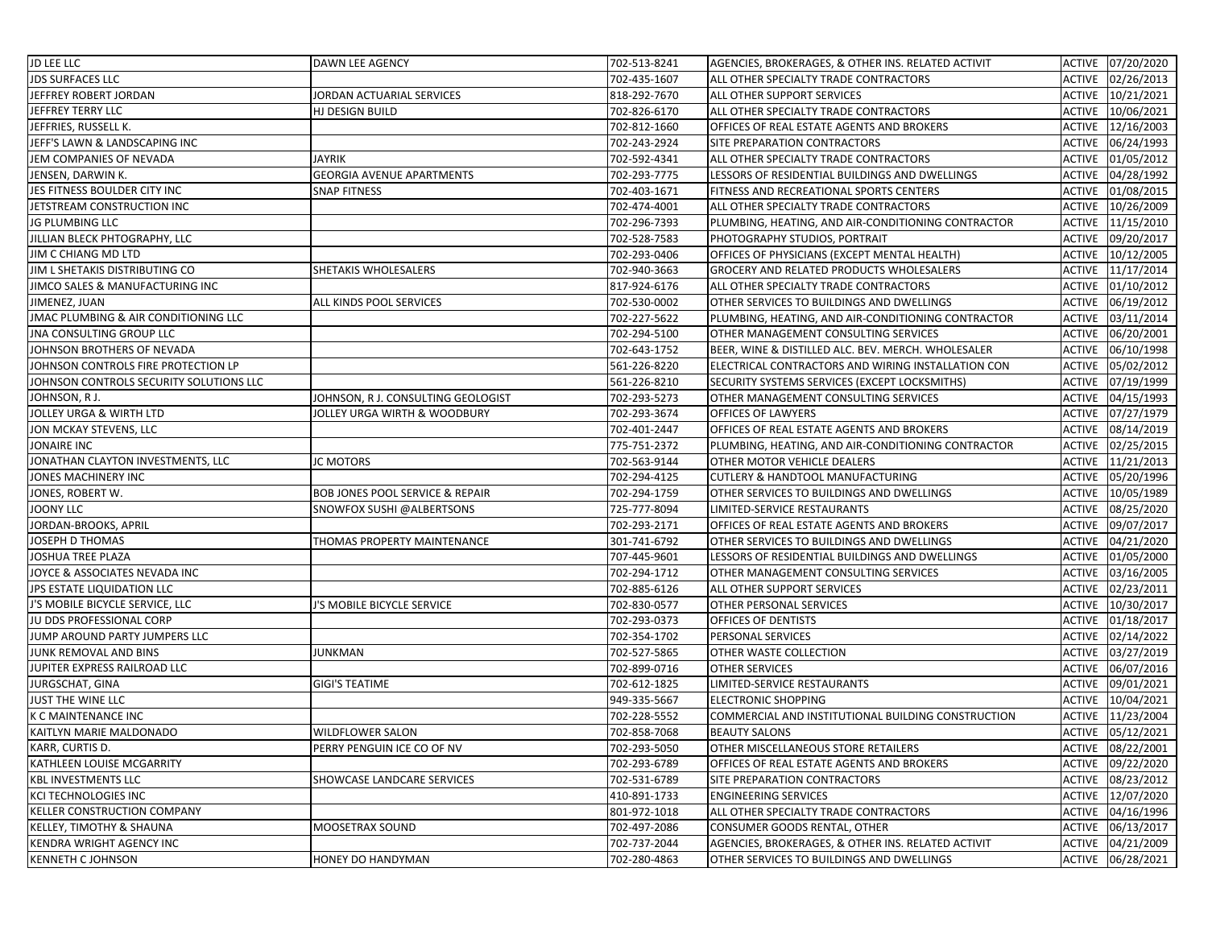| | | | | | |
|---|---|---|---|---|---|
| JD LEE LLC | DAWN LEE AGENCY | 702-513-8241 | AGENCIES, BROKERAGES, & OTHER INS. RELATED ACTIVIT | ACTIVE | 07/20/2020 |
| JDS SURFACES LLC | | 702-435-1607 | ALL OTHER SPECIALTY TRADE CONTRACTORS | ACTIVE | 02/26/2013 |
| JEFFREY ROBERT JORDAN | JORDAN ACTUARIAL SERVICES | 818-292-7670 | ALL OTHER SUPPORT SERVICES | ACTIVE | 10/21/2021 |
| JEFFREY TERRY LLC | HJ DESIGN BUILD | 702-826-6170 | ALL OTHER SPECIALTY TRADE CONTRACTORS | ACTIVE | 10/06/2021 |
| JEFFRIES, RUSSELL K. | | 702-812-1660 | OFFICES OF REAL ESTATE AGENTS AND BROKERS | ACTIVE | 12/16/2003 |
| JEFF'S LAWN & LANDSCAPING INC | | 702-243-2924 | SITE PREPARATION CONTRACTORS | ACTIVE | 06/24/1993 |
| JEM COMPANIES OF NEVADA | JAYRIK | 702-592-4341 | ALL OTHER SPECIALTY TRADE CONTRACTORS | ACTIVE | 01/05/2012 |
| JENSEN, DARWIN K. | GEORGIA AVENUE APARTMENTS | 702-293-7775 | LESSORS OF RESIDENTIAL BUILDINGS AND DWELLINGS | ACTIVE | 04/28/1992 |
| JES FITNESS BOULDER CITY INC | SNAP FITNESS | 702-403-1671 | FITNESS AND RECREATIONAL SPORTS CENTERS | ACTIVE | 01/08/2015 |
| JETSTREAM CONSTRUCTION INC | | 702-474-4001 | ALL OTHER SPECIALTY TRADE CONTRACTORS | ACTIVE | 10/26/2009 |
| JG PLUMBING LLC | | 702-296-7393 | PLUMBING, HEATING, AND AIR-CONDITIONING CONTRACTOR | ACTIVE | 11/15/2010 |
| JILLIAN BLECK PHTOGRAPHY, LLC | | 702-528-7583 | PHOTOGRAPHY STUDIOS, PORTRAIT | ACTIVE | 09/20/2017 |
| JIM C CHIANG MD LTD | | 702-293-0406 | OFFICES OF PHYSICIANS (EXCEPT MENTAL HEALTH) | ACTIVE | 10/12/2005 |
| JIM L SHETAKIS DISTRIBUTING CO | SHETAKIS WHOLESALERS | 702-940-3663 | GROCERY AND RELATED PRODUCTS WHOLESALERS | ACTIVE | 11/17/2014 |
| JIMCO SALES & MANUFACTURING INC | | 817-924-6176 | ALL OTHER SPECIALTY TRADE CONTRACTORS | ACTIVE | 01/10/2012 |
| JIMENEZ, JUAN | ALL KINDS POOL SERVICES | 702-530-0002 | OTHER SERVICES TO BUILDINGS AND DWELLINGS | ACTIVE | 06/19/2012 |
| JMAC PLUMBING & AIR CONDITIONING LLC | | 702-227-5622 | PLUMBING, HEATING, AND AIR-CONDITIONING CONTRACTOR | ACTIVE | 03/11/2014 |
| JNA CONSULTING GROUP LLC | | 702-294-5100 | OTHER MANAGEMENT CONSULTING SERVICES | ACTIVE | 06/20/2001 |
| JOHNSON BROTHERS OF NEVADA | | 702-643-1752 | BEER, WINE & DISTILLED ALC. BEV. MERCH. WHOLESALER | ACTIVE | 06/10/1998 |
| JOHNSON CONTROLS FIRE PROTECTION LP | | 561-226-8220 | ELECTRICAL CONTRACTORS AND WIRING INSTALLATION CON | ACTIVE | 05/02/2012 |
| JOHNSON CONTROLS SECURITY SOLUTIONS LLC | | 561-226-8210 | SECURITY SYSTEMS SERVICES (EXCEPT LOCKSMITHS) | ACTIVE | 07/19/1999 |
| JOHNSON, R J. | JOHNSON, R J. CONSULTING GEOLOGIST | 702-293-5273 | OTHER MANAGEMENT CONSULTING SERVICES | ACTIVE | 04/15/1993 |
| JOLLEY URGA & WIRTH LTD | JOLLEY URGA WIRTH & WOODBURY | 702-293-3674 | OFFICES OF LAWYERS | ACTIVE | 07/27/1979 |
| JON MCKAY STEVENS, LLC | | 702-401-2447 | OFFICES OF REAL ESTATE AGENTS AND BROKERS | ACTIVE | 08/14/2019 |
| JONAIRE INC | | 775-751-2372 | PLUMBING, HEATING, AND AIR-CONDITIONING CONTRACTOR | ACTIVE | 02/25/2015 |
| JONATHAN CLAYTON INVESTMENTS, LLC | JC MOTORS | 702-563-9144 | OTHER MOTOR VEHICLE DEALERS | ACTIVE | 11/21/2013 |
| JONES MACHINERY INC | | 702-294-4125 | CUTLERY & HANDTOOL MANUFACTURING | ACTIVE | 05/20/1996 |
| JONES, ROBERT W. | BOB JONES POOL SERVICE & REPAIR | 702-294-1759 | OTHER SERVICES TO BUILDINGS AND DWELLINGS | ACTIVE | 10/05/1989 |
| JOONY LLC | SNOWFOX SUSHI @ALBERTSONS | 725-777-8094 | LIMITED-SERVICE RESTAURANTS | ACTIVE | 08/25/2020 |
| JORDAN-BROOKS, APRIL | | 702-293-2171 | OFFICES OF REAL ESTATE AGENTS AND BROKERS | ACTIVE | 09/07/2017 |
| JOSEPH D THOMAS | THOMAS PROPERTY MAINTENANCE | 301-741-6792 | OTHER SERVICES TO BUILDINGS AND DWELLINGS | ACTIVE | 04/21/2020 |
| JOSHUA TREE PLAZA | | 707-445-9601 | LESSORS OF RESIDENTIAL BUILDINGS AND DWELLINGS | ACTIVE | 01/05/2000 |
| JOYCE & ASSOCIATES NEVADA INC | | 702-294-1712 | OTHER MANAGEMENT CONSULTING SERVICES | ACTIVE | 03/16/2005 |
| JPS ESTATE LIQUIDATION LLC | | 702-885-6126 | ALL OTHER SUPPORT SERVICES | ACTIVE | 02/23/2011 |
| J'S MOBILE BICYCLE SERVICE, LLC | J'S MOBILE BICYCLE SERVICE | 702-830-0577 | OTHER PERSONAL SERVICES | ACTIVE | 10/30/2017 |
| JU DDS PROFESSIONAL CORP | | 702-293-0373 | OFFICES OF DENTISTS | ACTIVE | 01/18/2017 |
| JUMP AROUND PARTY JUMPERS LLC | | 702-354-1702 | PERSONAL SERVICES | ACTIVE | 02/14/2022 |
| JUNK REMOVAL AND BINS | JUNKMAN | 702-527-5865 | OTHER WASTE COLLECTION | ACTIVE | 03/27/2019 |
| JUPITER EXPRESS RAILROAD LLC | | 702-899-0716 | OTHER SERVICES | ACTIVE | 06/07/2016 |
| JURGSCHAT, GINA | GIGI'S TEATIME | 702-612-1825 | LIMITED-SERVICE RESTAURANTS | ACTIVE | 09/01/2021 |
| JUST THE WINE LLC | | 949-335-5667 | ELECTRONIC SHOPPING | ACTIVE | 10/04/2021 |
| K C MAINTENANCE INC | | 702-228-5552 | COMMERCIAL AND INSTITUTIONAL BUILDING CONSTRUCTION | ACTIVE | 11/23/2004 |
| KAITLYN MARIE MALDONADO | WILDFLOWER SALON | 702-858-7068 | BEAUTY SALONS | ACTIVE | 05/12/2021 |
| KARR, CURTIS D. | PERRY PENGUIN ICE CO OF NV | 702-293-5050 | OTHER MISCELLANEOUS STORE RETAILERS | ACTIVE | 08/22/2001 |
| KATHLEEN LOUISE MCGARRITY | | 702-293-6789 | OFFICES OF REAL ESTATE AGENTS AND BROKERS | ACTIVE | 09/22/2020 |
| KBL INVESTMENTS LLC | SHOWCASE LANDCARE SERVICES | 702-531-6789 | SITE PREPARATION CONTRACTORS | ACTIVE | 08/23/2012 |
| KCI TECHNOLOGIES INC | | 410-891-1733 | ENGINEERING SERVICES | ACTIVE | 12/07/2020 |
| KELLER CONSTRUCTION COMPANY | | 801-972-1018 | ALL OTHER SPECIALTY TRADE CONTRACTORS | ACTIVE | 04/16/1996 |
| KELLEY, TIMOTHY & SHAUNA | MOOSETRAX SOUND | 702-497-2086 | CONSUMER GOODS RENTAL, OTHER | ACTIVE | 06/13/2017 |
| KENDRA WRIGHT AGENCY INC | | 702-737-2044 | AGENCIES, BROKERAGES, & OTHER INS. RELATED ACTIVIT | ACTIVE | 04/21/2009 |
| KENNETH C JOHNSON | HONEY DO HANDYMAN | 702-280-4863 | OTHER SERVICES TO BUILDINGS AND DWELLINGS | ACTIVE | 06/28/2021 |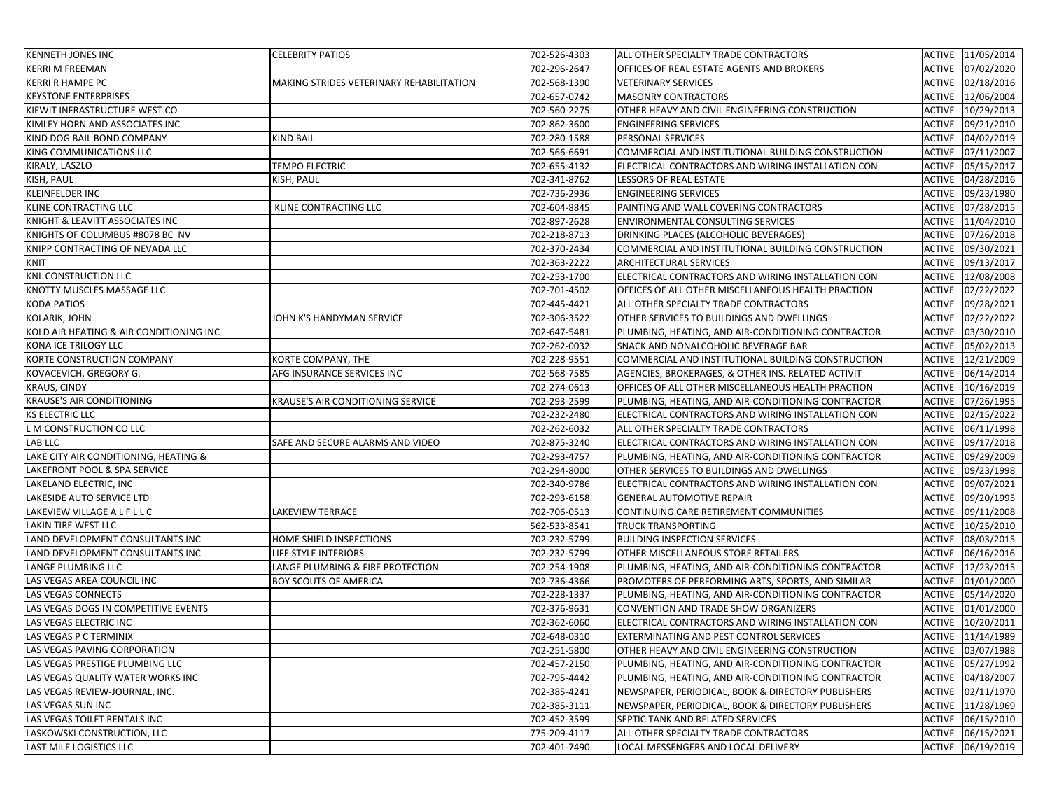| | | | | | |
|---|---|---|---|---|---|
| KENNETH JONES INC | CELEBRITY PATIOS | 702-526-4303 | ALL OTHER SPECIALTY TRADE CONTRACTORS | ACTIVE | 11/05/2014 |
| KERRI M FREEMAN | | 702-296-2647 | OFFICES OF REAL ESTATE AGENTS AND BROKERS | ACTIVE | 07/02/2020 |
| KERRI R HAMPE PC | MAKING STRIDES VETERINARY REHABILITATION | 702-568-1390 | VETERINARY SERVICES | ACTIVE | 02/18/2016 |
| KEYSTONE ENTERPRISES | | 702-657-0742 | MASONRY CONTRACTORS | ACTIVE | 12/06/2004 |
| KIEWIT INFRASTRUCTURE WEST CO | | 702-560-2275 | OTHER HEAVY AND CIVIL ENGINEERING CONSTRUCTION | ACTIVE | 10/29/2013 |
| KIMLEY HORN AND ASSOCIATES INC | | 702-862-3600 | ENGINEERING SERVICES | ACTIVE | 09/21/2010 |
| KIND DOG BAIL BOND COMPANY | KIND BAIL | 702-280-1588 | PERSONAL SERVICES | ACTIVE | 04/02/2019 |
| KING COMMUNICATIONS LLC | | 702-566-6691 | COMMERCIAL AND INSTITUTIONAL BUILDING CONSTRUCTION | ACTIVE | 07/11/2007 |
| KIRALY, LASZLO | TEMPO ELECTRIC | 702-655-4132 | ELECTRICAL CONTRACTORS AND WIRING INSTALLATION CON | ACTIVE | 05/15/2017 |
| KISH, PAUL | KISH, PAUL | 702-341-8762 | LESSORS OF REAL ESTATE | ACTIVE | 04/28/2016 |
| KLEINFELDER INC | | 702-736-2936 | ENGINEERING SERVICES | ACTIVE | 09/23/1980 |
| KLINE CONTRACTING LLC | KLINE CONTRACTING LLC | 702-604-8845 | PAINTING AND WALL COVERING CONTRACTORS | ACTIVE | 07/28/2015 |
| KNIGHT & LEAVITT ASSOCIATES INC | | 702-897-2628 | ENVIRONMENTAL CONSULTING SERVICES | ACTIVE | 11/04/2010 |
| KNIGHTS OF COLUMBUS #8078 BC NV | | 702-218-8713 | DRINKING PLACES (ALCOHOLIC BEVERAGES) | ACTIVE | 07/26/2018 |
| KNIPP CONTRACTING OF NEVADA LLC | | 702-370-2434 | COMMERCIAL AND INSTITUTIONAL BUILDING CONSTRUCTION | ACTIVE | 09/30/2021 |
| KNIT | | 702-363-2222 | ARCHITECTURAL SERVICES | ACTIVE | 09/13/2017 |
| KNL CONSTRUCTION LLC | | 702-253-1700 | ELECTRICAL CONTRACTORS AND WIRING INSTALLATION CON | ACTIVE | 12/08/2008 |
| KNOTTY MUSCLES MASSAGE LLC | | 702-701-4502 | OFFICES OF ALL OTHER MISCELLANEOUS HEALTH PRACTION | ACTIVE | 02/22/2022 |
| KODA PATIOS | | 702-445-4421 | ALL OTHER SPECIALTY TRADE CONTRACTORS | ACTIVE | 09/28/2021 |
| KOLARIK, JOHN | JOHN K'S HANDYMAN SERVICE | 702-306-3522 | OTHER SERVICES TO BUILDINGS AND DWELLINGS | ACTIVE | 02/22/2022 |
| KOLD AIR HEATING & AIR CONDITIONING INC | | 702-647-5481 | PLUMBING, HEATING, AND AIR-CONDITIONING CONTRACTOR | ACTIVE | 03/30/2010 |
| KONA ICE TRILOGY LLC | | 702-262-0032 | SNACK AND NONALCOHOLIC BEVERAGE BAR | ACTIVE | 05/02/2013 |
| KORTE CONSTRUCTION COMPANY | KORTE COMPANY, THE | 702-228-9551 | COMMERCIAL AND INSTITUTIONAL BUILDING CONSTRUCTION | ACTIVE | 12/21/2009 |
| KOVACEVICH, GREGORY G. | AFG INSURANCE SERVICES INC | 702-568-7585 | AGENCIES, BROKERAGES, & OTHER INS. RELATED ACTIVIT | ACTIVE | 06/14/2014 |
| KRAUS, CINDY | | 702-274-0613 | OFFICES OF ALL OTHER MISCELLANEOUS HEALTH PRACTION | ACTIVE | 10/16/2019 |
| KRAUSE'S AIR CONDITIONING | KRAUSE'S AIR CONDITIONING SERVICE | 702-293-2599 | PLUMBING, HEATING, AND AIR-CONDITIONING CONTRACTOR | ACTIVE | 07/26/1995 |
| KS ELECTRIC LLC | | 702-232-2480 | ELECTRICAL CONTRACTORS AND WIRING INSTALLATION CON | ACTIVE | 02/15/2022 |
| L M CONSTRUCTION CO LLC | | 702-262-6032 | ALL OTHER SPECIALTY TRADE CONTRACTORS | ACTIVE | 06/11/1998 |
| LAB LLC | SAFE AND SECURE ALARMS AND VIDEO | 702-875-3240 | ELECTRICAL CONTRACTORS AND WIRING INSTALLATION CON | ACTIVE | 09/17/2018 |
| LAKE CITY AIR CONDITIONING, HEATING & | | 702-293-4757 | PLUMBING, HEATING, AND AIR-CONDITIONING CONTRACTOR | ACTIVE | 09/29/2009 |
| LAKEFRONT POOL & SPA SERVICE | | 702-294-8000 | OTHER SERVICES TO BUILDINGS AND DWELLINGS | ACTIVE | 09/23/1998 |
| LAKELAND ELECTRIC, INC | | 702-340-9786 | ELECTRICAL CONTRACTORS AND WIRING INSTALLATION CON | ACTIVE | 09/07/2021 |
| LAKESIDE AUTO SERVICE LTD | | 702-293-6158 | GENERAL AUTOMOTIVE REPAIR | ACTIVE | 09/20/1995 |
| LAKEVIEW VILLAGE A L F L L C | LAKEVIEW TERRACE | 702-706-0513 | CONTINUING CARE RETIREMENT COMMUNITIES | ACTIVE | 09/11/2008 |
| LAKIN TIRE WEST LLC | | 562-533-8541 | TRUCK TRANSPORTING | ACTIVE | 10/25/2010 |
| LAND DEVELOPMENT CONSULTANTS INC | HOME SHIELD INSPECTIONS | 702-232-5799 | BUILDING INSPECTION SERVICES | ACTIVE | 08/03/2015 |
| LAND DEVELOPMENT CONSULTANTS INC | LIFE STYLE INTERIORS | 702-232-5799 | OTHER MISCELLANEOUS STORE RETAILERS | ACTIVE | 06/16/2016 |
| LANGE PLUMBING LLC | LANGE PLUMBING & FIRE PROTECTION | 702-254-1908 | PLUMBING, HEATING, AND AIR-CONDITIONING CONTRACTOR | ACTIVE | 12/23/2015 |
| LAS VEGAS AREA COUNCIL INC | BOY SCOUTS OF AMERICA | 702-736-4366 | PROMOTERS OF PERFORMING ARTS, SPORTS, AND SIMILAR | ACTIVE | 01/01/2000 |
| LAS VEGAS CONNECTS | | 702-228-1337 | PLUMBING, HEATING, AND AIR-CONDITIONING CONTRACTOR | ACTIVE | 05/14/2020 |
| LAS VEGAS DOGS IN COMPETITIVE EVENTS | | 702-376-9631 | CONVENTION AND TRADE SHOW ORGANIZERS | ACTIVE | 01/01/2000 |
| LAS VEGAS ELECTRIC INC | | 702-362-6060 | ELECTRICAL CONTRACTORS AND WIRING INSTALLATION CON | ACTIVE | 10/20/2011 |
| LAS VEGAS P C TERMINIX | | 702-648-0310 | EXTERMINATING AND PEST CONTROL SERVICES | ACTIVE | 11/14/1989 |
| LAS VEGAS PAVING CORPORATION | | 702-251-5800 | OTHER HEAVY AND CIVIL ENGINEERING CONSTRUCTION | ACTIVE | 03/07/1988 |
| LAS VEGAS PRESTIGE PLUMBING LLC | | 702-457-2150 | PLUMBING, HEATING, AND AIR-CONDITIONING CONTRACTOR | ACTIVE | 05/27/1992 |
| LAS VEGAS QUALITY WATER WORKS INC | | 702-795-4442 | PLUMBING, HEATING, AND AIR-CONDITIONING CONTRACTOR | ACTIVE | 04/18/2007 |
| LAS VEGAS REVIEW-JOURNAL, INC. | | 702-385-4241 | NEWSPAPER, PERIODICAL, BOOK & DIRECTORY PUBLISHERS | ACTIVE | 02/11/1970 |
| LAS VEGAS SUN INC | | 702-385-3111 | NEWSPAPER, PERIODICAL, BOOK & DIRECTORY PUBLISHERS | ACTIVE | 11/28/1969 |
| LAS VEGAS TOILET RENTALS INC | | 702-452-3599 | SEPTIC TANK AND RELATED SERVICES | ACTIVE | 06/15/2010 |
| LASKOWSKI CONSTRUCTION, LLC | | 775-209-4117 | ALL OTHER SPECIALTY TRADE CONTRACTORS | ACTIVE | 06/15/2021 |
| LAST MILE LOGISTICS LLC | | 702-401-7490 | LOCAL MESSENGERS AND LOCAL DELIVERY | ACTIVE | 06/19/2019 |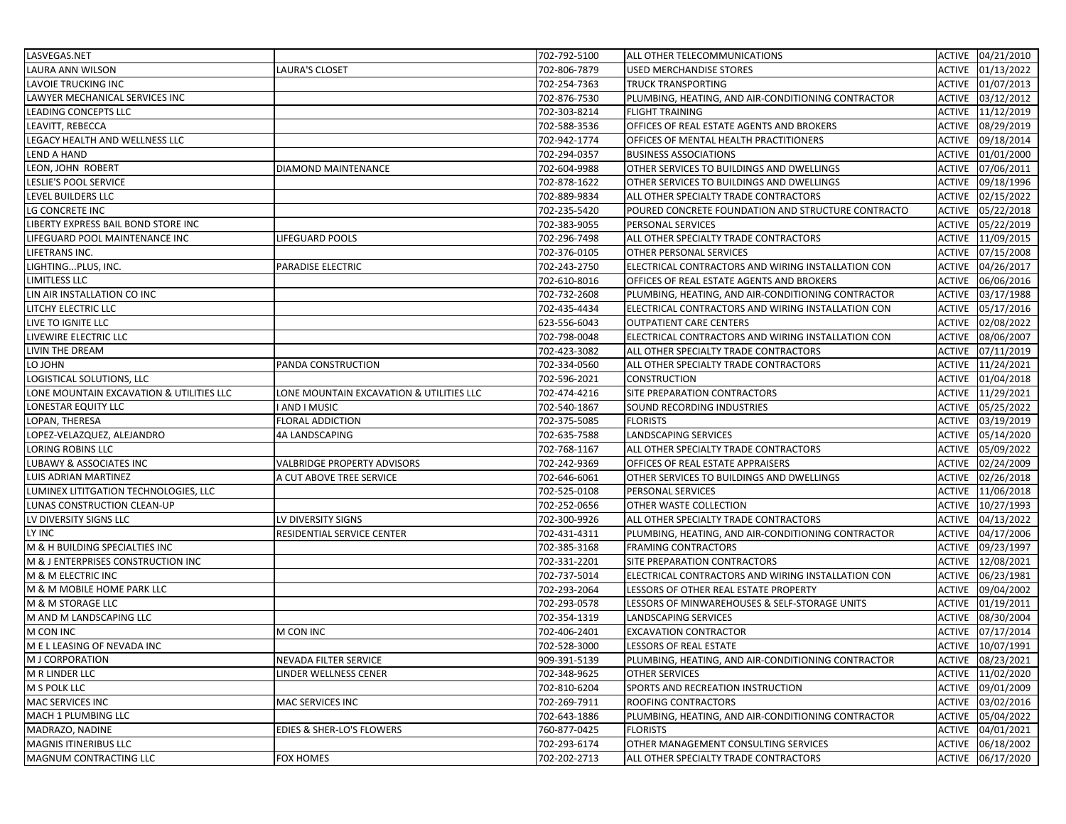| | | | | | |
|---|---|---|---|---|---|
| LASVEGAS.NET | | 702-792-5100 | ALL OTHER TELECOMMUNICATIONS | ACTIVE | 04/21/2010 |
| LAURA ANN WILSON | LAURA'S CLOSET | 702-806-7879 | USED MERCHANDISE STORES | ACTIVE | 01/13/2022 |
| LAVOIE TRUCKING INC | | 702-254-7363 | TRUCK TRANSPORTING | ACTIVE | 01/07/2013 |
| LAWYER MECHANICAL SERVICES INC | | 702-876-7530 | PLUMBING, HEATING, AND AIR-CONDITIONING CONTRACTOR | ACTIVE | 03/12/2012 |
| LEADING CONCEPTS LLC | | 702-303-8214 | FLIGHT TRAINING | ACTIVE | 11/12/2019 |
| LEAVITT, REBECCA | | 702-588-3536 | OFFICES OF REAL ESTATE AGENTS AND BROKERS | ACTIVE | 08/29/2019 |
| LEGACY HEALTH AND WELLNESS LLC | | 702-942-1774 | OFFICES OF MENTAL HEALTH PRACTITIONERS | ACTIVE | 09/18/2014 |
| LEND A HAND | | 702-294-0357 | BUSINESS ASSOCIATIONS | ACTIVE | 01/01/2000 |
| LEON, JOHN ROBERT | DIAMOND MAINTENANCE | 702-604-9988 | OTHER SERVICES TO BUILDINGS AND DWELLINGS | ACTIVE | 07/06/2011 |
| LESLIE'S POOL SERVICE | | 702-878-1622 | OTHER SERVICES TO BUILDINGS AND DWELLINGS | ACTIVE | 09/18/1996 |
| LEVEL BUILDERS LLC | | 702-889-9834 | ALL OTHER SPECIALTY TRADE CONTRACTORS | ACTIVE | 02/15/2022 |
| LG CONCRETE INC | | 702-235-5420 | POURED CONCRETE FOUNDATION AND STRUCTURE CONTRACTO | ACTIVE | 05/22/2018 |
| LIBERTY EXPRESS BAIL BOND STORE INC | | 702-383-9055 | PERSONAL SERVICES | ACTIVE | 05/22/2019 |
| LIFEGUARD POOL MAINTENANCE INC | LIFEGUARD POOLS | 702-296-7498 | ALL OTHER SPECIALTY TRADE CONTRACTORS | ACTIVE | 11/09/2015 |
| LIFETRANS INC. | | 702-376-0105 | OTHER PERSONAL SERVICES | ACTIVE | 07/15/2008 |
| LIGHTING...PLUS, INC. | PARADISE ELECTRIC | 702-243-2750 | ELECTRICAL CONTRACTORS AND WIRING INSTALLATION CON | ACTIVE | 04/26/2017 |
| LIMITLESS LLC | | 702-610-8016 | OFFICES OF REAL ESTATE AGENTS AND BROKERS | ACTIVE | 06/06/2016 |
| LIN AIR INSTALLATION CO INC | | 702-732-2608 | PLUMBING, HEATING, AND AIR-CONDITIONING CONTRACTOR | ACTIVE | 03/17/1988 |
| LITCHY ELECTRIC LLC | | 702-435-4434 | ELECTRICAL CONTRACTORS AND WIRING INSTALLATION CON | ACTIVE | 05/17/2016 |
| LIVE TO IGNITE LLC | | 623-556-6043 | OUTPATIENT CARE CENTERS | ACTIVE | 02/08/2022 |
| LIVEWIRE ELECTRIC LLC | | 702-798-0048 | ELECTRICAL CONTRACTORS AND WIRING INSTALLATION CON | ACTIVE | 08/06/2007 |
| LIVIN THE DREAM | | 702-423-3082 | ALL OTHER SPECIALTY TRADE CONTRACTORS | ACTIVE | 07/11/2019 |
| LO JOHN | PANDA CONSTRUCTION | 702-334-0560 | ALL OTHER SPECIALTY TRADE CONTRACTORS | ACTIVE | 11/24/2021 |
| LOGISTICAL SOLUTIONS, LLC | | 702-596-2021 | CONSTRUCTION | ACTIVE | 01/04/2018 |
| LONE MOUNTAIN EXCAVATION & UTILITIES LLC | LONE MOUNTAIN EXCAVATION & UTILITIES LLC | 702-474-4216 | SITE PREPARATION CONTRACTORS | ACTIVE | 11/29/2021 |
| LONESTAR EQUITY LLC | I AND I MUSIC | 702-540-1867 | SOUND RECORDING INDUSTRIES | ACTIVE | 05/25/2022 |
| LOPAN, THERESA | FLORAL ADDICTION | 702-375-5085 | FLORISTS | ACTIVE | 03/19/2019 |
| LOPEZ-VELAZQUEZ, ALEJANDRO | 4A LANDSCAPING | 702-635-7588 | LANDSCAPING SERVICES | ACTIVE | 05/14/2020 |
| LORING ROBINS LLC | | 702-768-1167 | ALL OTHER SPECIALTY TRADE CONTRACTORS | ACTIVE | 05/09/2022 |
| LUBAWY & ASSOCIATES INC | VALBRIDGE PROPERTY ADVISORS | 702-242-9369 | OFFICES OF REAL ESTATE APPRAISERS | ACTIVE | 02/24/2009 |
| LUIS ADRIAN MARTINEZ | A CUT ABOVE TREE SERVICE | 702-646-6061 | OTHER SERVICES TO BUILDINGS AND DWELLINGS | ACTIVE | 02/26/2018 |
| LUMINEX LITITGATION TECHNOLOGIES, LLC | | 702-525-0108 | PERSONAL SERVICES | ACTIVE | 11/06/2018 |
| LUNAS CONSTRUCTION CLEAN-UP | | 702-252-0656 | OTHER WASTE COLLECTION | ACTIVE | 10/27/1993 |
| LV DIVERSITY SIGNS LLC | LV DIVERSITY SIGNS | 702-300-9926 | ALL OTHER SPECIALTY TRADE CONTRACTORS | ACTIVE | 04/13/2022 |
| LY INC | RESIDENTIAL SERVICE CENTER | 702-431-4311 | PLUMBING, HEATING, AND AIR-CONDITIONING CONTRACTOR | ACTIVE | 04/17/2006 |
| M & H BUILDING SPECIALTIES INC | | 702-385-3168 | FRAMING CONTRACTORS | ACTIVE | 09/23/1997 |
| M & J ENTERPRISES CONSTRUCTION INC | | 702-331-2201 | SITE PREPARATION CONTRACTORS | ACTIVE | 12/08/2021 |
| M & M ELECTRIC INC | | 702-737-5014 | ELECTRICAL CONTRACTORS AND WIRING INSTALLATION CON | ACTIVE | 06/23/1981 |
| M & M MOBILE HOME PARK LLC | | 702-293-2064 | LESSORS OF OTHER REAL ESTATE PROPERTY | ACTIVE | 09/04/2002 |
| M & M STORAGE LLC | | 702-293-0578 | LESSORS OF MINWAREHOUSES & SELF-STORAGE UNITS | ACTIVE | 01/19/2011 |
| M AND M LANDSCAPING LLC | | 702-354-1319 | LANDSCAPING SERVICES | ACTIVE | 08/30/2004 |
| M CON INC | M CON INC | 702-406-2401 | EXCAVATION CONTRACTOR | ACTIVE | 07/17/2014 |
| M E L LEASING OF NEVADA INC | | 702-528-3000 | LESSORS OF REAL ESTATE | ACTIVE | 10/07/1991 |
| M J CORPORATION | NEVADA FILTER SERVICE | 909-391-5139 | PLUMBING, HEATING, AND AIR-CONDITIONING CONTRACTOR | ACTIVE | 08/23/2021 |
| M R LINDER LLC | LINDER WELLNESS CENER | 702-348-9625 | OTHER SERVICES | ACTIVE | 11/02/2020 |
| M S POLK LLC | | 702-810-6204 | SPORTS AND RECREATION INSTRUCTION | ACTIVE | 09/01/2009 |
| MAC SERVICES INC | MAC SERVICES INC | 702-269-7911 | ROOFING CONTRACTORS | ACTIVE | 03/02/2016 |
| MACH 1 PLUMBING LLC | | 702-643-1886 | PLUMBING, HEATING, AND AIR-CONDITIONING CONTRACTOR | ACTIVE | 05/04/2022 |
| MADRAZO, NADINE | EDIES & SHER-LO'S FLOWERS | 760-877-0425 | FLORISTS | ACTIVE | 04/01/2021 |
| MAGNIS ITINERIBUS LLC | | 702-293-6174 | OTHER MANAGEMENT CONSULTING SERVICES | ACTIVE | 06/18/2002 |
| MAGNUM CONTRACTING LLC | FOX HOMES | 702-202-2713 | ALL OTHER SPECIALTY TRADE CONTRACTORS | ACTIVE | 06/17/2020 |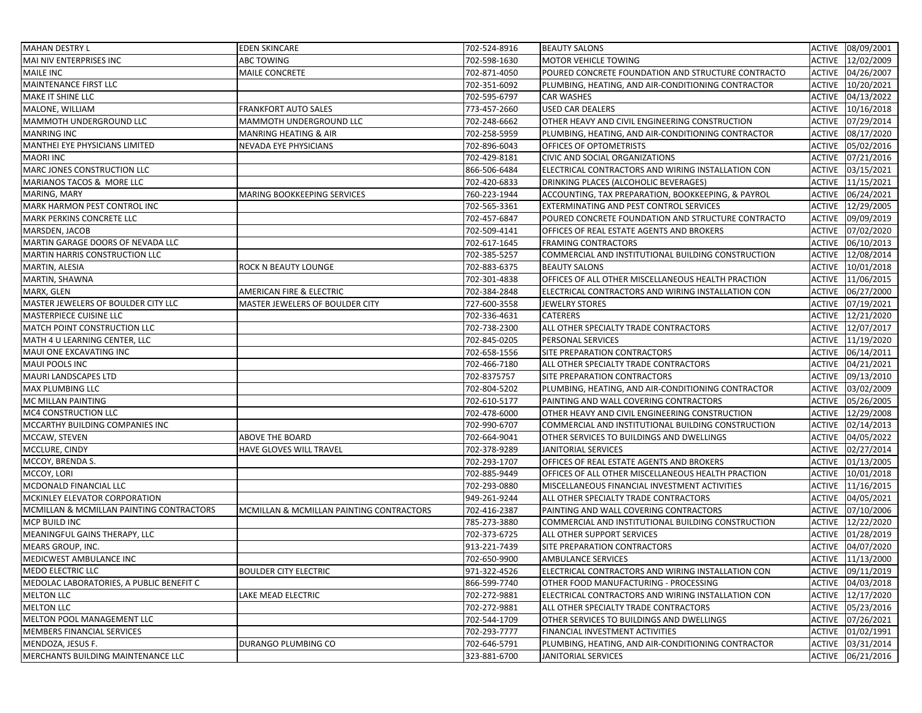| | | | | | |
|---|---|---|---|---|---|
| MAHAN DESTRY L | EDEN SKINCARE | 702-524-8916 | BEAUTY SALONS | ACTIVE | 08/09/2001 |
| MAI NIV ENTERPRISES INC | ABC TOWING | 702-598-1630 | MOTOR VEHICLE TOWING | ACTIVE | 12/02/2009 |
| MAILE INC | MAILE CONCRETE | 702-871-4050 | POURED CONCRETE FOUNDATION AND STRUCTURE CONTRACTO | ACTIVE | 04/26/2007 |
| MAINTENANCE FIRST LLC | | 702-351-6092 | PLUMBING, HEATING, AND AIR-CONDITIONING CONTRACTOR | ACTIVE | 10/20/2021 |
| MAKE IT SHINE LLC | | 702-595-6797 | CAR WASHES | ACTIVE | 04/13/2022 |
| MALONE, WILLIAM | FRANKFORT AUTO SALES | 773-457-2660 | USED CAR DEALERS | ACTIVE | 10/16/2018 |
| MAMMOTH UNDERGROUND LLC | MAMMOTH UNDERGROUND LLC | 702-248-6662 | OTHER HEAVY AND CIVIL ENGINEERING CONSTRUCTION | ACTIVE | 07/29/2014 |
| MANRING INC | MANRING HEATING & AIR | 702-258-5959 | PLUMBING, HEATING, AND AIR-CONDITIONING CONTRACTOR | ACTIVE | 08/17/2020 |
| MANTHEI EYE PHYSICIANS LIMITED | NEVADA EYE PHYSICIANS | 702-896-6043 | OFFICES OF OPTOMETRISTS | ACTIVE | 05/02/2016 |
| MAORI INC | | 702-429-8181 | CIVIC AND SOCIAL ORGANIZATIONS | ACTIVE | 07/21/2016 |
| MARC JONES CONSTRUCTION LLC | | 866-506-6484 | ELECTRICAL CONTRACTORS AND WIRING INSTALLATION CON | ACTIVE | 03/15/2021 |
| MARIANOS TACOS & MORE LLC | | 702-420-6833 | DRINKING PLACES (ALCOHOLIC BEVERAGES) | ACTIVE | 11/15/2021 |
| MARING, MARY | MARING BOOKKEEPING SERVICES | 760-223-1944 | ACCOUNTING, TAX PREPARATION, BOOKKEEPING, & PAYROL | ACTIVE | 06/24/2021 |
| MARK HARMON PEST CONTROL INC | | 702-565-3361 | EXTERMINATING AND PEST CONTROL SERVICES | ACTIVE | 12/29/2005 |
| MARK PERKINS CONCRETE LLC | | 702-457-6847 | POURED CONCRETE FOUNDATION AND STRUCTURE CONTRACTO | ACTIVE | 09/09/2019 |
| MARSDEN, JACOB | | 702-509-4141 | OFFICES OF REAL ESTATE AGENTS AND BROKERS | ACTIVE | 07/02/2020 |
| MARTIN GARAGE DOORS OF NEVADA LLC | | 702-617-1645 | FRAMING CONTRACTORS | ACTIVE | 06/10/2013 |
| MARTIN HARRIS CONSTRUCTION LLC | | 702-385-5257 | COMMERCIAL AND INSTITUTIONAL BUILDING CONSTRUCTION | ACTIVE | 12/08/2014 |
| MARTIN, ALESIA | ROCK N BEAUTY LOUNGE | 702-883-6375 | BEAUTY SALONS | ACTIVE | 10/01/2018 |
| MARTIN, SHAWNA | | 702-301-4838 | OFFICES OF ALL OTHER MISCELLANEOUS HEALTH PRACTION | ACTIVE | 11/06/2015 |
| MARX, GLEN | AMERICAN FIRE & ELECTRIC | 702-384-2848 | ELECTRICAL CONTRACTORS AND WIRING INSTALLATION CON | ACTIVE | 06/27/2000 |
| MASTER JEWELERS OF BOULDER CITY LLC | MASTER JEWELERS OF BOULDER CITY | 727-600-3558 | JEWELRY STORES | ACTIVE | 07/19/2021 |
| MASTERPIECE CUISINE LLC | | 702-336-4631 | CATERERS | ACTIVE | 12/21/2020 |
| MATCH POINT CONSTRUCTION LLC | | 702-738-2300 | ALL OTHER SPECIALTY TRADE CONTRACTORS | ACTIVE | 12/07/2017 |
| MATH 4 U LEARNING CENTER, LLC | | 702-845-0205 | PERSONAL SERVICES | ACTIVE | 11/19/2020 |
| MAUI ONE EXCAVATING INC | | 702-658-1556 | SITE PREPARATION CONTRACTORS | ACTIVE | 06/14/2011 |
| MAUI POOLS INC | | 702-466-7180 | ALL OTHER SPECIALTY TRADE CONTRACTORS | ACTIVE | 04/21/2021 |
| MAURI LANDSCAPES LTD | | 702-8375757 | SITE PREPARATION CONTRACTORS | ACTIVE | 09/13/2010 |
| MAX PLUMBING LLC | | 702-804-5202 | PLUMBING, HEATING, AND AIR-CONDITIONING CONTRACTOR | ACTIVE | 03/02/2009 |
| MC MILLAN PAINTING | | 702-610-5177 | PAINTING AND WALL COVERING CONTRACTORS | ACTIVE | 05/26/2005 |
| MC4 CONSTRUCTION LLC | | 702-478-6000 | OTHER HEAVY AND CIVIL ENGINEERING CONSTRUCTION | ACTIVE | 12/29/2008 |
| MCCARTHY BUILDING COMPANIES INC | | 702-990-6707 | COMMERCIAL AND INSTITUTIONAL BUILDING CONSTRUCTION | ACTIVE | 02/14/2013 |
| MCCAW, STEVEN | ABOVE THE BOARD | 702-664-9041 | OTHER SERVICES TO BUILDINGS AND DWELLINGS | ACTIVE | 04/05/2022 |
| MCCLURE, CINDY | HAVE GLOVES WILL TRAVEL | 702-378-9289 | JANITORIAL SERVICES | ACTIVE | 02/27/2014 |
| MCCOY, BRENDA S. | | 702-293-1707 | OFFICES OF REAL ESTATE AGENTS AND BROKERS | ACTIVE | 01/13/2005 |
| MCCOY, LORI | | 702-885-9449 | OFFICES OF ALL OTHER MISCELLANEOUS HEALTH PRACTION | ACTIVE | 10/01/2018 |
| MCDONALD FINANCIAL LLC | | 702-293-0880 | MISCELLANEOUS FINANCIAL INVESTMENT ACTIVITIES | ACTIVE | 11/16/2015 |
| MCKINLEY ELEVATOR CORPORATION | | 949-261-9244 | ALL OTHER SPECIALTY TRADE CONTRACTORS | ACTIVE | 04/05/2021 |
| MCMILLAN & MCMILLAN PAINTING CONTRACTORS | MCMILLAN & MCMILLAN PAINTING CONTRACTORS | 702-416-2387 | PAINTING AND WALL COVERING CONTRACTORS | ACTIVE | 07/10/2006 |
| MCP BUILD INC | | 785-273-3880 | COMMERCIAL AND INSTITUTIONAL BUILDING CONSTRUCTION | ACTIVE | 12/22/2020 |
| MEANINGFUL GAINS THERAPY, LLC | | 702-373-6725 | ALL OTHER SUPPORT SERVICES | ACTIVE | 01/28/2019 |
| MEARS GROUP, INC. | | 913-221-7439 | SITE PREPARATION CONTRACTORS | ACTIVE | 04/07/2020 |
| MEDICWEST AMBULANCE INC | | 702-650-9900 | AMBULANCE SERVICES | ACTIVE | 11/13/2000 |
| MEDO ELECTRIC LLC | BOULDER CITY ELECTRIC | 971-322-4526 | ELECTRICAL CONTRACTORS AND WIRING INSTALLATION CON | ACTIVE | 09/11/2019 |
| MEDOLAC LABORATORIES, A PUBLIC BENEFIT C | | 866-599-7740 | OTHER FOOD MANUFACTURING - PROCESSING | ACTIVE | 04/03/2018 |
| MELTON LLC | LAKE MEAD ELECTRIC | 702-272-9881 | ELECTRICAL CONTRACTORS AND WIRING INSTALLATION CON | ACTIVE | 12/17/2020 |
| MELTON LLC | | 702-272-9881 | ALL OTHER SPECIALTY TRADE CONTRACTORS | ACTIVE | 05/23/2016 |
| MELTON POOL MANAGEMENT LLC | | 702-544-1709 | OTHER SERVICES TO BUILDINGS AND DWELLINGS | ACTIVE | 07/26/2021 |
| MEMBERS FINANCIAL SERVICES | | 702-293-7777 | FINANCIAL INVESTMENT ACTIVITIES | ACTIVE | 01/02/1991 |
| MENDOZA, JESUS F. | DURANGO PLUMBING CO | 702-646-5791 | PLUMBING, HEATING, AND AIR-CONDITIONING CONTRACTOR | ACTIVE | 03/31/2014 |
| MERCHANTS BUILDING MAINTENANCE LLC | | 323-881-6700 | JANITORIAL SERVICES | ACTIVE | 06/21/2016 |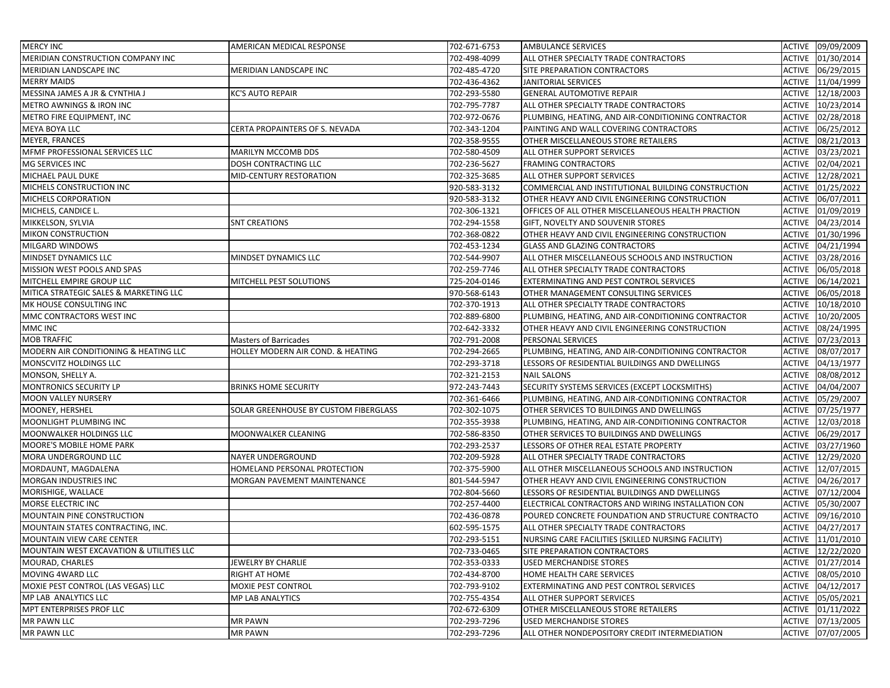| | | | | | |
|---|---|---|---|---|---|
| MERCY INC | AMERICAN MEDICAL RESPONSE | 702-671-6753 | AMBULANCE SERVICES | ACTIVE | 09/09/2009 |
| MERIDIAN CONSTRUCTION COMPANY INC | | 702-498-4099 | ALL OTHER SPECIALTY TRADE CONTRACTORS | ACTIVE | 01/30/2014 |
| MERIDIAN LANDSCAPE INC | MERIDIAN LANDSCAPE INC | 702-485-4720 | SITE PREPARATION CONTRACTORS | ACTIVE | 06/29/2015 |
| MERRY MAIDS | | 702-436-4362 | JANITORIAL SERVICES | ACTIVE | 11/04/1999 |
| MESSINA JAMES A JR & CYNTHIA J | KC'S AUTO REPAIR | 702-293-5580 | GENERAL AUTOMOTIVE REPAIR | ACTIVE | 12/18/2003 |
| METRO AWNINGS & IRON INC | | 702-795-7787 | ALL OTHER SPECIALTY TRADE CONTRACTORS | ACTIVE | 10/23/2014 |
| METRO FIRE EQUIPMENT, INC | | 702-972-0676 | PLUMBING, HEATING, AND AIR-CONDITIONING CONTRACTOR | ACTIVE | 02/28/2018 |
| MEYA BOYA LLC | CERTA PROPAINTERS OF S. NEVADA | 702-343-1204 | PAINTING AND WALL COVERING CONTRACTORS | ACTIVE | 06/25/2012 |
| MEYER, FRANCES | | 702-358-9555 | OTHER MISCELLANEOUS STORE RETAILERS | ACTIVE | 08/21/2013 |
| MFMF PROFESSIONAL SERVICES LLC | MARILYN MCCOMB DDS | 702-580-4509 | ALL OTHER SUPPORT SERVICES | ACTIVE | 03/23/2021 |
| MG SERVICES INC | DOSH CONTRACTING LLC | 702-236-5627 | FRAMING CONTRACTORS | ACTIVE | 02/04/2021 |
| MICHAEL PAUL DUKE | MID-CENTURY RESTORATION | 702-325-3685 | ALL OTHER SUPPORT SERVICES | ACTIVE | 12/28/2021 |
| MICHELS CONSTRUCTION INC | | 920-583-3132 | COMMERCIAL AND INSTITUTIONAL BUILDING CONSTRUCTION | ACTIVE | 01/25/2022 |
| MICHELS CORPORATION | | 920-583-3132 | OTHER HEAVY AND CIVIL ENGINEERING CONSTRUCTION | ACTIVE | 06/07/2011 |
| MICHELS, CANDICE L. | | 702-306-1321 | OFFICES OF ALL OTHER MISCELLANEOUS HEALTH PRACTION | ACTIVE | 01/09/2019 |
| MIKKELSON, SYLVIA | SNT CREATIONS | 702-294-1558 | GIFT, NOVELTY AND SOUVENIR STORES | ACTIVE | 04/23/2014 |
| MIKON CONSTRUCTION | | 702-368-0822 | OTHER HEAVY AND CIVIL ENGINEERING CONSTRUCTION | ACTIVE | 01/30/1996 |
| MILGARD WINDOWS | | 702-453-1234 | GLASS AND GLAZING CONTRACTORS | ACTIVE | 04/21/1994 |
| MINDSET DYNAMICS LLC | MINDSET DYNAMICS LLC | 702-544-9907 | ALL OTHER MISCELLANEOUS SCHOOLS AND INSTRUCTION | ACTIVE | 03/28/2016 |
| MISSION WEST POOLS AND SPAS | | 702-259-7746 | ALL OTHER SPECIALTY TRADE CONTRACTORS | ACTIVE | 06/05/2018 |
| MITCHELL EMPIRE GROUP LLC | MITCHELL PEST SOLUTIONS | 725-204-0146 | EXTERMINATING AND PEST CONTROL SERVICES | ACTIVE | 06/14/2021 |
| MITICA STRATEGIC SALES & MARKETING LLC | | 970-568-6143 | OTHER MANAGEMENT CONSULTING SERVICES | ACTIVE | 06/05/2018 |
| MK HOUSE CONSULTING INC | | 702-370-1913 | ALL OTHER SPECIALTY TRADE CONTRACTORS | ACTIVE | 10/18/2010 |
| MMC CONTRACTORS WEST INC | | 702-889-6800 | PLUMBING, HEATING, AND AIR-CONDITIONING CONTRACTOR | ACTIVE | 10/20/2005 |
| MMC INC | | 702-642-3332 | OTHER HEAVY AND CIVIL ENGINEERING CONSTRUCTION | ACTIVE | 08/24/1995 |
| MOB TRAFFIC | Masters of Barricades | 702-791-2008 | PERSONAL SERVICES | ACTIVE | 07/23/2013 |
| MODERN AIR CONDITIONING & HEATING LLC | HOLLEY MODERN AIR COND. & HEATING | 702-294-2665 | PLUMBING, HEATING, AND AIR-CONDITIONING CONTRACTOR | ACTIVE | 08/07/2017 |
| MONSCVITZ HOLDINGS LLC | | 702-293-3718 | LESSORS OF RESIDENTIAL BUILDINGS AND DWELLINGS | ACTIVE | 04/13/1977 |
| MONSON, SHELLY A. | | 702-321-2153 | NAIL SALONS | ACTIVE | 08/08/2012 |
| MONTRONICS SECURITY LP | BRINKS HOME SECURITY | 972-243-7443 | SECURITY SYSTEMS SERVICES (EXCEPT LOCKSMITHS) | ACTIVE | 04/04/2007 |
| MOON VALLEY NURSERY | | 702-361-6466 | PLUMBING, HEATING, AND AIR-CONDITIONING CONTRACTOR | ACTIVE | 05/29/2007 |
| MOONEY, HERSHEL | SOLAR GREENHOUSE BY CUSTOM FIBERGLASS | 702-302-1075 | OTHER SERVICES TO BUILDINGS AND DWELLINGS | ACTIVE | 07/25/1977 |
| MOONLIGHT PLUMBING INC | | 702-355-3938 | PLUMBING, HEATING, AND AIR-CONDITIONING CONTRACTOR | ACTIVE | 12/03/2018 |
| MOONWALKER HOLDINGS LLC | MOONWALKER CLEANING | 702-586-8350 | OTHER SERVICES TO BUILDINGS AND DWELLINGS | ACTIVE | 06/29/2017 |
| MOORE'S MOBILE HOME PARK | | 702-293-2537 | LESSORS OF OTHER REAL ESTATE PROPERTY | ACTIVE | 03/27/1960 |
| MORA UNDERGROUND LLC | NAYER UNDERGROUND | 702-209-5928 | ALL OTHER SPECIALTY TRADE CONTRACTORS | ACTIVE | 12/29/2020 |
| MORDAUNT, MAGDALENA | HOMELAND PERSONAL PROTECTION | 702-375-5900 | ALL OTHER MISCELLANEOUS SCHOOLS AND INSTRUCTION | ACTIVE | 12/07/2015 |
| MORGAN INDUSTRIES INC | MORGAN PAVEMENT MAINTENANCE | 801-544-5947 | OTHER HEAVY AND CIVIL ENGINEERING CONSTRUCTION | ACTIVE | 04/26/2017 |
| MORISHIGE, WALLACE | | 702-804-5660 | LESSORS OF RESIDENTIAL BUILDINGS AND DWELLINGS | ACTIVE | 07/12/2004 |
| MORSE ELECTRIC INC | | 702-257-4400 | ELECTRICAL CONTRACTORS AND WIRING INSTALLATION CON | ACTIVE | 05/30/2007 |
| MOUNTAIN PINE CONSTRUCTION | | 702-436-0878 | POURED CONCRETE FOUNDATION AND STRUCTURE CONTRACTO | ACTIVE | 09/16/2010 |
| MOUNTAIN STATES CONTRACTING, INC. | | 602-595-1575 | ALL OTHER SPECIALTY TRADE CONTRACTORS | ACTIVE | 04/27/2017 |
| MOUNTAIN VIEW CARE CENTER | | 702-293-5151 | NURSING CARE FACILITIES (SKILLED NURSING FACILITY) | ACTIVE | 11/01/2010 |
| MOUNTAIN WEST EXCAVATION & UTILITIES LLC | | 702-733-0465 | SITE PREPARATION CONTRACTORS | ACTIVE | 12/22/2020 |
| MOURAD, CHARLES | JEWELRY BY CHARLIE | 702-353-0333 | USED MERCHANDISE STORES | ACTIVE | 01/27/2014 |
| MOVING 4WARD LLC | RIGHT AT HOME | 702-434-8700 | HOME HEALTH CARE SERVICES | ACTIVE | 08/05/2010 |
| MOXIE PEST CONTROL (LAS VEGAS) LLC | MOXIE PEST CONTROL | 702-793-9102 | EXTERMINATING AND PEST CONTROL SERVICES | ACTIVE | 04/12/2017 |
| MP LAB ANALYTICS LLC | MP LAB ANALYTICS | 702-755-4354 | ALL OTHER SUPPORT SERVICES | ACTIVE | 05/05/2021 |
| MPT ENTERPRISES PROF LLC | | 702-672-6309 | OTHER MISCELLANEOUS STORE RETAILERS | ACTIVE | 01/11/2022 |
| MR PAWN LLC | MR PAWN | 702-293-7296 | USED MERCHANDISE STORES | ACTIVE | 07/13/2005 |
| MR PAWN LLC | MR PAWN | 702-293-7296 | ALL OTHER NONDEPOSITORY CREDIT INTERMEDIATION | ACTIVE | 07/07/2005 |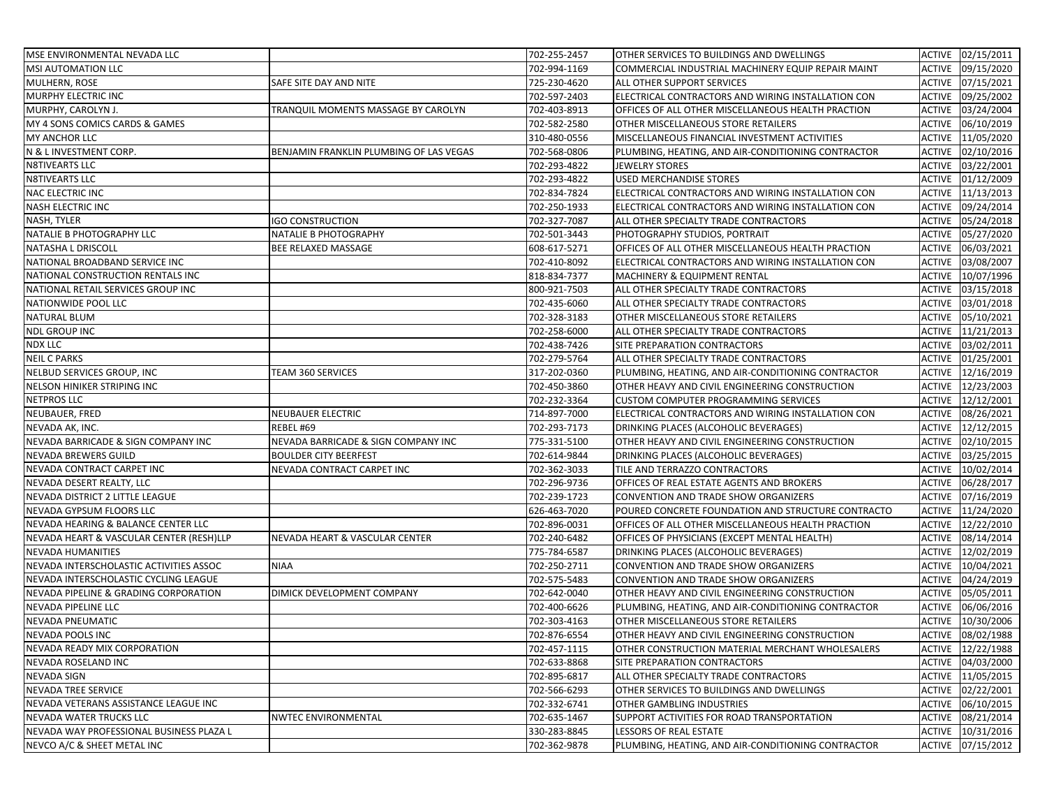| | | | | | |
|---|---|---|---|---|---|
| MSE ENVIRONMENTAL NEVADA LLC | | 702-255-2457 | OTHER SERVICES TO BUILDINGS AND DWELLINGS | ACTIVE | 02/15/2011 |
| MSI AUTOMATION LLC | | 702-994-1169 | COMMERCIAL INDUSTRIAL MACHINERY EQUIP REPAIR MAINT | ACTIVE | 09/15/2020 |
| MULHERN, ROSE | SAFE SITE DAY AND NITE | 725-230-4620 | ALL OTHER SUPPORT SERVICES | ACTIVE | 07/15/2021 |
| MURPHY ELECTRIC INC | | 702-597-2403 | ELECTRICAL CONTRACTORS AND WIRING INSTALLATION CON | ACTIVE | 09/25/2002 |
| MURPHY, CAROLYN J. | TRANQUIL MOMENTS MASSAGE BY CAROLYN | 702-403-8913 | OFFICES OF ALL OTHER MISCELLANEOUS HEALTH PRACTION | ACTIVE | 03/24/2004 |
| MY 4 SONS COMICS CARDS & GAMES | | 702-582-2580 | OTHER MISCELLANEOUS STORE RETAILERS | ACTIVE | 06/10/2019 |
| MY ANCHOR LLC | | 310-480-0556 | MISCELLANEOUS FINANCIAL INVESTMENT ACTIVITIES | ACTIVE | 11/05/2020 |
| N & L INVESTMENT CORP. | BENJAMIN FRANKLIN PLUMBING OF LAS VEGAS | 702-568-0806 | PLUMBING, HEATING, AND AIR-CONDITIONING CONTRACTOR | ACTIVE | 02/10/2016 |
| N8TIVEARTS LLC | | 702-293-4822 | JEWELRY STORES | ACTIVE | 03/22/2001 |
| N8TIVEARTS LLC | | 702-293-4822 | USED MERCHANDISE STORES | ACTIVE | 01/12/2009 |
| NAC ELECTRIC INC | | 702-834-7824 | ELECTRICAL CONTRACTORS AND WIRING INSTALLATION CON | ACTIVE | 11/13/2013 |
| NASH ELECTRIC INC | | 702-250-1933 | ELECTRICAL CONTRACTORS AND WIRING INSTALLATION CON | ACTIVE | 09/24/2014 |
| NASH, TYLER | IGO CONSTRUCTION | 702-327-7087 | ALL OTHER SPECIALTY TRADE CONTRACTORS | ACTIVE | 05/24/2018 |
| NATALIE B PHOTOGRAPHY LLC | NATALIE B PHOTOGRAPHY | 702-501-3443 | PHOTOGRAPHY STUDIOS, PORTRAIT | ACTIVE | 05/27/2020 |
| NATASHA L DRISCOLL | BEE RELAXED MASSAGE | 608-617-5271 | OFFICES OF ALL OTHER MISCELLANEOUS HEALTH PRACTION | ACTIVE | 06/03/2021 |
| NATIONAL BROADBAND SERVICE INC | | 702-410-8092 | ELECTRICAL CONTRACTORS AND WIRING INSTALLATION CON | ACTIVE | 03/08/2007 |
| NATIONAL CONSTRUCTION RENTALS INC | | 818-834-7377 | MACHINERY & EQUIPMENT RENTAL | ACTIVE | 10/07/1996 |
| NATIONAL RETAIL SERVICES GROUP INC | | 800-921-7503 | ALL OTHER SPECIALTY TRADE CONTRACTORS | ACTIVE | 03/15/2018 |
| NATIONWIDE POOL LLC | | 702-435-6060 | ALL OTHER SPECIALTY TRADE CONTRACTORS | ACTIVE | 03/01/2018 |
| NATURAL BLUM | | 702-328-3183 | OTHER MISCELLANEOUS STORE RETAILERS | ACTIVE | 05/10/2021 |
| NDL GROUP INC | | 702-258-6000 | ALL OTHER SPECIALTY TRADE CONTRACTORS | ACTIVE | 11/21/2013 |
| NDX LLC | | 702-438-7426 | SITE PREPARATION CONTRACTORS | ACTIVE | 03/02/2011 |
| NEIL C PARKS | | 702-279-5764 | ALL OTHER SPECIALTY TRADE CONTRACTORS | ACTIVE | 01/25/2001 |
| NELBUD SERVICES GROUP, INC | TEAM 360 SERVICES | 317-202-0360 | PLUMBING, HEATING, AND AIR-CONDITIONING CONTRACTOR | ACTIVE | 12/16/2019 |
| NELSON HINIKER STRIPING INC | | 702-450-3860 | OTHER HEAVY AND CIVIL ENGINEERING CONSTRUCTION | ACTIVE | 12/23/2003 |
| NETPROS LLC | | 702-232-3364 | CUSTOM COMPUTER PROGRAMMING SERVICES | ACTIVE | 12/12/2001 |
| NEUBAUER, FRED | NEUBAUER ELECTRIC | 714-897-7000 | ELECTRICAL CONTRACTORS AND WIRING INSTALLATION CON | ACTIVE | 08/26/2021 |
| NEVADA AK, INC. | REBEL #69 | 702-293-7173 | DRINKING PLACES (ALCOHOLIC BEVERAGES) | ACTIVE | 12/12/2015 |
| NEVADA BARRICADE & SIGN COMPANY INC | NEVADA BARRICADE & SIGN COMPANY INC | 775-331-5100 | OTHER HEAVY AND CIVIL ENGINEERING CONSTRUCTION | ACTIVE | 02/10/2015 |
| NEVADA BREWERS GUILD | BOULDER CITY BEERFEST | 702-614-9844 | DRINKING PLACES (ALCOHOLIC BEVERAGES) | ACTIVE | 03/25/2015 |
| NEVADA CONTRACT CARPET INC | NEVADA CONTRACT CARPET INC | 702-362-3033 | TILE AND TERRAZZO CONTRACTORS | ACTIVE | 10/02/2014 |
| NEVADA DESERT REALTY, LLC | | 702-296-9736 | OFFICES OF REAL ESTATE AGENTS AND BROKERS | ACTIVE | 06/28/2017 |
| NEVADA DISTRICT 2 LITTLE LEAGUE | | 702-239-1723 | CONVENTION AND TRADE SHOW ORGANIZERS | ACTIVE | 07/16/2019 |
| NEVADA GYPSUM FLOORS LLC | | 626-463-7020 | POURED CONCRETE FOUNDATION AND STRUCTURE CONTRACTO | ACTIVE | 11/24/2020 |
| NEVADA HEARING & BALANCE CENTER LLC | | 702-896-0031 | OFFICES OF ALL OTHER MISCELLANEOUS HEALTH PRACTION | ACTIVE | 12/22/2010 |
| NEVADA HEART & VASCULAR CENTER (RESH)LLP | NEVADA HEART & VASCULAR CENTER | 702-240-6482 | OFFICES OF PHYSICIANS (EXCEPT MENTAL HEALTH) | ACTIVE | 08/14/2014 |
| NEVADA HUMANITIES | | 775-784-6587 | DRINKING PLACES (ALCOHOLIC BEVERAGES) | ACTIVE | 12/02/2019 |
| NEVADA INTERSCHOLASTIC ACTIVITIES ASSOC | NIAA | 702-250-2711 | CONVENTION AND TRADE SHOW ORGANIZERS | ACTIVE | 10/04/2021 |
| NEVADA INTERSCHOLASTIC CYCLING LEAGUE | | 702-575-5483 | CONVENTION AND TRADE SHOW ORGANIZERS | ACTIVE | 04/24/2019 |
| NEVADA PIPELINE & GRADING CORPORATION | DIMICK DEVELOPMENT COMPANY | 702-642-0040 | OTHER HEAVY AND CIVIL ENGINEERING CONSTRUCTION | ACTIVE | 05/05/2011 |
| NEVADA PIPELINE LLC | | 702-400-6626 | PLUMBING, HEATING, AND AIR-CONDITIONING CONTRACTOR | ACTIVE | 06/06/2016 |
| NEVADA PNEUMATIC | | 702-303-4163 | OTHER MISCELLANEOUS STORE RETAILERS | ACTIVE | 10/30/2006 |
| NEVADA POOLS INC | | 702-876-6554 | OTHER HEAVY AND CIVIL ENGINEERING CONSTRUCTION | ACTIVE | 08/02/1988 |
| NEVADA READY MIX CORPORATION | | 702-457-1115 | OTHER CONSTRUCTION MATERIAL MERCHANT WHOLESALERS | ACTIVE | 12/22/1988 |
| NEVADA ROSELAND INC | | 702-633-8868 | SITE PREPARATION CONTRACTORS | ACTIVE | 04/03/2000 |
| NEVADA SIGN | | 702-895-6817 | ALL OTHER SPECIALTY TRADE CONTRACTORS | ACTIVE | 11/05/2015 |
| NEVADA TREE SERVICE | | 702-566-6293 | OTHER SERVICES TO BUILDINGS AND DWELLINGS | ACTIVE | 02/22/2001 |
| NEVADA VETERANS ASSISTANCE LEAGUE INC | | 702-332-6741 | OTHER GAMBLING INDUSTRIES | ACTIVE | 06/10/2015 |
| NEVADA WATER TRUCKS LLC | NWTEC ENVIRONMENTAL | 702-635-1467 | SUPPORT ACTIVITIES FOR ROAD TRANSPORTATION | ACTIVE | 08/21/2014 |
| NEVADA WAY PROFESSIONAL BUSINESS PLAZA L | | 330-283-8845 | LESSORS OF REAL ESTATE | ACTIVE | 10/31/2016 |
| NEVCO A/C & SHEET METAL INC | | 702-362-9878 | PLUMBING, HEATING, AND AIR-CONDITIONING CONTRACTOR | ACTIVE | 07/15/2012 |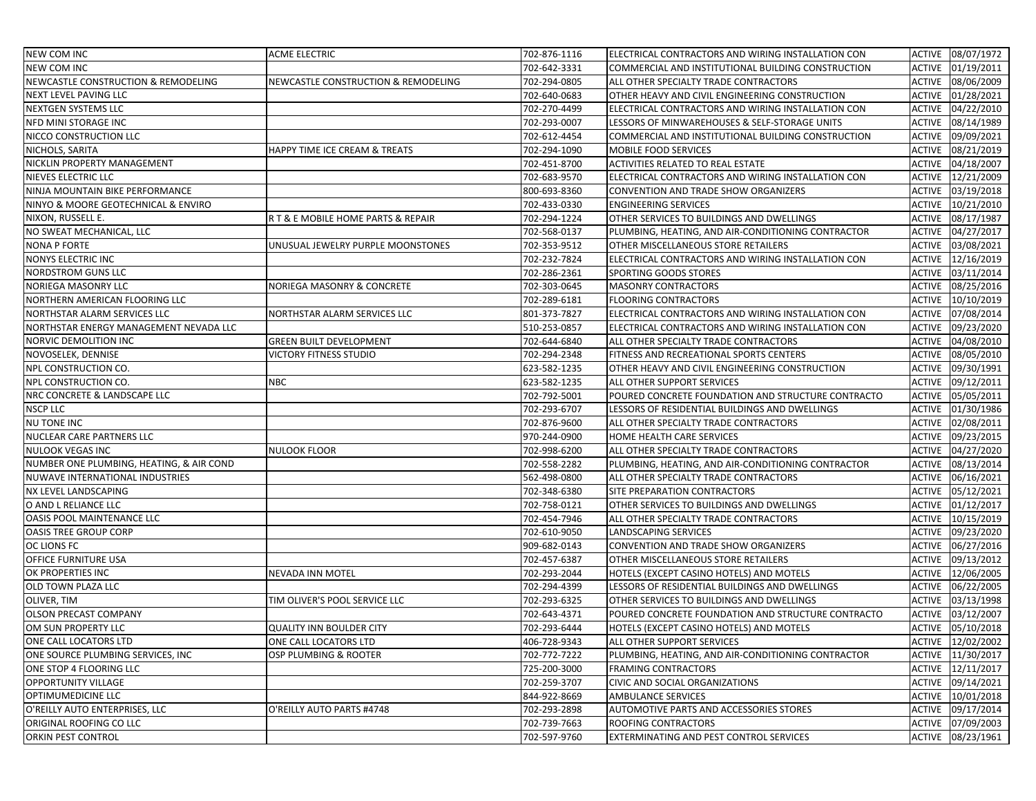| | | | | | |
|---|---|---|---|---|---|
| NEW COM INC | ACME ELECTRIC | 702-876-1116 | ELECTRICAL CONTRACTORS AND WIRING INSTALLATION CON | ACTIVE | 08/07/1972 |
| NEW COM INC | | 702-642-3331 | COMMERCIAL AND INSTITUTIONAL BUILDING CONSTRUCTION | ACTIVE | 01/19/2011 |
| NEWCASTLE CONSTRUCTION & REMODELING | NEWCASTLE CONSTRUCTION & REMODELING | 702-294-0805 | ALL OTHER SPECIALTY TRADE CONTRACTORS | ACTIVE | 08/06/2009 |
| NEXT LEVEL PAVING LLC | | 702-640-0683 | OTHER HEAVY AND CIVIL ENGINEERING CONSTRUCTION | ACTIVE | 01/28/2021 |
| NEXTGEN SYSTEMS LLC | | 702-270-4499 | ELECTRICAL CONTRACTORS AND WIRING INSTALLATION CON | ACTIVE | 04/22/2010 |
| NFD MINI STORAGE INC | | 702-293-0007 | LESSORS OF MINWAREHOUSES & SELF-STORAGE UNITS | ACTIVE | 08/14/1989 |
| NICCO CONSTRUCTION LLC | | 702-612-4454 | COMMERCIAL AND INSTITUTIONAL BUILDING CONSTRUCTION | ACTIVE | 09/09/2021 |
| NICHOLS, SARITA | HAPPY TIME ICE CREAM & TREATS | 702-294-1090 | MOBILE FOOD SERVICES | ACTIVE | 08/21/2019 |
| NICKLIN PROPERTY MANAGEMENT | | 702-451-8700 | ACTIVITIES RELATED TO REAL ESTATE | ACTIVE | 04/18/2007 |
| NIEVES ELECTRIC LLC | | 702-683-9570 | ELECTRICAL CONTRACTORS AND WIRING INSTALLATION CON | ACTIVE | 12/21/2009 |
| NINJA MOUNTAIN BIKE PERFORMANCE | | 800-693-8360 | CONVENTION AND TRADE SHOW ORGANIZERS | ACTIVE | 03/19/2018 |
| NINYO & MOORE GEOTECHNICAL & ENVIRO | | 702-433-0330 | ENGINEERING SERVICES | ACTIVE | 10/21/2010 |
| NIXON, RUSSELL E. | R T & E MOBILE HOME PARTS & REPAIR | 702-294-1224 | OTHER SERVICES TO BUILDINGS AND DWELLINGS | ACTIVE | 08/17/1987 |
| NO SWEAT MECHANICAL, LLC | | 702-568-0137 | PLUMBING, HEATING, AND AIR-CONDITIONING CONTRACTOR | ACTIVE | 04/27/2017 |
| NONA P FORTE | UNUSUAL JEWELRY PURPLE MOONSTONES | 702-353-9512 | OTHER MISCELLANEOUS STORE RETAILERS | ACTIVE | 03/08/2021 |
| NONYS ELECTRIC INC | | 702-232-7824 | ELECTRICAL CONTRACTORS AND WIRING INSTALLATION CON | ACTIVE | 12/16/2019 |
| NORDSTROM GUNS LLC | | 702-286-2361 | SPORTING GOODS STORES | ACTIVE | 03/11/2014 |
| NORIEGA MASONRY LLC | NORIEGA MASONRY & CONCRETE | 702-303-0645 | MASONRY CONTRACTORS | ACTIVE | 08/25/2016 |
| NORTHERN AMERICAN FLOORING LLC | | 702-289-6181 | FLOORING CONTRACTORS | ACTIVE | 10/10/2019 |
| NORTHSTAR ALARM SERVICES LLC | NORTHSTAR ALARM SERVICES LLC | 801-373-7827 | ELECTRICAL CONTRACTORS AND WIRING INSTALLATION CON | ACTIVE | 07/08/2014 |
| NORTHSTAR ENERGY MANAGEMENT NEVADA LLC | | 510-253-0857 | ELECTRICAL CONTRACTORS AND WIRING INSTALLATION CON | ACTIVE | 09/23/2020 |
| NORVIC DEMOLITION INC | GREEN BUILT DEVELOPMENT | 702-644-6840 | ALL OTHER SPECIALTY TRADE CONTRACTORS | ACTIVE | 04/08/2010 |
| NOVOSELEK, DENNISE | VICTORY FITNESS STUDIO | 702-294-2348 | FITNESS AND RECREATIONAL SPORTS CENTERS | ACTIVE | 08/05/2010 |
| NPL CONSTRUCTION CO. | | 623-582-1235 | OTHER HEAVY AND CIVIL ENGINEERING CONSTRUCTION | ACTIVE | 09/30/1991 |
| NPL CONSTRUCTION CO. | NBC | 623-582-1235 | ALL OTHER SUPPORT SERVICES | ACTIVE | 09/12/2011 |
| NRC CONCRETE & LANDSCAPE LLC | | 702-792-5001 | POURED CONCRETE FOUNDATION AND STRUCTURE CONTRACTO | ACTIVE | 05/05/2011 |
| NSCP LLC | | 702-293-6707 | LESSORS OF RESIDENTIAL BUILDINGS AND DWELLINGS | ACTIVE | 01/30/1986 |
| NU TONE INC | | 702-876-9600 | ALL OTHER SPECIALTY TRADE CONTRACTORS | ACTIVE | 02/08/2011 |
| NUCLEAR CARE PARTNERS LLC | | 970-244-0900 | HOME HEALTH CARE SERVICES | ACTIVE | 09/23/2015 |
| NULOOK VEGAS INC | NULOOK FLOOR | 702-998-6200 | ALL OTHER SPECIALTY TRADE CONTRACTORS | ACTIVE | 04/27/2020 |
| NUMBER ONE PLUMBING, HEATING, & AIR COND | | 702-558-2282 | PLUMBING, HEATING, AND AIR-CONDITIONING CONTRACTOR | ACTIVE | 08/13/2014 |
| NUWAVE INTERNATIONAL INDUSTRIES | | 562-498-0800 | ALL OTHER SPECIALTY TRADE CONTRACTORS | ACTIVE | 06/16/2021 |
| NX LEVEL LANDSCAPING | | 702-348-6380 | SITE PREPARATION CONTRACTORS | ACTIVE | 05/12/2021 |
| O AND L RELIANCE LLC | | 702-758-0121 | OTHER SERVICES TO BUILDINGS AND DWELLINGS | ACTIVE | 01/12/2017 |
| OASIS POOL MAINTENANCE LLC | | 702-454-7946 | ALL OTHER SPECIALTY TRADE CONTRACTORS | ACTIVE | 10/15/2019 |
| OASIS TREE GROUP CORP | | 702-610-9050 | LANDSCAPING SERVICES | ACTIVE | 09/23/2020 |
| OC LIONS FC | | 909-682-0143 | CONVENTION AND TRADE SHOW ORGANIZERS | ACTIVE | 06/27/2016 |
| OFFICE FURNITURE USA | | 702-457-6387 | OTHER MISCELLANEOUS STORE RETAILERS | ACTIVE | 09/13/2012 |
| OK PROPERTIES INC | NEVADA INN MOTEL | 702-293-2044 | HOTELS (EXCEPT CASINO HOTELS) AND MOTELS | ACTIVE | 12/06/2005 |
| OLD TOWN PLAZA LLC | | 702-294-4399 | LESSORS OF RESIDENTIAL BUILDINGS AND DWELLINGS | ACTIVE | 06/22/2005 |
| OLIVER, TIM | TIM OLIVER'S POOL SERVICE LLC | 702-293-6325 | OTHER SERVICES TO BUILDINGS AND DWELLINGS | ACTIVE | 03/13/1998 |
| OLSON PRECAST COMPANY | | 702-643-4371 | POURED CONCRETE FOUNDATION AND STRUCTURE CONTRACTO | ACTIVE | 03/12/2007 |
| OM SUN PROPERTY LLC | QUALITY INN BOULDER CITY | 702-293-6444 | HOTELS (EXCEPT CASINO HOTELS) AND MOTELS | ACTIVE | 05/10/2018 |
| ONE CALL LOCATORS LTD | ONE CALL LOCATORS LTD | 406-728-9343 | ALL OTHER SUPPORT SERVICES | ACTIVE | 12/02/2002 |
| ONE SOURCE PLUMBING SERVICES, INC | OSP PLUMBING & ROOTER | 702-772-7222 | PLUMBING, HEATING, AND AIR-CONDITIONING CONTRACTOR | ACTIVE | 11/30/2017 |
| ONE STOP 4 FLOORING LLC | | 725-200-3000 | FRAMING CONTRACTORS | ACTIVE | 12/11/2017 |
| OPPORTUNITY VILLAGE | | 702-259-3707 | CIVIC AND SOCIAL ORGANIZATIONS | ACTIVE | 09/14/2021 |
| OPTIMUMEDICINE LLC | | 844-922-8669 | AMBULANCE SERVICES | ACTIVE | 10/01/2018 |
| O'REILLY AUTO ENTERPRISES, LLC | O'REILLY AUTO PARTS #4748 | 702-293-2898 | AUTOMOTIVE PARTS AND ACCESSORIES STORES | ACTIVE | 09/17/2014 |
| ORIGINAL ROOFING CO LLC | | 702-739-7663 | ROOFING CONTRACTORS | ACTIVE | 07/09/2003 |
| ORKIN PEST CONTROL | | 702-597-9760 | EXTERMINATING AND PEST CONTROL SERVICES | ACTIVE | 08/23/1961 |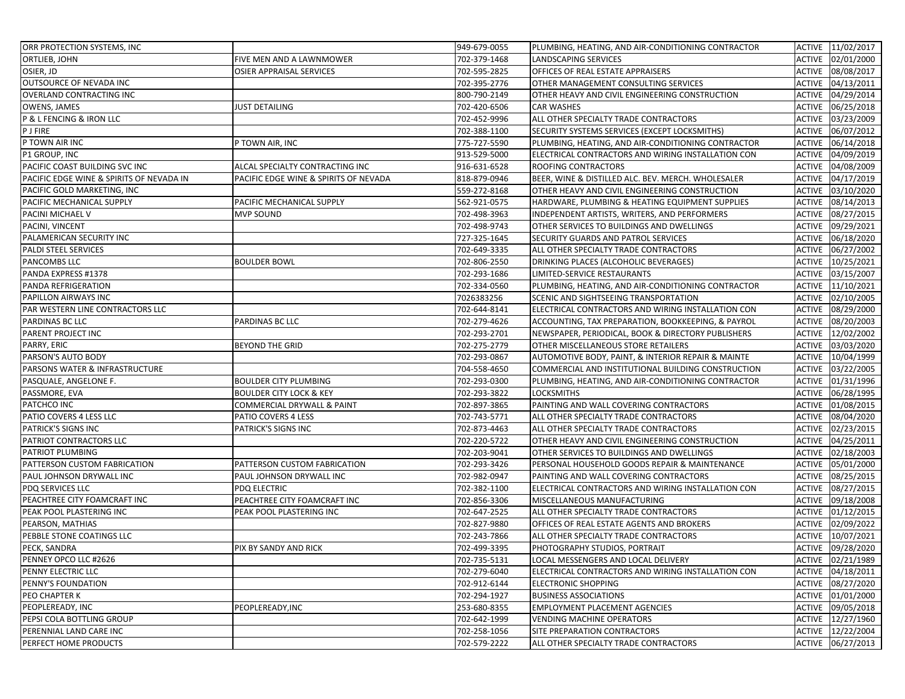| | | | | | |
|---|---|---|---|---|---|
| ORR PROTECTION SYSTEMS, INC | | 949-679-0055 | PLUMBING, HEATING, AND AIR-CONDITIONING CONTRACTOR | ACTIVE | 11/02/2017 |
| ORTLIEB, JOHN | FIVE MEN AND A LAWNMOWER | 702-379-1468 | LANDSCAPING SERVICES | ACTIVE | 02/01/2000 |
| OSIER, JD | OSIER APPRAISAL SERVICES | 702-595-2825 | OFFICES OF REAL ESTATE APPRAISERS | ACTIVE | 08/08/2017 |
| OUTSOURCE OF NEVADA INC | | 702-395-2776 | OTHER MANAGEMENT CONSULTING SERVICES | ACTIVE | 04/13/2011 |
| OVERLAND CONTRACTING INC | | 800-790-2149 | OTHER HEAVY AND CIVIL ENGINEERING CONSTRUCTION | ACTIVE | 04/29/2014 |
| OWENS, JAMES | JUST DETAILING | 702-420-6506 | CAR WASHES | ACTIVE | 06/25/2018 |
| P & L FENCING & IRON LLC | | 702-452-9996 | ALL OTHER SPECIALTY TRADE CONTRACTORS | ACTIVE | 03/23/2009 |
| P J FIRE | | 702-388-1100 | SECURITY SYSTEMS SERVICES (EXCEPT LOCKSMITHS) | ACTIVE | 06/07/2012 |
| P TOWN AIR INC | P TOWN AIR, INC | 775-727-5590 | PLUMBING, HEATING, AND AIR-CONDITIONING CONTRACTOR | ACTIVE | 06/14/2018 |
| P1 GROUP, INC | | 913-529-5000 | ELECTRICAL CONTRACTORS AND WIRING INSTALLATION CON | ACTIVE | 04/09/2019 |
| PACIFIC COAST BUILDING SVC INC | ALCAL SPECIALTY CONTRACTING INC | 916-631-6528 | ROOFING CONTRACTORS | ACTIVE | 04/08/2009 |
| PACIFIC EDGE WINE & SPIRITS OF NEVADA IN | PACIFIC EDGE WINE & SPIRITS OF NEVADA | 818-879-0946 | BEER, WINE & DISTILLED ALC. BEV. MERCH. WHOLESALER | ACTIVE | 04/17/2019 |
| PACIFIC GOLD MARKETING, INC | | 559-272-8168 | OTHER HEAVY AND CIVIL ENGINEERING CONSTRUCTION | ACTIVE | 03/10/2020 |
| PACIFIC MECHANICAL SUPPLY | PACIFIC MECHANICAL SUPPLY | 562-921-0575 | HARDWARE, PLUMBING & HEATING EQUIPMENT SUPPLIES | ACTIVE | 08/14/2013 |
| PACINI MICHAEL V | MVP SOUND | 702-498-3963 | INDEPENDENT ARTISTS, WRITERS, AND PERFORMERS | ACTIVE | 08/27/2015 |
| PACINI, VINCENT | | 702-498-9743 | OTHER SERVICES TO BUILDINGS AND DWELLINGS | ACTIVE | 09/29/2021 |
| PALAMERICAN SECURITY INC | | 727-325-1645 | SECURITY GUARDS AND PATROL SERVICES | ACTIVE | 06/18/2020 |
| PALDI STEEL SERVICES | | 702-649-3335 | ALL OTHER SPECIALTY TRADE CONTRACTORS | ACTIVE | 06/27/2002 |
| PANCOMBS LLC | BOULDER BOWL | 702-806-2550 | DRINKING PLACES (ALCOHOLIC BEVERAGES) | ACTIVE | 10/25/2021 |
| PANDA EXPRESS #1378 | | 702-293-1686 | LIMITED-SERVICE RESTAURANTS | ACTIVE | 03/15/2007 |
| PANDA REFRIGERATION | | 702-334-0560 | PLUMBING, HEATING, AND AIR-CONDITIONING CONTRACTOR | ACTIVE | 11/10/2021 |
| PAPILLON AIRWAYS INC | | 7026383256 | SCENIC AND SIGHTSEEING TRANSPORTATION | ACTIVE | 02/10/2005 |
| PAR WESTERN LINE CONTRACTORS LLC | | 702-644-8141 | ELECTRICAL CONTRACTORS AND WIRING INSTALLATION CON | ACTIVE | 08/29/2000 |
| PARDINAS BC LLC | PARDINAS BC LLC | 702-279-4626 | ACCOUNTING, TAX PREPARATION, BOOKKEEPING, & PAYROL | ACTIVE | 08/20/2003 |
| PARENT PROJECT INC | | 702-293-2701 | NEWSPAPER, PERIODICAL, BOOK & DIRECTORY PUBLISHERS | ACTIVE | 12/02/2002 |
| PARRY, ERIC | BEYOND THE GRID | 702-275-2779 | OTHER MISCELLANEOUS STORE RETAILERS | ACTIVE | 03/03/2020 |
| PARSON'S AUTO BODY | | 702-293-0867 | AUTOMOTIVE BODY, PAINT, & INTERIOR REPAIR & MAINTE | ACTIVE | 10/04/1999 |
| PARSONS WATER & INFRASTRUCTURE | | 704-558-4650 | COMMERCIAL AND INSTITUTIONAL BUILDING CONSTRUCTION | ACTIVE | 03/22/2005 |
| PASQUALE, ANGELONE F. | BOULDER CITY PLUMBING | 702-293-0300 | PLUMBING, HEATING, AND AIR-CONDITIONING CONTRACTOR | ACTIVE | 01/31/1996 |
| PASSMORE, EVA | BOULDER CITY LOCK & KEY | 702-293-3822 | LOCKSMITHS | ACTIVE | 06/28/1995 |
| PATCHCO INC | COMMERCIAL DRYWALL & PAINT | 702-897-3865 | PAINTING AND WALL COVERING CONTRACTORS | ACTIVE | 01/08/2015 |
| PATIO COVERS 4 LESS LLC | PATIO COVERS 4 LESS | 702-743-5771 | ALL OTHER SPECIALTY TRADE CONTRACTORS | ACTIVE | 08/04/2020 |
| PATRICK'S SIGNS INC | PATRICK'S SIGNS INC | 702-873-4463 | ALL OTHER SPECIALTY TRADE CONTRACTORS | ACTIVE | 02/23/2015 |
| PATRIOT CONTRACTORS LLC | | 702-220-5722 | OTHER HEAVY AND CIVIL ENGINEERING CONSTRUCTION | ACTIVE | 04/25/2011 |
| PATRIOT PLUMBING | | 702-203-9041 | OTHER SERVICES TO BUILDINGS AND DWELLINGS | ACTIVE | 02/18/2003 |
| PATTERSON CUSTOM FABRICATION | PATTERSON CUSTOM FABRICATION | 702-293-3426 | PERSONAL HOUSEHOLD GOODS REPAIR & MAINTENANCE | ACTIVE | 05/01/2000 |
| PAUL JOHNSON DRYWALL INC | PAUL JOHNSON DRYWALL INC | 702-982-0947 | PAINTING AND WALL COVERING CONTRACTORS | ACTIVE | 08/25/2015 |
| PDQ SERVICES LLC | PDQ ELECTRIC | 702-382-1100 | ELECTRICAL CONTRACTORS AND WIRING INSTALLATION CON | ACTIVE | 08/27/2015 |
| PEACHTREE CITY FOAMCRAFT INC | PEACHTREE CITY FOAMCRAFT INC | 702-856-3306 | MISCELLANEOUS MANUFACTURING | ACTIVE | 09/18/2008 |
| PEAK POOL PLASTERING INC | PEAK POOL PLASTERING INC | 702-647-2525 | ALL OTHER SPECIALTY TRADE CONTRACTORS | ACTIVE | 01/12/2015 |
| PEARSON, MATHIAS | | 702-827-9880 | OFFICES OF REAL ESTATE AGENTS AND BROKERS | ACTIVE | 02/09/2022 |
| PEBBLE STONE COATINGS LLC | | 702-243-7866 | ALL OTHER SPECIALTY TRADE CONTRACTORS | ACTIVE | 10/07/2021 |
| PECK, SANDRA | PIX BY SANDY AND RICK | 702-499-3395 | PHOTOGRAPHY STUDIOS, PORTRAIT | ACTIVE | 09/28/2020 |
| PENNEY OPCO LLC #2626 | | 702-735-5131 | LOCAL MESSENGERS AND LOCAL DELIVERY | ACTIVE | 02/21/1989 |
| PENNY ELECTRIC LLC | | 702-279-6040 | ELECTRICAL CONTRACTORS AND WIRING INSTALLATION CON | ACTIVE | 04/18/2011 |
| PENNY'S FOUNDATION | | 702-912-6144 | ELECTRONIC SHOPPING | ACTIVE | 08/27/2020 |
| PEO CHAPTER K | | 702-294-1927 | BUSINESS ASSOCIATIONS | ACTIVE | 01/01/2000 |
| PEOPLEREADY, INC | PEOPLEREADY,INC | 253-680-8355 | EMPLOYMENT PLACEMENT AGENCIES | ACTIVE | 09/05/2018 |
| PEPSI COLA BOTTLING GROUP | | 702-642-1999 | VENDING MACHINE OPERATORS | ACTIVE | 12/27/1960 |
| PERENNIAL LAND CARE INC | | 702-258-1056 | SITE PREPARATION CONTRACTORS | ACTIVE | 12/22/2004 |
| PERFECT HOME PRODUCTS | | 702-579-2222 | ALL OTHER SPECIALTY TRADE CONTRACTORS | ACTIVE | 06/27/2013 |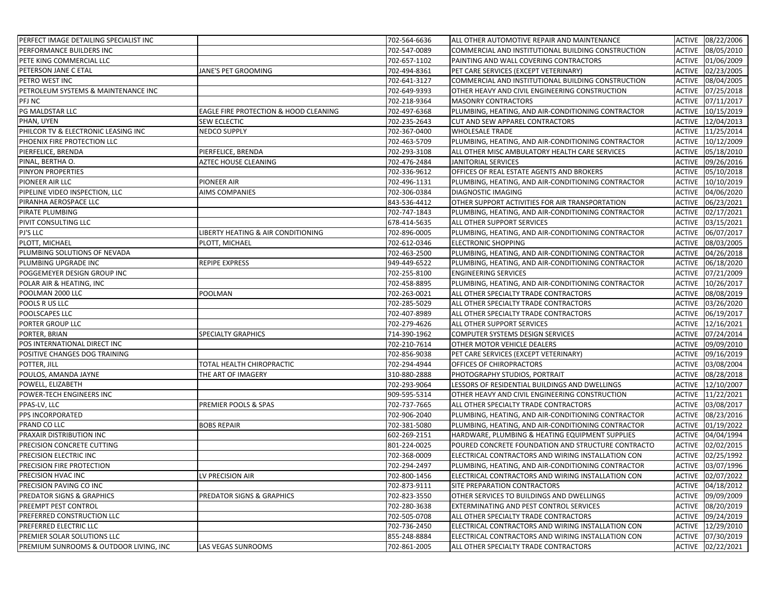| | | | | | |
|---|---|---|---|---|---|
| PERFECT IMAGE DETAILING SPECIALIST INC | | 702-564-6636 | ALL OTHER AUTOMOTIVE REPAIR AND MAINTENANCE | ACTIVE | 08/22/2006 |
| PERFORMANCE BUILDERS INC | | 702-547-0089 | COMMERCIAL AND INSTITUTIONAL BUILDING CONSTRUCTION | ACTIVE | 08/05/2010 |
| PETE KING COMMERCIAL LLC | | 702-657-1102 | PAINTING AND WALL COVERING CONTRACTORS | ACTIVE | 01/06/2009 |
| PETERSON JANE C ETAL | JANE'S PET GROOMING | 702-494-8361 | PET CARE SERVICES (EXCEPT VETERINARY) | ACTIVE | 02/23/2005 |
| PETRO WEST INC | | 702-641-3127 | COMMERCIAL AND INSTITUTIONAL BUILDING CONSTRUCTION | ACTIVE | 08/04/2005 |
| PETROLEUM SYSTEMS & MAINTENANCE INC | | 702-649-9393 | OTHER HEAVY AND CIVIL ENGINEERING CONSTRUCTION | ACTIVE | 07/25/2018 |
| PFJ NC | | 702-218-9364 | MASONRY CONTRACTORS | ACTIVE | 07/11/2017 |
| PG MALDSTAR LLC | EAGLE FIRE PROTECTION & HOOD CLEANING | 702-497-6368 | PLUMBING, HEATING, AND AIR-CONDITIONING CONTRACTOR | ACTIVE | 10/15/2019 |
| PHAN, UYEN | SEW ECLECTIC | 702-235-2643 | CUT AND SEW APPAREL CONTRACTORS | ACTIVE | 12/04/2013 |
| PHILCOR TV & ELECTRONIC LEASING INC | NEDCO SUPPLY | 702-367-0400 | WHOLESALE TRADE | ACTIVE | 11/25/2014 |
| PHOENIX FIRE PROTECTION LLC | | 702-463-5709 | PLUMBING, HEATING, AND AIR-CONDITIONING CONTRACTOR | ACTIVE | 10/12/2009 |
| PIERFELICE, BRENDA | PIERFELICE, BRENDA | 702-293-3108 | ALL OTHER MISC AMBULATORY HEALTH CARE SERVICES | ACTIVE | 05/18/2010 |
| PINAL, BERTHA O. | AZTEC HOUSE CLEANING | 702-476-2484 | JANITORIAL SERVICES | ACTIVE | 09/26/2016 |
| PINYON PROPERTIES | | 702-336-9612 | OFFICES OF REAL ESTATE AGENTS AND BROKERS | ACTIVE | 05/10/2018 |
| PIONEER AIR LLC | PIONEER AIR | 702-496-1131 | PLUMBING, HEATING, AND AIR-CONDITIONING CONTRACTOR | ACTIVE | 10/10/2019 |
| PIPELINE VIDEO INSPECTION, LLC | AIMS COMPANIES | 702-306-0384 | DIAGNOSTIC IMAGING | ACTIVE | 04/06/2020 |
| PIRANHA AEROSPACE LLC | | 843-536-4412 | OTHER SUPPORT ACTIVITIES FOR AIR TRANSPORTATION | ACTIVE | 06/23/2021 |
| PIRATE PLUMBING | | 702-747-1843 | PLUMBING, HEATING, AND AIR-CONDITIONING CONTRACTOR | ACTIVE | 02/17/2021 |
| PIVIT CONSULTING LLC | | 678-414-5635 | ALL OTHER SUPPORT SERVICES | ACTIVE | 03/15/2021 |
| PJ'S LLC | LIBERTY HEATING & AIR CONDITIONING | 702-896-0005 | PLUMBING, HEATING, AND AIR-CONDITIONING CONTRACTOR | ACTIVE | 06/07/2017 |
| PLOTT, MICHAEL | PLOTT, MICHAEL | 702-612-0346 | ELECTRONIC SHOPPING | ACTIVE | 08/03/2005 |
| PLUMBING SOLUTIONS OF NEVADA | | 702-463-2500 | PLUMBING, HEATING, AND AIR-CONDITIONING CONTRACTOR | ACTIVE | 04/26/2018 |
| PLUMBING UPGRADE INC | REPIPE EXPRESS | 949-449-6522 | PLUMBING, HEATING, AND AIR-CONDITIONING CONTRACTOR | ACTIVE | 06/18/2020 |
| POGGEMEYER DESIGN GROUP INC | | 702-255-8100 | ENGINEERING SERVICES | ACTIVE | 07/21/2009 |
| POLAR AIR & HEATING, INC | | 702-458-8895 | PLUMBING, HEATING, AND AIR-CONDITIONING CONTRACTOR | ACTIVE | 10/26/2017 |
| POOLMAN 2000 LLC | POOLMAN | 702-263-0021 | ALL OTHER SPECIALTY TRADE CONTRACTORS | ACTIVE | 08/08/2019 |
| POOLS R US LLC | | 702-285-5029 | ALL OTHER SPECIALTY TRADE CONTRACTORS | ACTIVE | 03/26/2020 |
| POOLSCAPES LLC | | 702-407-8989 | ALL OTHER SPECIALTY TRADE CONTRACTORS | ACTIVE | 06/19/2017 |
| PORTER GROUP LLC | | 702-279-4626 | ALL OTHER SUPPORT SERVICES | ACTIVE | 12/16/2021 |
| PORTER, BRIAN | SPECIALTY GRAPHICS | 714-390-1962 | COMPUTER SYSTEMS DESIGN SERVICES | ACTIVE | 07/24/2014 |
| POS INTERNATIONAL DIRECT INC | | 702-210-7614 | OTHER MOTOR VEHICLE DEALERS | ACTIVE | 09/09/2010 |
| POSITIVE CHANGES DOG TRAINING | | 702-856-9038 | PET CARE SERVICES (EXCEPT VETERINARY) | ACTIVE | 09/16/2019 |
| POTTER, JILL | TOTAL HEALTH CHIROPRACTIC | 702-294-4944 | OFFICES OF CHIROPRACTORS | ACTIVE | 03/08/2004 |
| POULOS, AMANDA JAYNE | THE ART OF IMAGERY | 310-880-2888 | PHOTOGRAPHY STUDIOS, PORTRAIT | ACTIVE | 08/28/2018 |
| POWELL, ELIZABETH | | 702-293-9064 | LESSORS OF RESIDENTIAL BUILDINGS AND DWELLINGS | ACTIVE | 12/10/2007 |
| POWER-TECH ENGINEERS INC | | 909-595-5314 | OTHER HEAVY AND CIVIL ENGINEERING CONSTRUCTION | ACTIVE | 11/22/2021 |
| PPAS-LV, LLC | PREMIER POOLS & SPAS | 702-737-7665 | ALL OTHER SPECIALTY TRADE CONTRACTORS | ACTIVE | 03/08/2017 |
| PPS INCORPORATED | | 702-906-2040 | PLUMBING, HEATING, AND AIR-CONDITIONING CONTRACTOR | ACTIVE | 08/23/2016 |
| PRAND CO LLC | BOBS REPAIR | 702-381-5080 | PLUMBING, HEATING, AND AIR-CONDITIONING CONTRACTOR | ACTIVE | 01/19/2022 |
| PRAXAIR DISTRIBUTION INC | | 602-269-2151 | HARDWARE, PLUMBING & HEATING EQUIPMENT SUPPLIES | ACTIVE | 04/04/1994 |
| PRECISION CONCRETE CUTTING | | 801-224-0025 | POURED CONCRETE FOUNDATION AND STRUCTURE CONTRACTO | ACTIVE | 02/02/2015 |
| PRECISION ELECTRIC INC | | 702-368-0009 | ELECTRICAL CONTRACTORS AND WIRING INSTALLATION CON | ACTIVE | 02/25/1992 |
| PRECISION FIRE PROTECTION | | 702-294-2497 | PLUMBING, HEATING, AND AIR-CONDITIONING CONTRACTOR | ACTIVE | 03/07/1996 |
| PRECISION HVAC INC | LV PRECISION AIR | 702-800-1456 | ELECTRICAL CONTRACTORS AND WIRING INSTALLATION CON | ACTIVE | 02/07/2022 |
| PRECISION PAVING CO INC | | 702-873-9111 | SITE PREPARATION CONTRACTORS | ACTIVE | 04/18/2012 |
| PREDATOR SIGNS & GRAPHICS | PREDATOR SIGNS & GRAPHICS | 702-823-3550 | OTHER SERVICES TO BUILDINGS AND DWELLINGS | ACTIVE | 09/09/2009 |
| PREEMPT PEST CONTROL | | 702-280-3638 | EXTERMINATING AND PEST CONTROL SERVICES | ACTIVE | 08/20/2019 |
| PREFERRED CONSTRUCTION LLC | | 702-505-0708 | ALL OTHER SPECIALTY TRADE CONTRACTORS | ACTIVE | 09/24/2019 |
| PREFERRED ELECTRIC LLC | | 702-736-2450 | ELECTRICAL CONTRACTORS AND WIRING INSTALLATION CON | ACTIVE | 12/29/2010 |
| PREMIER SOLAR SOLUTIONS LLC | | 855-248-8884 | ELECTRICAL CONTRACTORS AND WIRING INSTALLATION CON | ACTIVE | 07/30/2019 |
| PREMIUM SUNROOMS & OUTDOOR LIVING, INC | LAS VEGAS SUNROOMS | 702-861-2005 | ALL OTHER SPECIALTY TRADE CONTRACTORS | ACTIVE | 02/22/2021 |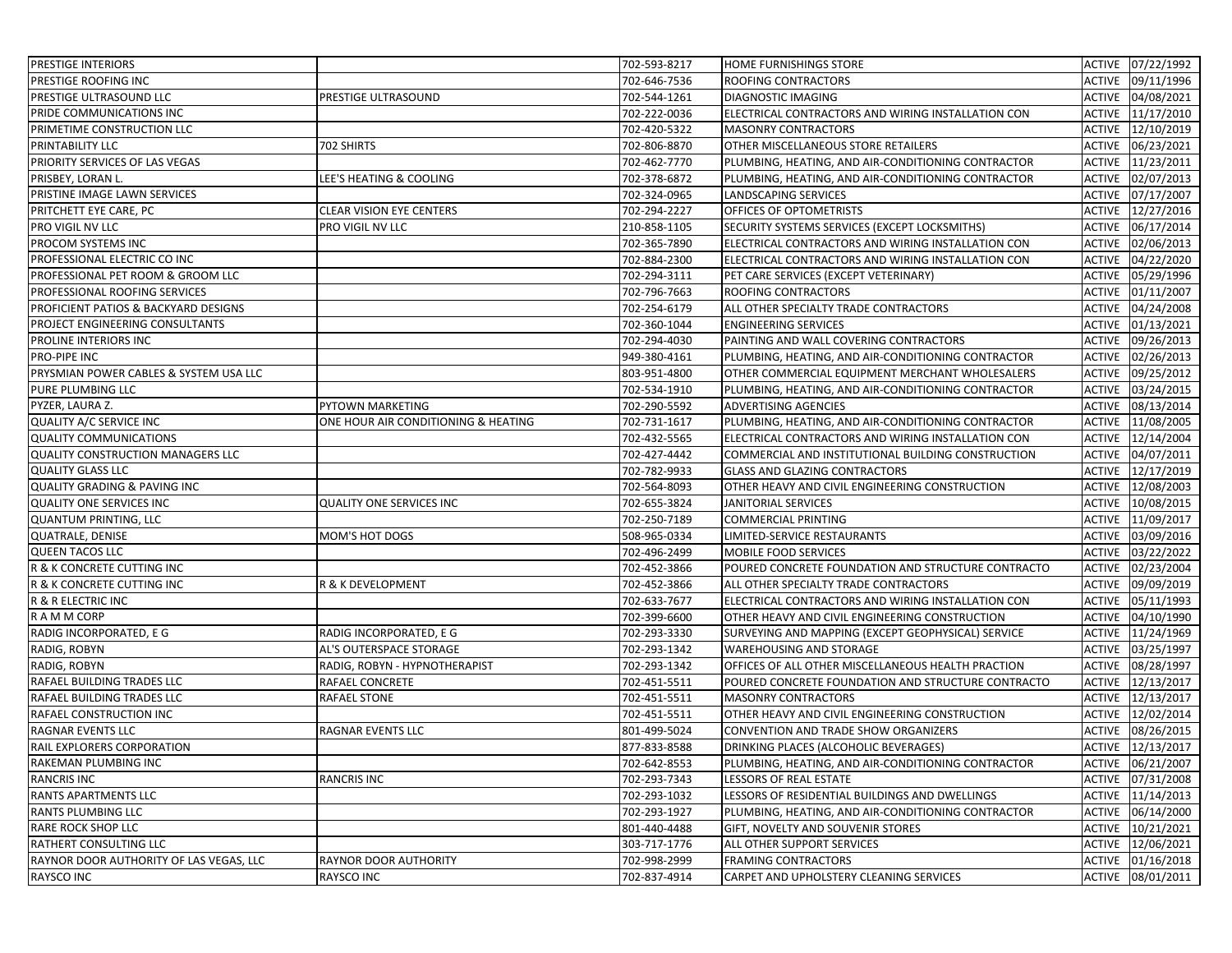| | | | | | |
|---|---|---|---|---|---|
| PRESTIGE INTERIORS | | 702-593-8217 | HOME FURNISHINGS STORE | ACTIVE | 07/22/1992 |
| PRESTIGE ROOFING INC | | 702-646-7536 | ROOFING CONTRACTORS | ACTIVE | 09/11/1996 |
| PRESTIGE ULTRASOUND LLC | PRESTIGE ULTRASOUND | 702-544-1261 | DIAGNOSTIC IMAGING | ACTIVE | 04/08/2021 |
| PRIDE COMMUNICATIONS INC | | 702-222-0036 | ELECTRICAL CONTRACTORS AND WIRING INSTALLATION CON | ACTIVE | 11/17/2010 |
| PRIMETIME CONSTRUCTION LLC | | 702-420-5322 | MASONRY CONTRACTORS | ACTIVE | 12/10/2019 |
| PRINTABILITY LLC | 702 SHIRTS | 702-806-8870 | OTHER MISCELLANEOUS STORE RETAILERS | ACTIVE | 06/23/2021 |
| PRIORITY SERVICES OF LAS VEGAS | | 702-462-7770 | PLUMBING, HEATING, AND AIR-CONDITIONING CONTRACTOR | ACTIVE | 11/23/2011 |
| PRISBEY, LORAN L. | LEE'S HEATING & COOLING | 702-378-6872 | PLUMBING, HEATING, AND AIR-CONDITIONING CONTRACTOR | ACTIVE | 02/07/2013 |
| PRISTINE IMAGE LAWN SERVICES | | 702-324-0965 | LANDSCAPING SERVICES | ACTIVE | 07/17/2007 |
| PRITCHETT EYE CARE, PC | CLEAR VISION EYE CENTERS | 702-294-2227 | OFFICES OF OPTOMETRISTS | ACTIVE | 12/27/2016 |
| PRO VIGIL NV LLC | PRO VIGIL NV LLC | 210-858-1105 | SECURITY SYSTEMS SERVICES (EXCEPT LOCKSMITHS) | ACTIVE | 06/17/2014 |
| PROCOM SYSTEMS INC | | 702-365-7890 | ELECTRICAL CONTRACTORS AND WIRING INSTALLATION CON | ACTIVE | 02/06/2013 |
| PROFESSIONAL ELECTRIC CO INC | | 702-884-2300 | ELECTRICAL CONTRACTORS AND WIRING INSTALLATION CON | ACTIVE | 04/22/2020 |
| PROFESSIONAL PET ROOM & GROOM LLC | | 702-294-3111 | PET CARE SERVICES (EXCEPT VETERINARY) | ACTIVE | 05/29/1996 |
| PROFESSIONAL ROOFING SERVICES | | 702-796-7663 | ROOFING CONTRACTORS | ACTIVE | 01/11/2007 |
| PROFICIENT PATIOS & BACKYARD DESIGNS | | 702-254-6179 | ALL OTHER SPECIALTY TRADE CONTRACTORS | ACTIVE | 04/24/2008 |
| PROJECT ENGINEERING CONSULTANTS | | 702-360-1044 | ENGINEERING SERVICES | ACTIVE | 01/13/2021 |
| PROLINE INTERIORS INC | | 702-294-4030 | PAINTING AND WALL COVERING CONTRACTORS | ACTIVE | 09/26/2013 |
| PRO-PIPE INC | | 949-380-4161 | PLUMBING, HEATING, AND AIR-CONDITIONING CONTRACTOR | ACTIVE | 02/26/2013 |
| PRYSMIAN POWER CABLES & SYSTEM USA LLC | | 803-951-4800 | OTHER COMMERCIAL EQUIPMENT MERCHANT WHOLESALERS | ACTIVE | 09/25/2012 |
| PURE PLUMBING LLC | | 702-534-1910 | PLUMBING, HEATING, AND AIR-CONDITIONING CONTRACTOR | ACTIVE | 03/24/2015 |
| PYZER, LAURA Z. | PYTOWN MARKETING | 702-290-5592 | ADVERTISING AGENCIES | ACTIVE | 08/13/2014 |
| QUALITY A/C SERVICE INC | ONE HOUR AIR CONDITIONING & HEATING | 702-731-1617 | PLUMBING, HEATING, AND AIR-CONDITIONING CONTRACTOR | ACTIVE | 11/08/2005 |
| QUALITY COMMUNICATIONS | | 702-432-5565 | ELECTRICAL CONTRACTORS AND WIRING INSTALLATION CON | ACTIVE | 12/14/2004 |
| QUALITY CONSTRUCTION MANAGERS LLC | | 702-427-4442 | COMMERCIAL AND INSTITUTIONAL BUILDING CONSTRUCTION | ACTIVE | 04/07/2011 |
| QUALITY GLASS LLC | | 702-782-9933 | GLASS AND GLAZING CONTRACTORS | ACTIVE | 12/17/2019 |
| QUALITY GRADING & PAVING INC | | 702-564-8093 | OTHER HEAVY AND CIVIL ENGINEERING CONSTRUCTION | ACTIVE | 12/08/2003 |
| QUALITY ONE SERVICES INC | QUALITY ONE SERVICES INC | 702-655-3824 | JANITORIAL SERVICES | ACTIVE | 10/08/2015 |
| QUANTUM PRINTING, LLC | | 702-250-7189 | COMMERCIAL PRINTING | ACTIVE | 11/09/2017 |
| QUATRALE, DENISE | MOM'S HOT DOGS | 508-965-0334 | LIMITED-SERVICE RESTAURANTS | ACTIVE | 03/09/2016 |
| QUEEN TACOS LLC | | 702-496-2499 | MOBILE FOOD SERVICES | ACTIVE | 03/22/2022 |
| R & K CONCRETE CUTTING INC | | 702-452-3866 | POURED CONCRETE FOUNDATION AND STRUCTURE CONTRACTO | ACTIVE | 02/23/2004 |
| R & K CONCRETE CUTTING INC | R & K DEVELOPMENT | 702-452-3866 | ALL OTHER SPECIALTY TRADE CONTRACTORS | ACTIVE | 09/09/2019 |
| R & R ELECTRIC INC | | 702-633-7677 | ELECTRICAL CONTRACTORS AND WIRING INSTALLATION CON | ACTIVE | 05/11/1993 |
| R A M M CORP | | 702-399-6600 | OTHER HEAVY AND CIVIL ENGINEERING CONSTRUCTION | ACTIVE | 04/10/1990 |
| RADIG INCORPORATED, E G | RADIG INCORPORATED, E G | 702-293-3330 | SURVEYING AND MAPPING (EXCEPT GEOPHYSICAL) SERVICE | ACTIVE | 11/24/1969 |
| RADIG, ROBYN | AL'S OUTERSPACE STORAGE | 702-293-1342 | WAREHOUSING AND STORAGE | ACTIVE | 03/25/1997 |
| RADIG, ROBYN | RADIG, ROBYN - HYPNOTHERAPIST | 702-293-1342 | OFFICES OF ALL OTHER MISCELLANEOUS HEALTH PRACTION | ACTIVE | 08/28/1997 |
| RAFAEL BUILDING TRADES LLC | RAFAEL CONCRETE | 702-451-5511 | POURED CONCRETE FOUNDATION AND STRUCTURE CONTRACTO | ACTIVE | 12/13/2017 |
| RAFAEL BUILDING TRADES LLC | RAFAEL STONE | 702-451-5511 | MASONRY CONTRACTORS | ACTIVE | 12/13/2017 |
| RAFAEL CONSTRUCTION INC | | 702-451-5511 | OTHER HEAVY AND CIVIL ENGINEERING CONSTRUCTION | ACTIVE | 12/02/2014 |
| RAGNAR EVENTS LLC | RAGNAR EVENTS LLC | 801-499-5024 | CONVENTION AND TRADE SHOW ORGANIZERS | ACTIVE | 08/26/2015 |
| RAIL EXPLORERS CORPORATION | | 877-833-8588 | DRINKING PLACES (ALCOHOLIC BEVERAGES) | ACTIVE | 12/13/2017 |
| RAKEMAN PLUMBING INC | | 702-642-8553 | PLUMBING, HEATING, AND AIR-CONDITIONING CONTRACTOR | ACTIVE | 06/21/2007 |
| RANCRIS INC | RANCRIS INC | 702-293-7343 | LESSORS OF REAL ESTATE | ACTIVE | 07/31/2008 |
| RANTS APARTMENTS LLC | | 702-293-1032 | LESSORS OF RESIDENTIAL BUILDINGS AND DWELLINGS | ACTIVE | 11/14/2013 |
| RANTS PLUMBING LLC | | 702-293-1927 | PLUMBING, HEATING, AND AIR-CONDITIONING CONTRACTOR | ACTIVE | 06/14/2000 |
| RARE ROCK SHOP LLC | | 801-440-4488 | GIFT, NOVELTY AND SOUVENIR STORES | ACTIVE | 10/21/2021 |
| RATHERT CONSULTING LLC | | 303-717-1776 | ALL OTHER SUPPORT SERVICES | ACTIVE | 12/06/2021 |
| RAYNOR DOOR AUTHORITY OF LAS VEGAS, LLC | RAYNOR DOOR AUTHORITY | 702-998-2999 | FRAMING CONTRACTORS | ACTIVE | 01/16/2018 |
| RAYSCO INC | RAYSCO INC | 702-837-4914 | CARPET AND UPHOLSTERY CLEANING SERVICES | ACTIVE | 08/01/2011 |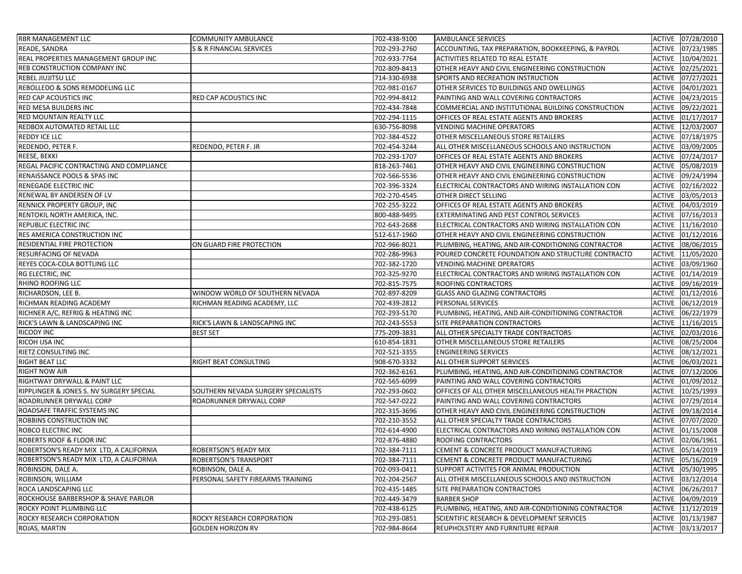| | | | | | |
|---|---|---|---|---|---|
| RBR MANAGEMENT LLC | COMMUNITY AMBULANCE | 702-438-9100 | AMBULANCE SERVICES | ACTIVE | 07/28/2010 |
| READE, SANDRA | S & R FINANCIAL SERVICES | 702-293-2760 | ACCOUNTING, TAX PREPARATION, BOOKKEEPING, & PAYROL | ACTIVE | 07/23/1985 |
| REAL PROPERTIES MANAGEMENT GROUP INC | | 702-933-7764 | ACTIVITIES RELATED TO REAL ESTATE | ACTIVE | 10/04/2021 |
| REB CONSTRUCTION COMPANY INC | | 702-809-8413 | OTHER HEAVY AND CIVIL ENGINEERING CONSTRUCTION | ACTIVE | 02/25/2021 |
| REBEL JIUJITSU LLC | | 714-330-6938 | SPORTS AND RECREATION INSTRUCTION | ACTIVE | 07/27/2021 |
| REBOLLEDO & SONS REMODELING LLC | | 702-981-0167 | OTHER SERVICES TO BUILDINGS AND DWELLINGS | ACTIVE | 04/01/2021 |
| RED CAP ACOUSTICS INC | RED CAP ACOUSTICS INC | 702-994-8412 | PAINTING AND WALL COVERING CONTRACTORS | ACTIVE | 04/23/2015 |
| RED MESA BUILDERS INC | | 702-434-7848 | COMMERCIAL AND INSTITUTIONAL BUILDING CONSTRUCTION | ACTIVE | 09/22/2021 |
| RED MOUNTAIN REALTY LLC | | 702-294-1115 | OFFICES OF REAL ESTATE AGENTS AND BROKERS | ACTIVE | 01/17/2017 |
| REDBOX AUTOMATED RETAIL LLC | | 630-756-8098 | VENDING MACHINE OPERATORS | ACTIVE | 12/03/2007 |
| REDDY ICE LLC | | 702-384-4522 | OTHER MISCELLANEOUS STORE RETAILERS | ACTIVE | 07/18/1975 |
| REDENDO, PETER F. | REDENDO, PETER F. JR | 702-454-3244 | ALL OTHER MISCELLANEOUS SCHOOLS AND INSTRUCTION | ACTIVE | 03/09/2005 |
| REESE, BEKKI | | 702-293-1707 | OFFICES OF REAL ESTATE AGENTS AND BROKERS | ACTIVE | 07/24/2017 |
| REGAL PACIFIC CONTRACTING AND COMPLIANCE | | 818-263-7461 | OTHER HEAVY AND CIVIL ENGINEERING CONSTRUCTION | ACTIVE | 05/08/2019 |
| RENAISSANCE POOLS & SPAS INC | | 702-566-5536 | OTHER HEAVY AND CIVIL ENGINEERING CONSTRUCTION | ACTIVE | 09/24/1994 |
| RENEGADE ELECTRIC INC | | 702-396-3324 | ELECTRICAL CONTRACTORS AND WIRING INSTALLATION CON | ACTIVE | 02/16/2022 |
| RENEWAL BY ANDERSEN OF LV | | 702-270-4545 | OTHER DIRECT SELLING | ACTIVE | 03/05/2013 |
| RENNICK PROPERTY GROUP, INC | | 702-255-3222 | OFFICES OF REAL ESTATE AGENTS AND BROKERS | ACTIVE | 04/03/2019 |
| RENTOKIL NORTH AMERICA, INC. | | 800-488-9495 | EXTERMINATING AND PEST CONTROL SERVICES | ACTIVE | 07/16/2013 |
| REPUBLIC ELECTRIC INC | | 702-643-2688 | ELECTRICAL CONTRACTORS AND WIRING INSTALLATION CON | ACTIVE | 11/16/2010 |
| RES AMERICA CONSTRUCTION INC | | 512-617-1960 | OTHER HEAVY AND CIVIL ENGINEERING CONSTRUCTION | ACTIVE | 01/12/2016 |
| RESIDENTIAL FIRE PROTECTION | ON GUARD FIRE PROTECTION | 702-966-8021 | PLUMBING, HEATING, AND AIR-CONDITIONING CONTRACTOR | ACTIVE | 08/06/2015 |
| RESURFACING OF NEVADA | | 702-286-9963 | POURED CONCRETE FOUNDATION AND STRUCTURE CONTRACTO | ACTIVE | 11/05/2020 |
| REYES COCA-COLA BOTTLING LLC | | 702-382-1720 | VENDING MACHINE OPERATORS | ACTIVE | 03/09/1960 |
| RG ELECTRIC, INC | | 702-325-9270 | ELECTRICAL CONTRACTORS AND WIRING INSTALLATION CON | ACTIVE | 01/14/2019 |
| RHINO ROOFING LLC | | 702-815-7575 | ROOFING CONTRACTORS | ACTIVE | 09/16/2019 |
| RICHARDSON, LEE B. | WINDOW WORLD OF SOUTHERN NEVADA | 702-897-8209 | GLASS AND GLAZING CONTRACTORS | ACTIVE | 01/12/2016 |
| RICHMAN READING ACADEMY | RICHMAN READING ACADEMY, LLC | 702-439-2812 | PERSONAL SERVICES | ACTIVE | 06/12/2019 |
| RICHNER A/C, REFRIG & HEATING INC | | 702-293-5170 | PLUMBING, HEATING, AND AIR-CONDITIONING CONTRACTOR | ACTIVE | 06/22/1979 |
| RICK'S LAWN & LANDSCAPING INC | RICK'S LAWN & LANDSCAPING INC | 702-243-5553 | SITE PREPARATION CONTRACTORS | ACTIVE | 11/16/2015 |
| RICODY INC | BEST SET | 775-209-3831 | ALL OTHER SPECIALTY TRADE CONTRACTORS | ACTIVE | 02/03/2016 |
| RICOH USA INC | | 610-854-1831 | OTHER MISCELLANEOUS STORE RETAILERS | ACTIVE | 08/25/2004 |
| RIETZ CONSULTING INC | | 702-521-3355 | ENGINEERING SERVICES | ACTIVE | 08/12/2021 |
| RIGHT BEAT LLC | RIGHT BEAT CONSULTING | 908-670-3332 | ALL OTHER SUPPORT SERVICES | ACTIVE | 06/03/2021 |
| RIGHT NOW AIR | | 702-362-6161 | PLUMBING, HEATING, AND AIR-CONDITIONING CONTRACTOR | ACTIVE | 07/12/2006 |
| RIGHTWAY DRYWALL & PAINT LLC | | 702-565-6099 | PAINTING AND WALL COVERING CONTRACTORS | ACTIVE | 01/09/2012 |
| RIPPLINGER & JONES S. NV SURGERY SPECIAL | SOUTHERN NEVADA SURGERY SPECIALISTS | 702-293-0602 | OFFICES OF ALL OTHER MISCELLANEOUS HEALTH PRACTION | ACTIVE | 10/25/1993 |
| ROADRUNNER DRYWALL CORP | ROADRUNNER DRYWALL CORP | 702-547-0222 | PAINTING AND WALL COVERING CONTRACTORS | ACTIVE | 07/29/2014 |
| ROADSAFE TRAFFIC SYSTEMS INC | | 702-315-3696 | OTHER HEAVY AND CIVIL ENGINEERING CONSTRUCTION | ACTIVE | 09/18/2014 |
| ROBBINS CONSTRUCTION INC | | 702-210-3552 | ALL OTHER SPECIALTY TRADE CONTRACTORS | ACTIVE | 07/07/2020 |
| ROBCO ELECTRIC INC | | 702-614-4900 | ELECTRICAL CONTRACTORS AND WIRING INSTALLATION CON | ACTIVE | 01/15/2008 |
| ROBERTS ROOF & FLOOR INC | | 702-876-4880 | ROOFING CONTRACTORS | ACTIVE | 02/06/1961 |
| ROBERTSON'S READY MIX LTD, A CALIFORNIA | ROBERTSON'S READY MIX | 702-384-7111 | CEMENT & CONCRETE PRODUCT MANUFACTURING | ACTIVE | 05/14/2019 |
| ROBERTSON'S READY MIX LTD, A CALIFORNIA | ROBERTSON'S TRANSPORT | 702-384-7111 | CEMENT & CONCRETE PRODUCT MANUFACTURING | ACTIVE | 05/16/2019 |
| ROBINSON, DALE A. | ROBINSON, DALE A. | 702-093-0411 | SUPPORT ACTIVITES FOR ANIMAL PRODUCTION | ACTIVE | 05/30/1995 |
| ROBINSON, WILLIAM | PERSONAL SAFETY FIREARMS TRAINING | 702-204-2567 | ALL OTHER MISCELLANEOUS SCHOOLS AND INSTRUCTION | ACTIVE | 03/12/2014 |
| ROCA LANDSCAPING LLC | | 702-435-1485 | SITE PREPARATION CONTRACTORS | ACTIVE | 06/26/2017 |
| ROCKHOUSE BARBERSHOP & SHAVE PARLOR | | 702-449-3479 | BARBER SHOP | ACTIVE | 04/09/2019 |
| ROCKY POINT PLUMBING LLC | | 702-438-6125 | PLUMBING, HEATING, AND AIR-CONDITIONING CONTRACTOR | ACTIVE | 11/12/2019 |
| ROCKY RESEARCH CORPORATION | ROCKY RESEARCH CORPORATION | 702-293-0851 | SCIENTIFIC RESEARCH & DEVELOPMENT SERVICES | ACTIVE | 01/13/1987 |
| ROJAS, MARTIN | GOLDEN HORIZON RV | 702-984-8664 | REUPHOLSTERY AND FURNITURE REPAIR | ACTIVE | 03/13/2017 |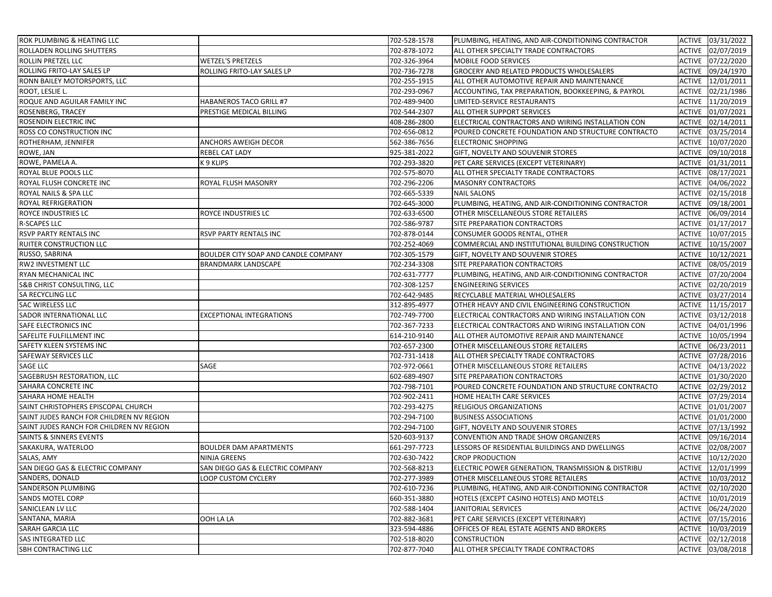| | | | | | |
|---|---|---|---|---|---|
| ROK PLUMBING & HEATING LLC | | 702-528-1578 | PLUMBING, HEATING, AND AIR-CONDITIONING CONTRACTOR | ACTIVE | 03/31/2022 |
| ROLLADEN ROLLING SHUTTERS | | 702-878-1072 | ALL OTHER SPECIALTY TRADE CONTRACTORS | ACTIVE | 02/07/2019 |
| ROLLIN PRETZEL LLC | WETZEL'S PRETZELS | 702-326-3964 | MOBILE FOOD SERVICES | ACTIVE | 07/22/2020 |
| ROLLING FRITO-LAY SALES LP | ROLLING FRITO-LAY SALES LP | 702-736-7278 | GROCERY AND RELATED PRODUCTS WHOLESALERS | ACTIVE | 09/24/1970 |
| RONN BAILEY MOTORSPORTS, LLC | | 702-255-1915 | ALL OTHER AUTOMOTIVE REPAIR AND MAINTENANCE | ACTIVE | 12/01/2011 |
| ROOT, LESLIE L. | | 702-293-0967 | ACCOUNTING, TAX PREPARATION, BOOKKEEPING, & PAYROL | ACTIVE | 02/21/1986 |
| ROQUE AND AGUILAR FAMILY INC | HABANEROS TACO GRILL #7 | 702-489-9400 | LIMITED-SERVICE RESTAURANTS | ACTIVE | 11/20/2019 |
| ROSENBERG, TRACEY | PRESTIGE MEDICAL BILLING | 702-544-2307 | ALL OTHER SUPPORT SERVICES | ACTIVE | 01/07/2021 |
| ROSENDIN ELECTRIC INC | | 408-286-2800 | ELECTRICAL CONTRACTORS AND WIRING INSTALLATION CON | ACTIVE | 02/14/2011 |
| ROSS CO CONSTRUCTION INC | | 702-656-0812 | POURED CONCRETE FOUNDATION AND STRUCTURE CONTRACTO | ACTIVE | 03/25/2014 |
| ROTHERHAM, JENNIFER | ANCHORS AWEIGH DECOR | 562-386-7656 | ELECTRONIC SHOPPING | ACTIVE | 10/07/2020 |
| ROWE, JAN | REBEL CAT LADY | 925-381-2022 | GIFT, NOVELTY AND SOUVENIR STORES | ACTIVE | 09/10/2018 |
| ROWE, PAMELA A. | K 9 KLIPS | 702-293-3820 | PET CARE SERVICES (EXCEPT VETERINARY) | ACTIVE | 01/31/2011 |
| ROYAL BLUE POOLS LLC | | 702-575-8070 | ALL OTHER SPECIALTY TRADE CONTRACTORS | ACTIVE | 08/17/2021 |
| ROYAL FLUSH CONCRETE INC | ROYAL FLUSH MASONRY | 702-296-2206 | MASONRY CONTRACTORS | ACTIVE | 04/06/2022 |
| ROYAL NAILS & SPA LLC | | 702-665-5339 | NAIL SALONS | ACTIVE | 02/15/2018 |
| ROYAL REFRIGERATION | | 702-645-3000 | PLUMBING, HEATING, AND AIR-CONDITIONING CONTRACTOR | ACTIVE | 09/18/2001 |
| ROYCE INDUSTRIES LC | ROYCE INDUSTRIES LC | 702-633-6500 | OTHER MISCELLANEOUS STORE RETAILERS | ACTIVE | 06/09/2014 |
| R-SCAPES LLC | | 702-586-9787 | SITE PREPARATION CONTRACTORS | ACTIVE | 01/17/2017 |
| RSVP PARTY RENTALS INC | RSVP PARTY RENTALS INC | 702-878-0144 | CONSUMER GOODS RENTAL, OTHER | ACTIVE | 10/07/2015 |
| RUITER CONSTRUCTION LLC | | 702-252-4069 | COMMERCIAL AND INSTITUTIONAL BUILDING CONSTRUCTION | ACTIVE | 10/15/2007 |
| RUSSO, SABRINA | BOULDER CITY SOAP AND CANDLE COMPANY | 702-305-1579 | GIFT, NOVELTY AND SOUVENIR STORES | ACTIVE | 10/12/2021 |
| RW2 INVESTMENT LLC | BRANDMARK LANDSCAPE | 702-234-3308 | SITE PREPARATION CONTRACTORS | ACTIVE | 08/05/2019 |
| RYAN MECHANICAL INC | | 702-631-7777 | PLUMBING, HEATING, AND AIR-CONDITIONING CONTRACTOR | ACTIVE | 07/20/2004 |
| S&B CHRIST CONSULTING, LLC | | 702-308-1257 | ENGINEERING SERVICES | ACTIVE | 02/20/2019 |
| SA RECYCLING LLC | | 702-642-9485 | RECYCLABLE MATERIAL WHOLESALERS | ACTIVE | 03/27/2014 |
| SAC WIRELESS LLC | | 312-895-4977 | OTHER HEAVY AND CIVIL ENGINEERING CONSTRUCTION | ACTIVE | 11/15/2017 |
| SADOR INTERNATIONAL LLC | EXCEPTIONAL INTEGRATIONS | 702-749-7700 | ELECTRICAL CONTRACTORS AND WIRING INSTALLATION CON | ACTIVE | 03/12/2018 |
| SAFE ELECTRONICS INC | | 702-367-7233 | ELECTRICAL CONTRACTORS AND WIRING INSTALLATION CON | ACTIVE | 04/01/1996 |
| SAFELITE FULFILLMENT INC | | 614-210-9140 | ALL OTHER AUTOMOTIVE REPAIR AND MAINTENANCE | ACTIVE | 10/05/1994 |
| SAFETY KLEEN SYSTEMS INC | | 702-657-2300 | OTHER MISCELLANEOUS STORE RETAILERS | ACTIVE | 06/23/2011 |
| SAFEWAY SERVICES LLC | | 702-731-1418 | ALL OTHER SPECIALTY TRADE CONTRACTORS | ACTIVE | 07/28/2016 |
| SAGE LLC | SAGE | 702-972-0661 | OTHER MISCELLANEOUS STORE RETAILERS | ACTIVE | 04/13/2022 |
| SAGEBRUSH RESTORATION, LLC | | 602-689-4907 | SITE PREPARATION CONTRACTORS | ACTIVE | 01/30/2020 |
| SAHARA CONCRETE INC | | 702-798-7101 | POURED CONCRETE FOUNDATION AND STRUCTURE CONTRACTO | ACTIVE | 02/29/2012 |
| SAHARA HOME HEALTH | | 702-902-2411 | HOME HEALTH CARE SERVICES | ACTIVE | 07/29/2014 |
| SAINT CHRISTOPHERS EPISCOPAL CHURCH | | 702-293-4275 | RELIGIOUS ORGANIZATIONS | ACTIVE | 01/01/2007 |
| SAINT JUDES RANCH FOR CHILDREN NV REGION | | 702-294-7100 | BUSINESS ASSOCIATIONS | ACTIVE | 01/01/2000 |
| SAINT JUDES RANCH FOR CHILDREN NV REGION | | 702-294-7100 | GIFT, NOVELTY AND SOUVENIR STORES | ACTIVE | 07/13/1992 |
| SAINTS & SINNERS EVENTS | | 520-603-9137 | CONVENTION AND TRADE SHOW ORGANIZERS | ACTIVE | 09/16/2014 |
| SAKAKURA, WATERLOO | BOULDER DAM APARTMENTS | 661-297-7723 | LESSORS OF RESIDENTIAL BUILDINGS AND DWELLINGS | ACTIVE | 02/08/2007 |
| SALAS, AMY | NINJA GREENS | 702-630-7422 | CROP PRODUCTION | ACTIVE | 10/12/2020 |
| SAN DIEGO GAS & ELECTRIC COMPANY | SAN DIEGO GAS & ELECTRIC COMPANY | 702-568-8213 | ELECTRIC POWER GENERATION, TRANSMISSION & DISTRIBU | ACTIVE | 12/01/1999 |
| SANDERS, DONALD | LOOP CUSTOM CYCLERY | 702-277-3989 | OTHER MISCELLANEOUS STORE RETAILERS | ACTIVE | 10/03/2012 |
| SANDERSON PLUMBING | | 702-610-7236 | PLUMBING, HEATING, AND AIR-CONDITIONING CONTRACTOR | ACTIVE | 02/10/2020 |
| SANDS MOTEL CORP | | 660-351-3880 | HOTELS (EXCEPT CASINO HOTELS) AND MOTELS | ACTIVE | 10/01/2019 |
| SANICLEAN LV LLC | | 702-588-1404 | JANITORIAL SERVICES | ACTIVE | 06/24/2020 |
| SANTANA, MARIA | OOH LA LA | 702-882-3681 | PET CARE SERVICES (EXCEPT VETERINARY) | ACTIVE | 07/15/2016 |
| SARAH GARCIA LLC | | 323-594-4886 | OFFICES OF REAL ESTATE AGENTS AND BROKERS | ACTIVE | 10/03/2019 |
| SAS INTEGRATED LLC | | 702-518-8020 | CONSTRUCTION | ACTIVE | 02/12/2018 |
| SBH CONTRACTING LLC | | 702-877-7040 | ALL OTHER SPECIALTY TRADE CONTRACTORS | ACTIVE | 03/08/2018 |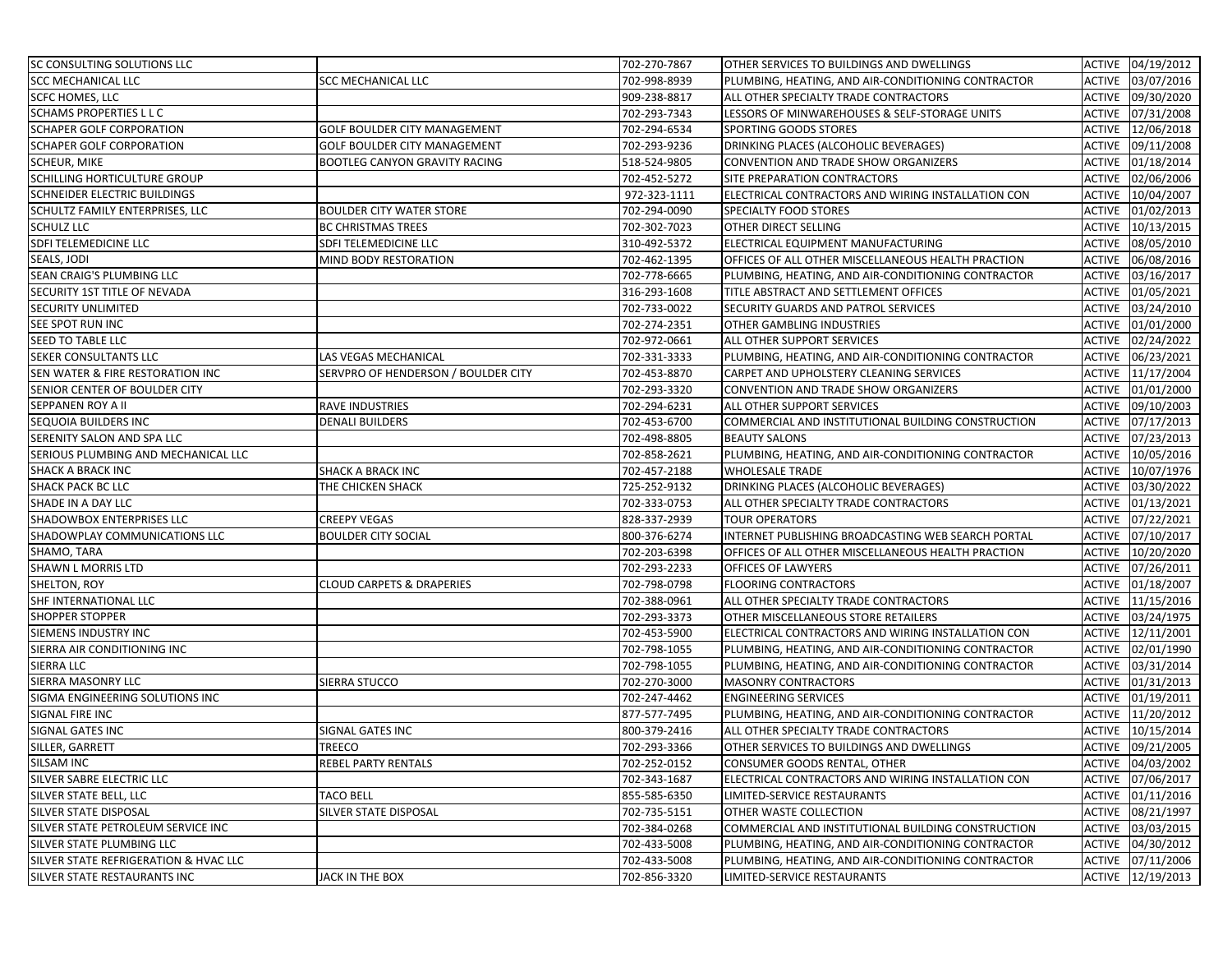| | | | | | |
|---|---|---|---|---|---|
| SC CONSULTING SOLUTIONS LLC | | 702-270-7867 | OTHER SERVICES TO BUILDINGS AND DWELLINGS | ACTIVE | 04/19/2012 |
| SCC MECHANICAL LLC | SCC MECHANICAL LLC | 702-998-8939 | PLUMBING, HEATING, AND AIR-CONDITIONING CONTRACTOR | ACTIVE | 03/07/2016 |
| SCFC HOMES, LLC | | 909-238-8817 | ALL OTHER SPECIALTY TRADE CONTRACTORS | ACTIVE | 09/30/2020 |
| SCHAMS PROPERTIES L L C | | 702-293-7343 | LESSORS OF MINWAREHOUSES & SELF-STORAGE UNITS | ACTIVE | 07/31/2008 |
| SCHAPER GOLF CORPORATION | GOLF BOULDER CITY MANAGEMENT | 702-294-6534 | SPORTING GOODS STORES | ACTIVE | 12/06/2018 |
| SCHAPER GOLF CORPORATION | GOLF BOULDER CITY MANAGEMENT | 702-293-9236 | DRINKING PLACES (ALCOHOLIC BEVERAGES) | ACTIVE | 09/11/2008 |
| SCHEUR, MIKE | BOOTLEG CANYON GRAVITY RACING | 518-524-9805 | CONVENTION AND TRADE SHOW ORGANIZERS | ACTIVE | 01/18/2014 |
| SCHILLING HORTICULTURE GROUP | | 702-452-5272 | SITE PREPARATION CONTRACTORS | ACTIVE | 02/06/2006 |
| SCHNEIDER ELECTRIC BUILDINGS | | 972-323-1111 | ELECTRICAL CONTRACTORS AND WIRING INSTALLATION CON | ACTIVE | 10/04/2007 |
| SCHULTZ FAMILY ENTERPRISES, LLC | BOULDER CITY WATER STORE | 702-294-0090 | SPECIALTY FOOD STORES | ACTIVE | 01/02/2013 |
| SCHULZ LLC | BC CHRISTMAS TREES | 702-302-7023 | OTHER DIRECT SELLING | ACTIVE | 10/13/2015 |
| SDFI TELEMEDICINE LLC | SDFI TELEMEDICINE LLC | 310-492-5372 | ELECTRICAL EQUIPMENT MANUFACTURING | ACTIVE | 08/05/2010 |
| SEALS, JODI | MIND BODY RESTORATION | 702-462-1395 | OFFICES OF ALL OTHER MISCELLANEOUS HEALTH PRACTION | ACTIVE | 06/08/2016 |
| SEAN CRAIG'S PLUMBING LLC | | 702-778-6665 | PLUMBING, HEATING, AND AIR-CONDITIONING CONTRACTOR | ACTIVE | 03/16/2017 |
| SECURITY 1ST TITLE OF NEVADA | | 316-293-1608 | TITLE ABSTRACT AND SETTLEMENT OFFICES | ACTIVE | 01/05/2021 |
| SECURITY UNLIMITED | | 702-733-0022 | SECURITY GUARDS AND PATROL SERVICES | ACTIVE | 03/24/2010 |
| SEE SPOT RUN INC | | 702-274-2351 | OTHER GAMBLING INDUSTRIES | ACTIVE | 01/01/2000 |
| SEED TO TABLE LLC | | 702-972-0661 | ALL OTHER SUPPORT SERVICES | ACTIVE | 02/24/2022 |
| SEKER CONSULTANTS LLC | LAS VEGAS MECHANICAL | 702-331-3333 | PLUMBING, HEATING, AND AIR-CONDITIONING CONTRACTOR | ACTIVE | 06/23/2021 |
| SEN WATER & FIRE RESTORATION INC | SERVPRO OF HENDERSON / BOULDER CITY | 702-453-8870 | CARPET AND UPHOLSTERY CLEANING SERVICES | ACTIVE | 11/17/2004 |
| SENIOR CENTER OF BOULDER CITY | | 702-293-3320 | CONVENTION AND TRADE SHOW ORGANIZERS | ACTIVE | 01/01/2000 |
| SEPPANEN ROY A II | RAVE INDUSTRIES | 702-294-6231 | ALL OTHER SUPPORT SERVICES | ACTIVE | 09/10/2003 |
| SEQUOIA BUILDERS INC | DENALI BUILDERS | 702-453-6700 | COMMERCIAL AND INSTITUTIONAL BUILDING CONSTRUCTION | ACTIVE | 07/17/2013 |
| SERENITY SALON AND SPA LLC | | 702-498-8805 | BEAUTY SALONS | ACTIVE | 07/23/2013 |
| SERIOUS PLUMBING AND MECHANICAL LLC | | 702-858-2621 | PLUMBING, HEATING, AND AIR-CONDITIONING CONTRACTOR | ACTIVE | 10/05/2016 |
| SHACK A BRACK INC | SHACK A BRACK INC | 702-457-2188 | WHOLESALE TRADE | ACTIVE | 10/07/1976 |
| SHACK PACK BC LLC | THE CHICKEN SHACK | 725-252-9132 | DRINKING PLACES (ALCOHOLIC BEVERAGES) | ACTIVE | 03/30/2022 |
| SHADE IN A DAY LLC | | 702-333-0753 | ALL OTHER SPECIALTY TRADE CONTRACTORS | ACTIVE | 01/13/2021 |
| SHADOWBOX ENTERPRISES LLC | CREEPY VEGAS | 828-337-2939 | TOUR OPERATORS | ACTIVE | 07/22/2021 |
| SHADOWPLAY COMMUNICATIONS LLC | BOULDER CITY SOCIAL | 800-376-6274 | INTERNET PUBLISHING BROADCASTING WEB SEARCH PORTAL | ACTIVE | 07/10/2017 |
| SHAMO, TARA | | 702-203-6398 | OFFICES OF ALL OTHER MISCELLANEOUS HEALTH PRACTION | ACTIVE | 10/20/2020 |
| SHAWN L MORRIS LTD | | 702-293-2233 | OFFICES OF LAWYERS | ACTIVE | 07/26/2011 |
| SHELTON, ROY | CLOUD CARPETS & DRAPERIES | 702-798-0798 | FLOORING CONTRACTORS | ACTIVE | 01/18/2007 |
| SHF INTERNATIONAL LLC | | 702-388-0961 | ALL OTHER SPECIALTY TRADE CONTRACTORS | ACTIVE | 11/15/2016 |
| SHOPPER STOPPER | | 702-293-3373 | OTHER MISCELLANEOUS STORE RETAILERS | ACTIVE | 03/24/1975 |
| SIEMENS INDUSTRY INC | | 702-453-5900 | ELECTRICAL CONTRACTORS AND WIRING INSTALLATION CON | ACTIVE | 12/11/2001 |
| SIERRA AIR CONDITIONING INC | | 702-798-1055 | PLUMBING, HEATING, AND AIR-CONDITIONING CONTRACTOR | ACTIVE | 02/01/1990 |
| SIERRA LLC | | 702-798-1055 | PLUMBING, HEATING, AND AIR-CONDITIONING CONTRACTOR | ACTIVE | 03/31/2014 |
| SIERRA MASONRY LLC | SIERRA STUCCO | 702-270-3000 | MASONRY CONTRACTORS | ACTIVE | 01/31/2013 |
| SIGMA ENGINEERING SOLUTIONS INC | | 702-247-4462 | ENGINEERING SERVICES | ACTIVE | 01/19/2011 |
| SIGNAL FIRE INC | | 877-577-7495 | PLUMBING, HEATING, AND AIR-CONDITIONING CONTRACTOR | ACTIVE | 11/20/2012 |
| SIGNAL GATES INC | SIGNAL GATES INC | 800-379-2416 | ALL OTHER SPECIALTY TRADE CONTRACTORS | ACTIVE | 10/15/2014 |
| SILLER, GARRETT | TREECO | 702-293-3366 | OTHER SERVICES TO BUILDINGS AND DWELLINGS | ACTIVE | 09/21/2005 |
| SILSAM INC | REBEL PARTY RENTALS | 702-252-0152 | CONSUMER GOODS RENTAL, OTHER | ACTIVE | 04/03/2002 |
| SILVER SABRE ELECTRIC LLC | | 702-343-1687 | ELECTRICAL CONTRACTORS AND WIRING INSTALLATION CON | ACTIVE | 07/06/2017 |
| SILVER STATE BELL, LLC | TACO BELL | 855-585-6350 | LIMITED-SERVICE RESTAURANTS | ACTIVE | 01/11/2016 |
| SILVER STATE DISPOSAL | SILVER STATE DISPOSAL | 702-735-5151 | OTHER WASTE COLLECTION | ACTIVE | 08/21/1997 |
| SILVER STATE PETROLEUM SERVICE INC | | 702-384-0268 | COMMERCIAL AND INSTITUTIONAL BUILDING CONSTRUCTION | ACTIVE | 03/03/2015 |
| SILVER STATE PLUMBING LLC | | 702-433-5008 | PLUMBING, HEATING, AND AIR-CONDITIONING CONTRACTOR | ACTIVE | 04/30/2012 |
| SILVER STATE REFRIGERATION & HVAC LLC | | 702-433-5008 | PLUMBING, HEATING, AND AIR-CONDITIONING CONTRACTOR | ACTIVE | 07/11/2006 |
| SILVER STATE RESTAURANTS INC | JACK IN THE BOX | 702-856-3320 | LIMITED-SERVICE RESTAURANTS | ACTIVE | 12/19/2013 |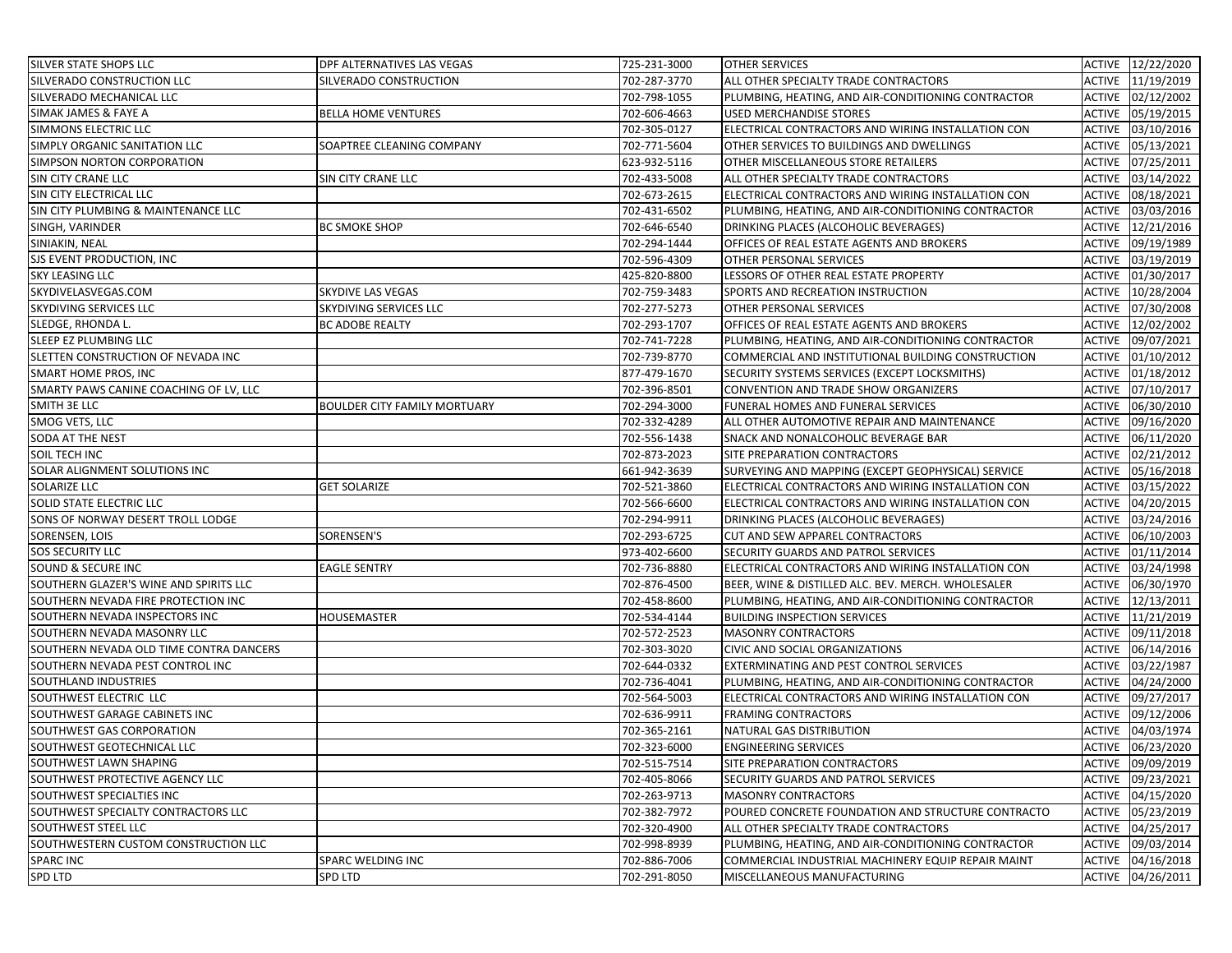| | | | | | |
|---|---|---|---|---|---|
| SILVER STATE SHOPS LLC | DPF ALTERNATIVES LAS VEGAS | 725-231-3000 | OTHER SERVICES | ACTIVE | 12/22/2020 |
| SILVERADO CONSTRUCTION LLC | SILVERADO CONSTRUCTION | 702-287-3770 | ALL OTHER SPECIALTY TRADE CONTRACTORS | ACTIVE | 11/19/2019 |
| SILVERADO MECHANICAL LLC | | 702-798-1055 | PLUMBING, HEATING, AND AIR-CONDITIONING CONTRACTOR | ACTIVE | 02/12/2002 |
| SIMAK JAMES & FAYE A | BELLA HOME VENTURES | 702-606-4663 | USED MERCHANDISE STORES | ACTIVE | 05/19/2015 |
| SIMMONS ELECTRIC LLC | | 702-305-0127 | ELECTRICAL CONTRACTORS AND WIRING INSTALLATION CON | ACTIVE | 03/10/2016 |
| SIMPLY ORGANIC SANITATION LLC | SOAPTREE CLEANING COMPANY | 702-771-5604 | OTHER SERVICES TO BUILDINGS AND DWELLINGS | ACTIVE | 05/13/2021 |
| SIMPSON NORTON CORPORATION | | 623-932-5116 | OTHER MISCELLANEOUS STORE RETAILERS | ACTIVE | 07/25/2011 |
| SIN CITY CRANE LLC | SIN CITY CRANE LLC | 702-433-5008 | ALL OTHER SPECIALTY TRADE CONTRACTORS | ACTIVE | 03/14/2022 |
| SIN CITY ELECTRICAL LLC | | 702-673-2615 | ELECTRICAL CONTRACTORS AND WIRING INSTALLATION CON | ACTIVE | 08/18/2021 |
| SIN CITY PLUMBING & MAINTENANCE LLC | | 702-431-6502 | PLUMBING, HEATING, AND AIR-CONDITIONING CONTRACTOR | ACTIVE | 03/03/2016 |
| SINGH, VARINDER | BC SMOKE SHOP | 702-646-6540 | DRINKING PLACES (ALCOHOLIC BEVERAGES) | ACTIVE | 12/21/2016 |
| SINIAKIN, NEAL | | 702-294-1444 | OFFICES OF REAL ESTATE AGENTS AND BROKERS | ACTIVE | 09/19/1989 |
| SJS EVENT PRODUCTION, INC | | 702-596-4309 | OTHER PERSONAL SERVICES | ACTIVE | 03/19/2019 |
| SKY LEASING LLC | | 425-820-8800 | LESSORS OF OTHER REAL ESTATE PROPERTY | ACTIVE | 01/30/2017 |
| SKYDIVELASVEGAS.COM | SKYDIVE LAS VEGAS | 702-759-3483 | SPORTS AND RECREATION INSTRUCTION | ACTIVE | 10/28/2004 |
| SKYDIVING SERVICES LLC | SKYDIVING SERVICES LLC | 702-277-5273 | OTHER PERSONAL SERVICES | ACTIVE | 07/30/2008 |
| SLEDGE, RHONDA L. | BC ADOBE REALTY | 702-293-1707 | OFFICES OF REAL ESTATE AGENTS AND BROKERS | ACTIVE | 12/02/2002 |
| SLEEP EZ PLUMBING LLC | | 702-741-7228 | PLUMBING, HEATING, AND AIR-CONDITIONING CONTRACTOR | ACTIVE | 09/07/2021 |
| SLETTEN CONSTRUCTION OF NEVADA INC | | 702-739-8770 | COMMERCIAL AND INSTITUTIONAL BUILDING CONSTRUCTION | ACTIVE | 01/10/2012 |
| SMART HOME PROS, INC | | 877-479-1670 | SECURITY SYSTEMS SERVICES (EXCEPT LOCKSMITHS) | ACTIVE | 01/18/2012 |
| SMARTY PAWS CANINE COACHING OF LV, LLC | | 702-396-8501 | CONVENTION AND TRADE SHOW ORGANIZERS | ACTIVE | 07/10/2017 |
| SMITH 3E LLC | BOULDER CITY FAMILY MORTUARY | 702-294-3000 | FUNERAL HOMES AND FUNERAL SERVICES | ACTIVE | 06/30/2010 |
| SMOG VETS, LLC | | 702-332-4289 | ALL OTHER AUTOMOTIVE REPAIR AND MAINTENANCE | ACTIVE | 09/16/2020 |
| SODA AT THE NEST | | 702-556-1438 | SNACK AND NONALCOHOLIC BEVERAGE BAR | ACTIVE | 06/11/2020 |
| SOIL TECH INC | | 702-873-2023 | SITE PREPARATION CONTRACTORS | ACTIVE | 02/21/2012 |
| SOLAR ALIGNMENT SOLUTIONS INC | | 661-942-3639 | SURVEYING AND MAPPING (EXCEPT GEOPHYSICAL) SERVICE | ACTIVE | 05/16/2018 |
| SOLARIZE LLC | GET SOLARIZE | 702-521-3860 | ELECTRICAL CONTRACTORS AND WIRING INSTALLATION CON | ACTIVE | 03/15/2022 |
| SOLID STATE ELECTRIC LLC | | 702-566-6600 | ELECTRICAL CONTRACTORS AND WIRING INSTALLATION CON | ACTIVE | 04/20/2015 |
| SONS OF NORWAY DESERT TROLL LODGE | | 702-294-9911 | DRINKING PLACES (ALCOHOLIC BEVERAGES) | ACTIVE | 03/24/2016 |
| SORENSEN, LOIS | SORENSEN'S | 702-293-6725 | CUT AND SEW APPAREL CONTRACTORS | ACTIVE | 06/10/2003 |
| SOS SECURITY LLC | | 973-402-6600 | SECURITY GUARDS AND PATROL SERVICES | ACTIVE | 01/11/2014 |
| SOUND & SECURE INC | EAGLE SENTRY | 702-736-8880 | ELECTRICAL CONTRACTORS AND WIRING INSTALLATION CON | ACTIVE | 03/24/1998 |
| SOUTHERN GLAZER'S WINE AND SPIRITS LLC | | 702-876-4500 | BEER, WINE & DISTILLED ALC. BEV. MERCH. WHOLESALER | ACTIVE | 06/30/1970 |
| SOUTHERN NEVADA FIRE PROTECTION INC | | 702-458-8600 | PLUMBING, HEATING, AND AIR-CONDITIONING CONTRACTOR | ACTIVE | 12/13/2011 |
| SOUTHERN NEVADA INSPECTORS INC | HOUSEMASTER | 702-534-4144 | BUILDING INSPECTION SERVICES | ACTIVE | 11/21/2019 |
| SOUTHERN NEVADA MASONRY LLC | | 702-572-2523 | MASONRY CONTRACTORS | ACTIVE | 09/11/2018 |
| SOUTHERN NEVADA OLD TIME CONTRA DANCERS | | 702-303-3020 | CIVIC AND SOCIAL ORGANIZATIONS | ACTIVE | 06/14/2016 |
| SOUTHERN NEVADA PEST CONTROL INC | | 702-644-0332 | EXTERMINATING AND PEST CONTROL SERVICES | ACTIVE | 03/22/1987 |
| SOUTHLAND INDUSTRIES | | 702-736-4041 | PLUMBING, HEATING, AND AIR-CONDITIONING CONTRACTOR | ACTIVE | 04/24/2000 |
| SOUTHWEST ELECTRIC LLC | | 702-564-5003 | ELECTRICAL CONTRACTORS AND WIRING INSTALLATION CON | ACTIVE | 09/27/2017 |
| SOUTHWEST GARAGE CABINETS INC | | 702-636-9911 | FRAMING CONTRACTORS | ACTIVE | 09/12/2006 |
| SOUTHWEST GAS CORPORATION | | 702-365-2161 | NATURAL GAS DISTRIBUTION | ACTIVE | 04/03/1974 |
| SOUTHWEST GEOTECHNICAL LLC | | 702-323-6000 | ENGINEERING SERVICES | ACTIVE | 06/23/2020 |
| SOUTHWEST LAWN SHAPING | | 702-515-7514 | SITE PREPARATION CONTRACTORS | ACTIVE | 09/09/2019 |
| SOUTHWEST PROTECTIVE AGENCY LLC | | 702-405-8066 | SECURITY GUARDS AND PATROL SERVICES | ACTIVE | 09/23/2021 |
| SOUTHWEST SPECIALTIES INC | | 702-263-9713 | MASONRY CONTRACTORS | ACTIVE | 04/15/2020 |
| SOUTHWEST SPECIALTY CONTRACTORS LLC | | 702-382-7972 | POURED CONCRETE FOUNDATION AND STRUCTURE CONTRACTO | ACTIVE | 05/23/2019 |
| SOUTHWEST STEEL LLC | | 702-320-4900 | ALL OTHER SPECIALTY TRADE CONTRACTORS | ACTIVE | 04/25/2017 |
| SOUTHWESTERN CUSTOM CONSTRUCTION LLC | | 702-998-8939 | PLUMBING, HEATING, AND AIR-CONDITIONING CONTRACTOR | ACTIVE | 09/03/2014 |
| SPARC INC | SPARC WELDING INC | 702-886-7006 | COMMERCIAL INDUSTRIAL MACHINERY EQUIP REPAIR MAINT | ACTIVE | 04/16/2018 |
| SPD LTD | SPD LTD | 702-291-8050 | MISCELLANEOUS MANUFACTURING | ACTIVE | 04/26/2011 |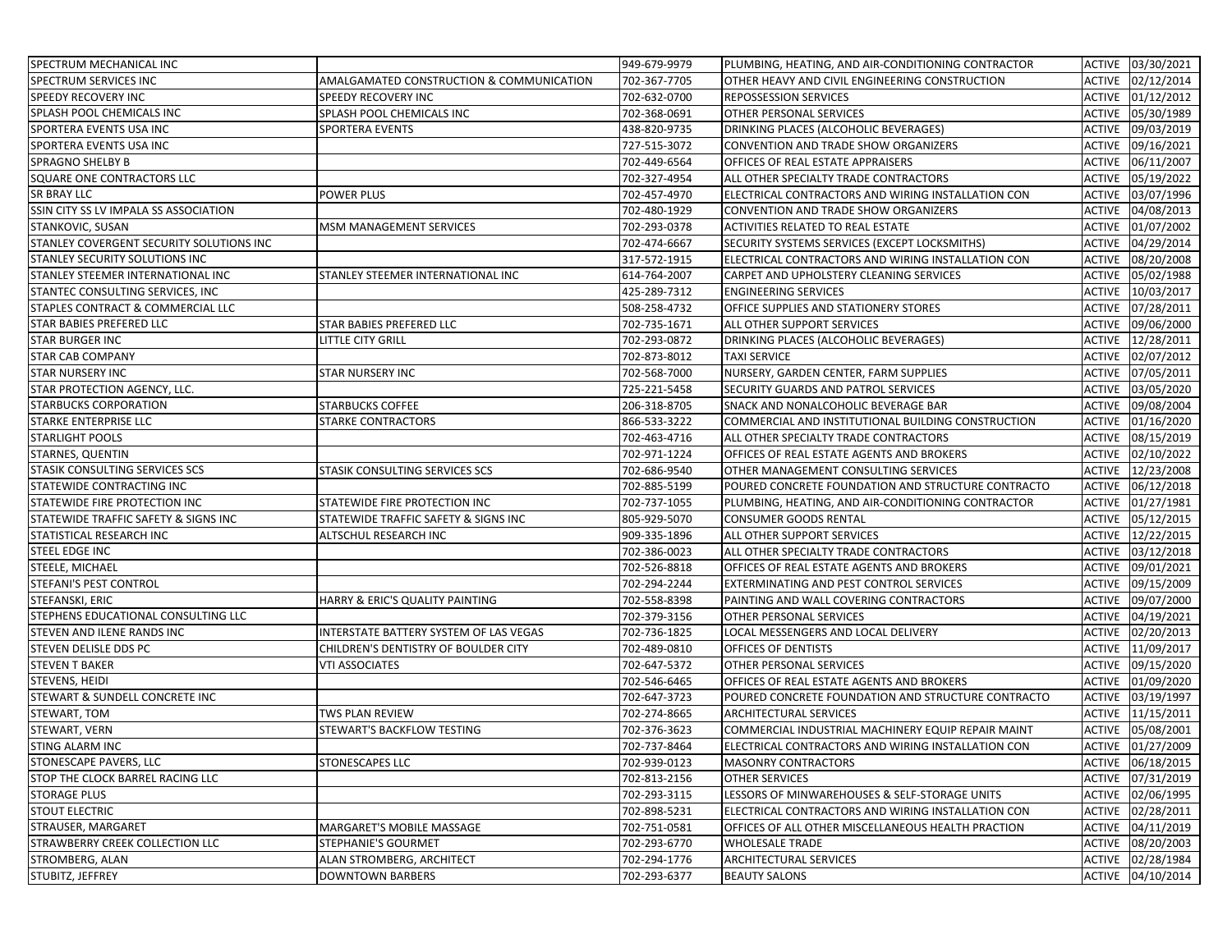| | | | | | |
|---|---|---|---|---|---|
| SPECTRUM MECHANICAL INC | | 949-679-9979 | PLUMBING, HEATING, AND AIR-CONDITIONING CONTRACTOR | ACTIVE | 03/30/2021 |
| SPECTRUM SERVICES INC | AMALGAMATED CONSTRUCTION & COMMUNICATION | 702-367-7705 | OTHER HEAVY AND CIVIL ENGINEERING CONSTRUCTION | ACTIVE | 02/12/2014 |
| SPEEDY RECOVERY INC | SPEEDY RECOVERY INC | 702-632-0700 | REPOSSESSION SERVICES | ACTIVE | 01/12/2012 |
| SPLASH POOL CHEMICALS INC | SPLASH POOL CHEMICALS INC | 702-368-0691 | OTHER PERSONAL SERVICES | ACTIVE | 05/30/1989 |
| SPORTERA EVENTS USA INC | SPORTERA EVENTS | 438-820-9735 | DRINKING PLACES (ALCOHOLIC BEVERAGES) | ACTIVE | 09/03/2019 |
| SPORTERA EVENTS USA INC | | 727-515-3072 | CONVENTION AND TRADE SHOW ORGANIZERS | ACTIVE | 09/16/2021 |
| SPRAGNO SHELBY B | | 702-449-6564 | OFFICES OF REAL ESTATE APPRAISERS | ACTIVE | 06/11/2007 |
| SQUARE ONE CONTRACTORS LLC | | 702-327-4954 | ALL OTHER SPECIALTY TRADE CONTRACTORS | ACTIVE | 05/19/2022 |
| SR BRAY LLC | POWER PLUS | 702-457-4970 | ELECTRICAL CONTRACTORS AND WIRING INSTALLATION CON | ACTIVE | 03/07/1996 |
| SSIN CITY SS LV IMPALA SS ASSOCIATION | | 702-480-1929 | CONVENTION AND TRADE SHOW ORGANIZERS | ACTIVE | 04/08/2013 |
| STANKOVIC, SUSAN | MSM MANAGEMENT SERVICES | 702-293-0378 | ACTIVITIES RELATED TO REAL ESTATE | ACTIVE | 01/07/2002 |
| STANLEY COVERGENT SECURITY SOLUTIONS INC | | 702-474-6667 | SECURITY SYSTEMS SERVICES (EXCEPT LOCKSMITHS) | ACTIVE | 04/29/2014 |
| STANLEY SECURITY SOLUTIONS INC | | 317-572-1915 | ELECTRICAL CONTRACTORS AND WIRING INSTALLATION CON | ACTIVE | 08/20/2008 |
| STANLEY STEEMER INTERNATIONAL INC | STANLEY STEEMER INTERNATIONAL INC | 614-764-2007 | CARPET AND UPHOLSTERY CLEANING SERVICES | ACTIVE | 05/02/1988 |
| STANTEC CONSULTING SERVICES, INC | | 425-289-7312 | ENGINEERING SERVICES | ACTIVE | 10/03/2017 |
| STAPLES CONTRACT & COMMERCIAL LLC | | 508-258-4732 | OFFICE SUPPLIES AND STATIONERY STORES | ACTIVE | 07/28/2011 |
| STAR BABIES PREFERED LLC | STAR BABIES PREFERED LLC | 702-735-1671 | ALL OTHER SUPPORT SERVICES | ACTIVE | 09/06/2000 |
| STAR BURGER INC | LITTLE CITY GRILL | 702-293-0872 | DRINKING PLACES (ALCOHOLIC BEVERAGES) | ACTIVE | 12/28/2011 |
| STAR CAB COMPANY | | 702-873-8012 | TAXI SERVICE | ACTIVE | 02/07/2012 |
| STAR NURSERY INC | STAR NURSERY INC | 702-568-7000 | NURSERY, GARDEN CENTER, FARM SUPPLIES | ACTIVE | 07/05/2011 |
| STAR PROTECTION AGENCY, LLC. | | 725-221-5458 | SECURITY GUARDS AND PATROL SERVICES | ACTIVE | 03/05/2020 |
| STARBUCKS CORPORATION | STARBUCKS COFFEE | 206-318-8705 | SNACK AND NONALCOHOLIC BEVERAGE BAR | ACTIVE | 09/08/2004 |
| STARKE ENTERPRISE LLC | STARKE CONTRACTORS | 866-533-3222 | COMMERCIAL AND INSTITUTIONAL BUILDING CONSTRUCTION | ACTIVE | 01/16/2020 |
| STARLIGHT POOLS | | 702-463-4716 | ALL OTHER SPECIALTY TRADE CONTRACTORS | ACTIVE | 08/15/2019 |
| STARNES, QUENTIN | | 702-971-1224 | OFFICES OF REAL ESTATE AGENTS AND BROKERS | ACTIVE | 02/10/2022 |
| STASIK CONSULTING SERVICES SCS | STASIK CONSULTING SERVICES SCS | 702-686-9540 | OTHER MANAGEMENT CONSULTING SERVICES | ACTIVE | 12/23/2008 |
| STATEWIDE CONTRACTING INC | | 702-885-5199 | POURED CONCRETE FOUNDATION AND STRUCTURE CONTRACTO | ACTIVE | 06/12/2018 |
| STATEWIDE FIRE PROTECTION INC | STATEWIDE FIRE PROTECTION INC | 702-737-1055 | PLUMBING, HEATING, AND AIR-CONDITIONING CONTRACTOR | ACTIVE | 01/27/1981 |
| STATEWIDE TRAFFIC SAFETY & SIGNS INC | STATEWIDE TRAFFIC SAFETY & SIGNS INC | 805-929-5070 | CONSUMER GOODS RENTAL | ACTIVE | 05/12/2015 |
| STATISTICAL RESEARCH INC | ALTSCHUL RESEARCH INC | 909-335-1896 | ALL OTHER SUPPORT SERVICES | ACTIVE | 12/22/2015 |
| STEEL EDGE INC | | 702-386-0023 | ALL OTHER SPECIALTY TRADE CONTRACTORS | ACTIVE | 03/12/2018 |
| STEELE, MICHAEL | | 702-526-8818 | OFFICES OF REAL ESTATE AGENTS AND BROKERS | ACTIVE | 09/01/2021 |
| STEFANI'S PEST CONTROL | | 702-294-2244 | EXTERMINATING AND PEST CONTROL SERVICES | ACTIVE | 09/15/2009 |
| STEFANSKI, ERIC | HARRY & ERIC'S QUALITY PAINTING | 702-558-8398 | PAINTING AND WALL COVERING CONTRACTORS | ACTIVE | 09/07/2000 |
| STEPHENS EDUCATIONAL CONSULTING LLC | | 702-379-3156 | OTHER PERSONAL SERVICES | ACTIVE | 04/19/2021 |
| STEVEN AND ILENE RANDS INC | INTERSTATE BATTERY SYSTEM OF LAS VEGAS | 702-736-1825 | LOCAL MESSENGERS AND LOCAL DELIVERY | ACTIVE | 02/20/2013 |
| STEVEN DELISLE DDS PC | CHILDREN'S DENTISTRY OF BOULDER CITY | 702-489-0810 | OFFICES OF DENTISTS | ACTIVE | 11/09/2017 |
| STEVEN T BAKER | VTI ASSOCIATES | 702-647-5372 | OTHER PERSONAL SERVICES | ACTIVE | 09/15/2020 |
| STEVENS, HEIDI | | 702-546-6465 | OFFICES OF REAL ESTATE AGENTS AND BROKERS | ACTIVE | 01/09/2020 |
| STEWART & SUNDELL CONCRETE INC | | 702-647-3723 | POURED CONCRETE FOUNDATION AND STRUCTURE CONTRACTO | ACTIVE | 03/19/1997 |
| STEWART, TOM | TWS PLAN REVIEW | 702-274-8665 | ARCHITECTURAL SERVICES | ACTIVE | 11/15/2011 |
| STEWART, VERN | STEWART'S BACKFLOW TESTING | 702-376-3623 | COMMERCIAL INDUSTRIAL MACHINERY EQUIP REPAIR MAINT | ACTIVE | 05/08/2001 |
| STING ALARM INC | | 702-737-8464 | ELECTRICAL CONTRACTORS AND WIRING INSTALLATION CON | ACTIVE | 01/27/2009 |
| STONESCAPE PAVERS, LLC | STONESCAPES LLC | 702-939-0123 | MASONRY CONTRACTORS | ACTIVE | 06/18/2015 |
| STOP THE CLOCK BARREL RACING LLC | | 702-813-2156 | OTHER SERVICES | ACTIVE | 07/31/2019 |
| STORAGE PLUS | | 702-293-3115 | LESSORS OF MINWAREHOUSES & SELF-STORAGE UNITS | ACTIVE | 02/06/1995 |
| STOUT ELECTRIC | | 702-898-5231 | ELECTRICAL CONTRACTORS AND WIRING INSTALLATION CON | ACTIVE | 02/28/2011 |
| STRAUSER, MARGARET | MARGARET'S MOBILE MASSAGE | 702-751-0581 | OFFICES OF ALL OTHER MISCELLANEOUS HEALTH PRACTION | ACTIVE | 04/11/2019 |
| STRAWBERRY CREEK COLLECTION LLC | STEPHANIE'S GOURMET | 702-293-6770 | WHOLESALE TRADE | ACTIVE | 08/20/2003 |
| STROMBERG, ALAN | ALAN STROMBERG, ARCHITECT | 702-294-1776 | ARCHITECTURAL SERVICES | ACTIVE | 02/28/1984 |
| STUBITZ, JEFFREY | DOWNTOWN BARBERS | 702-293-6377 | BEAUTY SALONS | ACTIVE | 04/10/2014 |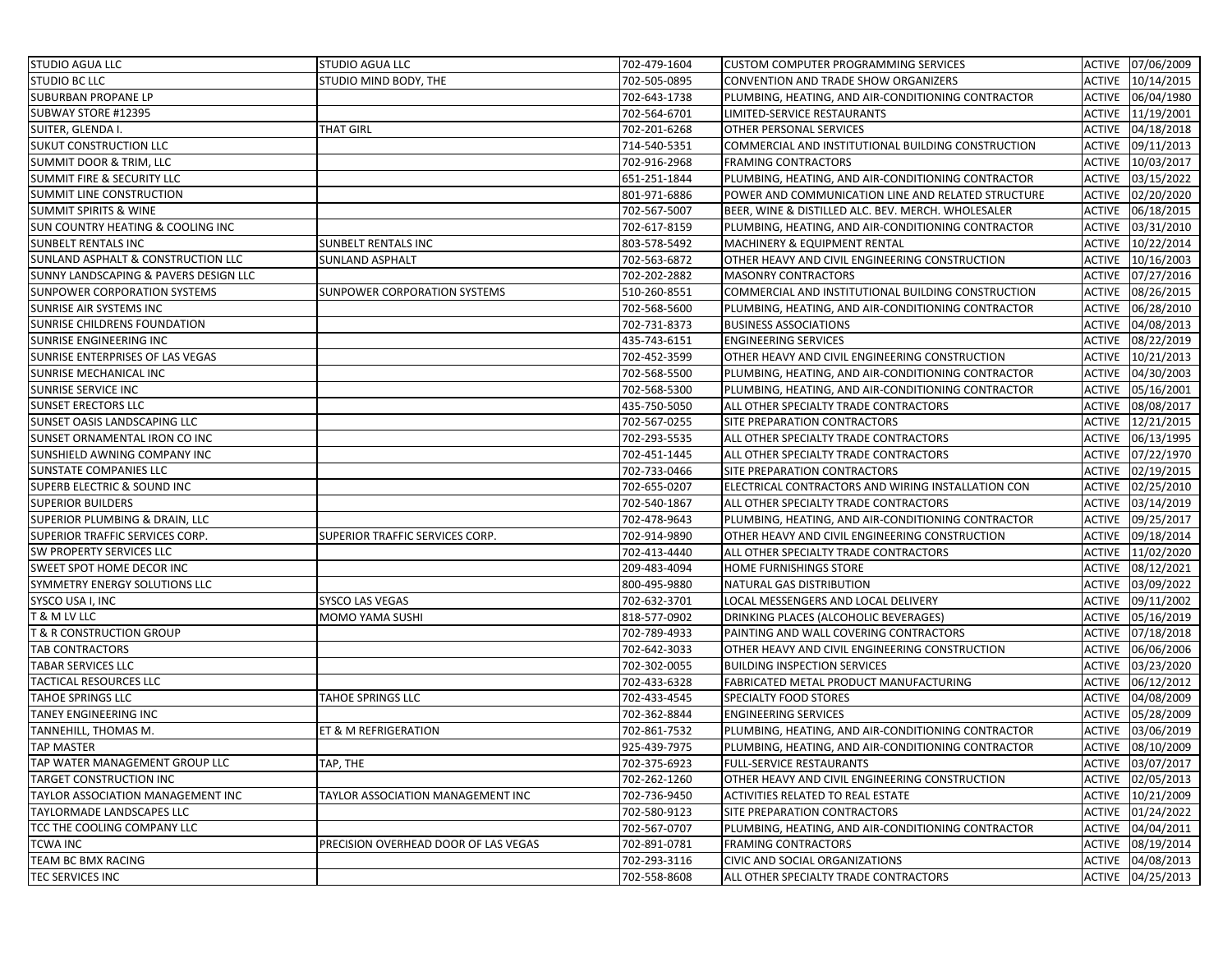| | | | | | |
|---|---|---|---|---|---|
| STUDIO AGUA LLC | STUDIO AGUA LLC | 702-479-1604 | CUSTOM COMPUTER PROGRAMMING SERVICES | ACTIVE | 07/06/2009 |
| STUDIO BC LLC | STUDIO MIND BODY, THE | 702-505-0895 | CONVENTION AND TRADE SHOW ORGANIZERS | ACTIVE | 10/14/2015 |
| SUBURBAN PROPANE LP | | 702-643-1738 | PLUMBING, HEATING, AND AIR-CONDITIONING CONTRACTOR | ACTIVE | 06/04/1980 |
| SUBWAY STORE #12395 | | 702-564-6701 | LIMITED-SERVICE RESTAURANTS | ACTIVE | 11/19/2001 |
| SUITER, GLENDA I. | THAT GIRL | 702-201-6268 | OTHER PERSONAL SERVICES | ACTIVE | 04/18/2018 |
| SUKUT CONSTRUCTION LLC | | 714-540-5351 | COMMERCIAL AND INSTITUTIONAL BUILDING CONSTRUCTION | ACTIVE | 09/11/2013 |
| SUMMIT DOOR & TRIM, LLC | | 702-916-2968 | FRAMING CONTRACTORS | ACTIVE | 10/03/2017 |
| SUMMIT FIRE & SECURITY LLC | | 651-251-1844 | PLUMBING, HEATING, AND AIR-CONDITIONING CONTRACTOR | ACTIVE | 03/15/2022 |
| SUMMIT LINE CONSTRUCTION | | 801-971-6886 | POWER AND COMMUNICATION LINE AND RELATED STRUCTURE | ACTIVE | 02/20/2020 |
| SUMMIT SPIRITS & WINE | | 702-567-5007 | BEER, WINE & DISTILLED ALC. BEV. MERCH. WHOLESALER | ACTIVE | 06/18/2015 |
| SUN COUNTRY HEATING & COOLING INC | | 702-617-8159 | PLUMBING, HEATING, AND AIR-CONDITIONING CONTRACTOR | ACTIVE | 03/31/2010 |
| SUNBELT RENTALS INC | SUNBELT RENTALS INC | 803-578-5492 | MACHINERY & EQUIPMENT RENTAL | ACTIVE | 10/22/2014 |
| SUNLAND ASPHALT & CONSTRUCTION LLC | SUNLAND ASPHALT | 702-563-6872 | OTHER HEAVY AND CIVIL ENGINEERING CONSTRUCTION | ACTIVE | 10/16/2003 |
| SUNNY LANDSCAPING & PAVERS DESIGN LLC | | 702-202-2882 | MASONRY CONTRACTORS | ACTIVE | 07/27/2016 |
| SUNPOWER CORPORATION SYSTEMS | SUNPOWER CORPORATION SYSTEMS | 510-260-8551 | COMMERCIAL AND INSTITUTIONAL BUILDING CONSTRUCTION | ACTIVE | 08/26/2015 |
| SUNRISE AIR SYSTEMS INC | | 702-568-5600 | PLUMBING, HEATING, AND AIR-CONDITIONING CONTRACTOR | ACTIVE | 06/28/2010 |
| SUNRISE CHILDRENS FOUNDATION | | 702-731-8373 | BUSINESS ASSOCIATIONS | ACTIVE | 04/08/2013 |
| SUNRISE ENGINEERING INC | | 435-743-6151 | ENGINEERING SERVICES | ACTIVE | 08/22/2019 |
| SUNRISE ENTERPRISES OF LAS VEGAS | | 702-452-3599 | OTHER HEAVY AND CIVIL ENGINEERING CONSTRUCTION | ACTIVE | 10/21/2013 |
| SUNRISE MECHANICAL INC | | 702-568-5500 | PLUMBING, HEATING, AND AIR-CONDITIONING CONTRACTOR | ACTIVE | 04/30/2003 |
| SUNRISE SERVICE INC | | 702-568-5300 | PLUMBING, HEATING, AND AIR-CONDITIONING CONTRACTOR | ACTIVE | 05/16/2001 |
| SUNSET ERECTORS LLC | | 435-750-5050 | ALL OTHER SPECIALTY TRADE CONTRACTORS | ACTIVE | 08/08/2017 |
| SUNSET OASIS LANDSCAPING LLC | | 702-567-0255 | SITE PREPARATION CONTRACTORS | ACTIVE | 12/21/2015 |
| SUNSET ORNAMENTAL IRON CO INC | | 702-293-5535 | ALL OTHER SPECIALTY TRADE CONTRACTORS | ACTIVE | 06/13/1995 |
| SUNSHIELD AWNING COMPANY INC | | 702-451-1445 | ALL OTHER SPECIALTY TRADE CONTRACTORS | ACTIVE | 07/22/1970 |
| SUNSTATE COMPANIES LLC | | 702-733-0466 | SITE PREPARATION CONTRACTORS | ACTIVE | 02/19/2015 |
| SUPERB ELECTRIC & SOUND INC | | 702-655-0207 | ELECTRICAL CONTRACTORS AND WIRING INSTALLATION CON | ACTIVE | 02/25/2010 |
| SUPERIOR BUILDERS | | 702-540-1867 | ALL OTHER SPECIALTY TRADE CONTRACTORS | ACTIVE | 03/14/2019 |
| SUPERIOR PLUMBING & DRAIN, LLC | | 702-478-9643 | PLUMBING, HEATING, AND AIR-CONDITIONING CONTRACTOR | ACTIVE | 09/25/2017 |
| SUPERIOR TRAFFIC SERVICES CORP. | SUPERIOR TRAFFIC SERVICES CORP. | 702-914-9890 | OTHER HEAVY AND CIVIL ENGINEERING CONSTRUCTION | ACTIVE | 09/18/2014 |
| SW PROPERTY SERVICES LLC | | 702-413-4440 | ALL OTHER SPECIALTY TRADE CONTRACTORS | ACTIVE | 11/02/2020 |
| SWEET SPOT HOME DECOR INC | | 209-483-4094 | HOME FURNISHINGS STORE | ACTIVE | 08/12/2021 |
| SYMMETRY ENERGY SOLUTIONS LLC | | 800-495-9880 | NATURAL GAS DISTRIBUTION | ACTIVE | 03/09/2022 |
| SYSCO USA I, INC | SYSCO LAS VEGAS | 702-632-3701 | LOCAL MESSENGERS AND LOCAL DELIVERY | ACTIVE | 09/11/2002 |
| T & M LV LLC | MOMO YAMA SUSHI | 818-577-0902 | DRINKING PLACES (ALCOHOLIC BEVERAGES) | ACTIVE | 05/16/2019 |
| T & R CONSTRUCTION GROUP | | 702-789-4933 | PAINTING AND WALL COVERING CONTRACTORS | ACTIVE | 07/18/2018 |
| TAB CONTRACTORS | | 702-642-3033 | OTHER HEAVY AND CIVIL ENGINEERING CONSTRUCTION | ACTIVE | 06/06/2006 |
| TABAR SERVICES LLC | | 702-302-0055 | BUILDING INSPECTION SERVICES | ACTIVE | 03/23/2020 |
| TACTICAL RESOURCES LLC | | 702-433-6328 | FABRICATED METAL PRODUCT MANUFACTURING | ACTIVE | 06/12/2012 |
| TAHOE SPRINGS LLC | TAHOE SPRINGS LLC | 702-433-4545 | SPECIALTY FOOD STORES | ACTIVE | 04/08/2009 |
| TANEY ENGINEERING INC | | 702-362-8844 | ENGINEERING SERVICES | ACTIVE | 05/28/2009 |
| TANNEHILL, THOMAS M. | ET & M REFRIGERATION | 702-861-7532 | PLUMBING, HEATING, AND AIR-CONDITIONING CONTRACTOR | ACTIVE | 03/06/2019 |
| TAP MASTER | | 925-439-7975 | PLUMBING, HEATING, AND AIR-CONDITIONING CONTRACTOR | ACTIVE | 08/10/2009 |
| TAP WATER MANAGEMENT GROUP LLC | TAP, THE | 702-375-6923 | FULL-SERVICE RESTAURANTS | ACTIVE | 03/07/2017 |
| TARGET CONSTRUCTION INC | | 702-262-1260 | OTHER HEAVY AND CIVIL ENGINEERING CONSTRUCTION | ACTIVE | 02/05/2013 |
| TAYLOR ASSOCIATION MANAGEMENT INC | TAYLOR ASSOCIATION MANAGEMENT INC | 702-736-9450 | ACTIVITIES RELATED TO REAL ESTATE | ACTIVE | 10/21/2009 |
| TAYLORMADE LANDSCAPES LLC | | 702-580-9123 | SITE PREPARATION CONTRACTORS | ACTIVE | 01/24/2022 |
| TCC THE COOLING COMPANY LLC | | 702-567-0707 | PLUMBING, HEATING, AND AIR-CONDITIONING CONTRACTOR | ACTIVE | 04/04/2011 |
| TCWA INC | PRECISION OVERHEAD DOOR OF LAS VEGAS | 702-891-0781 | FRAMING CONTRACTORS | ACTIVE | 08/19/2014 |
| TEAM BC BMX RACING | | 702-293-3116 | CIVIC AND SOCIAL ORGANIZATIONS | ACTIVE | 04/08/2013 |
| TEC SERVICES INC | | 702-558-8608 | ALL OTHER SPECIALTY TRADE CONTRACTORS | ACTIVE | 04/25/2013 |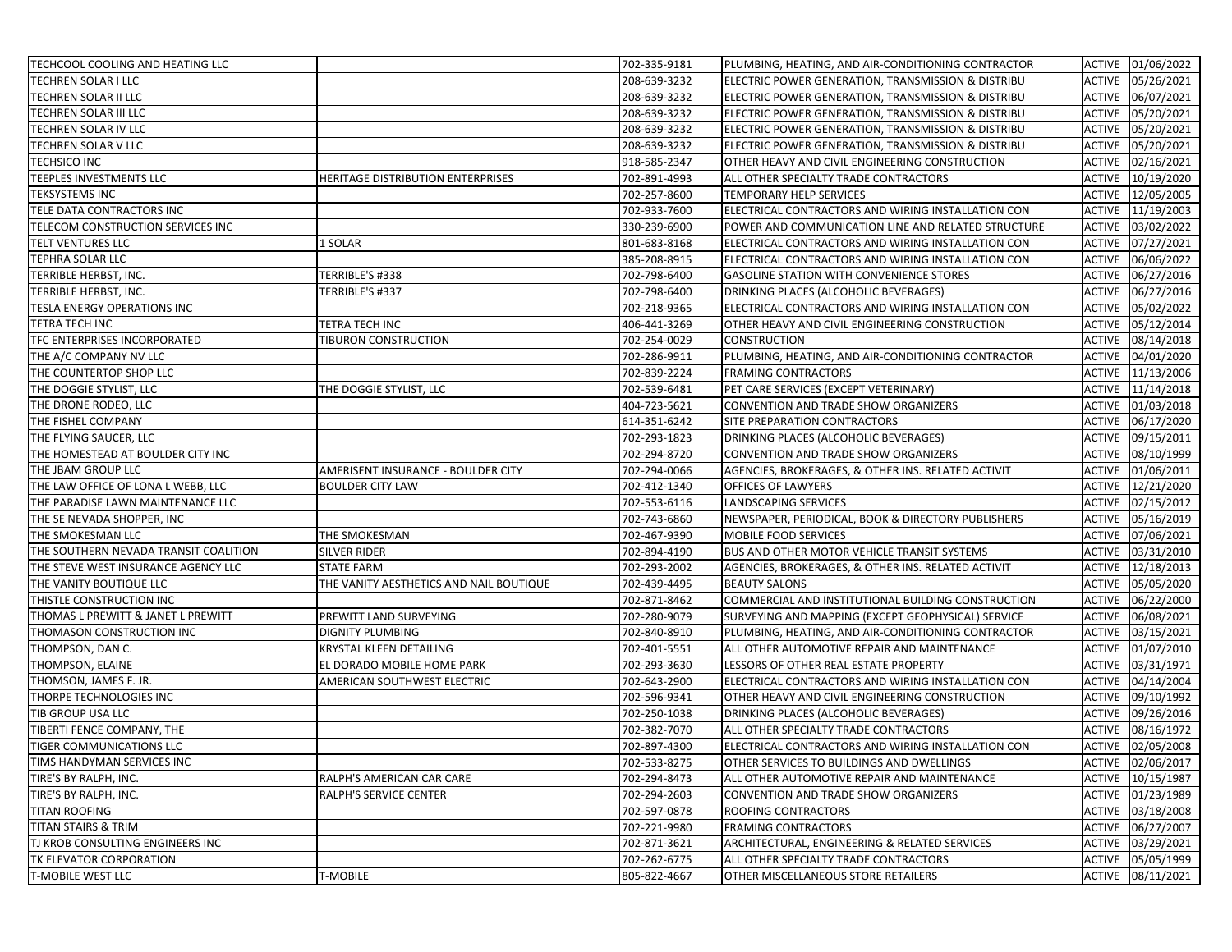| | | | | | |
|---|---|---|---|---|---|
| TECHCOOL COOLING AND HEATING LLC | | 702-335-9181 | PLUMBING, HEATING, AND AIR-CONDITIONING CONTRACTOR | ACTIVE | 01/06/2022 |
| TECHREN SOLAR I LLC | | 208-639-3232 | ELECTRIC POWER GENERATION, TRANSMISSION & DISTRIBU | ACTIVE | 05/26/2021 |
| TECHREN SOLAR II LLC | | 208-639-3232 | ELECTRIC POWER GENERATION, TRANSMISSION & DISTRIBU | ACTIVE | 06/07/2021 |
| TECHREN SOLAR III LLC | | 208-639-3232 | ELECTRIC POWER GENERATION, TRANSMISSION & DISTRIBU | ACTIVE | 05/20/2021 |
| TECHREN SOLAR IV LLC | | 208-639-3232 | ELECTRIC POWER GENERATION, TRANSMISSION & DISTRIBU | ACTIVE | 05/20/2021 |
| TECHREN SOLAR V LLC | | 208-639-3232 | ELECTRIC POWER GENERATION, TRANSMISSION & DISTRIBU | ACTIVE | 05/20/2021 |
| TECHSICO INC | | 918-585-2347 | OTHER HEAVY AND CIVIL ENGINEERING CONSTRUCTION | ACTIVE | 02/16/2021 |
| TEEPLES INVESTMENTS LLC | HERITAGE DISTRIBUTION ENTERPRISES | 702-891-4993 | ALL OTHER SPECIALTY TRADE CONTRACTORS | ACTIVE | 10/19/2020 |
| TEKSYSTEMS INC | | 702-257-8600 | TEMPORARY HELP SERVICES | ACTIVE | 12/05/2005 |
| TELE DATA CONTRACTORS INC | | 702-933-7600 | ELECTRICAL CONTRACTORS AND WIRING INSTALLATION CON | ACTIVE | 11/19/2003 |
| TELECOM CONSTRUCTION SERVICES INC | | 330-239-6900 | POWER AND COMMUNICATION LINE AND RELATED STRUCTURE | ACTIVE | 03/02/2022 |
| TELT VENTURES LLC | 1 SOLAR | 801-683-8168 | ELECTRICAL CONTRACTORS AND WIRING INSTALLATION CON | ACTIVE | 07/27/2021 |
| TEPHRA SOLAR LLC | | 385-208-8915 | ELECTRICAL CONTRACTORS AND WIRING INSTALLATION CON | ACTIVE | 06/06/2022 |
| TERRIBLE HERBST, INC. | TERRIBLE'S #338 | 702-798-6400 | GASOLINE STATION WITH CONVENIENCE STORES | ACTIVE | 06/27/2016 |
| TERRIBLE HERBST, INC. | TERRIBLE'S #337 | 702-798-6400 | DRINKING PLACES (ALCOHOLIC BEVERAGES) | ACTIVE | 06/27/2016 |
| TESLA ENERGY OPERATIONS INC | | 702-218-9365 | ELECTRICAL CONTRACTORS AND WIRING INSTALLATION CON | ACTIVE | 05/02/2022 |
| TETRA TECH INC | TETRA TECH INC | 406-441-3269 | OTHER HEAVY AND CIVIL ENGINEERING CONSTRUCTION | ACTIVE | 05/12/2014 |
| TFC ENTERPRISES INCORPORATED | TIBURON CONSTRUCTION | 702-254-0029 | CONSTRUCTION | ACTIVE | 08/14/2018 |
| THE A/C COMPANY NV LLC | | 702-286-9911 | PLUMBING, HEATING, AND AIR-CONDITIONING CONTRACTOR | ACTIVE | 04/01/2020 |
| THE COUNTERTOP SHOP LLC | | 702-839-2224 | FRAMING CONTRACTORS | ACTIVE | 11/13/2006 |
| THE DOGGIE STYLIST, LLC | THE DOGGIE STYLIST, LLC | 702-539-6481 | PET CARE SERVICES (EXCEPT VETERINARY) | ACTIVE | 11/14/2018 |
| THE DRONE RODEO, LLC | | 404-723-5621 | CONVENTION AND TRADE SHOW ORGANIZERS | ACTIVE | 01/03/2018 |
| THE FISHEL COMPANY | | 614-351-6242 | SITE PREPARATION CONTRACTORS | ACTIVE | 06/17/2020 |
| THE FLYING SAUCER, LLC | | 702-293-1823 | DRINKING PLACES (ALCOHOLIC BEVERAGES) | ACTIVE | 09/15/2011 |
| THE HOMESTEAD AT BOULDER CITY INC | | 702-294-8720 | CONVENTION AND TRADE SHOW ORGANIZERS | ACTIVE | 08/10/1999 |
| THE JBAM GROUP LLC | AMERISENT INSURANCE - BOULDER CITY | 702-294-0066 | AGENCIES, BROKERAGES, & OTHER INS. RELATED ACTIVIT | ACTIVE | 01/06/2011 |
| THE LAW OFFICE OF LONA L WEBB, LLC | BOULDER CITY LAW | 702-412-1340 | OFFICES OF LAWYERS | ACTIVE | 12/21/2020 |
| THE PARADISE LAWN MAINTENANCE LLC | | 702-553-6116 | LANDSCAPING SERVICES | ACTIVE | 02/15/2012 |
| THE SE NEVADA SHOPPER, INC | | 702-743-6860 | NEWSPAPER, PERIODICAL, BOOK & DIRECTORY PUBLISHERS | ACTIVE | 05/16/2019 |
| THE SMOKESMAN LLC | THE SMOKESMAN | 702-467-9390 | MOBILE FOOD SERVICES | ACTIVE | 07/06/2021 |
| THE SOUTHERN NEVADA TRANSIT COALITION | SILVER RIDER | 702-894-4190 | BUS AND OTHER MOTOR VEHICLE TRANSIT SYSTEMS | ACTIVE | 03/31/2010 |
| THE STEVE WEST INSURANCE AGENCY LLC | STATE FARM | 702-293-2002 | AGENCIES, BROKERAGES, & OTHER INS. RELATED ACTIVIT | ACTIVE | 12/18/2013 |
| THE VANITY BOUTIQUE LLC | THE VANITY AESTHETICS AND NAIL BOUTIQUE | 702-439-4495 | BEAUTY SALONS | ACTIVE | 05/05/2020 |
| THISTLE CONSTRUCTION INC | | 702-871-8462 | COMMERCIAL AND INSTITUTIONAL BUILDING CONSTRUCTION | ACTIVE | 06/22/2000 |
| THOMAS L PREWITT & JANET L PREWITT | PREWITT LAND SURVEYING | 702-280-9079 | SURVEYING AND MAPPING (EXCEPT GEOPHYSICAL) SERVICE | ACTIVE | 06/08/2021 |
| THOMASON CONSTRUCTION INC | DIGNITY PLUMBING | 702-840-8910 | PLUMBING, HEATING, AND AIR-CONDITIONING CONTRACTOR | ACTIVE | 03/15/2021 |
| THOMPSON, DAN C. | KRYSTAL KLEEN DETAILING | 702-401-5551 | ALL OTHER AUTOMOTIVE REPAIR AND MAINTENANCE | ACTIVE | 01/07/2010 |
| THOMPSON, ELAINE | EL DORADO MOBILE HOME PARK | 702-293-3630 | LESSORS OF OTHER REAL ESTATE PROPERTY | ACTIVE | 03/31/1971 |
| THOMSON, JAMES F. JR. | AMERICAN SOUTHWEST ELECTRIC | 702-643-2900 | ELECTRICAL CONTRACTORS AND WIRING INSTALLATION CON | ACTIVE | 04/14/2004 |
| THORPE TECHNOLOGIES INC | | 702-596-9341 | OTHER HEAVY AND CIVIL ENGINEERING CONSTRUCTION | ACTIVE | 09/10/1992 |
| TIB GROUP USA LLC | | 702-250-1038 | DRINKING PLACES (ALCOHOLIC BEVERAGES) | ACTIVE | 09/26/2016 |
| TIBERTI FENCE COMPANY, THE | | 702-382-7070 | ALL OTHER SPECIALTY TRADE CONTRACTORS | ACTIVE | 08/16/1972 |
| TIGER COMMUNICATIONS LLC | | 702-897-4300 | ELECTRICAL CONTRACTORS AND WIRING INSTALLATION CON | ACTIVE | 02/05/2008 |
| TIMS HANDYMAN SERVICES INC | | 702-533-8275 | OTHER SERVICES TO BUILDINGS AND DWELLINGS | ACTIVE | 02/06/2017 |
| TIRE'S BY RALPH, INC. | RALPH'S AMERICAN CAR CARE | 702-294-8473 | ALL OTHER AUTOMOTIVE REPAIR AND MAINTENANCE | ACTIVE | 10/15/1987 |
| TIRE'S BY RALPH, INC. | RALPH'S SERVICE CENTER | 702-294-2603 | CONVENTION AND TRADE SHOW ORGANIZERS | ACTIVE | 01/23/1989 |
| TITAN ROOFING | | 702-597-0878 | ROOFING CONTRACTORS | ACTIVE | 03/18/2008 |
| TITAN STAIRS & TRIM | | 702-221-9980 | FRAMING CONTRACTORS | ACTIVE | 06/27/2007 |
| TJ KROB CONSULTING ENGINEERS INC | | 702-871-3621 | ARCHITECTURAL, ENGINEERING & RELATED SERVICES | ACTIVE | 03/29/2021 |
| TK ELEVATOR CORPORATION | | 702-262-6775 | ALL OTHER SPECIALTY TRADE CONTRACTORS | ACTIVE | 05/05/1999 |
| T-MOBILE WEST LLC | T-MOBILE | 805-822-4667 | OTHER MISCELLANEOUS STORE RETAILERS | ACTIVE | 08/11/2021 |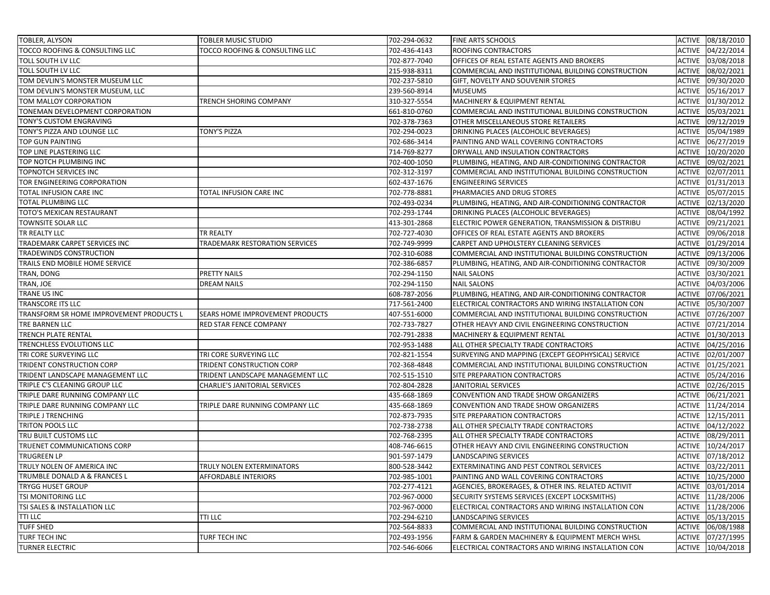| | | | | | |
|---|---|---|---|---|---|
| TOBLER, ALYSON | TOBLER MUSIC STUDIO | 702-294-0632 | FINE ARTS SCHOOLS | ACTIVE | 08/18/2010 |
| TOCCO ROOFING & CONSULTING LLC | TOCCO ROOFING & CONSULTING LLC | 702-436-4143 | ROOFING CONTRACTORS | ACTIVE | 04/22/2014 |
| TOLL SOUTH LV LLC | | 702-877-7040 | OFFICES OF REAL ESTATE AGENTS AND BROKERS | ACTIVE | 03/08/2018 |
| TOLL SOUTH LV LLC | | 215-938-8311 | COMMERCIAL AND INSTITUTIONAL BUILDING CONSTRUCTION | ACTIVE | 08/02/2021 |
| TOM DEVLIN'S MONSTER MUSEUM LLC | | 702-237-5810 | GIFT, NOVELTY AND SOUVENIR STORES | ACTIVE | 09/30/2020 |
| TOM DEVLIN'S MONSTER MUSEUM, LLC | | 239-560-8914 | MUSEUMS | ACTIVE | 05/16/2017 |
| TOM MALLOY CORPORATION | TRENCH SHORING COMPANY | 310-327-5554 | MACHINERY & EQUIPMENT RENTAL | ACTIVE | 01/30/2012 |
| TONEMAN DEVELOPMENT CORPORATION | | 661-810-0760 | COMMERCIAL AND INSTITUTIONAL BUILDING CONSTRUCTION | ACTIVE | 05/03/2021 |
| TONY'S CUSTOM ENGRAVING | | 702-378-7363 | OTHER MISCELLANEOUS STORE RETAILERS | ACTIVE | 09/12/2019 |
| TONY'S PIZZA AND LOUNGE LLC | TONY'S PIZZA | 702-294-0023 | DRINKING PLACES (ALCOHOLIC BEVERAGES) | ACTIVE | 05/04/1989 |
| TOP GUN PAINTING | | 702-686-3414 | PAINTING AND WALL COVERING CONTRACTORS | ACTIVE | 06/27/2019 |
| TOP LINE PLASTERING LLC | | 714-769-8277 | DRYWALL AND INSULATION CONTRACTORS | ACTIVE | 10/20/2020 |
| TOP NOTCH PLUMBING INC | | 702-400-1050 | PLUMBING, HEATING, AND AIR-CONDITIONING CONTRACTOR | ACTIVE | 09/02/2021 |
| TOPNOTCH SERVICES INC | | 702-312-3197 | COMMERCIAL AND INSTITUTIONAL BUILDING CONSTRUCTION | ACTIVE | 02/07/2011 |
| TOR ENGINEERING CORPORATION | | 602-437-1676 | ENGINEERING SERVICES | ACTIVE | 01/31/2013 |
| TOTAL INFUSION CARE INC | TOTAL INFUSION CARE INC | 702-778-8881 | PHARMACIES AND DRUG STORES | ACTIVE | 05/07/2015 |
| TOTAL PLUMBING LLC | | 702-493-0234 | PLUMBING, HEATING, AND AIR-CONDITIONING CONTRACTOR | ACTIVE | 02/13/2020 |
| TOTO'S MEXICAN RESTAURANT | | 702-293-1744 | DRINKING PLACES (ALCOHOLIC BEVERAGES) | ACTIVE | 08/04/1992 |
| TOWNSITE SOLAR LLC | | 413-301-2868 | ELECTRIC POWER GENERATION, TRANSMISSION & DISTRIBU | ACTIVE | 09/21/2021 |
| TR REALTY LLC | TR REALTY | 702-727-4030 | OFFICES OF REAL ESTATE AGENTS AND BROKERS | ACTIVE | 09/06/2018 |
| TRADEMARK CARPET SERVICES INC | TRADEMARK RESTORATION SERVICES | 702-749-9999 | CARPET AND UPHOLSTERY CLEANING SERVICES | ACTIVE | 01/29/2014 |
| TRADEWINDS CONSTRUCTION | | 702-310-6088 | COMMERCIAL AND INSTITUTIONAL BUILDING CONSTRUCTION | ACTIVE | 09/13/2006 |
| TRAILS END MOBILE HOME SERVICE | | 702-386-6857 | PLUMBING, HEATING, AND AIR-CONDITIONING CONTRACTOR | ACTIVE | 09/30/2009 |
| TRAN, DONG | PRETTY NAILS | 702-294-1150 | NAIL SALONS | ACTIVE | 03/30/2021 |
| TRAN, JOE | DREAM NAILS | 702-294-1150 | NAIL SALONS | ACTIVE | 04/03/2006 |
| TRANE US INC | | 608-787-2056 | PLUMBING, HEATING, AND AIR-CONDITIONING CONTRACTOR | ACTIVE | 07/06/2021 |
| TRANSCORE ITS LLC | | 717-561-2400 | ELECTRICAL CONTRACTORS AND WIRING INSTALLATION CON | ACTIVE | 05/30/2007 |
| TRANSFORM SR HOME IMPROVEMENT PRODUCTS L | SEARS HOME IMPROVEMENT PRODUCTS | 407-551-6000 | COMMERCIAL AND INSTITUTIONAL BUILDING CONSTRUCTION | ACTIVE | 07/26/2007 |
| TRE BARNEN LLC | RED STAR FENCE COMPANY | 702-733-7827 | OTHER HEAVY AND CIVIL ENGINEERING CONSTRUCTION | ACTIVE | 07/21/2014 |
| TRENCH PLATE RENTAL | | 702-791-2838 | MACHINERY & EQUIPMENT RENTAL | ACTIVE | 01/30/2013 |
| TRENCHLESS EVOLUTIONS LLC | | 702-953-1488 | ALL OTHER SPECIALTY TRADE CONTRACTORS | ACTIVE | 04/25/2016 |
| TRI CORE SURVEYING LLC | TRI CORE SURVEYING LLC | 702-821-1554 | SURVEYING AND MAPPING (EXCEPT GEOPHYSICAL) SERVICE | ACTIVE | 02/01/2007 |
| TRIDENT CONSTRUCTION CORP | TRIDENT CONSTRUCTION CORP | 702-368-4848 | COMMERCIAL AND INSTITUTIONAL BUILDING CONSTRUCTION | ACTIVE | 01/25/2021 |
| TRIDENT LANDSCAPE MANAGEMENT LLC | TRIDENT LANDSCAPE MANAGEMENT LLC | 702-515-1510 | SITE PREPARATION CONTRACTORS | ACTIVE | 05/24/2016 |
| TRIPLE C'S CLEANING GROUP LLC | CHARLIE'S JANITORIAL SERVICES | 702-804-2828 | JANITORIAL SERVICES | ACTIVE | 02/26/2015 |
| TRIPLE DARE RUNNING COMPANY LLC | | 435-668-1869 | CONVENTION AND TRADE SHOW ORGANIZERS | ACTIVE | 06/21/2021 |
| TRIPLE DARE RUNNING COMPANY LLC | TRIPLE DARE RUNNING COMPANY LLC | 435-668-1869 | CONVENTION AND TRADE SHOW ORGANIZERS | ACTIVE | 11/24/2014 |
| TRIPLE J TRENCHING | | 702-873-7935 | SITE PREPARATION CONTRACTORS | ACTIVE | 12/15/2011 |
| TRITON POOLS LLC | | 702-738-2738 | ALL OTHER SPECIALTY TRADE CONTRACTORS | ACTIVE | 04/12/2022 |
| TRU BUILT CUSTOMS LLC | | 702-768-2395 | ALL OTHER SPECIALTY TRADE CONTRACTORS | ACTIVE | 08/29/2011 |
| TRUENET COMMUNICATIONS CORP | | 408-746-6615 | OTHER HEAVY AND CIVIL ENGINEERING CONSTRUCTION | ACTIVE | 10/24/2017 |
| TRUGREEN LP | | 901-597-1479 | LANDSCAPING SERVICES | ACTIVE | 07/18/2012 |
| TRULY NOLEN OF AMERICA INC | TRULY NOLEN EXTERMINATORS | 800-528-3442 | EXTERMINATING AND PEST CONTROL SERVICES | ACTIVE | 03/22/2011 |
| TRUMBLE DONALD A & FRANCES L | AFFORDABLE INTERIORS | 702-985-1001 | PAINTING AND WALL COVERING CONTRACTORS | ACTIVE | 10/25/2000 |
| TRYGG HUSET GROUP | | 702-277-4121 | AGENCIES, BROKERAGES, & OTHER INS. RELATED ACTIVIT | ACTIVE | 03/01/2014 |
| TSI MONITORING LLC | | 702-967-0000 | SECURITY SYSTEMS SERVICES (EXCEPT LOCKSMITHS) | ACTIVE | 11/28/2006 |
| TSI SALES & INSTALLATION LLC | | 702-967-0000 | ELECTRICAL CONTRACTORS AND WIRING INSTALLATION CON | ACTIVE | 11/28/2006 |
| TTI LLC | TTI LLC | 702-294-6210 | LANDSCAPING SERVICES | ACTIVE | 05/13/2015 |
| TUFF SHED | | 702-564-8833 | COMMERCIAL AND INSTITUTIONAL BUILDING CONSTRUCTION | ACTIVE | 06/08/1988 |
| TURF TECH INC | TURF TECH INC | 702-493-1956 | FARM & GARDEN MACHINERY & EQUIPMENT MERCH WHSL | ACTIVE | 07/27/1995 |
| TURNER ELECTRIC | | 702-546-6066 | ELECTRICAL CONTRACTORS AND WIRING INSTALLATION CON | ACTIVE | 10/04/2018 |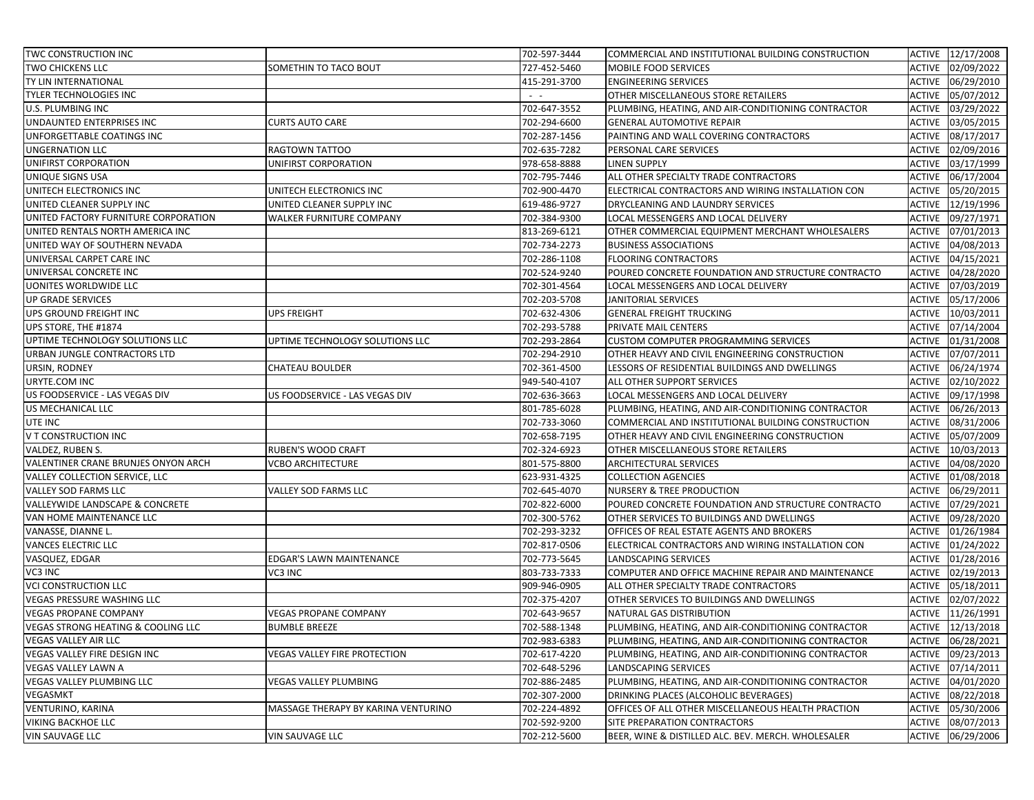| TWC CONSTRUCTION INC | | 702-597-3444 | COMMERCIAL AND INSTITUTIONAL BUILDING CONSTRUCTION | ACTIVE | 12/17/2008 |
|---|---|---|---|---|---|
| TWO CHICKENS LLC | SOMETHIN TO TACO BOUT | 727-452-5460 | MOBILE FOOD SERVICES | ACTIVE | 02/09/2022 |
| TY LIN INTERNATIONAL | | 415-291-3700 | ENGINEERING SERVICES | ACTIVE | 06/29/2010 |
| TYLER TECHNOLOGIES INC | | - - | OTHER MISCELLANEOUS STORE RETAILERS | ACTIVE | 05/07/2012 |
| U.S. PLUMBING INC | | 702-647-3552 | PLUMBING, HEATING, AND AIR-CONDITIONING CONTRACTOR | ACTIVE | 03/29/2022 |
| UNDAUNTED ENTERPRISES INC | CURTS AUTO CARE | 702-294-6600 | GENERAL AUTOMOTIVE REPAIR | ACTIVE | 03/05/2015 |
| UNFORGETTABLE COATINGS INC | | 702-287-1456 | PAINTING AND WALL COVERING CONTRACTORS | ACTIVE | 08/17/2017 |
| UNGERNATION LLC | RAGTOWN TATTOO | 702-635-7282 | PERSONAL CARE SERVICES | ACTIVE | 02/09/2016 |
| UNIFIRST CORPORATION | UNIFIRST CORPORATION | 978-658-8888 | LINEN SUPPLY | ACTIVE | 03/17/1999 |
| UNIQUE SIGNS USA | | 702-795-7446 | ALL OTHER SPECIALTY TRADE CONTRACTORS | ACTIVE | 06/17/2004 |
| UNITECH ELECTRONICS INC | UNITECH ELECTRONICS INC | 702-900-4470 | ELECTRICAL CONTRACTORS AND WIRING INSTALLATION CON | ACTIVE | 05/20/2015 |
| UNITED CLEANER SUPPLY INC | UNITED CLEANER SUPPLY INC | 619-486-9727 | DRYCLEANING AND LAUNDRY SERVICES | ACTIVE | 12/19/1996 |
| UNITED FACTORY FURNITURE CORPORATION | WALKER FURNITURE COMPANY | 702-384-9300 | LOCAL MESSENGERS AND LOCAL DELIVERY | ACTIVE | 09/27/1971 |
| UNITED RENTALS NORTH AMERICA INC | | 813-269-6121 | OTHER COMMERCIAL EQUIPMENT MERCHANT WHOLESALERS | ACTIVE | 07/01/2013 |
| UNITED WAY OF SOUTHERN NEVADA | | 702-734-2273 | BUSINESS ASSOCIATIONS | ACTIVE | 04/08/2013 |
| UNIVERSAL CARPET CARE INC | | 702-286-1108 | FLOORING CONTRACTORS | ACTIVE | 04/15/2021 |
| UNIVERSAL CONCRETE INC | | 702-524-9240 | POURED CONCRETE FOUNDATION AND STRUCTURE CONTRACTO | ACTIVE | 04/28/2020 |
| UONITES WORLDWIDE LLC | | 702-301-4564 | LOCAL MESSENGERS AND LOCAL DELIVERY | ACTIVE | 07/03/2019 |
| UP GRADE SERVICES | | 702-203-5708 | JANITORIAL SERVICES | ACTIVE | 05/17/2006 |
| UPS GROUND FREIGHT INC | UPS FREIGHT | 702-632-4306 | GENERAL FREIGHT TRUCKING | ACTIVE | 10/03/2011 |
| UPS STORE, THE #1874 | | 702-293-5788 | PRIVATE MAIL CENTERS | ACTIVE | 07/14/2004 |
| UPTIME TECHNOLOGY SOLUTIONS LLC | UPTIME TECHNOLOGY SOLUTIONS LLC | 702-293-2864 | CUSTOM COMPUTER PROGRAMMING SERVICES | ACTIVE | 01/31/2008 |
| URBAN JUNGLE CONTRACTORS LTD | | 702-294-2910 | OTHER HEAVY AND CIVIL ENGINEERING CONSTRUCTION | ACTIVE | 07/07/2011 |
| URSIN, RODNEY | CHATEAU BOULDER | 702-361-4500 | LESSORS OF RESIDENTIAL BUILDINGS AND DWELLINGS | ACTIVE | 06/24/1974 |
| URYTE.COM INC | | 949-540-4107 | ALL OTHER SUPPORT SERVICES | ACTIVE | 02/10/2022 |
| US FOODSERVICE - LAS VEGAS DIV | US FOODSERVICE - LAS VEGAS DIV | 702-636-3663 | LOCAL MESSENGERS AND LOCAL DELIVERY | ACTIVE | 09/17/1998 |
| US MECHANICAL LLC | | 801-785-6028 | PLUMBING, HEATING, AND AIR-CONDITIONING CONTRACTOR | ACTIVE | 06/26/2013 |
| UTE INC | | 702-733-3060 | COMMERCIAL AND INSTITUTIONAL BUILDING CONSTRUCTION | ACTIVE | 08/31/2006 |
| V T CONSTRUCTION INC | | 702-658-7195 | OTHER HEAVY AND CIVIL ENGINEERING CONSTRUCTION | ACTIVE | 05/07/2009 |
| VALDEZ, RUBEN S. | RUBEN'S WOOD CRAFT | 702-324-6923 | OTHER MISCELLANEOUS STORE RETAILERS | ACTIVE | 10/03/2013 |
| VALENTINER CRANE BRUNJES ONYON ARCH | VCBO ARCHITECTURE | 801-575-8800 | ARCHITECTURAL SERVICES | ACTIVE | 04/08/2020 |
| VALLEY COLLECTION SERVICE, LLC | | 623-931-4325 | COLLECTION AGENCIES | ACTIVE | 01/08/2018 |
| VALLEY SOD FARMS LLC | VALLEY SOD FARMS LLC | 702-645-4070 | NURSERY & TREE PRODUCTION | ACTIVE | 06/29/2011 |
| VALLEYWIDE LANDSCAPE & CONCRETE | | 702-822-6000 | POURED CONCRETE FOUNDATION AND STRUCTURE CONTRACTO | ACTIVE | 07/29/2021 |
| VAN HOME MAINTENANCE LLC | | 702-300-5762 | OTHER SERVICES TO BUILDINGS AND DWELLINGS | ACTIVE | 09/28/2020 |
| VANASSE, DIANNE L. | | 702-293-3232 | OFFICES OF REAL ESTATE AGENTS AND BROKERS | ACTIVE | 01/26/1984 |
| VANCES ELECTRIC LLC | | 702-817-0506 | ELECTRICAL CONTRACTORS AND WIRING INSTALLATION CON | ACTIVE | 01/24/2022 |
| VASQUEZ, EDGAR | EDGAR'S LAWN MAINTENANCE | 702-773-5645 | LANDSCAPING SERVICES | ACTIVE | 01/28/2016 |
| VC3 INC | VC3 INC | 803-733-7333 | COMPUTER AND OFFICE MACHINE REPAIR AND MAINTENANCE | ACTIVE | 02/19/2013 |
| VCI CONSTRUCTION LLC | | 909-946-0905 | ALL OTHER SPECIALTY TRADE CONTRACTORS | ACTIVE | 05/18/2011 |
| VEGAS PRESSURE WASHING LLC | | 702-375-4207 | OTHER SERVICES TO BUILDINGS AND DWELLINGS | ACTIVE | 02/07/2022 |
| VEGAS PROPANE COMPANY | VEGAS PROPANE COMPANY | 702-643-9657 | NATURAL GAS DISTRIBUTION | ACTIVE | 11/26/1991 |
| VEGAS STRONG HEATING & COOLING LLC | BUMBLE BREEZE | 702-588-1348 | PLUMBING, HEATING, AND AIR-CONDITIONING CONTRACTOR | ACTIVE | 12/13/2018 |
| VEGAS VALLEY AIR LLC | | 702-983-6383 | PLUMBING, HEATING, AND AIR-CONDITIONING CONTRACTOR | ACTIVE | 06/28/2021 |
| VEGAS VALLEY FIRE DESIGN INC | VEGAS VALLEY FIRE PROTECTION | 702-617-4220 | PLUMBING, HEATING, AND AIR-CONDITIONING CONTRACTOR | ACTIVE | 09/23/2013 |
| VEGAS VALLEY LAWN A | | 702-648-5296 | LANDSCAPING SERVICES | ACTIVE | 07/14/2011 |
| VEGAS VALLEY PLUMBING LLC | VEGAS VALLEY PLUMBING | 702-886-2485 | PLUMBING, HEATING, AND AIR-CONDITIONING CONTRACTOR | ACTIVE | 04/01/2020 |
| VEGASMKT | | 702-307-2000 | DRINKING PLACES (ALCOHOLIC BEVERAGES) | ACTIVE | 08/22/2018 |
| VENTURINO, KARINA | MASSAGE THERAPY BY KARINA VENTURINO | 702-224-4892 | OFFICES OF ALL OTHER MISCELLANEOUS HEALTH PRACTION | ACTIVE | 05/30/2006 |
| VIKING BACKHOE LLC | | 702-592-9200 | SITE PREPARATION CONTRACTORS | ACTIVE | 08/07/2013 |
| VIN SAUVAGE LLC | VIN SAUVAGE LLC | 702-212-5600 | BEER, WINE & DISTILLED ALC. BEV. MERCH. WHOLESALER | ACTIVE | 06/29/2006 |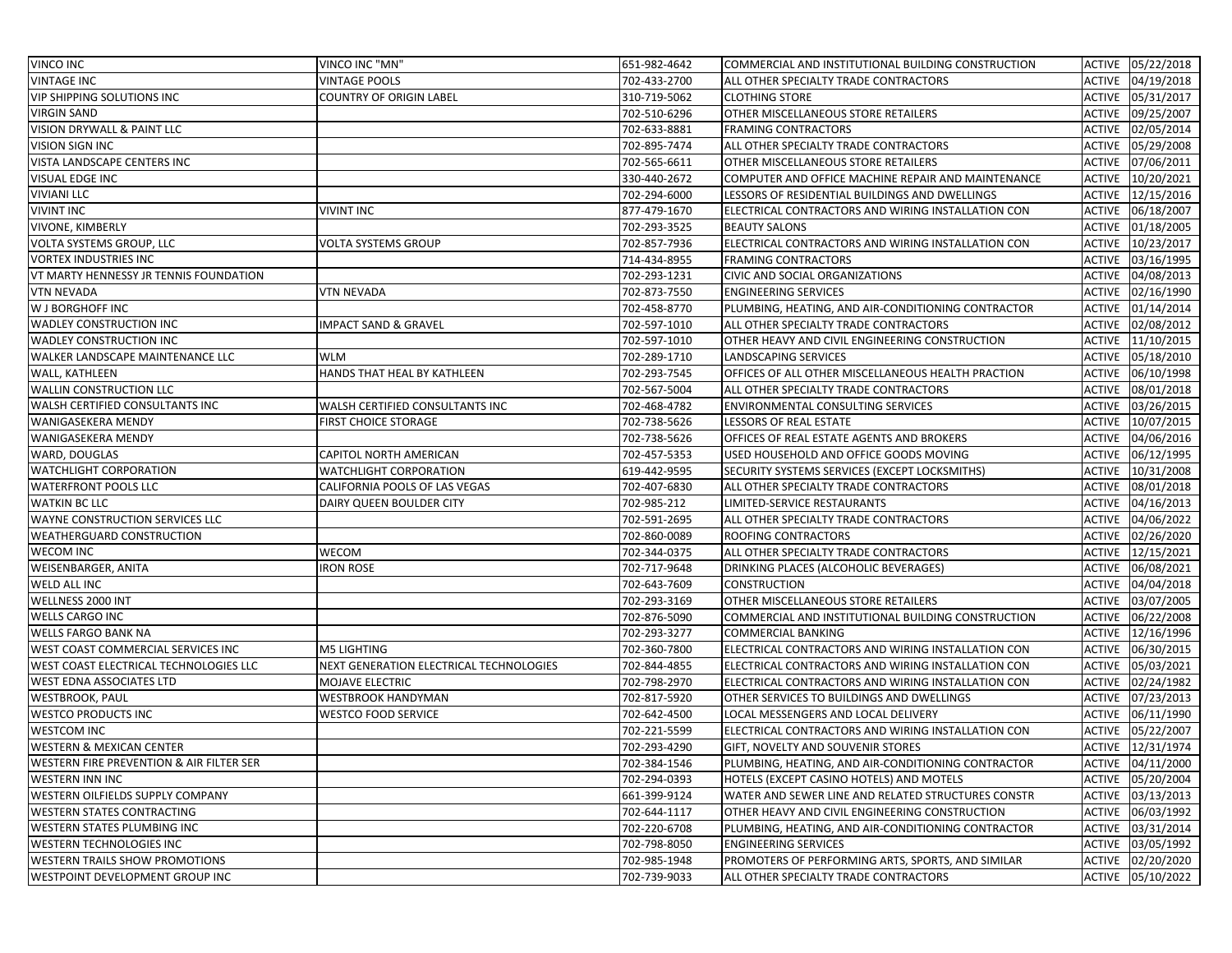| | | | | | |
|---|---|---|---|---|---|
| VINCO INC | VINCO INC "MN" | 651-982-4642 | COMMERCIAL AND INSTITUTIONAL BUILDING CONSTRUCTION | ACTIVE | 05/22/2018 |
| VINTAGE INC | VINTAGE POOLS | 702-433-2700 | ALL OTHER SPECIALTY TRADE CONTRACTORS | ACTIVE | 04/19/2018 |
| VIP SHIPPING SOLUTIONS INC | COUNTRY OF ORIGIN LABEL | 310-719-5062 | CLOTHING STORE | ACTIVE | 05/31/2017 |
| VIRGIN SAND | | 702-510-6296 | OTHER MISCELLANEOUS STORE RETAILERS | ACTIVE | 09/25/2007 |
| VISION DRYWALL & PAINT LLC | | 702-633-8881 | FRAMING CONTRACTORS | ACTIVE | 02/05/2014 |
| VISION SIGN INC | | 702-895-7474 | ALL OTHER SPECIALTY TRADE CONTRACTORS | ACTIVE | 05/29/2008 |
| VISTA LANDSCAPE CENTERS INC | | 702-565-6611 | OTHER MISCELLANEOUS STORE RETAILERS | ACTIVE | 07/06/2011 |
| VISUAL EDGE INC | | 330-440-2672 | COMPUTER AND OFFICE MACHINE REPAIR AND MAINTENANCE | ACTIVE | 10/20/2021 |
| VIVIANI LLC | | 702-294-6000 | LESSORS OF RESIDENTIAL BUILDINGS AND DWELLINGS | ACTIVE | 12/15/2016 |
| VIVINT INC | VIVINT INC | 877-479-1670 | ELECTRICAL CONTRACTORS AND WIRING INSTALLATION CON | ACTIVE | 06/18/2007 |
| VIVONE, KIMBERLY | | 702-293-3525 | BEAUTY SALONS | ACTIVE | 01/18/2005 |
| VOLTA SYSTEMS GROUP, LLC | VOLTA SYSTEMS GROUP | 702-857-7936 | ELECTRICAL CONTRACTORS AND WIRING INSTALLATION CON | ACTIVE | 10/23/2017 |
| VORTEX INDUSTRIES INC | | 714-434-8955 | FRAMING CONTRACTORS | ACTIVE | 03/16/1995 |
| VT MARTY HENNESSY JR TENNIS FOUNDATION | | 702-293-1231 | CIVIC AND SOCIAL ORGANIZATIONS | ACTIVE | 04/08/2013 |
| VTN NEVADA | VTN NEVADA | 702-873-7550 | ENGINEERING SERVICES | ACTIVE | 02/16/1990 |
| W J BORGHOFF INC | | 702-458-8770 | PLUMBING, HEATING, AND AIR-CONDITIONING CONTRACTOR | ACTIVE | 01/14/2014 |
| WADLEY CONSTRUCTION INC | IMPACT SAND & GRAVEL | 702-597-1010 | ALL OTHER SPECIALTY TRADE CONTRACTORS | ACTIVE | 02/08/2012 |
| WADLEY CONSTRUCTION INC | | 702-597-1010 | OTHER HEAVY AND CIVIL ENGINEERING CONSTRUCTION | ACTIVE | 11/10/2015 |
| WALKER LANDSCAPE MAINTENANCE LLC | WLM | 702-289-1710 | LANDSCAPING SERVICES | ACTIVE | 05/18/2010 |
| WALL, KATHLEEN | HANDS THAT HEAL BY KATHLEEN | 702-293-7545 | OFFICES OF ALL OTHER MISCELLANEOUS HEALTH PRACTION | ACTIVE | 06/10/1998 |
| WALLIN CONSTRUCTION LLC | | 702-567-5004 | ALL OTHER SPECIALTY TRADE CONTRACTORS | ACTIVE | 08/01/2018 |
| WALSH CERTIFIED CONSULTANTS INC | WALSH CERTIFIED CONSULTANTS INC | 702-468-4782 | ENVIRONMENTAL CONSULTING SERVICES | ACTIVE | 03/26/2015 |
| WANIGASEKERA MENDY | FIRST CHOICE STORAGE | 702-738-5626 | LESSORS OF REAL ESTATE | ACTIVE | 10/07/2015 |
| WANIGASEKERA MENDY | | 702-738-5626 | OFFICES OF REAL ESTATE AGENTS AND BROKERS | ACTIVE | 04/06/2016 |
| WARD, DOUGLAS | CAPITOL NORTH AMERICAN | 702-457-5353 | USED HOUSEHOLD AND OFFICE GOODS MOVING | ACTIVE | 06/12/1995 |
| WATCHLIGHT CORPORATION | WATCHLIGHT CORPORATION | 619-442-9595 | SECURITY SYSTEMS SERVICES (EXCEPT LOCKSMITHS) | ACTIVE | 10/31/2008 |
| WATERFRONT POOLS LLC | CALIFORNIA POOLS OF LAS VEGAS | 702-407-6830 | ALL OTHER SPECIALTY TRADE CONTRACTORS | ACTIVE | 08/01/2018 |
| WATKIN BC LLC | DAIRY QUEEN BOULDER CITY | 702-985-212 | LIMITED-SERVICE RESTAURANTS | ACTIVE | 04/16/2013 |
| WAYNE CONSTRUCTION SERVICES LLC | | 702-591-2695 | ALL OTHER SPECIALTY TRADE CONTRACTORS | ACTIVE | 04/06/2022 |
| WEATHERGUARD CONSTRUCTION | | 702-860-0089 | ROOFING CONTRACTORS | ACTIVE | 02/26/2020 |
| WECOM INC | WECOM | 702-344-0375 | ALL OTHER SPECIALTY TRADE CONTRACTORS | ACTIVE | 12/15/2021 |
| WEISENBARGER, ANITA | IRON ROSE | 702-717-9648 | DRINKING PLACES (ALCOHOLIC BEVERAGES) | ACTIVE | 06/08/2021 |
| WELD ALL INC | | 702-643-7609 | CONSTRUCTION | ACTIVE | 04/04/2018 |
| WELLNESS 2000 INT | | 702-293-3169 | OTHER MISCELLANEOUS STORE RETAILERS | ACTIVE | 03/07/2005 |
| WELLS CARGO INC | | 702-876-5090 | COMMERCIAL AND INSTITUTIONAL BUILDING CONSTRUCTION | ACTIVE | 06/22/2008 |
| WELLS FARGO BANK NA | | 702-293-3277 | COMMERCIAL BANKING | ACTIVE | 12/16/1996 |
| WEST COAST COMMERCIAL SERVICES INC | M5 LIGHTING | 702-360-7800 | ELECTRICAL CONTRACTORS AND WIRING INSTALLATION CON | ACTIVE | 06/30/2015 |
| WEST COAST ELECTRICAL TECHNOLOGIES LLC | NEXT GENERATION ELECTRICAL TECHNOLOGIES | 702-844-4855 | ELECTRICAL CONTRACTORS AND WIRING INSTALLATION CON | ACTIVE | 05/03/2021 |
| WEST EDNA ASSOCIATES LTD | MOJAVE ELECTRIC | 702-798-2970 | ELECTRICAL CONTRACTORS AND WIRING INSTALLATION CON | ACTIVE | 02/24/1982 |
| WESTBROOK, PAUL | WESTBROOK HANDYMAN | 702-817-5920 | OTHER SERVICES TO BUILDINGS AND DWELLINGS | ACTIVE | 07/23/2013 |
| WESTCO PRODUCTS INC | WESTCO FOOD SERVICE | 702-642-4500 | LOCAL MESSENGERS AND LOCAL DELIVERY | ACTIVE | 06/11/1990 |
| WESTCOM INC | | 702-221-5599 | ELECTRICAL CONTRACTORS AND WIRING INSTALLATION CON | ACTIVE | 05/22/2007 |
| WESTERN & MEXICAN CENTER | | 702-293-4290 | GIFT, NOVELTY AND SOUVENIR STORES | ACTIVE | 12/31/1974 |
| WESTERN FIRE PREVENTION & AIR FILTER SER | | 702-384-1546 | PLUMBING, HEATING, AND AIR-CONDITIONING CONTRACTOR | ACTIVE | 04/11/2000 |
| WESTERN INN INC | | 702-294-0393 | HOTELS (EXCEPT CASINO HOTELS) AND MOTELS | ACTIVE | 05/20/2004 |
| WESTERN OILFIELDS SUPPLY COMPANY | | 661-399-9124 | WATER AND SEWER LINE AND RELATED STRUCTURES CONSTR | ACTIVE | 03/13/2013 |
| WESTERN STATES CONTRACTING | | 702-644-1117 | OTHER HEAVY AND CIVIL ENGINEERING CONSTRUCTION | ACTIVE | 06/03/1992 |
| WESTERN STATES PLUMBING INC | | 702-220-6708 | PLUMBING, HEATING, AND AIR-CONDITIONING CONTRACTOR | ACTIVE | 03/31/2014 |
| WESTERN TECHNOLOGIES INC | | 702-798-8050 | ENGINEERING SERVICES | ACTIVE | 03/05/1992 |
| WESTERN TRAILS SHOW PROMOTIONS | | 702-985-1948 | PROMOTERS OF PERFORMING ARTS, SPORTS, AND SIMILAR | ACTIVE | 02/20/2020 |
| WESTPOINT DEVELOPMENT GROUP INC | | 702-739-9033 | ALL OTHER SPECIALTY TRADE CONTRACTORS | ACTIVE | 05/10/2022 |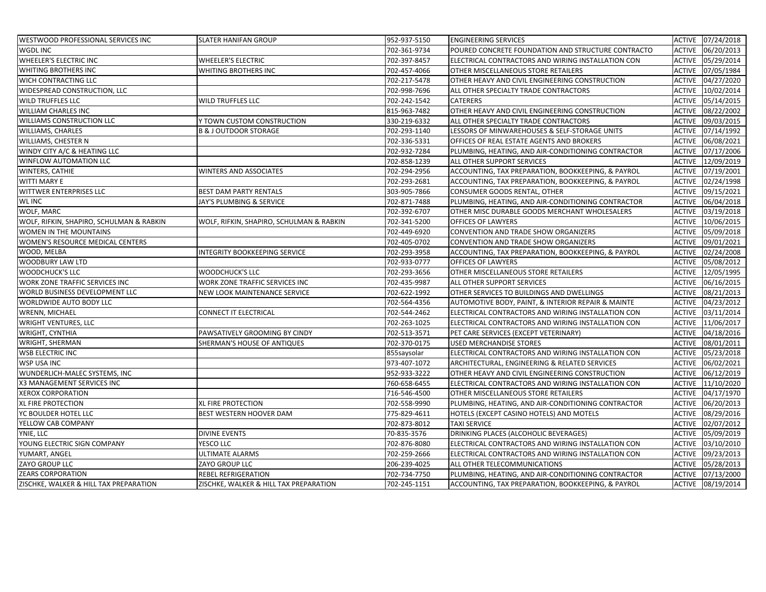| | | | | | |
|---|---|---|---|---|---|
| WESTWOOD PROFESSIONAL SERVICES INC | SLATER HANIFAN GROUP | 952-937-5150 | ENGINEERING SERVICES | ACTIVE | 07/24/2018 |
| WGDL INC | | 702-361-9734 | POURED CONCRETE FOUNDATION AND STRUCTURE CONTRACTO | ACTIVE | 06/20/2013 |
| WHEELER'S ELECTRIC INC | WHEELER'S ELECTRIC | 702-397-8457 | ELECTRICAL CONTRACTORS AND WIRING INSTALLATION CON | ACTIVE | 05/29/2014 |
| WHITING BROTHERS INC | WHITING BROTHERS INC | 702-457-4066 | OTHER MISCELLANEOUS STORE RETAILERS | ACTIVE | 07/05/1984 |
| WICH CONTRACTING LLC | | 702-217-5478 | OTHER HEAVY AND CIVIL ENGINEERING CONSTRUCTION | ACTIVE | 04/27/2020 |
| WIDESPREAD CONSTRUCTION, LLC | | 702-998-7696 | ALL OTHER SPECIALTY TRADE CONTRACTORS | ACTIVE | 10/02/2014 |
| WILD TRUFFLES LLC | WILD TRUFFLES LLC | 702-242-1542 | CATERERS | ACTIVE | 05/14/2015 |
| WILLIAM CHARLES INC | | 815-963-7482 | OTHER HEAVY AND CIVIL ENGINEERING CONSTRUCTION | ACTIVE | 08/22/2002 |
| WILLIAMS CONSTRUCTION LLC | Y TOWN CUSTOM CONSTRUCTION | 330-219-6332 | ALL OTHER SPECIALTY TRADE CONTRACTORS | ACTIVE | 09/03/2015 |
| WILLIAMS, CHARLES | B & J OUTDOOR STORAGE | 702-293-1140 | LESSORS OF MINWAREHOUSES & SELF-STORAGE UNITS | ACTIVE | 07/14/1992 |
| WILLIAMS, CHESTER N | | 702-336-5331 | OFFICES OF REAL ESTATE AGENTS AND BROKERS | ACTIVE | 06/08/2021 |
| WINDY CITY A/C & HEATING LLC | | 702-932-7284 | PLUMBING, HEATING, AND AIR-CONDITIONING CONTRACTOR | ACTIVE | 07/17/2006 |
| WINFLOW AUTOMATION LLC | | 702-858-1239 | ALL OTHER SUPPORT SERVICES | ACTIVE | 12/09/2019 |
| WINTERS, CATHIE | WINTERS AND ASSOCIATES | 702-294-2956 | ACCOUNTING, TAX PREPARATION, BOOKKEEPING, & PAYROL | ACTIVE | 07/19/2001 |
| WITTI MARY E | | 702-293-2681 | ACCOUNTING, TAX PREPARATION, BOOKKEEPING, & PAYROL | ACTIVE | 02/24/1998 |
| WITTWER ENTERPRISES LLC | BEST DAM PARTY RENTALS | 303-905-7866 | CONSUMER GOODS RENTAL, OTHER | ACTIVE | 09/15/2021 |
| WL INC | JAY'S PLUMBING & SERVICE | 702-871-7488 | PLUMBING, HEATING, AND AIR-CONDITIONING CONTRACTOR | ACTIVE | 06/04/2018 |
| WOLF, MARC | | 702-392-6707 | OTHER MISC DURABLE GOODS MERCHANT WHOLESALERS | ACTIVE | 03/19/2018 |
| WOLF, RIFKIN, SHAPIRO, SCHULMAN & RABKIN | WOLF, RIFKIN, SHAPIRO, SCHULMAN & RABKIN | 702-341-5200 | OFFICES OF LAWYERS | ACTIVE | 10/06/2015 |
| WOMEN IN THE MOUNTAINS | | 702-449-6920 | CONVENTION AND TRADE SHOW ORGANIZERS | ACTIVE | 05/09/2018 |
| WOMEN'S RESOURCE MEDICAL CENTERS | | 702-405-0702 | CONVENTION AND TRADE SHOW ORGANIZERS | ACTIVE | 09/01/2021 |
| WOOD, MELBA | INTEGRITY BOOKKEEPING SERVICE | 702-293-3958 | ACCOUNTING, TAX PREPARATION, BOOKKEEPING, & PAYROL | ACTIVE | 02/24/2008 |
| WOODBURY LAW LTD | | 702-933-0777 | OFFICES OF LAWYERS | ACTIVE | 05/08/2012 |
| WOODCHUCK'S LLC | WOODCHUCK'S LLC | 702-293-3656 | OTHER MISCELLANEOUS STORE RETAILERS | ACTIVE | 12/05/1995 |
| WORK ZONE TRAFFIC SERVICES INC | WORK ZONE TRAFFIC SERVICES INC | 702-435-9987 | ALL OTHER SUPPORT SERVICES | ACTIVE | 06/16/2015 |
| WORLD BUSINESS DEVELOPMENT LLC | NEW LOOK MAINTENANCE SERVICE | 702-622-1992 | OTHER SERVICES TO BUILDINGS AND DWELLINGS | ACTIVE | 08/21/2013 |
| WORLDWIDE AUTO BODY LLC | | 702-564-4356 | AUTOMOTIVE BODY, PAINT, & INTERIOR REPAIR & MAINTE | ACTIVE | 04/23/2012 |
| WRENN, MICHAEL | CONNECT IT ELECTRICAL | 702-544-2462 | ELECTRICAL CONTRACTORS AND WIRING INSTALLATION CON | ACTIVE | 03/11/2014 |
| WRIGHT VENTURES, LLC | | 702-263-1025 | ELECTRICAL CONTRACTORS AND WIRING INSTALLATION CON | ACTIVE | 11/06/2017 |
| WRIGHT, CYNTHIA | PAWSATIVELY GROOMING BY CINDY | 702-513-3571 | PET CARE SERVICES (EXCEPT VETERINARY) | ACTIVE | 04/18/2016 |
| WRIGHT, SHERMAN | SHERMAN'S HOUSE OF ANTIQUES | 702-370-0175 | USED MERCHANDISE STORES | ACTIVE | 08/01/2011 |
| WSB ELECTRIC INC | | 855saysolar | ELECTRICAL CONTRACTORS AND WIRING INSTALLATION CON | ACTIVE | 05/23/2018 |
| WSP USA INC | | 973-407-1072 | ARCHITECTURAL, ENGINEERING & RELATED SERVICES | ACTIVE | 06/02/2021 |
| WUNDERLICH-MALEC SYSTEMS, INC | | 952-933-3222 | OTHER HEAVY AND CIVIL ENGINEERING CONSTRUCTION | ACTIVE | 06/12/2019 |
| X3 MANAGEMENT SERVICES INC | | 760-658-6455 | ELECTRICAL CONTRACTORS AND WIRING INSTALLATION CON | ACTIVE | 11/10/2020 |
| XEROX CORPORATION | | 716-546-4500 | OTHER MISCELLANEOUS STORE RETAILERS | ACTIVE | 04/17/1970 |
| XL FIRE PROTECTION | XL FIRE PROTECTION | 702-558-9990 | PLUMBING, HEATING, AND AIR-CONDITIONING CONTRACTOR | ACTIVE | 06/20/2013 |
| YC BOULDER HOTEL LLC | BEST WESTERN HOOVER DAM | 775-829-4611 | HOTELS (EXCEPT CASINO HOTELS) AND MOTELS | ACTIVE | 08/29/2016 |
| YELLOW CAB COMPANY | | 702-873-8012 | TAXI SERVICE | ACTIVE | 02/07/2012 |
| YNIE, LLC | DIVINE EVENTS | 70-835-3576 | DRINKING PLACES (ALCOHOLIC BEVERAGES) | ACTIVE | 05/09/2019 |
| YOUNG ELECTRIC SIGN COMPANY | YESCO LLC | 702-876-8080 | ELECTRICAL CONTRACTORS AND WIRING INSTALLATION CON | ACTIVE | 03/10/2010 |
| YUMART, ANGEL | ULTIMATE ALARMS | 702-259-2666 | ELECTRICAL CONTRACTORS AND WIRING INSTALLATION CON | ACTIVE | 09/23/2013 |
| ZAYO GROUP LLC | ZAYO GROUP LLC | 206-239-4025 | ALL OTHER TELECOMMUNICATIONS | ACTIVE | 05/28/2013 |
| ZEARS CORPORATION | REBEL REFRIGERATION | 702-734-7750 | PLUMBING, HEATING, AND AIR-CONDITIONING CONTRACTOR | ACTIVE | 07/13/2000 |
| ZISCHKE, WALKER & HILL TAX PREPARATION | ZISCHKE, WALKER & HILL TAX PREPARATION | 702-245-1151 | ACCOUNTING, TAX PREPARATION, BOOKKEEPING, & PAYROL | ACTIVE | 08/19/2014 |